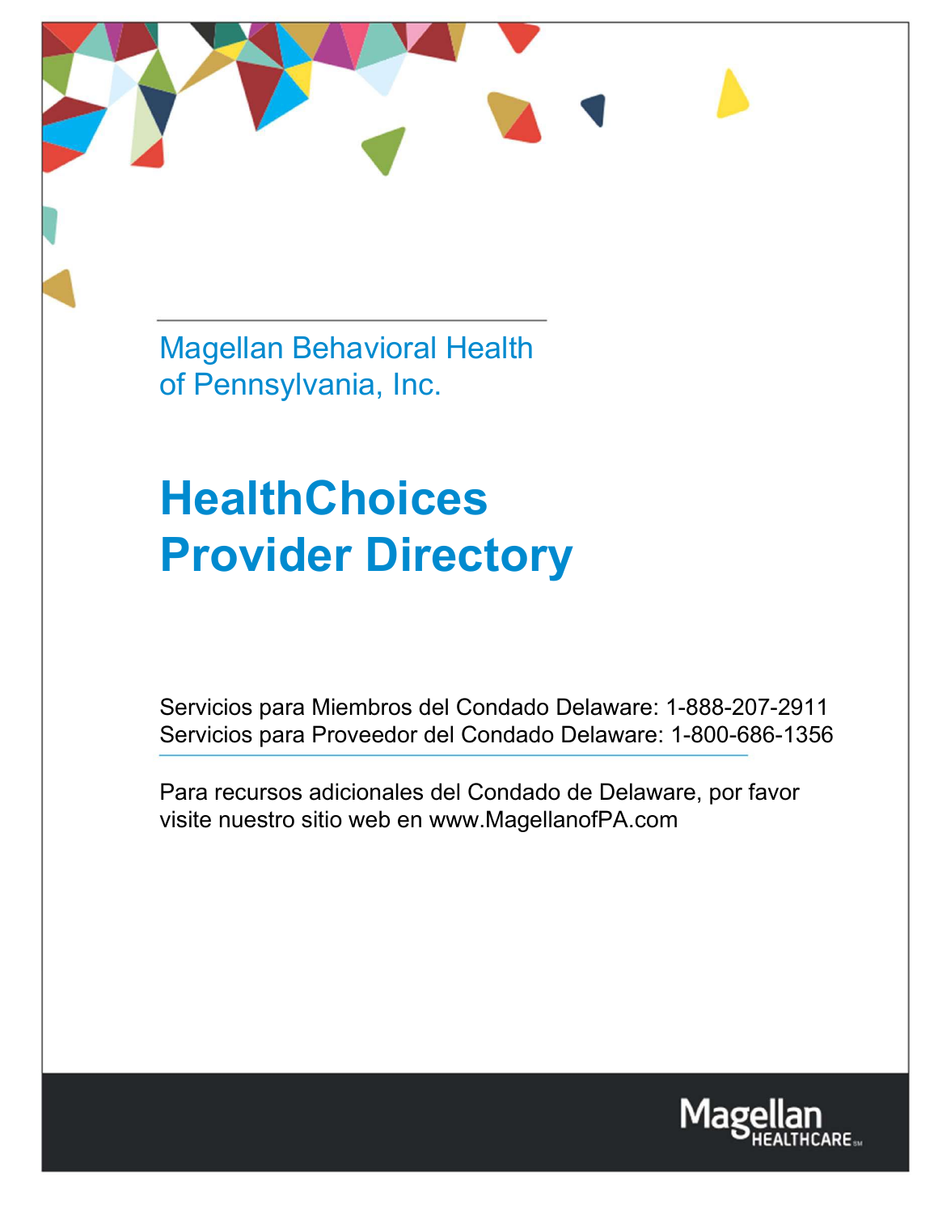Magellan Behavioral Health
of Pennsylvania, Inc.

# HealthChoices Provider Directory

Servicios para Miembros del Condado Delaware: 1-888-207-2911
Servicios para Proveedor del Condado Delaware: 1-800-686-1356

Para recursos adicionales del Condado de Delaware, por favor visite nuestro sitio web en www.MagellanofPA.com

Magellan HEALTHCARE℠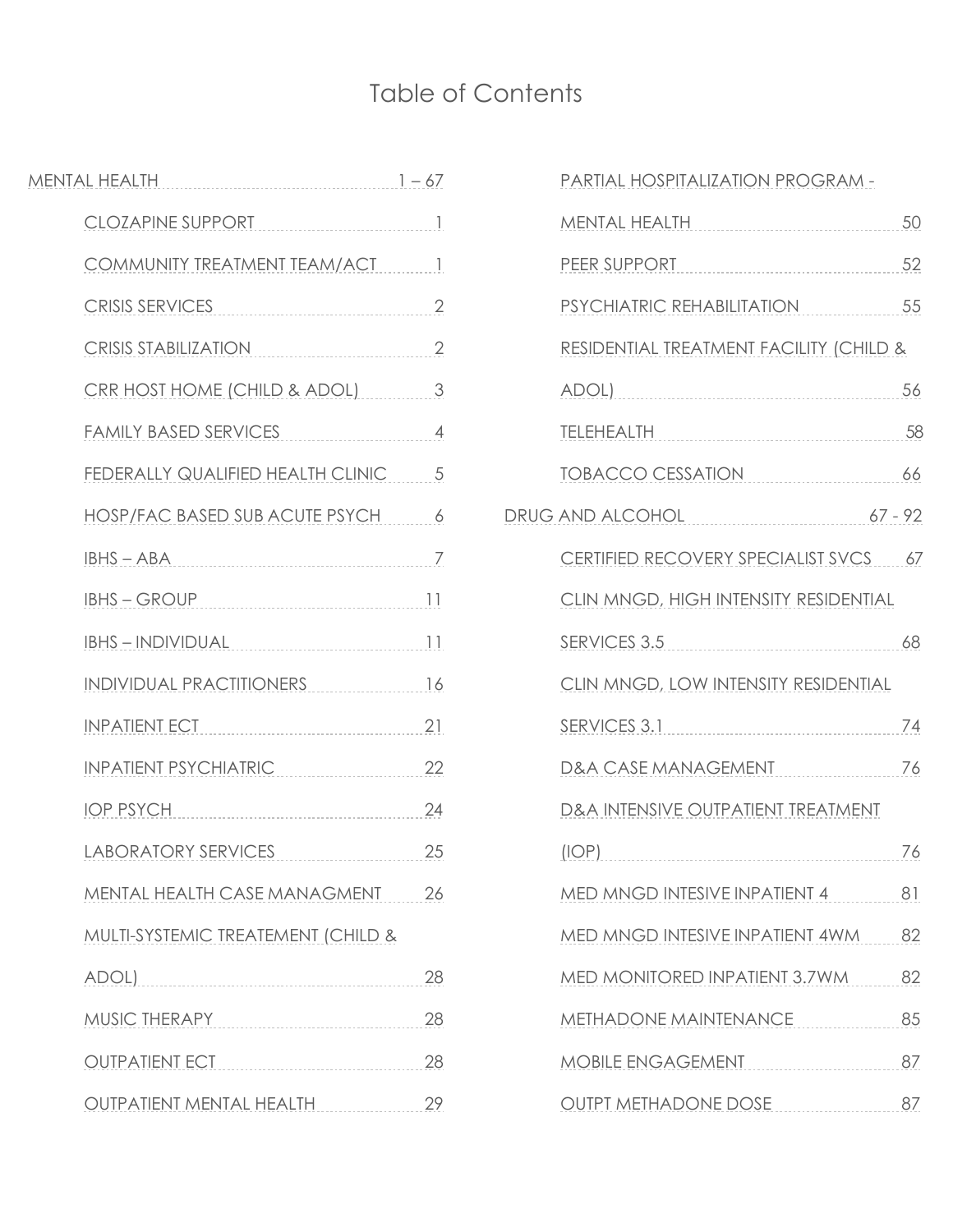# Table of Contents

| Section | Page |
| --- | --- |
| MENTAL HEALTH | 1 – 67 |
| CLOZAPINE SUPPORT | 1 |
| COMMUNITY TREATMENT TEAM/ACT | 1 |
| CRISIS SERVICES | 2 |
| CRISIS STABILIZATION | 2 |
| CRR HOST HOME (CHILD & ADOL) | 3 |
| FAMILY BASED SERVICES | 4 |
| FEDERALLY QUALIFIED HEALTH CLINIC | 5 |
| HOSP/FAC BASED SUB ACUTE PSYCH | 6 |
| IBHS – ABA | 7 |
| IBHS – GROUP | 11 |
| IBHS – INDIVIDUAL | 11 |
| INDIVIDUAL PRACTITIONERS | 16 |
| INPATIENT ECT | 21 |
| INPATIENT PSYCHIATRIC | 22 |
| IOP PSYCH | 24 |
| LABORATORY SERVICES | 25 |
| MENTAL HEALTH CASE MANAGMENT | 26 |
| MULTI-SYSTEMIC TREATEMENT (CHILD & ADOL) | 28 |
| MUSIC THERAPY | 28 |
| OUTPATIENT ECT | 28 |
| OUTPATIENT MENTAL HEALTH | 29 |
| PARTIAL HOSPITALIZATION PROGRAM - MENTAL HEALTH | 50 |
| PEER SUPPORT | 52 |
| PSYCHIATRIC REHABILITATION | 55 |
| RESIDENTIAL TREATMENT FACILITY (CHILD & ADOL) | 56 |
| TELEHEALTH | 58 |
| TOBACCO CESSATION | 66 |
| DRUG AND ALCOHOL | 67 - 92 |
| CERTIFIED RECOVERY SPECIALIST SVCS | 67 |
| CLIN MNGD, HIGH INTENSITY RESIDENTIAL SERVICES 3.5 | 68 |
| CLIN MNGD, LOW INTENSITY RESIDENTIAL SERVICES 3.1 | 74 |
| D&A CASE MANAGEMENT | 76 |
| D&A INTENSIVE OUTPATIENT TREATMENT (IOP) | 76 |
| MED MNGD INTESIVE INPATIENT 4 | 81 |
| MED MNGD INTESIVE INPATIENT 4WM | 82 |
| MED MONITORED INPATIENT 3.7WM | 82 |
| METHADONE MAINTENANCE | 85 |
| MOBILE ENGAGEMENT | 87 |
| OUTPT METHADONE DOSE | 87 |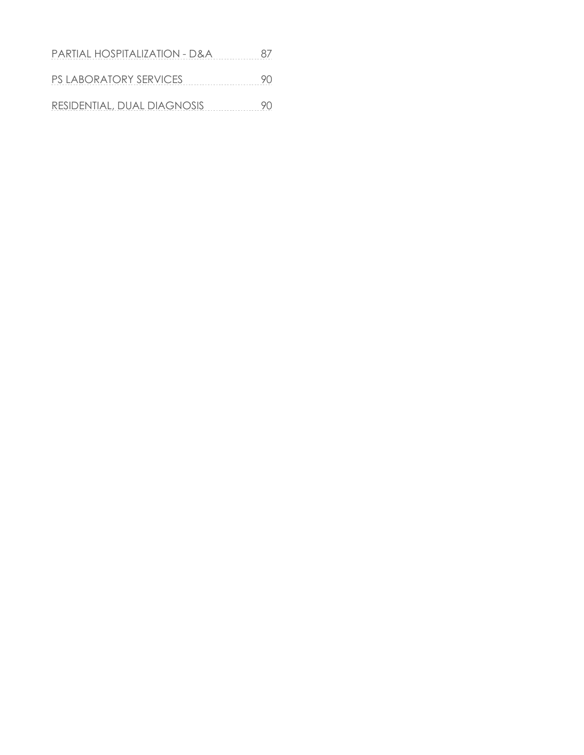PARTIAL HOSPITALIZATION - D&A 87

PS LABORATORY SERVICES 90

RESIDENTIAL, DUAL DIAGNOSIS 90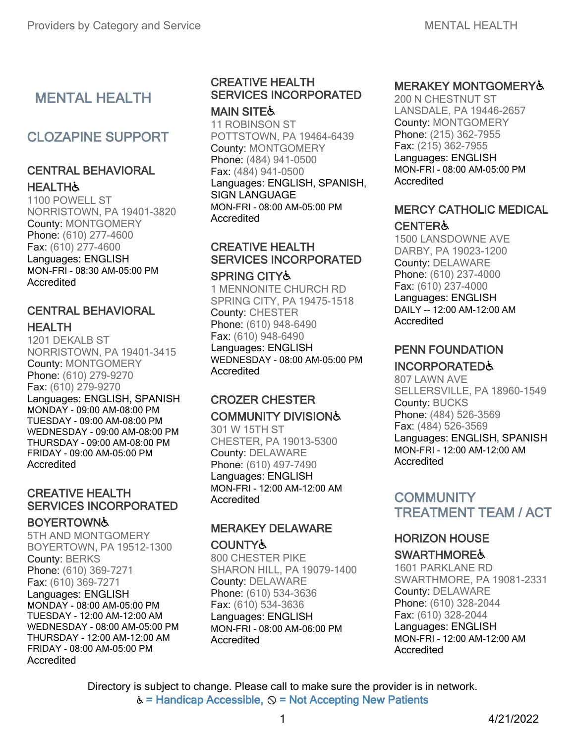# MENTAL HEALTH

## CLOZAPINE SUPPORT

### CENTRAL BEHAVIORAL HEALTH♿
1100 POWELL ST
NORRISTOWN, PA 19401-3820
County: MONTGOMERY
Phone: (610) 277-4600
Fax: (610) 277-4600
Languages: ENGLISH
MON-FRI - 08:30 AM-05:00 PM
Accredited

### CENTRAL BEHAVIORAL HEALTH
1201 DEKALB ST
NORRISTOWN, PA 19401-3415
County: MONTGOMERY
Phone: (610) 279-9270
Fax: (610) 279-9270
Languages: ENGLISH, SPANISH
MONDAY - 09:00 AM-08:00 PM
TUESDAY - 09:00 AM-08:00 PM
WEDNESDAY - 09:00 AM-08:00 PM
THURSDAY - 09:00 AM-08:00 PM
FRIDAY - 09:00 AM-05:00 PM
Accredited

### CREATIVE HEALTH SERVICES INCORPORATED BOYERTOWN♿
5TH AND MONTGOMERY
BOYERTOWN, PA 19512-1300
County: BERKS
Phone: (610) 369-7271
Fax: (610) 369-7271
Languages: ENGLISH
MONDAY - 08:00 AM-05:00 PM
TUESDAY - 12:00 AM-12:00 AM
WEDNESDAY - 08:00 AM-05:00 PM
THURSDAY - 12:00 AM-12:00 AM
FRIDAY - 08:00 AM-05:00 PM
Accredited

### CREATIVE HEALTH SERVICES INCORPORATED MAIN SITE♿
11 ROBINSON ST
POTTSTOWN, PA 19464-6439
County: MONTGOMERY
Phone: (484) 941-0500
Fax: (484) 941-0500
Languages: ENGLISH, SPANISH, SIGN LANGUAGE
MON-FRI - 08:00 AM-05:00 PM
Accredited

### CREATIVE HEALTH SERVICES INCORPORATED SPRING CITY♿
1 MENNONITE CHURCH RD
SPRING CITY, PA 19475-1518
County: CHESTER
Phone: (610) 948-6490
Fax: (610) 948-6490
Languages: ENGLISH
WEDNESDAY - 08:00 AM-05:00 PM
Accredited

### CROZER CHESTER COMMUNITY DIVISION♿
301 W 15TH ST
CHESTER, PA 19013-5300
County: DELAWARE
Phone: (610) 497-7490
Languages: ENGLISH
MON-FRI - 12:00 AM-12:00 AM
Accredited

### MERAKEY DELAWARE COUNTY♿
800 CHESTER PIKE
SHARON HILL, PA 19079-1400
County: DELAWARE
Phone: (610) 534-3636
Fax: (610) 534-3636
Languages: ENGLISH
MON-FRI - 08:00 AM-06:00 PM
Accredited

### MERAKEY MONTGOMERY♿
200 N CHESTNUT ST
LANSDALE, PA 19446-2657
County: MONTGOMERY
Phone: (215) 362-7955
Fax: (215) 362-7955
Languages: ENGLISH
MON-FRI - 08:00 AM-05:00 PM
Accredited

### MERCY CATHOLIC MEDICAL CENTER♿
1500 LANSDOWNE AVE
DARBY, PA 19023-1200
County: DELAWARE
Phone: (610) 237-4000
Fax: (610) 237-4000
Languages: ENGLISH
DAILY -- 12:00 AM-12:00 AM
Accredited

### PENN FOUNDATION INCORPORATED♿
807 LAWN AVE
SELLERSVILLE, PA 18960-1549
County: BUCKS
Phone: (484) 526-3569
Fax: (484) 526-3569
Languages: ENGLISH, SPANISH
MON-FRI - 12:00 AM-12:00 AM
Accredited

## COMMUNITY TREATMENT TEAM / ACT

### HORIZON HOUSE SWARTHMORE♿
1601 PARKLANE RD
SWARTHMORE, PA 19081-2331
County: DELAWARE
Phone: (610) 328-2044
Fax: (610) 328-2044
Languages: ENGLISH
MON-FRI - 12:00 AM-12:00 AM
Accredited

Directory is subject to change. Please call to make sure the provider is in network.
♿ = Handicap Accessible, ⊘ = Not Accepting New Patients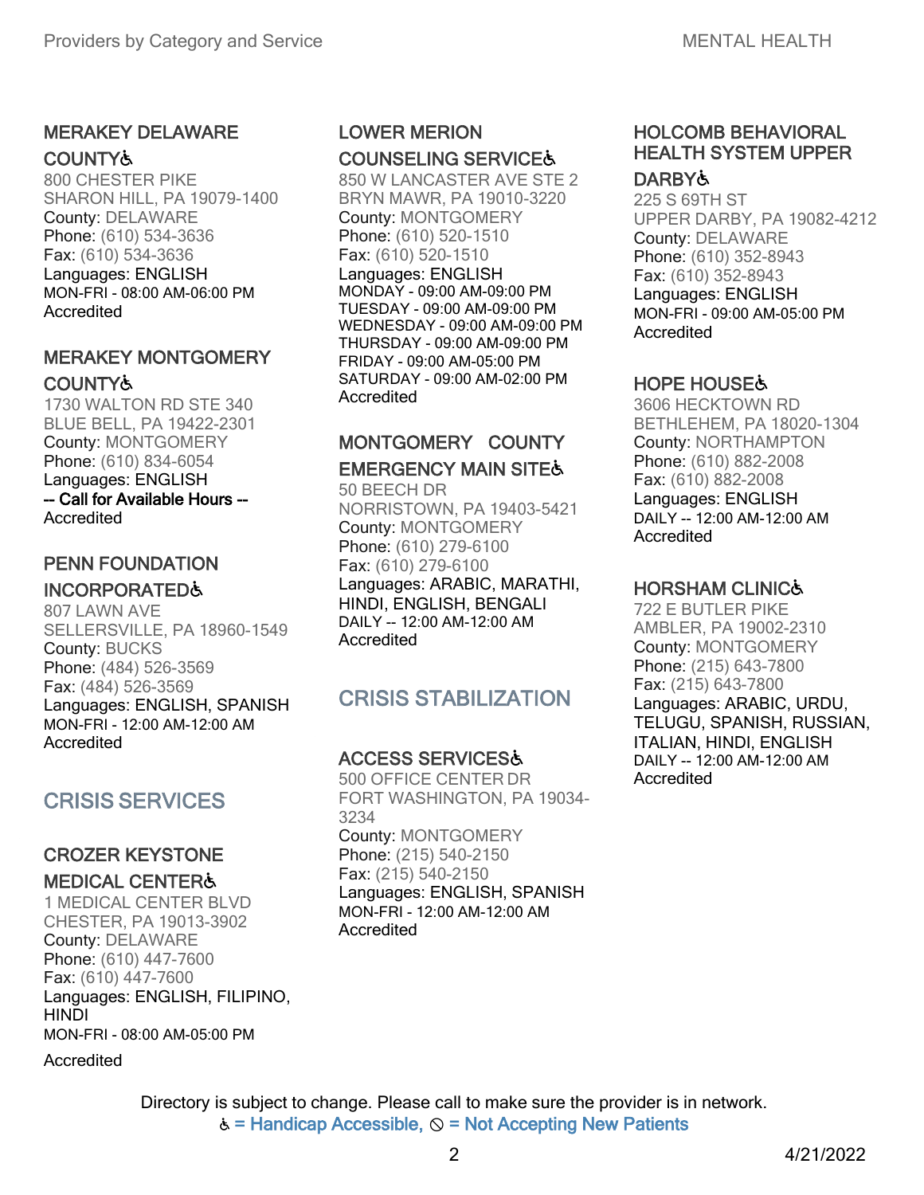### MERAKEY DELAWARE COUNTY♿

800 CHESTER PIKE
SHARON HILL, PA 19079-1400
County: DELAWARE
Phone: (610) 534-3636
Fax: (610) 534-3636
Languages: ENGLISH
MON-FRI - 08:00 AM-06:00 PM
Accredited

### MERAKEY MONTGOMERY COUNTY♿

1730 WALTON RD STE 340
BLUE BELL, PA 19422-2301
County: MONTGOMERY
Phone: (610) 834-6054
Languages: ENGLISH
-- Call for Available Hours --
Accredited

### PENN FOUNDATION INCORPORATED♿

807 LAWN AVE
SELLERSVILLE, PA 18960-1549
County: BUCKS
Phone: (484) 526-3569
Fax: (484) 526-3569
Languages: ENGLISH, SPANISH
MON-FRI - 12:00 AM-12:00 AM
Accredited

## CRISIS SERVICES

### CROZER KEYSTONE MEDICAL CENTER♿

1 MEDICAL CENTER BLVD
CHESTER, PA 19013-3902
County: DELAWARE
Phone: (610) 447-7600
Fax: (610) 447-7600
Languages: ENGLISH, FILIPINO, HINDI
MON-FRI - 08:00 AM-05:00 PM
Accredited

### LOWER MERION COUNSELING SERVICE♿

850 W LANCASTER AVE STE 2
BRYN MAWR, PA 19010-3220
County: MONTGOMERY
Phone: (610) 520-1510
Fax: (610) 520-1510
Languages: ENGLISH
MONDAY - 09:00 AM-09:00 PM
TUESDAY - 09:00 AM-09:00 PM
WEDNESDAY - 09:00 AM-09:00 PM
THURSDAY - 09:00 AM-09:00 PM
FRIDAY - 09:00 AM-05:00 PM
SATURDAY - 09:00 AM-02:00 PM
Accredited

### MONTGOMERY COUNTY EMERGENCY MAIN SITE♿

50 BEECH DR
NORRISTOWN, PA 19403-5421
County: MONTGOMERY
Phone: (610) 279-6100
Fax: (610) 279-6100
Languages: ARABIC, MARATHI, HINDI, ENGLISH, BENGALI
DAILY -- 12:00 AM-12:00 AM
Accredited

## CRISIS STABILIZATION

### ACCESS SERVICES♿

500 OFFICE CENTER DR
FORT WASHINGTON, PA 19034-3234
County: MONTGOMERY
Phone: (215) 540-2150
Fax: (215) 540-2150
Languages: ENGLISH, SPANISH
MON-FRI - 12:00 AM-12:00 AM
Accredited

### HOLCOMB BEHAVIORAL HEALTH SYSTEM UPPER DARBY♿

225 S 69TH ST
UPPER DARBY, PA 19082-4212
County: DELAWARE
Phone: (610) 352-8943
Fax: (610) 352-8943
Languages: ENGLISH
MON-FRI - 09:00 AM-05:00 PM
Accredited

### HOPE HOUSE♿

3606 HECKTOWN RD
BETHLEHEM, PA 18020-1304
County: NORTHAMPTON
Phone: (610) 882-2008
Fax: (610) 882-2008
Languages: ENGLISH
DAILY -- 12:00 AM-12:00 AM
Accredited

### HORSHAM CLINIC♿

722 E BUTLER PIKE
AMBLER, PA 19002-2310
County: MONTGOMERY
Phone: (215) 643-7800
Fax: (215) 643-7800
Languages: ARABIC, URDU, TELUGU, SPANISH, RUSSIAN, ITALIAN, HINDI, ENGLISH
DAILY -- 12:00 AM-12:00 AM
Accredited

Directory is subject to change. Please call to make sure the provider is in network.
♿ = Handicap Accessible, ⊘ = Not Accepting New Patients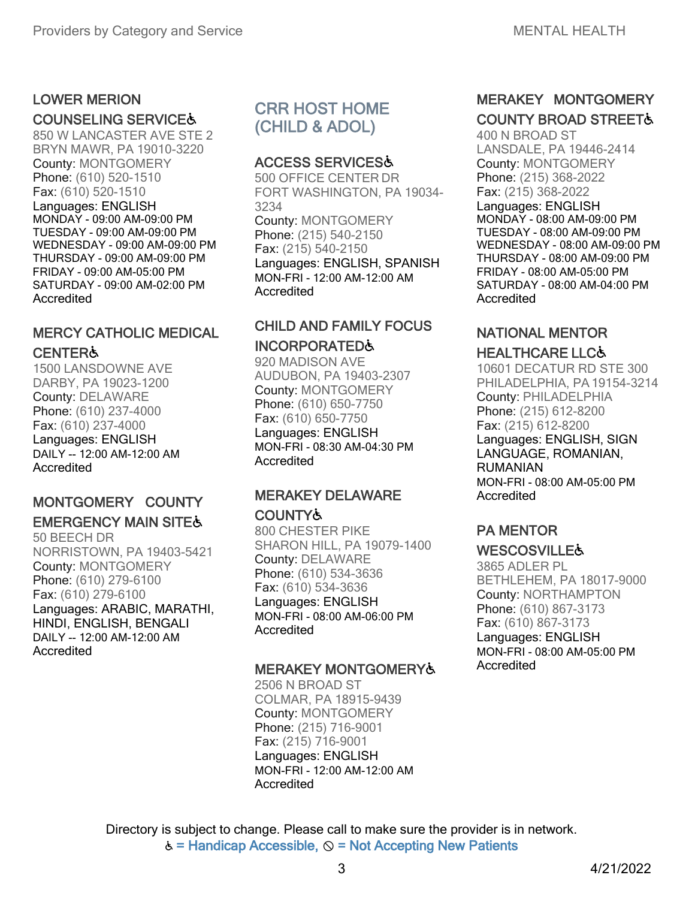### LOWER MERION COUNSELING SERVICE♿

850 W LANCASTER AVE STE 2
BRYN MAWR, PA 19010-3220
County: MONTGOMERY
Phone: (610) 520-1510
Fax: (610) 520-1510
Languages: ENGLISH
MONDAY - 09:00 AM-09:00 PM
TUESDAY - 09:00 AM-09:00 PM
WEDNESDAY - 09:00 AM-09:00 PM
THURSDAY - 09:00 AM-09:00 PM
FRIDAY - 09:00 AM-05:00 PM
SATURDAY - 09:00 AM-02:00 PM
Accredited

### MERCY CATHOLIC MEDICAL CENTER♿

1500 LANSDOWNE AVE
DARBY, PA 19023-1200
County: DELAWARE
Phone: (610) 237-4000
Fax: (610) 237-4000
Languages: ENGLISH
DAILY -- 12:00 AM-12:00 AM
Accredited

### MONTGOMERY COUNTY EMERGENCY MAIN SITE♿

50 BEECH DR
NORRISTOWN, PA 19403-5421
County: MONTGOMERY
Phone: (610) 279-6100
Fax: (610) 279-6100
Languages: ARABIC, MARATHI, HINDI, ENGLISH, BENGALI
DAILY -- 12:00 AM-12:00 AM
Accredited

## CRR HOST HOME (CHILD & ADOL)

### ACCESS SERVICES♿

500 OFFICE CENTER DR
FORT WASHINGTON, PA 19034-3234
County: MONTGOMERY
Phone: (215) 540-2150
Fax: (215) 540-2150
Languages: ENGLISH, SPANISH
MON-FRI - 12:00 AM-12:00 AM
Accredited

### CHILD AND FAMILY FOCUS INCORPORATED♿

920 MADISON AVE
AUDUBON, PA 19403-2307
County: MONTGOMERY
Phone: (610) 650-7750
Fax: (610) 650-7750
Languages: ENGLISH
MON-FRI - 08:30 AM-04:30 PM
Accredited

### MERAKEY DELAWARE COUNTY♿

800 CHESTER PIKE
SHARON HILL, PA 19079-1400
County: DELAWARE
Phone: (610) 534-3636
Fax: (610) 534-3636
Languages: ENGLISH
MON-FRI - 08:00 AM-06:00 PM
Accredited

### MERAKEY MONTGOMERY♿

2506 N BROAD ST
COLMAR, PA 18915-9439
County: MONTGOMERY
Phone: (215) 716-9001
Fax: (215) 716-9001
Languages: ENGLISH
MON-FRI - 12:00 AM-12:00 AM
Accredited

### MERAKEY MONTGOMERY COUNTY BROAD STREET♿

400 N BROAD ST
LANSDALE, PA 19446-2414
County: MONTGOMERY
Phone: (215) 368-2022
Fax: (215) 368-2022
Languages: ENGLISH
MONDAY - 08:00 AM-09:00 PM
TUESDAY - 08:00 AM-09:00 PM
WEDNESDAY - 08:00 AM-09:00 PM
THURSDAY - 08:00 AM-09:00 PM
FRIDAY - 08:00 AM-05:00 PM
SATURDAY - 08:00 AM-04:00 PM
Accredited

### NATIONAL MENTOR HEALTHCARE LLC♿

10601 DECATUR RD STE 300
PHILADELPHIA, PA 19154-3214
County: PHILADELPHIA
Phone: (215) 612-8200
Fax: (215) 612-8200
Languages: ENGLISH, SIGN LANGUAGE, ROMANIAN, RUMANIAN
MON-FRI - 08:00 AM-05:00 PM
Accredited

### PA MENTOR WESCOSVILLE♿

3865 ADLER PL
BETHLEHEM, PA 18017-9000
County: NORTHAMPTON
Phone: (610) 867-3173
Fax: (610) 867-3173
Languages: ENGLISH
MON-FRI - 08:00 AM-05:00 PM
Accredited

Directory is subject to change. Please call to make sure the provider is in network.
♿ = Handicap Accessible, ⊘ = Not Accepting New Patients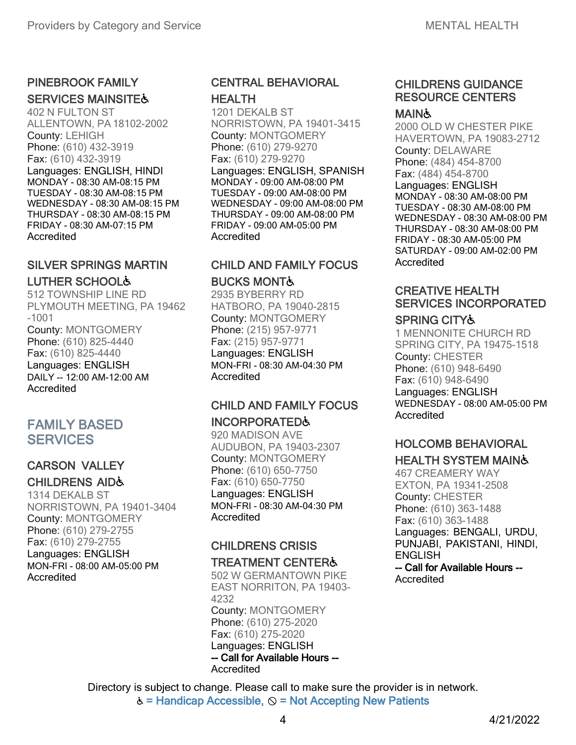### PINEBROOK FAMILY SERVICES MAINSITE♿

402 N FULTON ST
ALLENTOWN, PA 18102-2002
County: LEHIGH
Phone: (610) 432-3919
Fax: (610) 432-3919
Languages: ENGLISH, HINDI
MONDAY - 08:30 AM-08:15 PM
TUESDAY - 08:30 AM-08:15 PM
WEDNESDAY - 08:30 AM-08:15 PM
THURSDAY - 08:30 AM-08:15 PM
FRIDAY - 08:30 AM-07:15 PM
Accredited

### SILVER SPRINGS MARTIN LUTHER SCHOOL♿

512 TOWNSHIP LINE RD
PLYMOUTH MEETING, PA 19462-1001
County: MONTGOMERY
Phone: (610) 825-4440
Fax: (610) 825-4440
Languages: ENGLISH
DAILY -- 12:00 AM-12:00 AM
Accredited

## FAMILY BASED SERVICES

### CARSON VALLEY CHILDRENS AID♿

1314 DEKALB ST
NORRISTOWN, PA 19401-3404
County: MONTGOMERY
Phone: (610) 279-2755
Fax: (610) 279-2755
Languages: ENGLISH
MON-FRI - 08:00 AM-05:00 PM
Accredited

### CENTRAL BEHAVIORAL HEALTH

1201 DEKALB ST
NORRISTOWN, PA 19401-3415
County: MONTGOMERY
Phone: (610) 279-9270
Fax: (610) 279-9270
Languages: ENGLISH, SPANISH
MONDAY - 09:00 AM-08:00 PM
TUESDAY - 09:00 AM-08:00 PM
WEDNESDAY - 09:00 AM-08:00 PM
THURSDAY - 09:00 AM-08:00 PM
FRIDAY - 09:00 AM-05:00 PM
Accredited

### CHILD AND FAMILY FOCUS BUCKS MONT♿

2935 BYBERRY RD
HATBORO, PA 19040-2815
County: MONTGOMERY
Phone: (215) 957-9771
Fax: (215) 957-9771
Languages: ENGLISH
MON-FRI - 08:30 AM-04:30 PM
Accredited

### CHILD AND FAMILY FOCUS INCORPORATED♿

920 MADISON AVE
AUDUBON, PA 19403-2307
County: MONTGOMERY
Phone: (610) 650-7750
Fax: (610) 650-7750
Languages: ENGLISH
MON-FRI - 08:30 AM-04:30 PM
Accredited

### CHILDRENS CRISIS TREATMENT CENTER♿

502 W GERMANTOWN PIKE
EAST NORRITON, PA 19403-4232
County: MONTGOMERY
Phone: (610) 275-2020
Fax: (610) 275-2020
Languages: ENGLISH
**-- Call for Available Hours --**
Accredited

### CHILDRENS GUIDANCE RESOURCE CENTERS MAIN♿

2000 OLD W CHESTER PIKE
HAVERTOWN, PA 19083-2712
County: DELAWARE
Phone: (484) 454-8700
Fax: (484) 454-8700
Languages: ENGLISH
MONDAY - 08:30 AM-08:00 PM
TUESDAY - 08:30 AM-08:00 PM
WEDNESDAY - 08:30 AM-08:00 PM
THURSDAY - 08:30 AM-08:00 PM
FRIDAY - 08:30 AM-05:00 PM
SATURDAY - 09:00 AM-02:00 PM
Accredited

### CREATIVE HEALTH SERVICES INCORPORATED SPRING CITY♿

1 MENNONITE CHURCH RD
SPRING CITY, PA 19475-1518
County: CHESTER
Phone: (610) 948-6490
Fax: (610) 948-6490
Languages: ENGLISH
WEDNESDAY - 08:00 AM-05:00 PM
Accredited

### HOLCOMB BEHAVIORAL HEALTH SYSTEM MAIN♿

467 CREAMERY WAY
EXTON, PA 19341-2508
County: CHESTER
Phone: (610) 363-1488
Fax: (610) 363-1488
Languages: BENGALI, URDU, PUNJABI, PAKISTANI, HINDI, ENGLISH
**-- Call for Available Hours --**
Accredited

Directory is subject to change. Please call to make sure the provider is in network.
♿ = Handicap Accessible, ⦸ = Not Accepting New Patients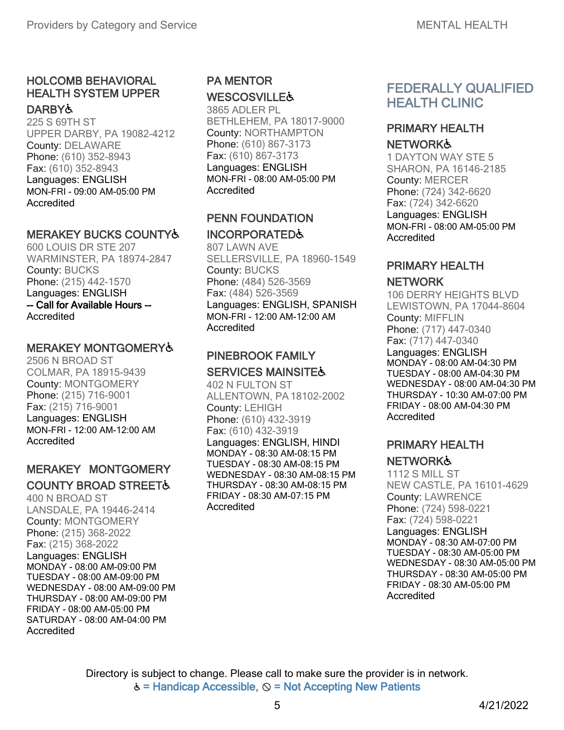### HOLCOMB BEHAVIORAL HEALTH SYSTEM UPPER DARBY♿

225 S 69TH ST
UPPER DARBY, PA 19082-4212
County: DELAWARE
Phone: (610) 352-8943
Fax: (610) 352-8943
Languages: ENGLISH
MON-FRI - 09:00 AM-05:00 PM
Accredited

### MERAKEY BUCKS COUNTY♿

600 LOUIS DR STE 207
WARMINSTER, PA 18974-2847
County: BUCKS
Phone: (215) 442-1570
Languages: ENGLISH
-- Call for Available Hours --
Accredited

### MERAKEY MONTGOMERY♿

2506 N BROAD ST
COLMAR, PA 18915-9439
County: MONTGOMERY
Phone: (215) 716-9001
Fax: (215) 716-9001
Languages: ENGLISH
MON-FRI - 12:00 AM-12:00 AM
Accredited

### MERAKEY MONTGOMERY COUNTY BROAD STREET♿

400 N BROAD ST
LANSDALE, PA 19446-2414
County: MONTGOMERY
Phone: (215) 368-2022
Fax: (215) 368-2022
Languages: ENGLISH
MONDAY - 08:00 AM-09:00 PM
TUESDAY - 08:00 AM-09:00 PM
WEDNESDAY - 08:00 AM-09:00 PM
THURSDAY - 08:00 AM-09:00 PM
FRIDAY - 08:00 AM-05:00 PM
SATURDAY - 08:00 AM-04:00 PM
Accredited

### PA MENTOR WESCOSVILLE♿

3865 ADLER PL
BETHLEHEM, PA 18017-9000
County: NORTHAMPTON
Phone: (610) 867-3173
Fax: (610) 867-3173
Languages: ENGLISH
MON-FRI - 08:00 AM-05:00 PM
Accredited

### PENN FOUNDATION INCORPORATED♿

807 LAWN AVE
SELLERSVILLE, PA 18960-1549
County: BUCKS
Phone: (484) 526-3569
Fax: (484) 526-3569
Languages: ENGLISH, SPANISH
MON-FRI - 12:00 AM-12:00 AM
Accredited

### PINEBROOK FAMILY SERVICES MAINSITE♿

402 N FULTON ST
ALLENTOWN, PA 18102-2002
County: LEHIGH
Phone: (610) 432-3919
Fax: (610) 432-3919
Languages: ENGLISH, HINDI
MONDAY - 08:30 AM-08:15 PM
TUESDAY - 08:30 AM-08:15 PM
WEDNESDAY - 08:30 AM-08:15 PM
THURSDAY - 08:30 AM-08:15 PM
FRIDAY - 08:30 AM-07:15 PM
Accredited

## FEDERALLY QUALIFIED HEALTH CLINIC

### PRIMARY HEALTH NETWORK♿

1 DAYTON WAY STE 5
SHARON, PA 16146-2185
County: MERCER
Phone: (724) 342-6620
Fax: (724) 342-6620
Languages: ENGLISH
MON-FRI - 08:00 AM-05:00 PM
Accredited

### PRIMARY HEALTH NETWORK

106 DERRY HEIGHTS BLVD
LEWISTOWN, PA 17044-8604
County: MIFFLIN
Phone: (717) 447-0340
Fax: (717) 447-0340
Languages: ENGLISH
MONDAY - 08:00 AM-04:30 PM
TUESDAY - 08:00 AM-04:30 PM
WEDNESDAY - 08:00 AM-04:30 PM
THURSDAY - 10:30 AM-07:00 PM
FRIDAY - 08:00 AM-04:30 PM
Accredited

### PRIMARY HEALTH NETWORK♿

1112 S MILL ST
NEW CASTLE, PA 16101-4629
County: LAWRENCE
Phone: (724) 598-0221
Fax: (724) 598-0221
Languages: ENGLISH
MONDAY - 08:30 AM-07:00 PM
TUESDAY - 08:30 AM-05:00 PM
WEDNESDAY - 08:30 AM-05:00 PM
THURSDAY - 08:30 AM-05:00 PM
FRIDAY - 08:30 AM-05:00 PM
Accredited

Directory is subject to change. Please call to make sure the provider is in network.
♿ = Handicap Accessible, ⃠ = Not Accepting New Patients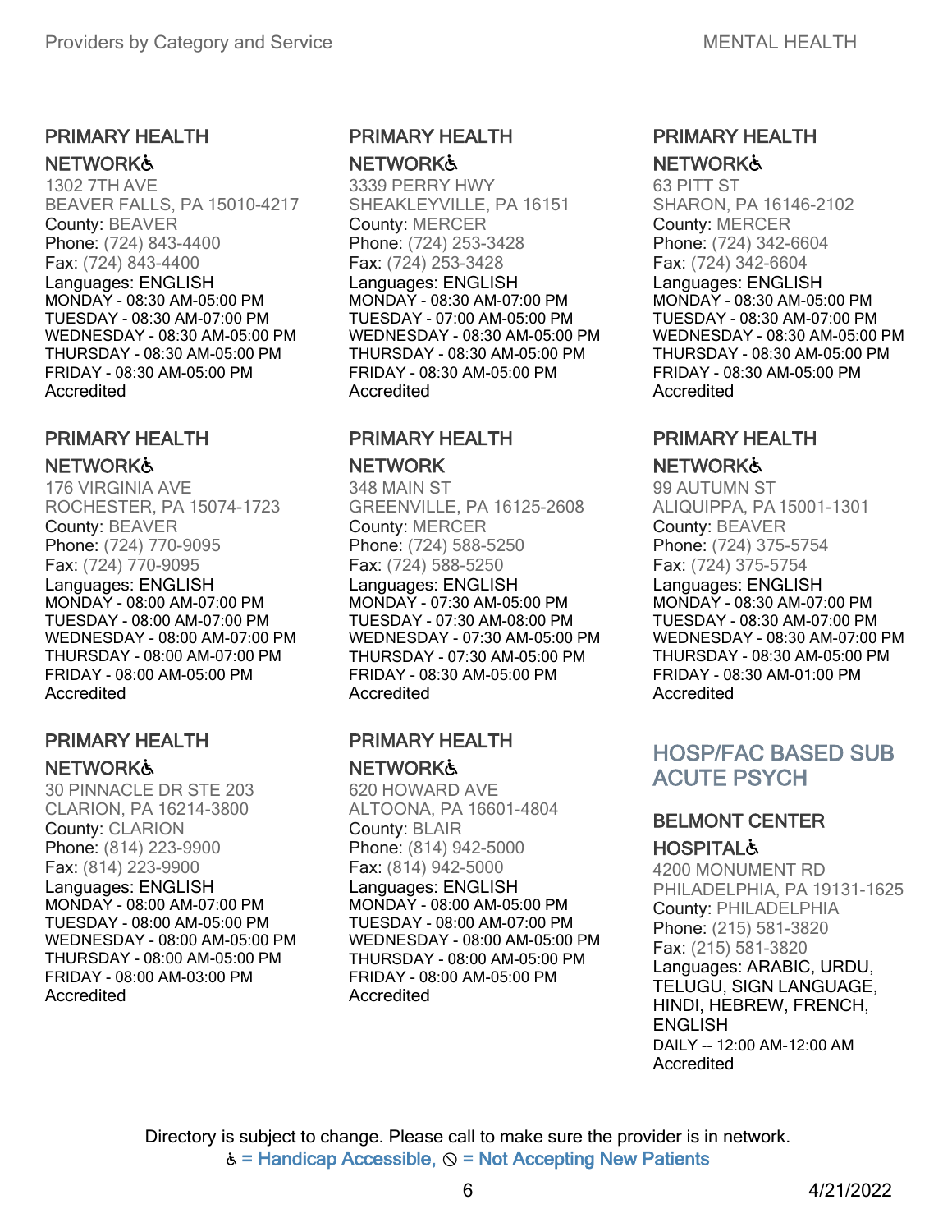### PRIMARY HEALTH NETWORK♿

1302 7TH AVE
BEAVER FALLS, PA 15010-4217
County: BEAVER
Phone: (724) 843-4400
Fax: (724) 843-4400
Languages: ENGLISH
MONDAY - 08:30 AM-05:00 PM
TUESDAY - 08:30 AM-07:00 PM
WEDNESDAY - 08:30 AM-05:00 PM
THURSDAY - 08:30 AM-05:00 PM
FRIDAY - 08:30 AM-05:00 PM
Accredited

### PRIMARY HEALTH NETWORK♿

176 VIRGINIA AVE
ROCHESTER, PA 15074-1723
County: BEAVER
Phone: (724) 770-9095
Fax: (724) 770-9095
Languages: ENGLISH
MONDAY - 08:00 AM-07:00 PM
TUESDAY - 08:00 AM-07:00 PM
WEDNESDAY - 08:00 AM-07:00 PM
THURSDAY - 08:00 AM-07:00 PM
FRIDAY - 08:00 AM-05:00 PM
Accredited

### PRIMARY HEALTH NETWORK♿

30 PINNACLE DR STE 203
CLARION, PA 16214-3800
County: CLARION
Phone: (814) 223-9900
Fax: (814) 223-9900
Languages: ENGLISH
MONDAY - 08:00 AM-07:00 PM
TUESDAY - 08:00 AM-05:00 PM
WEDNESDAY - 08:00 AM-05:00 PM
THURSDAY - 08:00 AM-05:00 PM
FRIDAY - 08:00 AM-03:00 PM
Accredited

### PRIMARY HEALTH NETWORK♿

3339 PERRY HWY
SHEAKLEYVILLE, PA 16151
County: MERCER
Phone: (724) 253-3428
Fax: (724) 253-3428
Languages: ENGLISH
MONDAY - 08:30 AM-07:00 PM
TUESDAY - 07:00 AM-05:00 PM
WEDNESDAY - 08:30 AM-05:00 PM
THURSDAY - 08:30 AM-05:00 PM
FRIDAY - 08:30 AM-05:00 PM
Accredited

### PRIMARY HEALTH NETWORK

348 MAIN ST
GREENVILLE, PA 16125-2608
County: MERCER
Phone: (724) 588-5250
Fax: (724) 588-5250
Languages: ENGLISH
MONDAY - 07:30 AM-05:00 PM
TUESDAY - 07:30 AM-08:00 PM
WEDNESDAY - 07:30 AM-05:00 PM
THURSDAY - 07:30 AM-05:00 PM
FRIDAY - 08:30 AM-05:00 PM
Accredited

### PRIMARY HEALTH NETWORK♿

620 HOWARD AVE
ALTOONA, PA 16601-4804
County: BLAIR
Phone: (814) 942-5000
Fax: (814) 942-5000
Languages: ENGLISH
MONDAY - 08:00 AM-05:00 PM
TUESDAY - 08:00 AM-07:00 PM
WEDNESDAY - 08:00 AM-05:00 PM
THURSDAY - 08:00 AM-05:00 PM
FRIDAY - 08:00 AM-05:00 PM
Accredited

### PRIMARY HEALTH NETWORK♿

63 PITT ST
SHARON, PA 16146-2102
County: MERCER
Phone: (724) 342-6604
Fax: (724) 342-6604
Languages: ENGLISH
MONDAY - 08:30 AM-05:00 PM
TUESDAY - 08:30 AM-07:00 PM
WEDNESDAY - 08:30 AM-05:00 PM
THURSDAY - 08:30 AM-05:00 PM
FRIDAY - 08:30 AM-05:00 PM
Accredited

### PRIMARY HEALTH NETWORK♿

99 AUTUMN ST
ALIQUIPPA, PA 15001-1301
County: BEAVER
Phone: (724) 375-5754
Fax: (724) 375-5754
Languages: ENGLISH
MONDAY - 08:30 AM-07:00 PM
TUESDAY - 08:30 AM-07:00 PM
WEDNESDAY - 08:30 AM-07:00 PM
THURSDAY - 08:30 AM-05:00 PM
FRIDAY - 08:30 AM-01:00 PM
Accredited

## HOSP/FAC BASED SUB ACUTE PSYCH

### BELMONT CENTER HOSPITAL♿

4200 MONUMENT RD
PHILADELPHIA, PA 19131-1625
County: PHILADELPHIA
Phone: (215) 581-3820
Fax: (215) 581-3820
Languages: ARABIC, URDU, TELUGU, SIGN LANGUAGE, HINDI, HEBREW, FRENCH, ENGLISH
DAILY -- 12:00 AM-12:00 AM
Accredited

Directory is subject to change. Please call to make sure the provider is in network.
♿ = Handicap Accessible, ⦸ = Not Accepting New Patients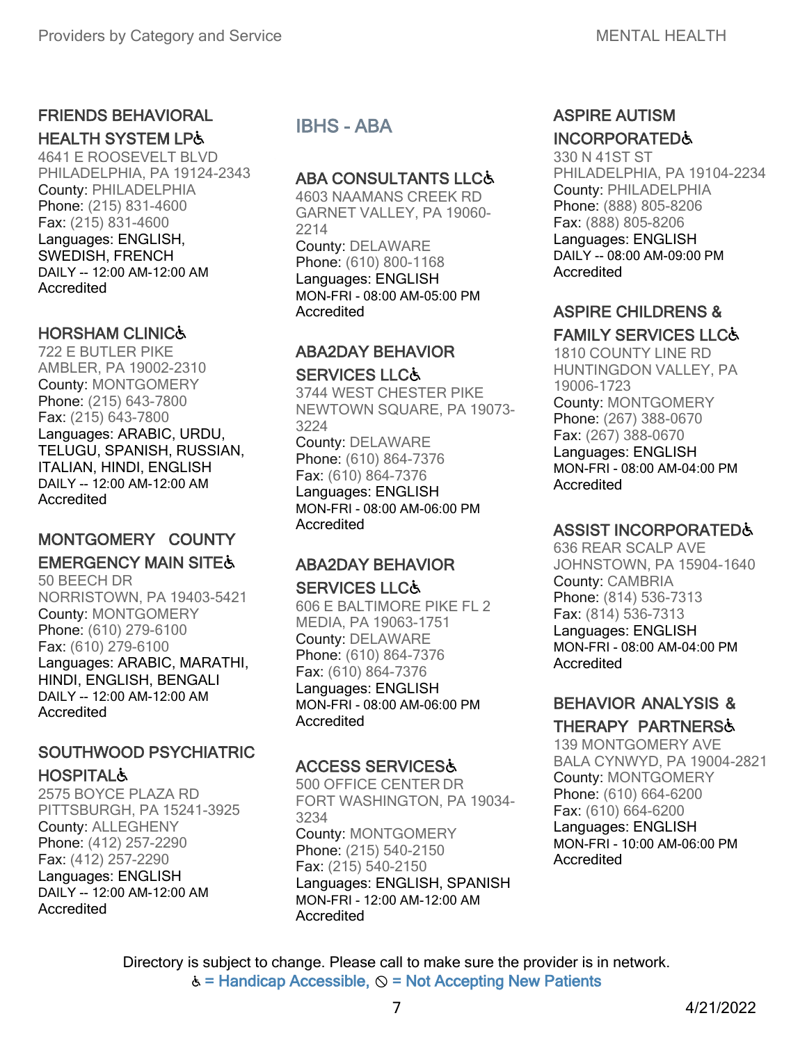### FRIENDS BEHAVIORAL HEALTH SYSTEM LP♿

4641 E ROOSEVELT BLVD
PHILADELPHIA, PA 19124-2343
County: PHILADELPHIA
Phone: (215) 831-4600
Fax: (215) 831-4600
Languages: ENGLISH, SWEDISH, FRENCH
DAILY -- 12:00 AM-12:00 AM
Accredited

### HORSHAM CLINIC♿

722 E BUTLER PIKE
AMBLER, PA 19002-2310
County: MONTGOMERY
Phone: (215) 643-7800
Fax: (215) 643-7800
Languages: ARABIC, URDU, TELUGU, SPANISH, RUSSIAN, ITALIAN, HINDI, ENGLISH
DAILY -- 12:00 AM-12:00 AM
Accredited

### MONTGOMERY COUNTY EMERGENCY MAIN SITE♿

50 BEECH DR
NORRISTOWN, PA 19403-5421
County: MONTGOMERY
Phone: (610) 279-6100
Fax: (610) 279-6100
Languages: ARABIC, MARATHI, HINDI, ENGLISH, BENGALI
DAILY -- 12:00 AM-12:00 AM
Accredited

### SOUTHWOOD PSYCHIATRIC HOSPITAL♿

2575 BOYCE PLAZA RD
PITTSBURGH, PA 15241-3925
County: ALLEGHENY
Phone: (412) 257-2290
Fax: (412) 257-2290
Languages: ENGLISH
DAILY -- 12:00 AM-12:00 AM
Accredited

## IBHS - ABA

### ABA CONSULTANTS LLC♿

4603 NAAMANS CREEK RD
GARNET VALLEY, PA 19060-2214
County: DELAWARE
Phone: (610) 800-1168
Languages: ENGLISH
MON-FRI - 08:00 AM-05:00 PM
Accredited

### ABA2DAY BEHAVIOR SERVICES LLC♿

3744 WEST CHESTER PIKE
NEWTOWN SQUARE, PA 19073-3224
County: DELAWARE
Phone: (610) 864-7376
Fax: (610) 864-7376
Languages: ENGLISH
MON-FRI - 08:00 AM-06:00 PM
Accredited

### ABA2DAY BEHAVIOR SERVICES LLC♿

606 E BALTIMORE PIKE FL 2
MEDIA, PA 19063-1751
County: DELAWARE
Phone: (610) 864-7376
Fax: (610) 864-7376
Languages: ENGLISH
MON-FRI - 08:00 AM-06:00 PM
Accredited

### ACCESS SERVICES♿

500 OFFICE CENTER DR
FORT WASHINGTON, PA 19034-3234
County: MONTGOMERY
Phone: (215) 540-2150
Fax: (215) 540-2150
Languages: ENGLISH, SPANISH
MON-FRI - 12:00 AM-12:00 AM
Accredited

### ASPIRE AUTISM INCORPORATED♿

330 N 41ST ST
PHILADELPHIA, PA 19104-2234
County: PHILADELPHIA
Phone: (888) 805-8206
Fax: (888) 805-8206
Languages: ENGLISH
DAILY -- 08:00 AM-09:00 PM
Accredited

### ASPIRE CHILDRENS & FAMILY SERVICES LLC♿

1810 COUNTY LINE RD
HUNTINGDON VALLEY, PA 19006-1723
County: MONTGOMERY
Phone: (267) 388-0670
Fax: (267) 388-0670
Languages: ENGLISH
MON-FRI - 08:00 AM-04:00 PM
Accredited

### ASSIST INCORPORATED♿

636 REAR SCALP AVE
JOHNSTOWN, PA 15904-1640
County: CAMBRIA
Phone: (814) 536-7313
Fax: (814) 536-7313
Languages: ENGLISH
MON-FRI - 08:00 AM-04:00 PM
Accredited

### BEHAVIOR ANALYSIS & THERAPY PARTNERS♿

139 MONTGOMERY AVE
BALA CYNWYD, PA 19004-2821
County: MONTGOMERY
Phone: (610) 664-6200
Fax: (610) 664-6200
Languages: ENGLISH
MON-FRI - 10:00 AM-06:00 PM
Accredited

Directory is subject to change. Please call to make sure the provider is in network.
♿ = Handicap Accessible, ⊘ = Not Accepting New Patients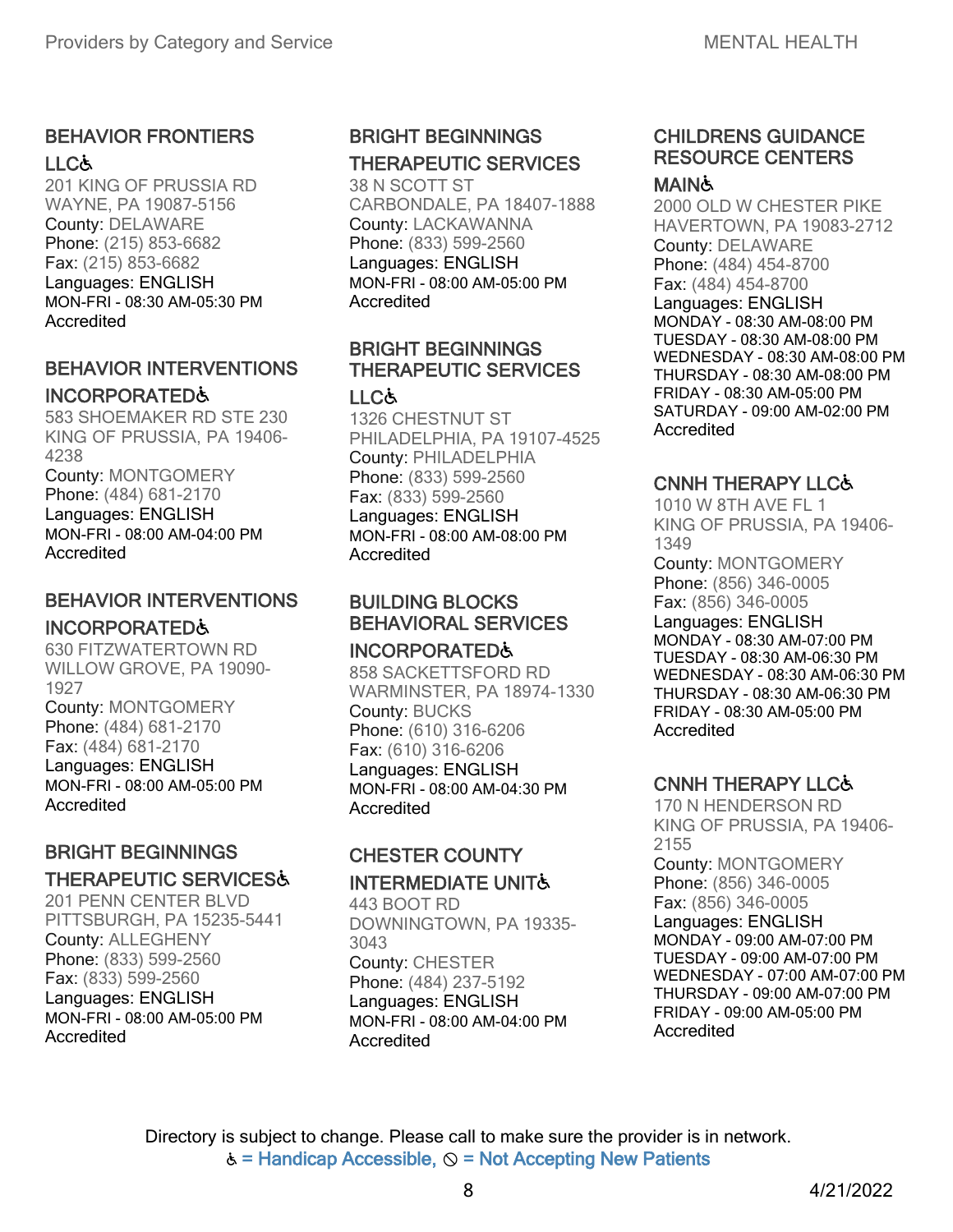### BEHAVIOR FRONTIERS LLC♿

201 KING OF PRUSSIA RD
WAYNE, PA 19087-5156
County: DELAWARE
Phone: (215) 853-6682
Fax: (215) 853-6682
Languages: ENGLISH
MON-FRI - 08:30 AM-05:30 PM
Accredited

### BEHAVIOR INTERVENTIONS INCORPORATED♿

583 SHOEMAKER RD STE 230
KING OF PRUSSIA, PA 19406-4238
County: MONTGOMERY
Phone: (484) 681-2170
Languages: ENGLISH
MON-FRI - 08:00 AM-04:00 PM
Accredited

### BEHAVIOR INTERVENTIONS INCORPORATED♿

630 FITZWATERTOWN RD
WILLOW GROVE, PA 19090-1927
County: MONTGOMERY
Phone: (484) 681-2170
Fax: (484) 681-2170
Languages: ENGLISH
MON-FRI - 08:00 AM-05:00 PM
Accredited

### BRIGHT BEGINNINGS THERAPEUTIC SERVICES♿

201 PENN CENTER BLVD
PITTSBURGH, PA 15235-5441
County: ALLEGHENY
Phone: (833) 599-2560
Fax: (833) 599-2560
Languages: ENGLISH
MON-FRI - 08:00 AM-05:00 PM
Accredited

### BRIGHT BEGINNINGS THERAPEUTIC SERVICES

38 N SCOTT ST
CARBONDALE, PA 18407-1888
County: LACKAWANNA
Phone: (833) 599-2560
Languages: ENGLISH
MON-FRI - 08:00 AM-05:00 PM
Accredited

### BRIGHT BEGINNINGS THERAPEUTIC SERVICES LLC♿

1326 CHESTNUT ST
PHILADELPHIA, PA 19107-4525
County: PHILADELPHIA
Phone: (833) 599-2560
Fax: (833) 599-2560
Languages: ENGLISH
MON-FRI - 08:00 AM-08:00 PM
Accredited

### BUILDING BLOCKS BEHAVIORAL SERVICES INCORPORATED♿

858 SACKETTSFORD RD
WARMINSTER, PA 18974-1330
County: BUCKS
Phone: (610) 316-6206
Fax: (610) 316-6206
Languages: ENGLISH
MON-FRI - 08:00 AM-04:30 PM
Accredited

### CHESTER COUNTY INTERMEDIATE UNIT♿

443 BOOT RD
DOWNINGTOWN, PA 19335-3043
County: CHESTER
Phone: (484) 237-5192
Languages: ENGLISH
MON-FRI - 08:00 AM-04:00 PM
Accredited

### CHILDRENS GUIDANCE RESOURCE CENTERS MAIN♿

2000 OLD W CHESTER PIKE
HAVERTOWN, PA 19083-2712
County: DELAWARE
Phone: (484) 454-8700
Fax: (484) 454-8700
Languages: ENGLISH
MONDAY - 08:30 AM-08:00 PM
TUESDAY - 08:30 AM-08:00 PM
WEDNESDAY - 08:30 AM-08:00 PM
THURSDAY - 08:30 AM-08:00 PM
FRIDAY - 08:30 AM-05:00 PM
SATURDAY - 09:00 AM-02:00 PM
Accredited

### CNNH THERAPY LLC♿

1010 W 8TH AVE FL 1
KING OF PRUSSIA, PA 19406-1349
County: MONTGOMERY
Phone: (856) 346-0005
Fax: (856) 346-0005
Languages: ENGLISH
MONDAY - 08:30 AM-07:00 PM
TUESDAY - 08:30 AM-06:30 PM
WEDNESDAY - 08:30 AM-06:30 PM
THURSDAY - 08:30 AM-06:30 PM
FRIDAY - 08:30 AM-05:00 PM
Accredited

### CNNH THERAPY LLC♿

170 N HENDERSON RD
KING OF PRUSSIA, PA 19406-2155
County: MONTGOMERY
Phone: (856) 346-0005
Fax: (856) 346-0005
Languages: ENGLISH
MONDAY - 09:00 AM-07:00 PM
TUESDAY - 09:00 AM-07:00 PM
WEDNESDAY - 07:00 AM-07:00 PM
THURSDAY - 09:00 AM-07:00 PM
FRIDAY - 09:00 AM-05:00 PM
Accredited

Directory is subject to change. Please call to make sure the provider is in network.
♿ = Handicap Accessible, ⃠ = Not Accepting New Patients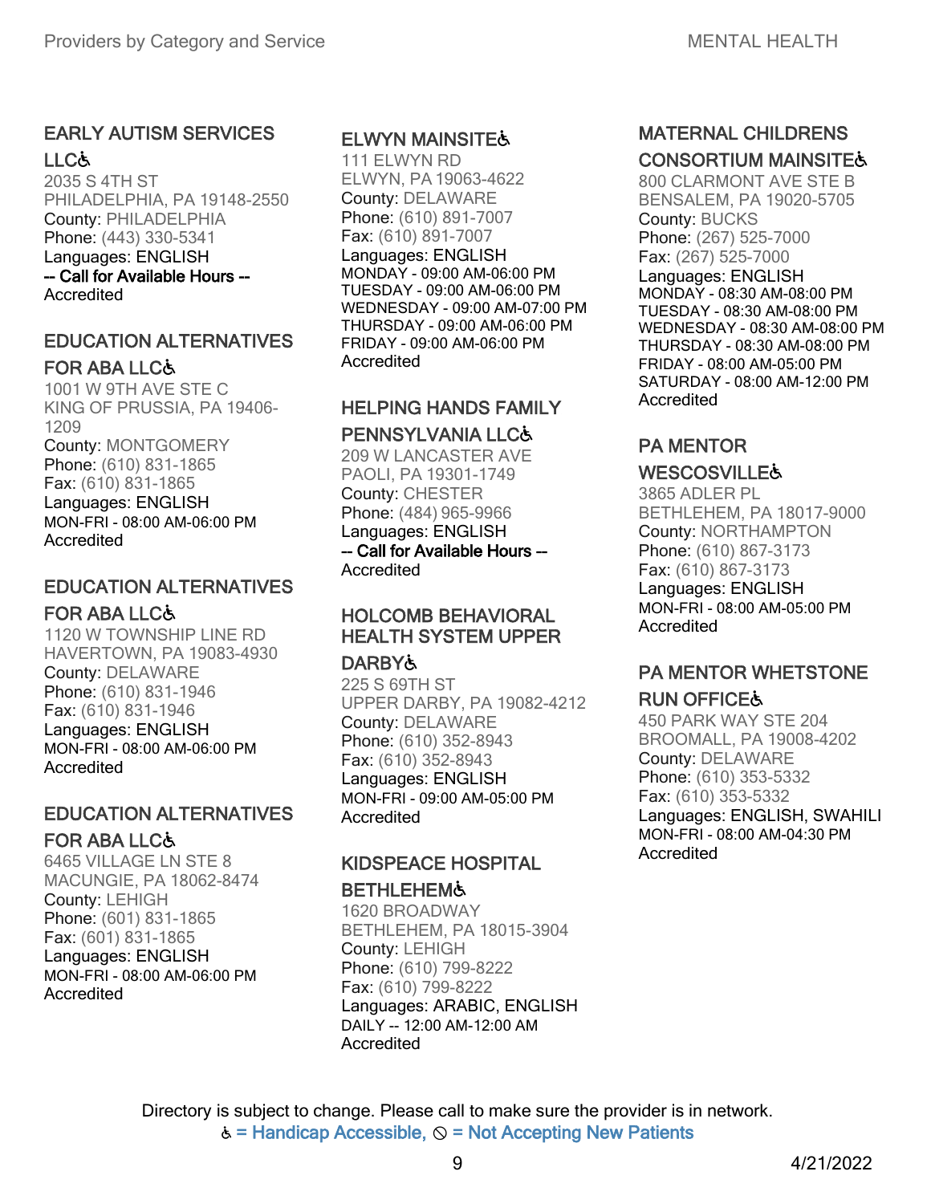### EARLY AUTISM SERVICES LLC♿

2035 S 4TH ST
PHILADELPHIA, PA 19148-2550
County: PHILADELPHIA
Phone: (443) 330-5341
Languages: ENGLISH
**-- Call for Available Hours --**
Accredited

### EDUCATION ALTERNATIVES FOR ABA LLC♿

1001 W 9TH AVE STE C
KING OF PRUSSIA, PA 19406-1209
County: MONTGOMERY
Phone: (610) 831-1865
Fax: (610) 831-1865
Languages: ENGLISH
MON-FRI - 08:00 AM-06:00 PM
Accredited

### EDUCATION ALTERNATIVES FOR ABA LLC♿

1120 W TOWNSHIP LINE RD
HAVERTOWN, PA 19083-4930
County: DELAWARE
Phone: (610) 831-1946
Fax: (610) 831-1946
Languages: ENGLISH
MON-FRI - 08:00 AM-06:00 PM
Accredited

### EDUCATION ALTERNATIVES FOR ABA LLC♿

6465 VILLAGE LN STE 8
MACUNGIE, PA 18062-8474
County: LEHIGH
Phone: (601) 831-1865
Fax: (601) 831-1865
Languages: ENGLISH
MON-FRI - 08:00 AM-06:00 PM
Accredited

### ELWYN MAINSITE♿

111 ELWYN RD
ELWYN, PA 19063-4622
County: DELAWARE
Phone: (610) 891-7007
Fax: (610) 891-7007
Languages: ENGLISH
MONDAY - 09:00 AM-06:00 PM
TUESDAY - 09:00 AM-06:00 PM
WEDNESDAY - 09:00 AM-07:00 PM
THURSDAY - 09:00 AM-06:00 PM
FRIDAY - 09:00 AM-06:00 PM
Accredited

### HELPING HANDS FAMILY PENNSYLVANIA LLC♿

209 W LANCASTER AVE
PAOLI, PA 19301-1749
County: CHESTER
Phone: (484) 965-9966
Languages: ENGLISH
**-- Call for Available Hours --**
Accredited

### HOLCOMB BEHAVIORAL HEALTH SYSTEM UPPER DARBY♿

225 S 69TH ST
UPPER DARBY, PA 19082-4212
County: DELAWARE
Phone: (610) 352-8943
Fax: (610) 352-8943
Languages: ENGLISH
MON-FRI - 09:00 AM-05:00 PM
Accredited

### KIDSPEACE HOSPITAL BETHLEHEM♿

1620 BROADWAY
BETHLEHEM, PA 18015-3904
County: LEHIGH
Phone: (610) 799-8222
Fax: (610) 799-8222
Languages: ARABIC, ENGLISH
DAILY -- 12:00 AM-12:00 AM
Accredited

### MATERNAL CHILDRENS CONSORTIUM MAINSITE♿

800 CLARMONT AVE STE B
BENSALEM, PA 19020-5705
County: BUCKS
Phone: (267) 525-7000
Fax: (267) 525-7000
Languages: ENGLISH
MONDAY - 08:30 AM-08:00 PM
TUESDAY - 08:30 AM-08:00 PM
WEDNESDAY - 08:30 AM-08:00 PM
THURSDAY - 08:30 AM-08:00 PM
FRIDAY - 08:00 AM-05:00 PM
SATURDAY - 08:00 AM-12:00 PM
Accredited

### PA MENTOR WESCOSVILLE♿

3865 ADLER PL
BETHLEHEM, PA 18017-9000
County: NORTHAMPTON
Phone: (610) 867-3173
Fax: (610) 867-3173
Languages: ENGLISH
MON-FRI - 08:00 AM-05:00 PM
Accredited

### PA MENTOR WHETSTONE RUN OFFICE♿

450 PARK WAY STE 204
BROOMALL, PA 19008-4202
County: DELAWARE
Phone: (610) 353-5332
Fax: (610) 353-5332
Languages: ENGLISH, SWAHILI
MON-FRI - 08:00 AM-04:30 PM
Accredited

Directory is subject to change. Please call to make sure the provider is in network.
♿ = Handicap Accessible, ⦸ = Not Accepting New Patients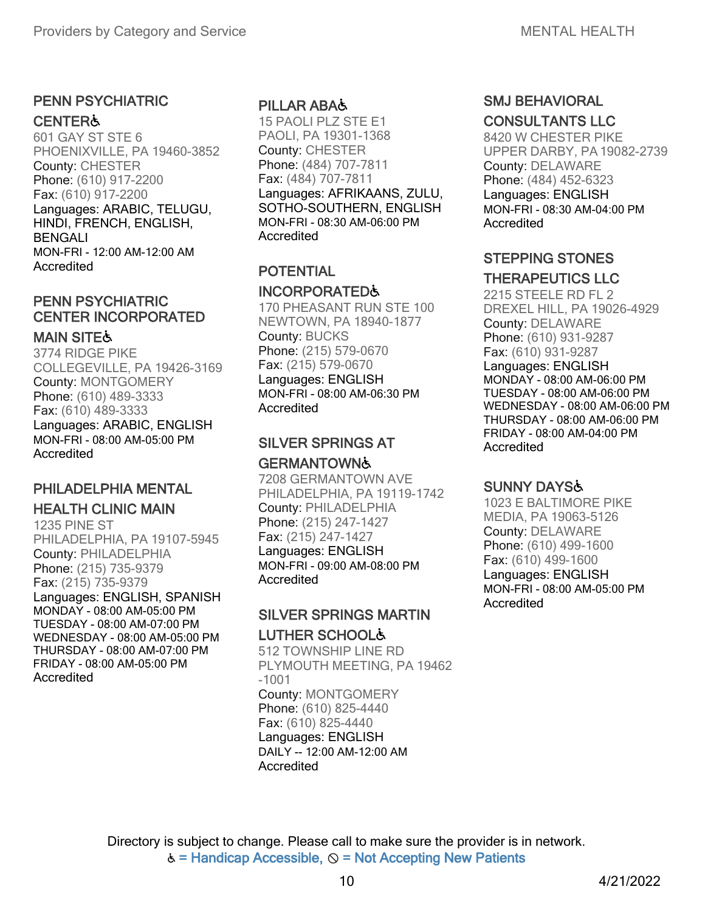### PENN PSYCHIATRIC CENTER♿

601 GAY ST STE 6
PHOENIXVILLE, PA 19460-3852
County: CHESTER
Phone: (610) 917-2200
Fax: (610) 917-2200
Languages: ARABIC, TELUGU, HINDI, FRENCH, ENGLISH, BENGALI
MON-FRI - 12:00 AM-12:00 AM
Accredited

### PENN PSYCHIATRIC CENTER INCORPORATED MAIN SITE♿

3774 RIDGE PIKE
COLLEGEVILLE, PA 19426-3169
County: MONTGOMERY
Phone: (610) 489-3333
Fax: (610) 489-3333
Languages: ARABIC, ENGLISH
MON-FRI - 08:00 AM-05:00 PM
Accredited

### PHILADELPHIA MENTAL HEALTH CLINIC MAIN

1235 PINE ST
PHILADELPHIA, PA 19107-5945
County: PHILADELPHIA
Phone: (215) 735-9379
Fax: (215) 735-9379
Languages: ENGLISH, SPANISH
MONDAY - 08:00 AM-05:00 PM
TUESDAY - 08:00 AM-07:00 PM
WEDNESDAY - 08:00 AM-05:00 PM
THURSDAY - 08:00 AM-07:00 PM
FRIDAY - 08:00 AM-05:00 PM
Accredited

### PILLAR ABA♿

15 PAOLI PLZ STE E1
PAOLI, PA 19301-1368
County: CHESTER
Phone: (484) 707-7811
Fax: (484) 707-7811
Languages: AFRIKAANS, ZULU, SOTHO-SOUTHERN, ENGLISH
MON-FRI - 08:30 AM-06:00 PM
Accredited

### POTENTIAL INCORPORATED♿

170 PHEASANT RUN STE 100
NEWTOWN, PA 18940-1877
County: BUCKS
Phone: (215) 579-0670
Fax: (215) 579-0670
Languages: ENGLISH
MON-FRI - 08:00 AM-06:30 PM
Accredited

### SILVER SPRINGS AT GERMANTOWN♿

7208 GERMANTOWN AVE
PHILADELPHIA, PA 19119-1742
County: PHILADELPHIA
Phone: (215) 247-1427
Fax: (215) 247-1427
Languages: ENGLISH
MON-FRI - 09:00 AM-08:00 PM
Accredited

### SILVER SPRINGS MARTIN LUTHER SCHOOL♿

512 TOWNSHIP LINE RD
PLYMOUTH MEETING, PA 19462-1001
County: MONTGOMERY
Phone: (610) 825-4440
Fax: (610) 825-4440
Languages: ENGLISH
DAILY -- 12:00 AM-12:00 AM
Accredited

### SMJ BEHAVIORAL CONSULTANTS LLC

8420 W CHESTER PIKE
UPPER DARBY, PA 19082-2739
County: DELAWARE
Phone: (484) 452-6323
Languages: ENGLISH
MON-FRI - 08:30 AM-04:00 PM
Accredited

### STEPPING STONES THERAPEUTICS LLC

2215 STEELE RD FL 2
DREXEL HILL, PA 19026-4929
County: DELAWARE
Phone: (610) 931-9287
Fax: (610) 931-9287
Languages: ENGLISH
MONDAY - 08:00 AM-06:00 PM
TUESDAY - 08:00 AM-06:00 PM
WEDNESDAY - 08:00 AM-06:00 PM
THURSDAY - 08:00 AM-06:00 PM
FRIDAY - 08:00 AM-04:00 PM
Accredited

### SUNNY DAYS♿

1023 E BALTIMORE PIKE
MEDIA, PA 19063-5126
County: DELAWARE
Phone: (610) 499-1600
Fax: (610) 499-1600
Languages: ENGLISH
MON-FRI - 08:00 AM-05:00 PM
Accredited

Directory is subject to change. Please call to make sure the provider is in network.
♿ = Handicap Accessible, ⊘ = Not Accepting New Patients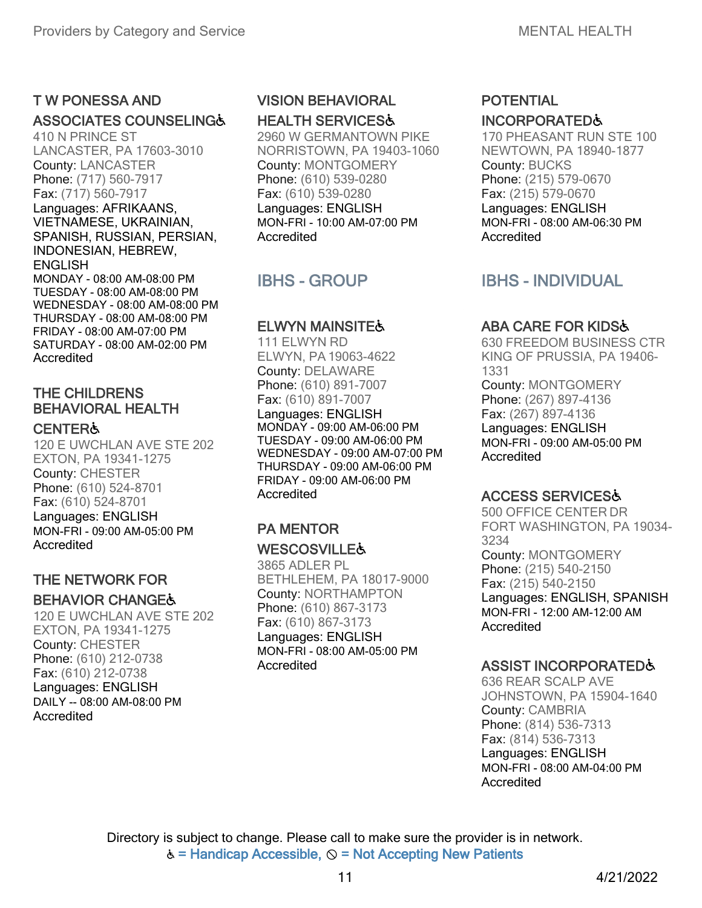### T W PONESSA AND ASSOCIATES COUNSELING♿

410 N PRINCE ST
LANCASTER, PA 17603-3010
County: LANCASTER
Phone: (717) 560-7917
Fax: (717) 560-7917
Languages: AFRIKAANS, VIETNAMESE, UKRAINIAN, SPANISH, RUSSIAN, PERSIAN, INDONESIAN, HEBREW, ENGLISH
MONDAY - 08:00 AM-08:00 PM
TUESDAY - 08:00 AM-08:00 PM
WEDNESDAY - 08:00 AM-08:00 PM
THURSDAY - 08:00 AM-08:00 PM
FRIDAY - 08:00 AM-07:00 PM
SATURDAY - 08:00 AM-02:00 PM
Accredited

### THE CHILDRENS BEHAVIORAL HEALTH CENTER♿

120 E UWCHLAN AVE STE 202
EXTON, PA 19341-1275
County: CHESTER
Phone: (610) 524-8701
Fax: (610) 524-8701
Languages: ENGLISH
MON-FRI - 09:00 AM-05:00 PM
Accredited

### THE NETWORK FOR BEHAVIOR CHANGE♿

120 E UWCHLAN AVE STE 202
EXTON, PA 19341-1275
County: CHESTER
Phone: (610) 212-0738
Fax: (610) 212-0738
Languages: ENGLISH
DAILY -- 08:00 AM-08:00 PM
Accredited

### VISION BEHAVIORAL HEALTH SERVICES♿

2960 W GERMANTOWN PIKE
NORRISTOWN, PA 19403-1060
County: MONTGOMERY
Phone: (610) 539-0280
Fax: (610) 539-0280
Languages: ENGLISH
MON-FRI - 10:00 AM-07:00 PM
Accredited

## IBHS - GROUP

### ELWYN MAINSITE♿

111 ELWYN RD
ELWYN, PA 19063-4622
County: DELAWARE
Phone: (610) 891-7007
Fax: (610) 891-7007
Languages: ENGLISH
MONDAY - 09:00 AM-06:00 PM
TUESDAY - 09:00 AM-06:00 PM
WEDNESDAY - 09:00 AM-07:00 PM
THURSDAY - 09:00 AM-06:00 PM
FRIDAY - 09:00 AM-06:00 PM
Accredited

### PA MENTOR WESCOSVILLE♿

3865 ADLER PL
BETHLEHEM, PA 18017-9000
County: NORTHAMPTON
Phone: (610) 867-3173
Fax: (610) 867-3173
Languages: ENGLISH
MON-FRI - 08:00 AM-05:00 PM
Accredited

### POTENTIAL INCORPORATED♿

170 PHEASANT RUN STE 100
NEWTOWN, PA 18940-1877
County: BUCKS
Phone: (215) 579-0670
Fax: (215) 579-0670
Languages: ENGLISH
MON-FRI - 08:00 AM-06:30 PM
Accredited

## IBHS - INDIVIDUAL

### ABA CARE FOR KIDS♿

630 FREEDOM BUSINESS CTR
KING OF PRUSSIA, PA 19406-1331
County: MONTGOMERY
Phone: (267) 897-4136
Fax: (267) 897-4136
Languages: ENGLISH
MON-FRI - 09:00 AM-05:00 PM
Accredited

### ACCESS SERVICES♿

500 OFFICE CENTER DR
FORT WASHINGTON, PA 19034-3234
County: MONTGOMERY
Phone: (215) 540-2150
Fax: (215) 540-2150
Languages: ENGLISH, SPANISH
MON-FRI - 12:00 AM-12:00 AM
Accredited

### ASSIST INCORPORATED♿

636 REAR SCALP AVE
JOHNSTOWN, PA 15904-1640
County: CAMBRIA
Phone: (814) 536-7313
Fax: (814) 536-7313
Languages: ENGLISH
MON-FRI - 08:00 AM-04:00 PM
Accredited

Directory is subject to change. Please call to make sure the provider is in network.
♿ = Handicap Accessible, ⦸ = Not Accepting New Patients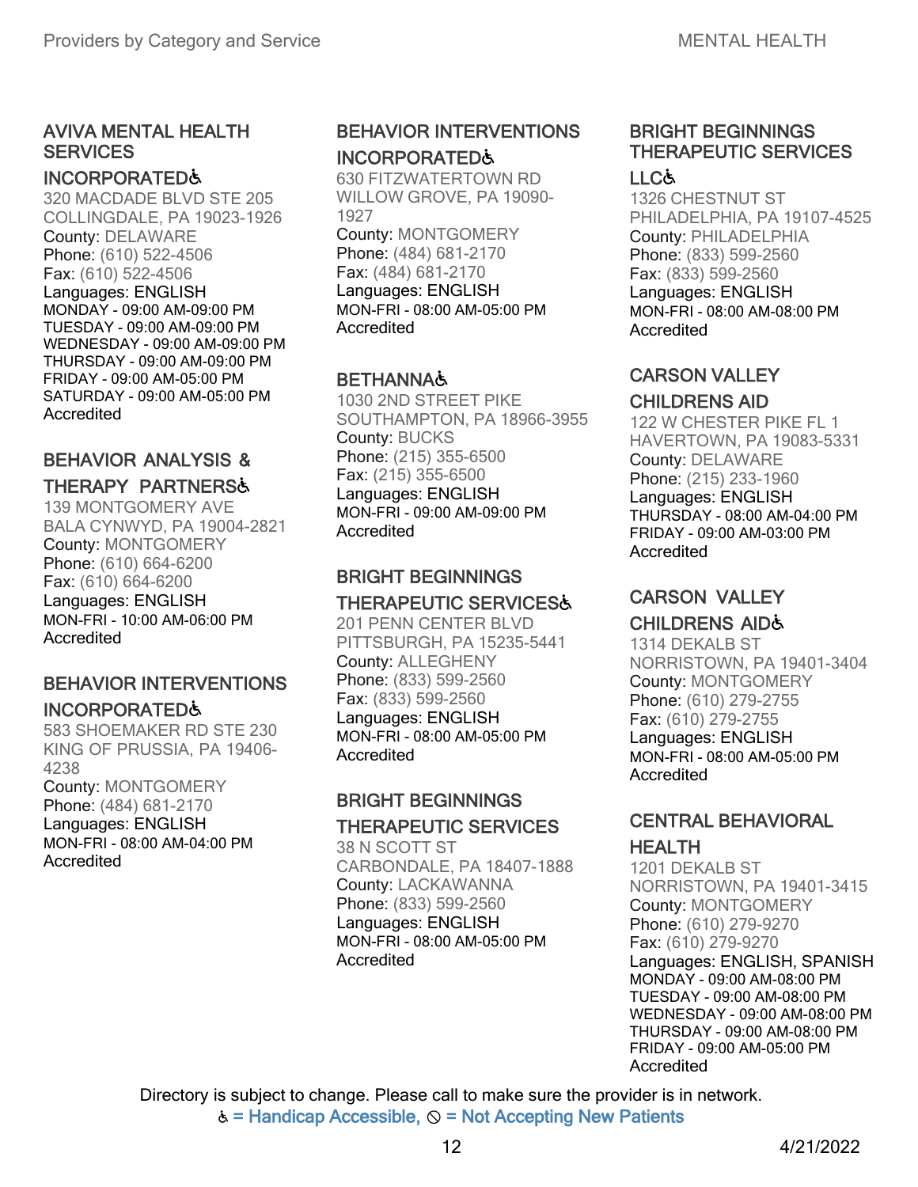### AVIVA MENTAL HEALTH SERVICES INCORPORATED♿
320 MACDADE BLVD STE 205
COLLINGDALE, PA 19023-1926
County: DELAWARE
Phone: (610) 522-4506
Fax: (610) 522-4506
Languages: ENGLISH
MONDAY - 09:00 AM-09:00 PM
TUESDAY - 09:00 AM-09:00 PM
WEDNESDAY - 09:00 AM-09:00 PM
THURSDAY - 09:00 AM-09:00 PM
FRIDAY - 09:00 AM-05:00 PM
SATURDAY - 09:00 AM-05:00 PM
Accredited

### BEHAVIOR ANALYSIS & THERAPY PARTNERS♿
139 MONTGOMERY AVE
BALA CYNWYD, PA 19004-2821
County: MONTGOMERY
Phone: (610) 664-6200
Fax: (610) 664-6200
Languages: ENGLISH
MON-FRI - 10:00 AM-06:00 PM
Accredited

### BEHAVIOR INTERVENTIONS INCORPORATED♿
583 SHOEMAKER RD STE 230
KING OF PRUSSIA, PA 19406-4238
County: MONTGOMERY
Phone: (484) 681-2170
Languages: ENGLISH
MON-FRI - 08:00 AM-04:00 PM
Accredited

### BEHAVIOR INTERVENTIONS INCORPORATED♿
630 FITZWATERTOWN RD
WILLOW GROVE, PA 19090-1927
County: MONTGOMERY
Phone: (484) 681-2170
Fax: (484) 681-2170
Languages: ENGLISH
MON-FRI - 08:00 AM-05:00 PM
Accredited

### BETHANNA♿
1030 2ND STREET PIKE
SOUTHAMPTON, PA 18966-3955
County: BUCKS
Phone: (215) 355-6500
Fax: (215) 355-6500
Languages: ENGLISH
MON-FRI - 09:00 AM-09:00 PM
Accredited

### BRIGHT BEGINNINGS THERAPEUTIC SERVICES♿
201 PENN CENTER BLVD
PITTSBURGH, PA 15235-5441
County: ALLEGHENY
Phone: (833) 599-2560
Fax: (833) 599-2560
Languages: ENGLISH
MON-FRI - 08:00 AM-05:00 PM
Accredited

### BRIGHT BEGINNINGS THERAPEUTIC SERVICES
38 N SCOTT ST
CARBONDALE, PA 18407-1888
County: LACKAWANNA
Phone: (833) 599-2560
Languages: ENGLISH
MON-FRI - 08:00 AM-05:00 PM
Accredited

### BRIGHT BEGINNINGS THERAPEUTIC SERVICES LLC♿
1326 CHESTNUT ST
PHILADELPHIA, PA 19107-4525
County: PHILADELPHIA
Phone: (833) 599-2560
Fax: (833) 599-2560
Languages: ENGLISH
MON-FRI - 08:00 AM-08:00 PM
Accredited

### CARSON VALLEY CHILDRENS AID
122 W CHESTER PIKE FL 1
HAVERTOWN, PA 19083-5331
County: DELAWARE
Phone: (215) 233-1960
Languages: ENGLISH
THURSDAY - 08:00 AM-04:00 PM
FRIDAY - 09:00 AM-03:00 PM
Accredited

### CARSON VALLEY CHILDRENS AID♿
1314 DEKALB ST
NORRISTOWN, PA 19401-3404
County: MONTGOMERY
Phone: (610) 279-2755
Fax: (610) 279-2755
Languages: ENGLISH
MON-FRI - 08:00 AM-05:00 PM
Accredited

### CENTRAL BEHAVIORAL HEALTH
1201 DEKALB ST
NORRISTOWN, PA 19401-3415
County: MONTGOMERY
Phone: (610) 279-9270
Fax: (610) 279-9270
Languages: ENGLISH, SPANISH
MONDAY - 09:00 AM-08:00 PM
TUESDAY - 09:00 AM-08:00 PM
WEDNESDAY - 09:00 AM-08:00 PM
THURSDAY - 09:00 AM-08:00 PM
FRIDAY - 09:00 AM-05:00 PM
Accredited

Directory is subject to change. Please call to make sure the provider is in network.
♿ = Handicap Accessible, ⦸ = Not Accepting New Patients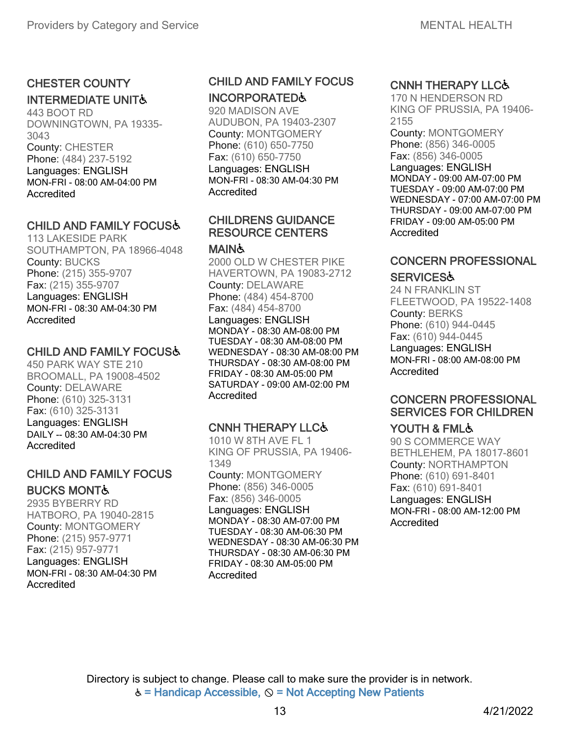### CHESTER COUNTY INTERMEDIATE UNIT♿

443 BOOT RD
DOWNINGTOWN, PA 19335-3043
County: CHESTER
Phone: (484) 237-5192
Languages: ENGLISH
MON-FRI - 08:00 AM-04:00 PM
Accredited

### CHILD AND FAMILY FOCUS♿

113 LAKESIDE PARK
SOUTHAMPTON, PA 18966-4048
County: BUCKS
Phone: (215) 355-9707
Fax: (215) 355-9707
Languages: ENGLISH
MON-FRI - 08:30 AM-04:30 PM
Accredited

### CHILD AND FAMILY FOCUS♿

450 PARK WAY STE 210
BROOMALL, PA 19008-4502
County: DELAWARE
Phone: (610) 325-3131
Fax: (610) 325-3131
Languages: ENGLISH
DAILY -- 08:30 AM-04:30 PM
Accredited

### CHILD AND FAMILY FOCUS BUCKS MONT♿

2935 BYBERRY RD
HATBORO, PA 19040-2815
County: MONTGOMERY
Phone: (215) 957-9771
Fax: (215) 957-9771
Languages: ENGLISH
MON-FRI - 08:30 AM-04:30 PM
Accredited

### CHILD AND FAMILY FOCUS INCORPORATED♿

920 MADISON AVE
AUDUBON, PA 19403-2307
County: MONTGOMERY
Phone: (610) 650-7750
Fax: (610) 650-7750
Languages: ENGLISH
MON-FRI - 08:30 AM-04:30 PM
Accredited

### CHILDRENS GUIDANCE RESOURCE CENTERS MAIN♿

2000 OLD W CHESTER PIKE
HAVERTOWN, PA 19083-2712
County: DELAWARE
Phone: (484) 454-8700
Fax: (484) 454-8700
Languages: ENGLISH
MONDAY - 08:30 AM-08:00 PM
TUESDAY - 08:30 AM-08:00 PM
WEDNESDAY - 08:30 AM-08:00 PM
THURSDAY - 08:30 AM-08:00 PM
FRIDAY - 08:30 AM-05:00 PM
SATURDAY - 09:00 AM-02:00 PM
Accredited

### CNNH THERAPY LLC♿

1010 W 8TH AVE FL 1
KING OF PRUSSIA, PA 19406-1349
County: MONTGOMERY
Phone: (856) 346-0005
Fax: (856) 346-0005
Languages: ENGLISH
MONDAY - 08:30 AM-07:00 PM
TUESDAY - 08:30 AM-06:30 PM
WEDNESDAY - 08:30 AM-06:30 PM
THURSDAY - 08:30 AM-06:30 PM
FRIDAY - 08:30 AM-05:00 PM
Accredited

### CNNH THERAPY LLC♿

170 N HENDERSON RD
KING OF PRUSSIA, PA 19406-2155
County: MONTGOMERY
Phone: (856) 346-0005
Fax: (856) 346-0005
Languages: ENGLISH
MONDAY - 09:00 AM-07:00 PM
TUESDAY - 09:00 AM-07:00 PM
WEDNESDAY - 07:00 AM-07:00 PM
THURSDAY - 09:00 AM-07:00 PM
FRIDAY - 09:00 AM-05:00 PM
Accredited

### CONCERN PROFESSIONAL SERVICES♿

24 N FRANKLIN ST
FLEETWOOD, PA 19522-1408
County: BERKS
Phone: (610) 944-0445
Fax: (610) 944-0445
Languages: ENGLISH
MON-FRI - 08:00 AM-08:00 PM
Accredited

### CONCERN PROFESSIONAL SERVICES FOR CHILDREN YOUTH & FML♿

90 S COMMERCE WAY
BETHLEHEM, PA 18017-8601
County: NORTHAMPTON
Phone: (610) 691-8401
Fax: (610) 691-8401
Languages: ENGLISH
MON-FRI - 08:00 AM-12:00 PM
Accredited

Directory is subject to change. Please call to make sure the provider is in network.
♿ = Handicap Accessible, ⦸ = Not Accepting New Patients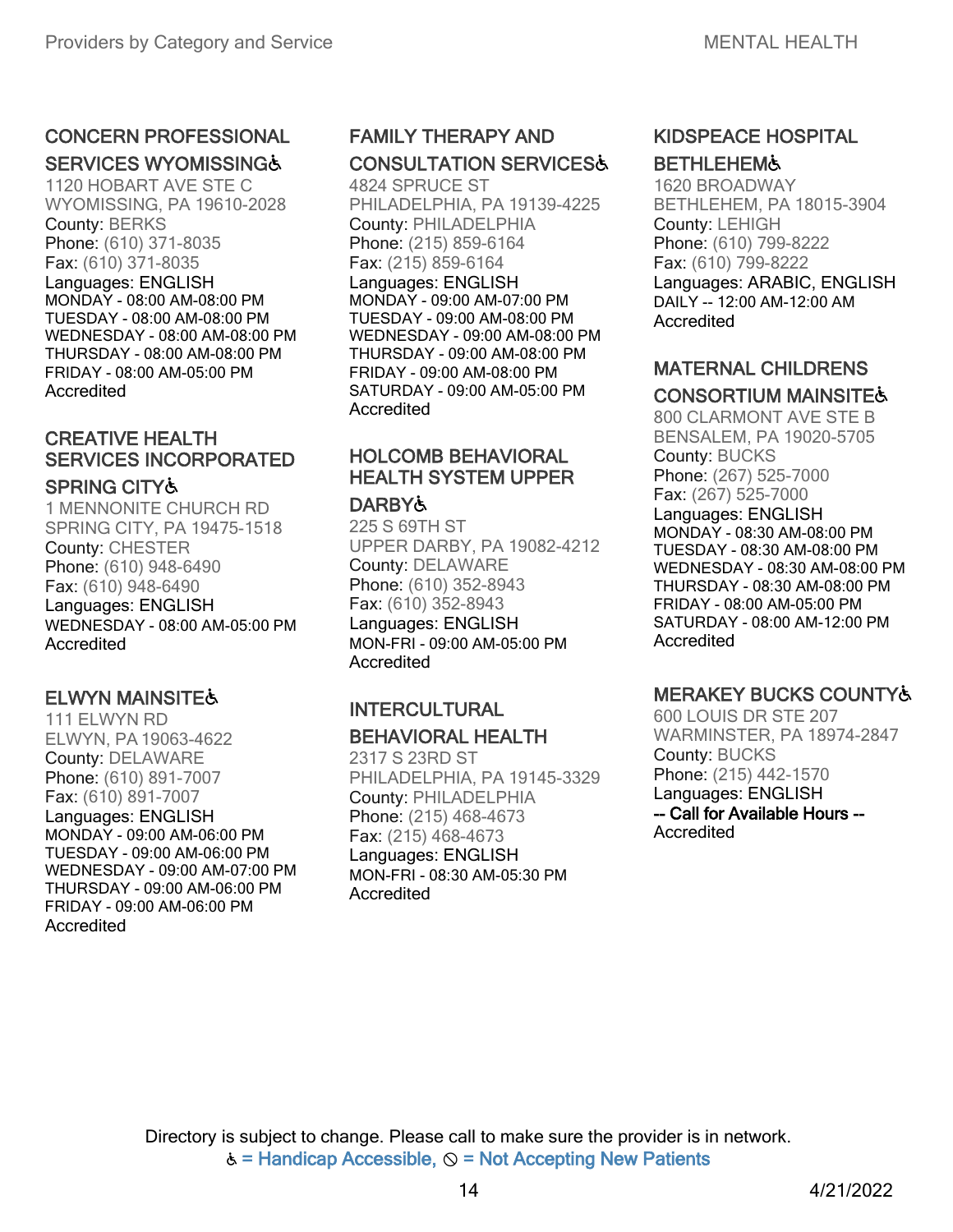### CONCERN PROFESSIONAL SERVICES WYOMISSING♿

1120 HOBART AVE STE C
WYOMISSING, PA 19610-2028
County: BERKS
Phone: (610) 371-8035
Fax: (610) 371-8035
Languages: ENGLISH
MONDAY - 08:00 AM-08:00 PM
TUESDAY - 08:00 AM-08:00 PM
WEDNESDAY - 08:00 AM-08:00 PM
THURSDAY - 08:00 AM-08:00 PM
FRIDAY - 08:00 AM-05:00 PM
Accredited

### CREATIVE HEALTH SERVICES INCORPORATED SPRING CITY♿

1 MENNONITE CHURCH RD
SPRING CITY, PA 19475-1518
County: CHESTER
Phone: (610) 948-6490
Fax: (610) 948-6490
Languages: ENGLISH
WEDNESDAY - 08:00 AM-05:00 PM
Accredited

### ELWYN MAINSITE♿

111 ELWYN RD
ELWYN, PA 19063-4622
County: DELAWARE
Phone: (610) 891-7007
Fax: (610) 891-7007
Languages: ENGLISH
MONDAY - 09:00 AM-06:00 PM
TUESDAY - 09:00 AM-06:00 PM
WEDNESDAY - 09:00 AM-07:00 PM
THURSDAY - 09:00 AM-06:00 PM
FRIDAY - 09:00 AM-06:00 PM
Accredited

### FAMILY THERAPY AND CONSULTATION SERVICES♿

4824 SPRUCE ST
PHILADELPHIA, PA 19139-4225
County: PHILADELPHIA
Phone: (215) 859-6164
Fax: (215) 859-6164
Languages: ENGLISH
MONDAY - 09:00 AM-07:00 PM
TUESDAY - 09:00 AM-08:00 PM
WEDNESDAY - 09:00 AM-08:00 PM
THURSDAY - 09:00 AM-08:00 PM
FRIDAY - 09:00 AM-08:00 PM
SATURDAY - 09:00 AM-05:00 PM
Accredited

### HOLCOMB BEHAVIORAL HEALTH SYSTEM UPPER DARBY♿

225 S 69TH ST
UPPER DARBY, PA 19082-4212
County: DELAWARE
Phone: (610) 352-8943
Fax: (610) 352-8943
Languages: ENGLISH
MON-FRI - 09:00 AM-05:00 PM
Accredited

### INTERCULTURAL BEHAVIORAL HEALTH

2317 S 23RD ST
PHILADELPHIA, PA 19145-3329
County: PHILADELPHIA
Phone: (215) 468-4673
Fax: (215) 468-4673
Languages: ENGLISH
MON-FRI - 08:30 AM-05:30 PM
Accredited

### KIDSPEACE HOSPITAL BETHLEHEM♿

1620 BROADWAY
BETHLEHEM, PA 18015-3904
County: LEHIGH
Phone: (610) 799-8222
Fax: (610) 799-8222
Languages: ARABIC, ENGLISH
DAILY -- 12:00 AM-12:00 AM
Accredited

### MATERNAL CHILDRENS CONSORTIUM MAINSITE♿

800 CLARMONT AVE STE B
BENSALEM, PA 19020-5705
County: BUCKS
Phone: (267) 525-7000
Fax: (267) 525-7000
Languages: ENGLISH
MONDAY - 08:30 AM-08:00 PM
TUESDAY - 08:30 AM-08:00 PM
WEDNESDAY - 08:30 AM-08:00 PM
THURSDAY - 08:30 AM-08:00 PM
FRIDAY - 08:00 AM-05:00 PM
SATURDAY - 08:00 AM-12:00 PM
Accredited

### MERAKEY BUCKS COUNTY♿

600 LOUIS DR STE 207
WARMINSTER, PA 18974-2847
County: BUCKS
Phone: (215) 442-1570
Languages: ENGLISH
-- Call for Available Hours --
Accredited

Directory is subject to change. Please call to make sure the provider is in network.
♿ = Handicap Accessible, ⊘ = Not Accepting New Patients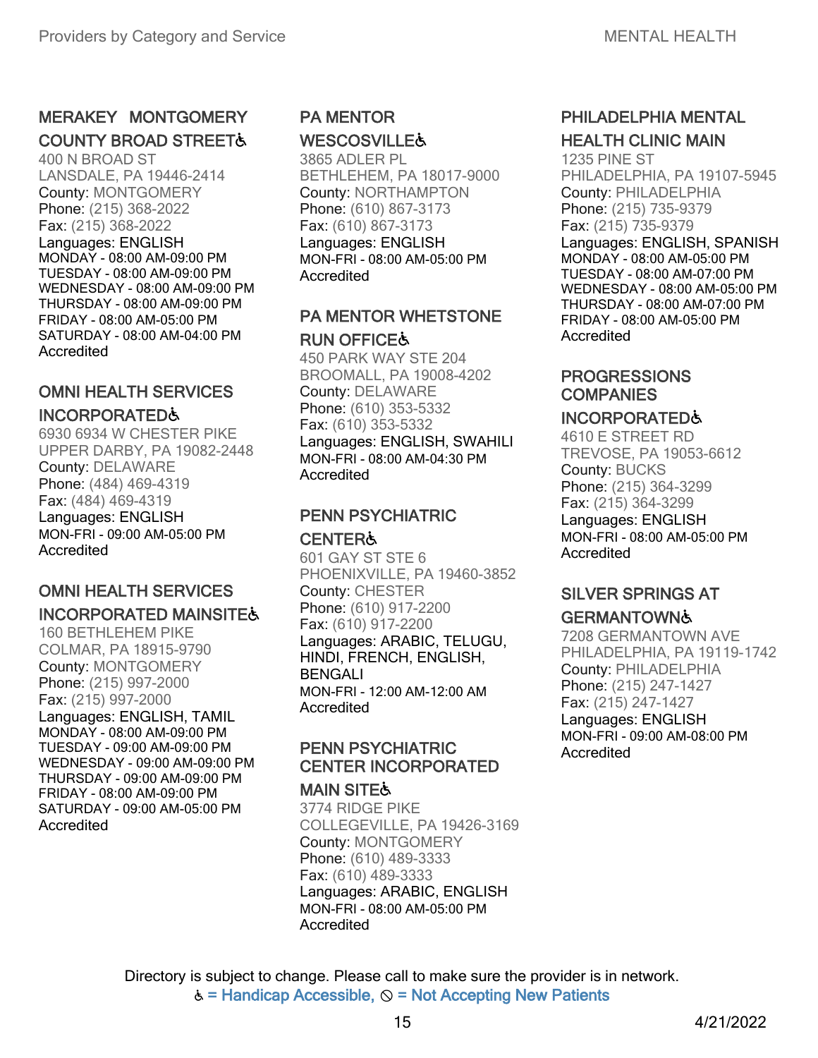### MERAKEY MONTGOMERY COUNTY BROAD STREET♿

400 N BROAD ST
LANSDALE, PA 19446-2414
County: MONTGOMERY
Phone: (215) 368-2022
Fax: (215) 368-2022
Languages: ENGLISH
MONDAY - 08:00 AM-09:00 PM
TUESDAY - 08:00 AM-09:00 PM
WEDNESDAY - 08:00 AM-09:00 PM
THURSDAY - 08:00 AM-09:00 PM
FRIDAY - 08:00 AM-05:00 PM
SATURDAY - 08:00 AM-04:00 PM
Accredited

### OMNI HEALTH SERVICES INCORPORATED♿

6930 6934 W CHESTER PIKE
UPPER DARBY, PA 19082-2448
County: DELAWARE
Phone: (484) 469-4319
Fax: (484) 469-4319
Languages: ENGLISH
MON-FRI - 09:00 AM-05:00 PM
Accredited

### OMNI HEALTH SERVICES INCORPORATED MAINSITE♿

160 BETHLEHEM PIKE
COLMAR, PA 18915-9790
County: MONTGOMERY
Phone: (215) 997-2000
Fax: (215) 997-2000
Languages: ENGLISH, TAMIL
MONDAY - 08:00 AM-09:00 PM
TUESDAY - 09:00 AM-09:00 PM
WEDNESDAY - 09:00 AM-09:00 PM
THURSDAY - 09:00 AM-09:00 PM
FRIDAY - 08:00 AM-09:00 PM
SATURDAY - 09:00 AM-05:00 PM
Accredited

### PA MENTOR WESCOSVILLE♿

3865 ADLER PL
BETHLEHEM, PA 18017-9000
County: NORTHAMPTON
Phone: (610) 867-3173
Fax: (610) 867-3173
Languages: ENGLISH
MON-FRI - 08:00 AM-05:00 PM
Accredited

### PA MENTOR WHETSTONE RUN OFFICE♿

450 PARK WAY STE 204
BROOMALL, PA 19008-4202
County: DELAWARE
Phone: (610) 353-5332
Fax: (610) 353-5332
Languages: ENGLISH, SWAHILI
MON-FRI - 08:00 AM-04:30 PM
Accredited

### PENN PSYCHIATRIC CENTER♿

601 GAY ST STE 6
PHOENIXVILLE, PA 19460-3852
County: CHESTER
Phone: (610) 917-2200
Fax: (610) 917-2200
Languages: ARABIC, TELUGU, HINDI, FRENCH, ENGLISH, BENGALI
MON-FRI - 12:00 AM-12:00 AM
Accredited

### PENN PSYCHIATRIC CENTER INCORPORATED MAIN SITE♿

3774 RIDGE PIKE
COLLEGEVILLE, PA 19426-3169
County: MONTGOMERY
Phone: (610) 489-3333
Fax: (610) 489-3333
Languages: ARABIC, ENGLISH
MON-FRI - 08:00 AM-05:00 PM
Accredited

### PHILADELPHIA MENTAL HEALTH CLINIC MAIN

1235 PINE ST
PHILADELPHIA, PA 19107-5945
County: PHILADELPHIA
Phone: (215) 735-9379
Fax: (215) 735-9379
Languages: ENGLISH, SPANISH
MONDAY - 08:00 AM-05:00 PM
TUESDAY - 08:00 AM-07:00 PM
WEDNESDAY - 08:00 AM-05:00 PM
THURSDAY - 08:00 AM-07:00 PM
FRIDAY - 08:00 AM-05:00 PM
Accredited

### PROGRESSIONS COMPANIES INCORPORATED♿

4610 E STREET RD
TREVOSE, PA 19053-6612
County: BUCKS
Phone: (215) 364-3299
Fax: (215) 364-3299
Languages: ENGLISH
MON-FRI - 08:00 AM-05:00 PM
Accredited

### SILVER SPRINGS AT GERMANTOWN♿

7208 GERMANTOWN AVE
PHILADELPHIA, PA 19119-1742
County: PHILADELPHIA
Phone: (215) 247-1427
Fax: (215) 247-1427
Languages: ENGLISH
MON-FRI - 09:00 AM-08:00 PM
Accredited

Directory is subject to change. Please call to make sure the provider is in network.
♿ = Handicap Accessible, ⦸ = Not Accepting New Patients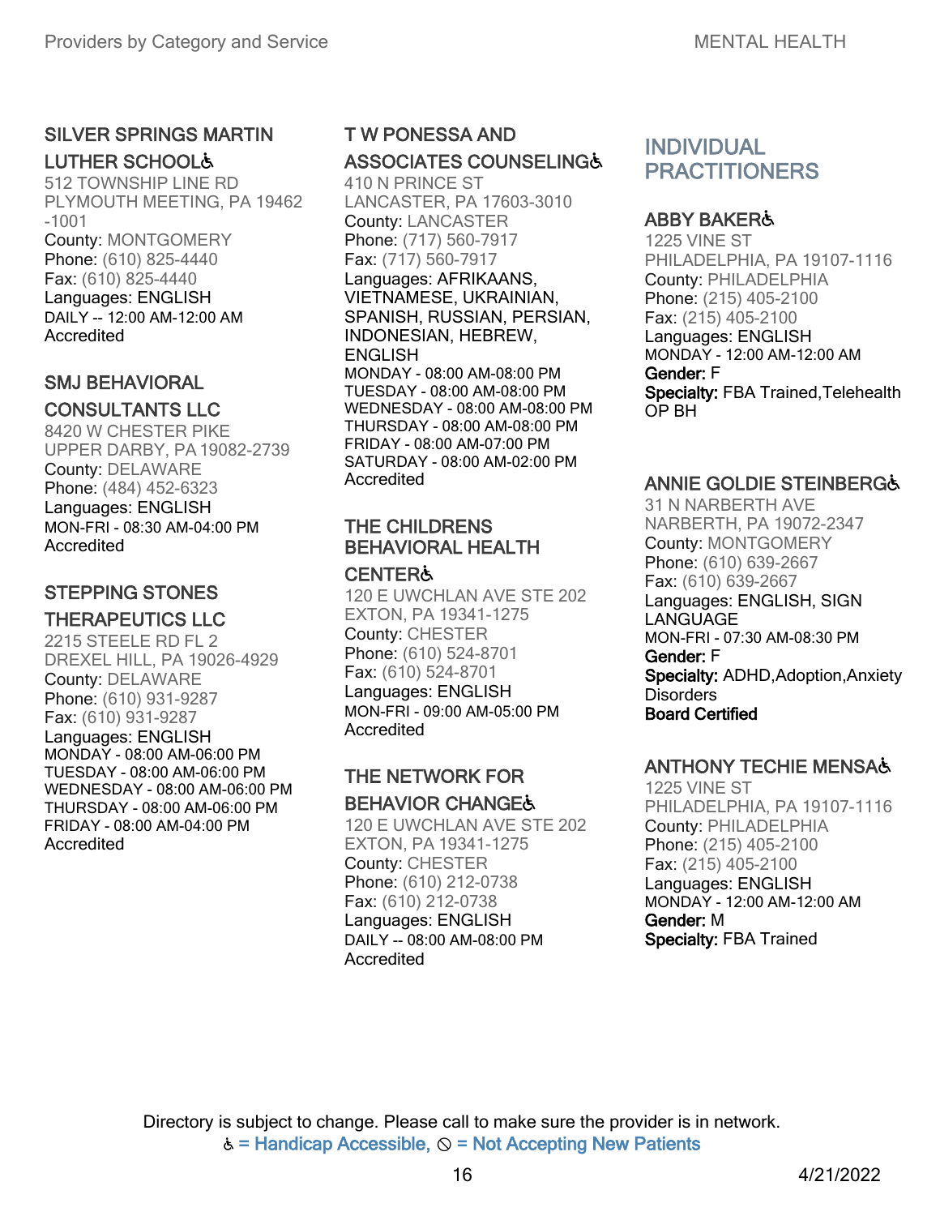### SILVER SPRINGS MARTIN LUTHER SCHOOL♿

512 TOWNSHIP LINE RD
PLYMOUTH MEETING, PA 19462-1001
County: MONTGOMERY
Phone: (610) 825-4440
Fax: (610) 825-4440
Languages: ENGLISH
DAILY -- 12:00 AM-12:00 AM
Accredited

### SMJ BEHAVIORAL CONSULTANTS LLC

8420 W CHESTER PIKE
UPPER DARBY, PA 19082-2739
County: DELAWARE
Phone: (484) 452-6323
Languages: ENGLISH
MON-FRI - 08:30 AM-04:00 PM
Accredited

### STEPPING STONES THERAPEUTICS LLC

2215 STEELE RD FL 2
DREXEL HILL, PA 19026-4929
County: DELAWARE
Phone: (610) 931-9287
Fax: (610) 931-9287
Languages: ENGLISH
MONDAY - 08:00 AM-06:00 PM
TUESDAY - 08:00 AM-06:00 PM
WEDNESDAY - 08:00 AM-06:00 PM
THURSDAY - 08:00 AM-06:00 PM
FRIDAY - 08:00 AM-04:00 PM
Accredited

### T W PONESSA AND ASSOCIATES COUNSELING♿

410 N PRINCE ST
LANCASTER, PA 17603-3010
County: LANCASTER
Phone: (717) 560-7917
Fax: (717) 560-7917
Languages: AFRIKAANS, VIETNAMESE, UKRAINIAN, SPANISH, RUSSIAN, PERSIAN, INDONESIAN, HEBREW, ENGLISH
MONDAY - 08:00 AM-08:00 PM
TUESDAY - 08:00 AM-08:00 PM
WEDNESDAY - 08:00 AM-08:00 PM
THURSDAY - 08:00 AM-08:00 PM
FRIDAY - 08:00 AM-07:00 PM
SATURDAY - 08:00 AM-02:00 PM
Accredited

### THE CHILDRENS BEHAVIORAL HEALTH CENTER♿

120 E UWCHLAN AVE STE 202
EXTON, PA 19341-1275
County: CHESTER
Phone: (610) 524-8701
Fax: (610) 524-8701
Languages: ENGLISH
MON-FRI - 09:00 AM-05:00 PM
Accredited

### THE NETWORK FOR BEHAVIOR CHANGE♿

120 E UWCHLAN AVE STE 202
EXTON, PA 19341-1275
County: CHESTER
Phone: (610) 212-0738
Fax: (610) 212-0738
Languages: ENGLISH
DAILY -- 08:00 AM-08:00 PM
Accredited

## INDIVIDUAL PRACTITIONERS

### ABBY BAKER♿

1225 VINE ST
PHILADELPHIA, PA 19107-1116
County: PHILADELPHIA
Phone: (215) 405-2100
Fax: (215) 405-2100
Languages: ENGLISH
MONDAY - 12:00 AM-12:00 AM
**Gender:** F
**Specialty:** FBA Trained,Telehealth OP BH

### ANNIE GOLDIE STEINBERG♿

31 N NARBERTH AVE
NARBERTH, PA 19072-2347
County: MONTGOMERY
Phone: (610) 639-2667
Fax: (610) 639-2667
Languages: ENGLISH, SIGN LANGUAGE
MON-FRI - 07:30 AM-08:30 PM
**Gender:** F
**Specialty:** ADHD,Adoption,Anxiety Disorders
**Board Certified**

### ANTHONY TECHIE MENSA♿

1225 VINE ST
PHILADELPHIA, PA 19107-1116
County: PHILADELPHIA
Phone: (215) 405-2100
Fax: (215) 405-2100
Languages: ENGLISH
MONDAY - 12:00 AM-12:00 AM
**Gender:** M
**Specialty:** FBA Trained

Directory is subject to change. Please call to make sure the provider is in network.
♿ = Handicap Accessible, ⃠ = Not Accepting New Patients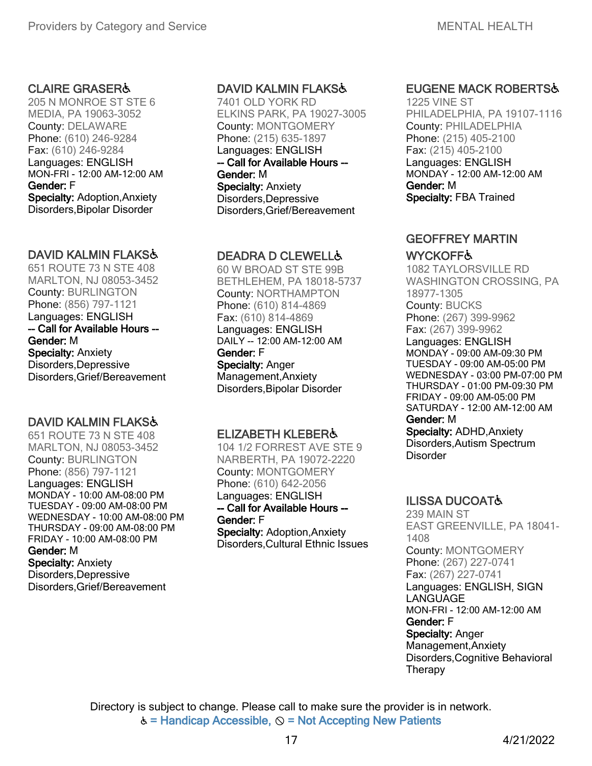### CLAIRE GRASER♿

205 N MONROE ST STE 6
MEDIA, PA 19063-3052
County: DELAWARE
Phone: (610) 246-9284
Fax: (610) 246-9284
Languages: ENGLISH
MON-FRI - 12:00 AM-12:00 AM
**Gender:** F
**Specialty:** Adoption,Anxiety Disorders,Bipolar Disorder

### DAVID KALMIN FLAKS♿

651 ROUTE 73 N STE 408
MARLTON, NJ 08053-3452
County: BURLINGTON
Phone: (856) 797-1121
Languages: ENGLISH
-- Call for Available Hours --
**Gender:** M
**Specialty:** Anxiety Disorders,Depressive Disorders,Grief/Bereavement

### DAVID KALMIN FLAKS♿

651 ROUTE 73 N STE 408
MARLTON, NJ 08053-3452
County: BURLINGTON
Phone: (856) 797-1121
Languages: ENGLISH
MONDAY - 10:00 AM-08:00 PM
TUESDAY - 09:00 AM-08:00 PM
WEDNESDAY - 10:00 AM-08:00 PM
THURSDAY - 09:00 AM-08:00 PM
FRIDAY - 10:00 AM-08:00 PM
**Gender:** M
**Specialty:** Anxiety Disorders,Depressive Disorders,Grief/Bereavement

### DAVID KALMIN FLAKS♿

7401 OLD YORK RD
ELKINS PARK, PA 19027-3005
County: MONTGOMERY
Phone: (215) 635-1897
Languages: ENGLISH
-- Call for Available Hours --
**Gender:** M
**Specialty:** Anxiety Disorders,Depressive Disorders,Grief/Bereavement

### DEADRA D CLEWELL♿

60 W BROAD ST STE 99B
BETHLEHEM, PA 18018-5737
County: NORTHAMPTON
Phone: (610) 814-4869
Fax: (610) 814-4869
Languages: ENGLISH
DAILY -- 12:00 AM-12:00 AM
**Gender:** F
**Specialty:** Anger Management,Anxiety Disorders,Bipolar Disorder

### ELIZABETH KLEBER♿

104 1/2 FORREST AVE STE 9
NARBERTH, PA 19072-2220
County: MONTGOMERY
Phone: (610) 642-2056
Languages: ENGLISH
-- Call for Available Hours --
**Gender:** F
**Specialty:** Adoption,Anxiety Disorders,Cultural Ethnic Issues

### EUGENE MACK ROBERTS♿

1225 VINE ST
PHILADELPHIA, PA 19107-1116
County: PHILADELPHIA
Phone: (215) 405-2100
Fax: (215) 405-2100
Languages: ENGLISH
MONDAY - 12:00 AM-12:00 AM
**Gender:** M
**Specialty:** FBA Trained

### GEOFFREY MARTIN WYCKOFF♿

1082 TAYLORSVILLE RD
WASHINGTON CROSSING, PA 18977-1305
County: BUCKS
Phone: (267) 399-9962
Fax: (267) 399-9962
Languages: ENGLISH
MONDAY - 09:00 AM-09:30 PM
TUESDAY - 09:00 AM-05:00 PM
WEDNESDAY - 03:00 PM-07:00 PM
THURSDAY - 01:00 PM-09:30 PM
FRIDAY - 09:00 AM-05:00 PM
SATURDAY - 12:00 AM-12:00 AM
**Gender:** M
**Specialty:** ADHD,Anxiety Disorders,Autism Spectrum Disorder

### ILISSA DUCOAT♿

239 MAIN ST
EAST GREENVILLE, PA 18041-1408
County: MONTGOMERY
Phone: (267) 227-0741
Fax: (267) 227-0741
Languages: ENGLISH, SIGN LANGUAGE
MON-FRI - 12:00 AM-12:00 AM
**Gender:** F
**Specialty:** Anger Management,Anxiety Disorders,Cognitive Behavioral Therapy

Directory is subject to change. Please call to make sure the provider is in network.
♿ = Handicap Accessible, ⊘ = Not Accepting New Patients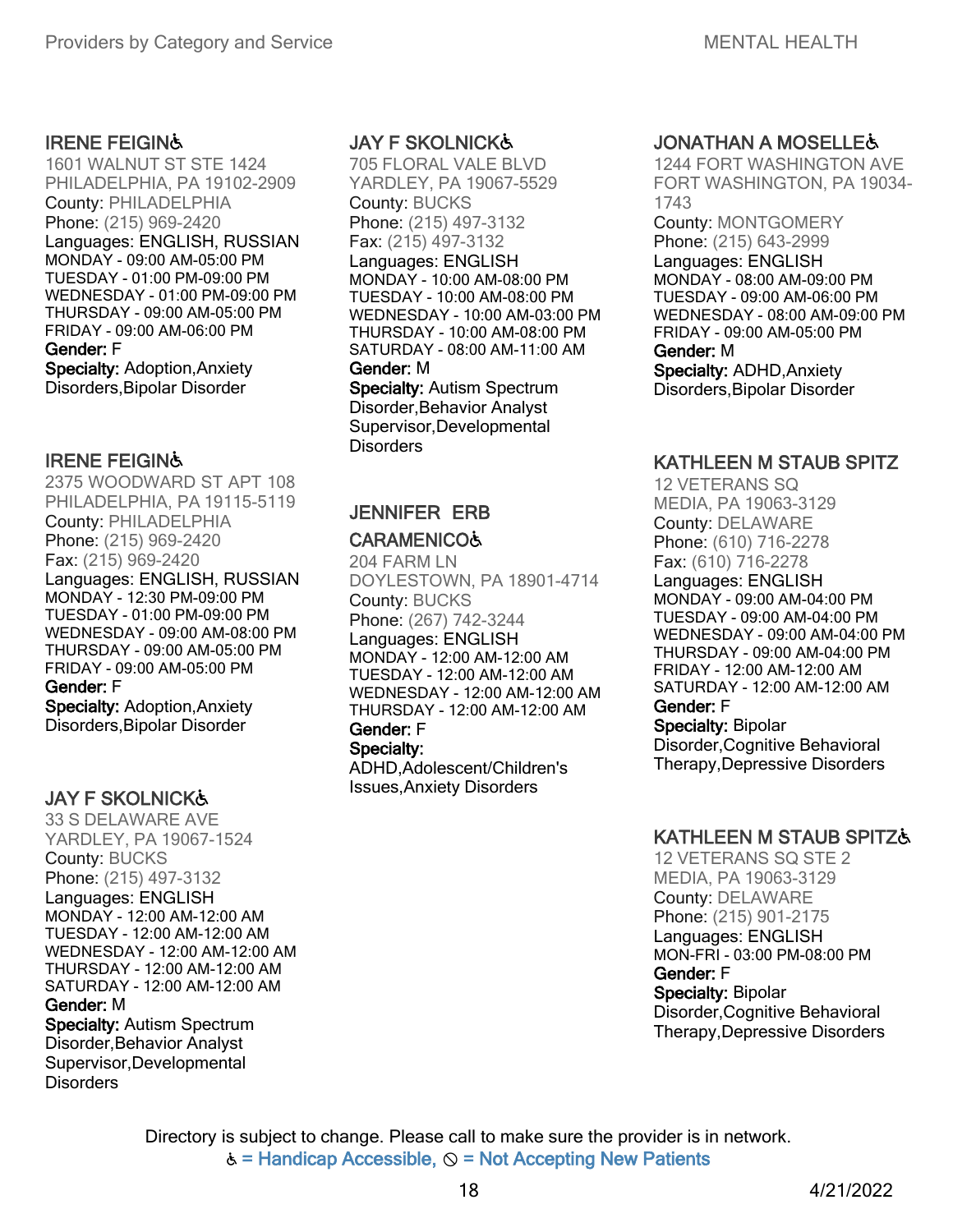### IRENE FEIGIN♿

1601 WALNUT ST STE 1424
PHILADELPHIA, PA 19102-2909
County: PHILADELPHIA
Phone: (215) 969-2420
Languages: ENGLISH, RUSSIAN
MONDAY - 09:00 AM-05:00 PM
TUESDAY - 01:00 PM-09:00 PM
WEDNESDAY - 01:00 PM-09:00 PM
THURSDAY - 09:00 AM-05:00 PM
FRIDAY - 09:00 AM-06:00 PM
**Gender:** F
**Specialty:** Adoption,Anxiety Disorders,Bipolar Disorder

### IRENE FEIGIN♿

2375 WOODWARD ST APT 108
PHILADELPHIA, PA 19115-5119
County: PHILADELPHIA
Phone: (215) 969-2420
Fax: (215) 969-2420
Languages: ENGLISH, RUSSIAN
MONDAY - 12:30 PM-09:00 PM
TUESDAY - 01:00 PM-09:00 PM
WEDNESDAY - 09:00 AM-08:00 PM
THURSDAY - 09:00 AM-05:00 PM
FRIDAY - 09:00 AM-05:00 PM
**Gender:** F
**Specialty:** Adoption,Anxiety Disorders,Bipolar Disorder

### JAY F SKOLNICK♿

33 S DELAWARE AVE
YARDLEY, PA 19067-1524
County: BUCKS
Phone: (215) 497-3132
Languages: ENGLISH
MONDAY - 12:00 AM-12:00 AM
TUESDAY - 12:00 AM-12:00 AM
WEDNESDAY - 12:00 AM-12:00 AM
THURSDAY - 12:00 AM-12:00 AM
SATURDAY - 12:00 AM-12:00 AM
**Gender:** M
**Specialty:** Autism Spectrum Disorder,Behavior Analyst Supervisor,Developmental Disorders

### JAY F SKOLNICK♿

705 FLORAL VALE BLVD
YARDLEY, PA 19067-5529
County: BUCKS
Phone: (215) 497-3132
Fax: (215) 497-3132
Languages: ENGLISH
MONDAY - 10:00 AM-08:00 PM
TUESDAY - 10:00 AM-08:00 PM
WEDNESDAY - 10:00 AM-03:00 PM
THURSDAY - 10:00 AM-08:00 PM
SATURDAY - 08:00 AM-11:00 AM
**Gender:** M
**Specialty:** Autism Spectrum Disorder,Behavior Analyst Supervisor,Developmental Disorders

### JENNIFER ERB CARAMENICO♿

204 FARM LN
DOYLESTOWN, PA 18901-4714
County: BUCKS
Phone: (267) 742-3244
Languages: ENGLISH
MONDAY - 12:00 AM-12:00 AM
TUESDAY - 12:00 AM-12:00 AM
WEDNESDAY - 12:00 AM-12:00 AM
THURSDAY - 12:00 AM-12:00 AM
**Gender:** F
**Specialty:** ADHD,Adolescent/Children's Issues,Anxiety Disorders

### JONATHAN A MOSELLE♿

1244 FORT WASHINGTON AVE
FORT WASHINGTON, PA 19034-1743
County: MONTGOMERY
Phone: (215) 643-2999
Languages: ENGLISH
MONDAY - 08:00 AM-09:00 PM
TUESDAY - 09:00 AM-06:00 PM
WEDNESDAY - 08:00 AM-09:00 PM
FRIDAY - 09:00 AM-05:00 PM
**Gender:** M
**Specialty:** ADHD,Anxiety Disorders,Bipolar Disorder

### KATHLEEN M STAUB SPITZ

12 VETERANS SQ
MEDIA, PA 19063-3129
County: DELAWARE
Phone: (610) 716-2278
Fax: (610) 716-2278
Languages: ENGLISH
MONDAY - 09:00 AM-04:00 PM
TUESDAY - 09:00 AM-04:00 PM
WEDNESDAY - 09:00 AM-04:00 PM
THURSDAY - 09:00 AM-04:00 PM
FRIDAY - 12:00 AM-12:00 AM
SATURDAY - 12:00 AM-12:00 AM
**Gender:** F
**Specialty:** Bipolar Disorder,Cognitive Behavioral Therapy,Depressive Disorders

### KATHLEEN M STAUB SPITZ♿

12 VETERANS SQ STE 2
MEDIA, PA 19063-3129
County: DELAWARE
Phone: (215) 901-2175
Languages: ENGLISH
MON-FRI - 03:00 PM-08:00 PM
**Gender:** F
**Specialty:** Bipolar Disorder,Cognitive Behavioral Therapy,Depressive Disorders

Directory is subject to change. Please call to make sure the provider is in network.
♿ = Handicap Accessible, ⊘ = Not Accepting New Patients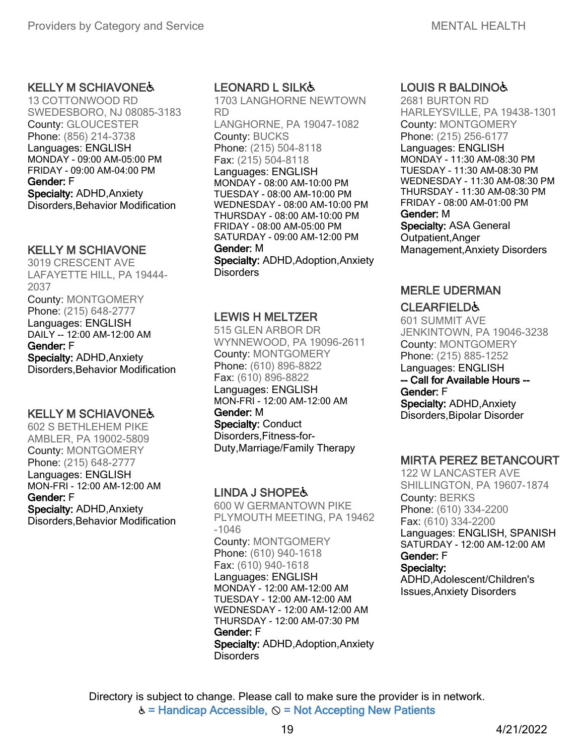### KELLY M SCHIAVONE♿

13 COTTONWOOD RD
SWEDESBORO, NJ 08085-3183
County: GLOUCESTER
Phone: (856) 214-3738
Languages: ENGLISH
MONDAY - 09:00 AM-05:00 PM
FRIDAY - 09:00 AM-04:00 PM
**Gender:** F
**Specialty:** ADHD,Anxiety Disorders,Behavior Modification

### KELLY M SCHIAVONE

3019 CRESCENT AVE
LAFAYETTE HILL, PA 19444-2037
County: MONTGOMERY
Phone: (215) 648-2777
Languages: ENGLISH
DAILY -- 12:00 AM-12:00 AM
**Gender:** F
**Specialty:** ADHD,Anxiety Disorders,Behavior Modification

### KELLY M SCHIAVONE♿

602 S BETHLEHEM PIKE
AMBLER, PA 19002-5809
County: MONTGOMERY
Phone: (215) 648-2777
Languages: ENGLISH
MON-FRI - 12:00 AM-12:00 AM
**Gender:** F
**Specialty:** ADHD,Anxiety Disorders,Behavior Modification

### LEONARD L SILK♿

1703 LANGHORNE NEWTOWN RD
LANGHORNE, PA 19047-1082
County: BUCKS
Phone: (215) 504-8118
Fax: (215) 504-8118
Languages: ENGLISH
MONDAY - 08:00 AM-10:00 PM
TUESDAY - 08:00 AM-10:00 PM
WEDNESDAY - 08:00 AM-10:00 PM
THURSDAY - 08:00 AM-10:00 PM
FRIDAY - 08:00 AM-05:00 PM
SATURDAY - 09:00 AM-12:00 PM
**Gender:** M
**Specialty:** ADHD,Adoption,Anxiety Disorders

### LEWIS H MELTZER

515 GLEN ARBOR DR
WYNNEWOOD, PA 19096-2611
County: MONTGOMERY
Phone: (610) 896-8822
Fax: (610) 896-8822
Languages: ENGLISH
MON-FRI - 12:00 AM-12:00 AM
**Gender:** M
**Specialty:** Conduct Disorders,Fitness-for-Duty,Marriage/Family Therapy

### LINDA J SHOPE♿

600 W GERMANTOWN PIKE
PLYMOUTH MEETING, PA 19462-1046
County: MONTGOMERY
Phone: (610) 940-1618
Fax: (610) 940-1618
Languages: ENGLISH
MONDAY - 12:00 AM-12:00 AM
TUESDAY - 12:00 AM-12:00 AM
WEDNESDAY - 12:00 AM-12:00 AM
THURSDAY - 12:00 AM-07:30 PM
**Gender:** F
**Specialty:** ADHD,Adoption,Anxiety Disorders

### LOUIS R BALDINO♿

2681 BURTON RD
HARLEYSVILLE, PA 19438-1301
County: MONTGOMERY
Phone: (215) 256-6177
Languages: ENGLISH
MONDAY - 11:30 AM-08:30 PM
TUESDAY - 11:30 AM-08:30 PM
WEDNESDAY - 11:30 AM-08:30 PM
THURSDAY - 11:30 AM-08:30 PM
FRIDAY - 08:00 AM-01:00 PM
**Gender:** M
**Specialty:** ASA General Outpatient,Anger Management,Anxiety Disorders

### MERLE UDERMAN CLEARFIELD♿

601 SUMMIT AVE
JENKINTOWN, PA 19046-3238
County: MONTGOMERY
Phone: (215) 885-1252
Languages: ENGLISH
**-- Call for Available Hours --**
**Gender:** F
**Specialty:** ADHD,Anxiety Disorders,Bipolar Disorder

### MIRTA PEREZ BETANCOURT

122 W LANCASTER AVE
SHILLINGTON, PA 19607-1874
County: BERKS
Phone: (610) 334-2200
Fax: (610) 334-2200
Languages: ENGLISH, SPANISH
SATURDAY - 12:00 AM-12:00 AM
**Gender:** F
**Specialty:** ADHD,Adolescent/Children's Issues,Anxiety Disorders

Directory is subject to change. Please call to make sure the provider is in network.
♿ = Handicap Accessible, ⊘ = Not Accepting New Patients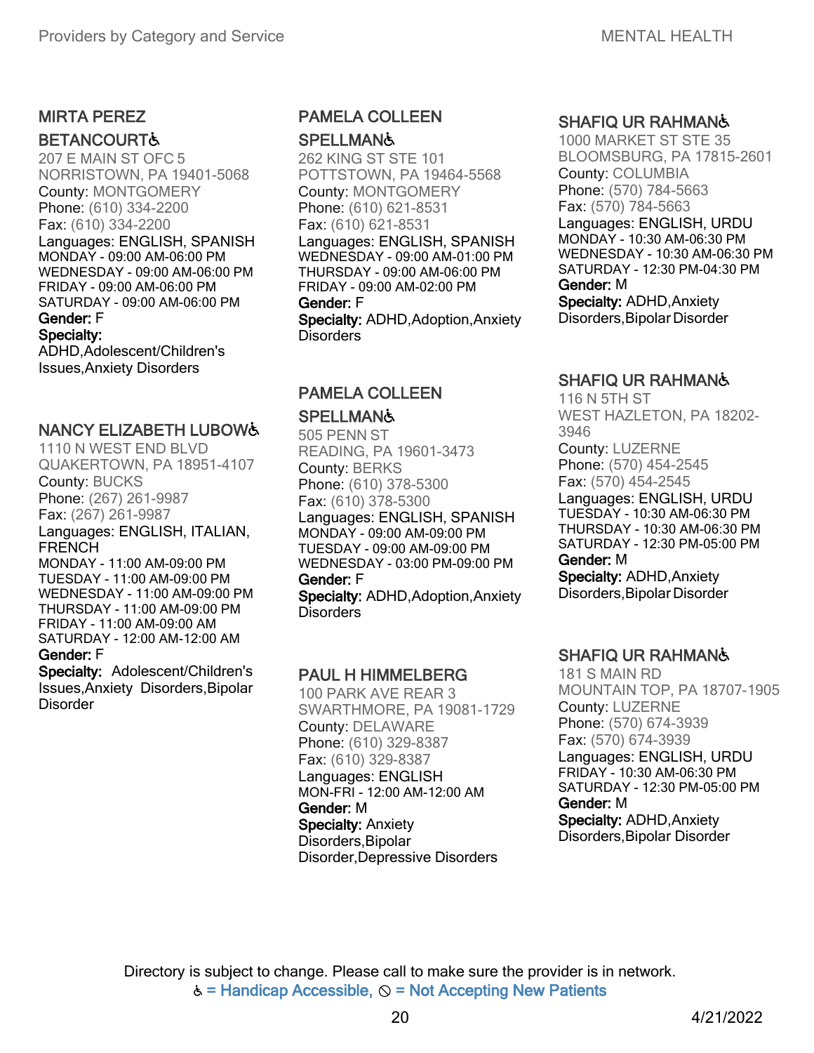### MIRTA PEREZ BETANCOURT♿

207 E MAIN ST OFC 5
NORRISTOWN, PA 19401-5068
County: MONTGOMERY
Phone: (610) 334-2200
Fax: (610) 334-2200
Languages: ENGLISH, SPANISH
MONDAY - 09:00 AM-06:00 PM
WEDNESDAY - 09:00 AM-06:00 PM
FRIDAY - 09:00 AM-06:00 PM
SATURDAY - 09:00 AM-06:00 PM
**Gender:** F
**Specialty:** ADHD,Adolescent/Children's Issues,Anxiety Disorders

### NANCY ELIZABETH LUBOW♿

1110 N WEST END BLVD
QUAKERTOWN, PA 18951-4107
County: BUCKS
Phone: (267) 261-9987
Fax: (267) 261-9987
Languages: ENGLISH, ITALIAN, FRENCH
MONDAY - 11:00 AM-09:00 PM
TUESDAY - 11:00 AM-09:00 PM
WEDNESDAY - 11:00 AM-09:00 PM
THURSDAY - 11:00 AM-09:00 PM
FRIDAY - 11:00 AM-09:00 AM
SATURDAY - 12:00 AM-12:00 AM
**Gender:** F
**Specialty:** Adolescent/Children's Issues,Anxiety Disorders,Bipolar Disorder

### PAMELA COLLEEN SPELLMAN♿

262 KING ST STE 101
POTTSTOWN, PA 19464-5568
County: MONTGOMERY
Phone: (610) 621-8531
Fax: (610) 621-8531
Languages: ENGLISH, SPANISH
WEDNESDAY - 09:00 AM-01:00 PM
THURSDAY - 09:00 AM-06:00 PM
FRIDAY - 09:00 AM-02:00 PM
**Gender:** F
**Specialty:** ADHD,Adoption,Anxiety Disorders

### PAMELA COLLEEN SPELLMAN♿

505 PENN ST
READING, PA 19601-3473
County: BERKS
Phone: (610) 378-5300
Fax: (610) 378-5300
Languages: ENGLISH, SPANISH
MONDAY - 09:00 AM-09:00 PM
TUESDAY - 09:00 AM-09:00 PM
WEDNESDAY - 03:00 PM-09:00 PM
**Gender:** F
**Specialty:** ADHD,Adoption,Anxiety Disorders

### PAUL H HIMMELBERG

100 PARK AVE REAR 3
SWARTHMORE, PA 19081-1729
County: DELAWARE
Phone: (610) 329-8387
Fax: (610) 329-8387
Languages: ENGLISH
MON-FRI - 12:00 AM-12:00 AM
**Gender:** M
**Specialty:** Anxiety Disorders,Bipolar Disorder,Depressive Disorders

### SHAFIQ UR RAHMAN♿

1000 MARKET ST STE 35
BLOOMSBURG, PA 17815-2601
County: COLUMBIA
Phone: (570) 784-5663
Fax: (570) 784-5663
Languages: ENGLISH, URDU
MONDAY - 10:30 AM-06:30 PM
WEDNESDAY - 10:30 AM-06:30 PM
SATURDAY - 12:30 PM-04:30 PM
**Gender:** M
**Specialty:** ADHD,Anxiety Disorders,Bipolar Disorder

### SHAFIQ UR RAHMAN♿

116 N 5TH ST
WEST HAZLETON, PA 18202-3946
County: LUZERNE
Phone: (570) 454-2545
Fax: (570) 454-2545
Languages: ENGLISH, URDU
TUESDAY - 10:30 AM-06:30 PM
THURSDAY - 10:30 AM-06:30 PM
SATURDAY - 12:30 PM-05:00 PM
**Gender:** M
**Specialty:** ADHD,Anxiety Disorders,Bipolar Disorder

### SHAFIQ UR RAHMAN♿

181 S MAIN RD
MOUNTAIN TOP, PA 18707-1905
County: LUZERNE
Phone: (570) 674-3939
Fax: (570) 674-3939
Languages: ENGLISH, URDU
FRIDAY - 10:30 AM-06:30 PM
SATURDAY - 12:30 PM-05:00 PM
**Gender:** M
**Specialty:** ADHD,Anxiety Disorders,Bipolar Disorder

Directory is subject to change. Please call to make sure the provider is in network.
♿ = Handicap Accessible, ⊘ = Not Accepting New Patients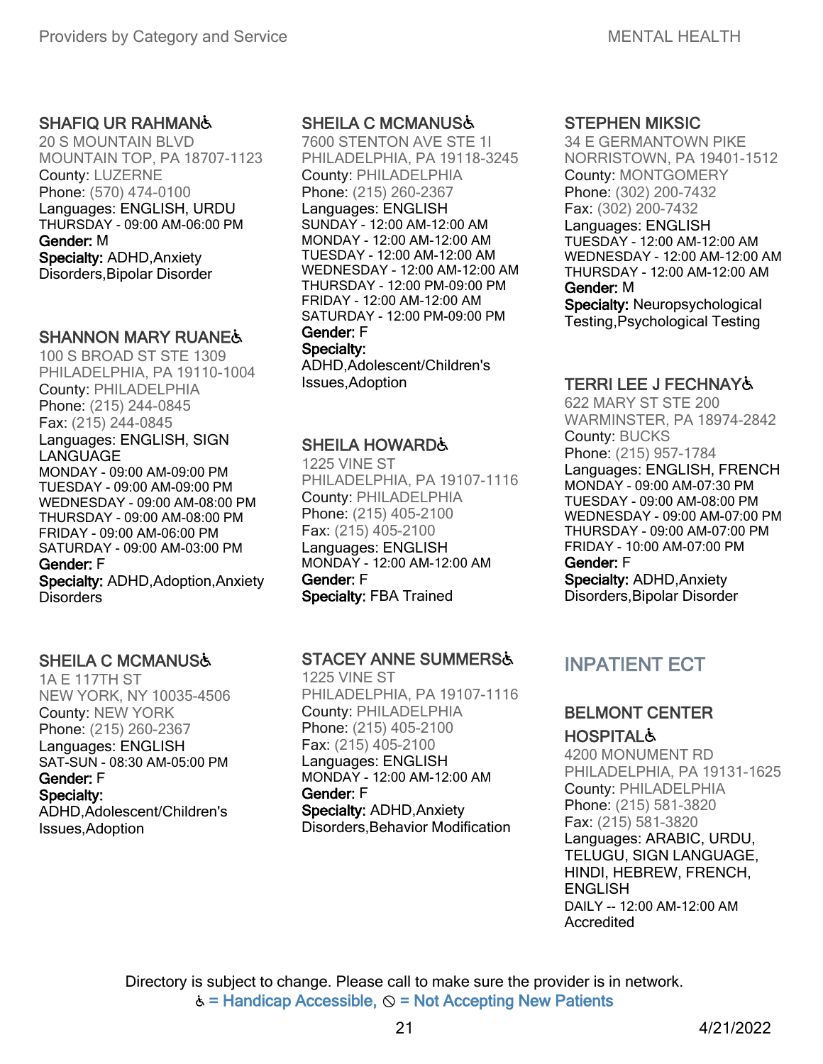### SHAFIQ UR RAHMAN♿

20 S MOUNTAIN BLVD
MOUNTAIN TOP, PA 18707-1123
County: LUZERNE
Phone: (570) 474-0100
Languages: ENGLISH, URDU
THURSDAY - 09:00 AM-06:00 PM
**Gender:** M
**Specialty:** ADHD,Anxiety Disorders,Bipolar Disorder

### SHANNON MARY RUANE♿

100 S BROAD ST STE 1309
PHILADELPHIA, PA 19110-1004
County: PHILADELPHIA
Phone: (215) 244-0845
Fax: (215) 244-0845
Languages: ENGLISH, SIGN LANGUAGE
MONDAY - 09:00 AM-09:00 PM
TUESDAY - 09:00 AM-09:00 PM
WEDNESDAY - 09:00 AM-08:00 PM
THURSDAY - 09:00 AM-08:00 PM
FRIDAY - 09:00 AM-06:00 PM
SATURDAY - 09:00 AM-03:00 PM
**Gender:** F
**Specialty:** ADHD,Adoption,Anxiety Disorders

### SHEILA C MCMANUS♿

1A E 117TH ST
NEW YORK, NY 10035-4506
County: NEW YORK
Phone: (215) 260-2367
Languages: ENGLISH
SAT-SUN - 08:30 AM-05:00 PM
**Gender:** F
**Specialty:** ADHD,Adolescent/Children's Issues,Adoption

### SHEILA C MCMANUS♿

7600 STENTON AVE STE 1I
PHILADELPHIA, PA 19118-3245
County: PHILADELPHIA
Phone: (215) 260-2367
Languages: ENGLISH
SUNDAY - 12:00 AM-12:00 AM
MONDAY - 12:00 AM-12:00 AM
TUESDAY - 12:00 AM-12:00 AM
WEDNESDAY - 12:00 AM-12:00 AM
THURSDAY - 12:00 PM-09:00 PM
FRIDAY - 12:00 AM-12:00 AM
SATURDAY - 12:00 PM-09:00 PM
**Gender:** F
**Specialty:** ADHD,Adolescent/Children's Issues,Adoption

### SHEILA HOWARD♿

1225 VINE ST
PHILADELPHIA, PA 19107-1116
County: PHILADELPHIA
Phone: (215) 405-2100
Fax: (215) 405-2100
Languages: ENGLISH
MONDAY - 12:00 AM-12:00 AM
**Gender:** F
**Specialty:** FBA Trained

### STACEY ANNE SUMMERS♿

1225 VINE ST
PHILADELPHIA, PA 19107-1116
County: PHILADELPHIA
Phone: (215) 405-2100
Fax: (215) 405-2100
Languages: ENGLISH
MONDAY - 12:00 AM-12:00 AM
**Gender:** F
**Specialty:** ADHD,Anxiety Disorders,Behavior Modification

### STEPHEN MIKSIC

34 E GERMANTOWN PIKE
NORRISTOWN, PA 19401-1512
County: MONTGOMERY
Phone: (302) 200-7432
Fax: (302) 200-7432
Languages: ENGLISH
TUESDAY - 12:00 AM-12:00 AM
WEDNESDAY - 12:00 AM-12:00 AM
THURSDAY - 12:00 AM-12:00 AM
**Gender:** M
**Specialty:** Neuropsychological Testing,Psychological Testing

### TERRI LEE J FECHNAY♿

622 MARY ST STE 200
WARMINSTER, PA 18974-2842
County: BUCKS
Phone: (215) 957-1784
Languages: ENGLISH, FRENCH
MONDAY - 09:00 AM-07:30 PM
TUESDAY - 09:00 AM-08:00 PM
WEDNESDAY - 09:00 AM-07:00 PM
THURSDAY - 09:00 AM-07:00 PM
FRIDAY - 10:00 AM-07:00 PM
**Gender:** F
**Specialty:** ADHD,Anxiety Disorders,Bipolar Disorder

## INPATIENT ECT

### BELMONT CENTER HOSPITAL♿

4200 MONUMENT RD
PHILADELPHIA, PA 19131-1625
County: PHILADELPHIA
Phone: (215) 581-3820
Fax: (215) 581-3820
Languages: ARABIC, URDU, TELUGU, SIGN LANGUAGE, HINDI, HEBREW, FRENCH, ENGLISH
DAILY -- 12:00 AM-12:00 AM
Accredited

Directory is subject to change. Please call to make sure the provider is in network.
♿ = Handicap Accessible, ⃠ = Not Accepting New Patients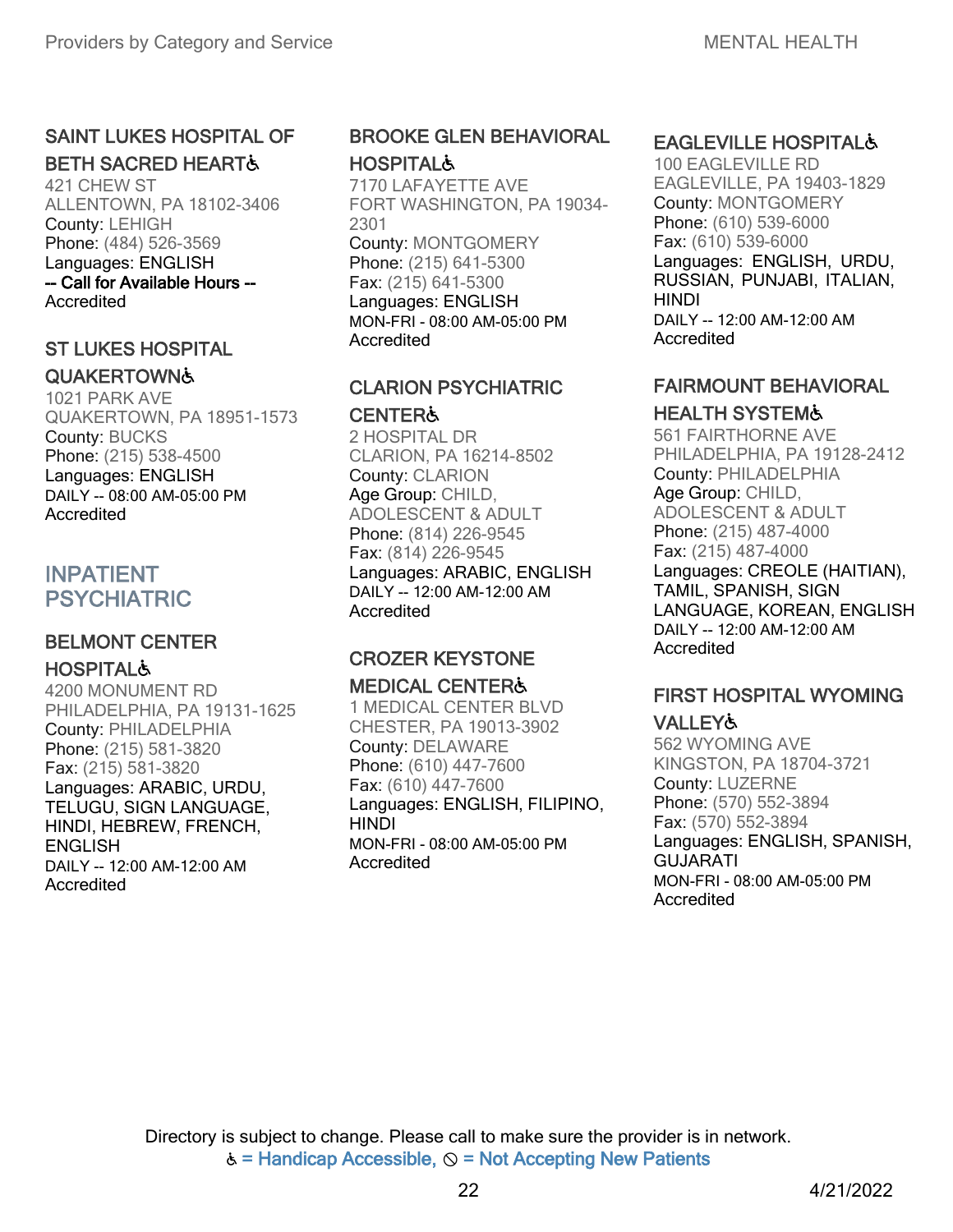### SAINT LUKES HOSPITAL OF BETH SACRED HEART♿

421 CHEW ST
ALLENTOWN, PA 18102-3406
County: LEHIGH
Phone: (484) 526-3569
Languages: ENGLISH
**-- Call for Available Hours --**
Accredited

### ST LUKES HOSPITAL QUAKERTOWN♿

1021 PARK AVE
QUAKERTOWN, PA 18951-1573
County: BUCKS
Phone: (215) 538-4500
Languages: ENGLISH
DAILY -- 08:00 AM-05:00 PM
Accredited

## INPATIENT PSYCHIATRIC

### BELMONT CENTER HOSPITAL♿

4200 MONUMENT RD
PHILADELPHIA, PA 19131-1625
County: PHILADELPHIA
Phone: (215) 581-3820
Fax: (215) 581-3820
Languages: ARABIC, URDU, TELUGU, SIGN LANGUAGE, HINDI, HEBREW, FRENCH, ENGLISH
DAILY -- 12:00 AM-12:00 AM
Accredited

### BROOKE GLEN BEHAVIORAL HOSPITAL♿

7170 LAFAYETTE AVE
FORT WASHINGTON, PA 19034-2301
County: MONTGOMERY
Phone: (215) 641-5300
Fax: (215) 641-5300
Languages: ENGLISH
MON-FRI - 08:00 AM-05:00 PM
Accredited

### CLARION PSYCHIATRIC CENTER♿

2 HOSPITAL DR
CLARION, PA 16214-8502
County: CLARION
Age Group: CHILD, ADOLESCENT & ADULT
Phone: (814) 226-9545
Fax: (814) 226-9545
Languages: ARABIC, ENGLISH
DAILY -- 12:00 AM-12:00 AM
Accredited

### CROZER KEYSTONE MEDICAL CENTER♿

1 MEDICAL CENTER BLVD
CHESTER, PA 19013-3902
County: DELAWARE
Phone: (610) 447-7600
Fax: (610) 447-7600
Languages: ENGLISH, FILIPINO, HINDI
MON-FRI - 08:00 AM-05:00 PM
Accredited

### EAGLEVILLE HOSPITAL♿

100 EAGLEVILLE RD
EAGLEVILLE, PA 19403-1829
County: MONTGOMERY
Phone: (610) 539-6000
Fax: (610) 539-6000
Languages: ENGLISH, URDU, RUSSIAN, PUNJABI, ITALIAN, HINDI
DAILY -- 12:00 AM-12:00 AM
Accredited

### FAIRMOUNT BEHAVIORAL HEALTH SYSTEM♿

561 FAIRTHORNE AVE
PHILADELPHIA, PA 19128-2412
County: PHILADELPHIA
Age Group: CHILD, ADOLESCENT & ADULT
Phone: (215) 487-4000
Fax: (215) 487-4000
Languages: CREOLE (HAITIAN), TAMIL, SPANISH, SIGN LANGUAGE, KOREAN, ENGLISH
DAILY -- 12:00 AM-12:00 AM
Accredited

### FIRST HOSPITAL WYOMING VALLEY♿

562 WYOMING AVE
KINGSTON, PA 18704-3721
County: LUZERNE
Phone: (570) 552-3894
Fax: (570) 552-3894
Languages: ENGLISH, SPANISH, GUJARATI
MON-FRI - 08:00 AM-05:00 PM
Accredited

Directory is subject to change. Please call to make sure the provider is in network.
♿ = Handicap Accessible, ⊘ = Not Accepting New Patients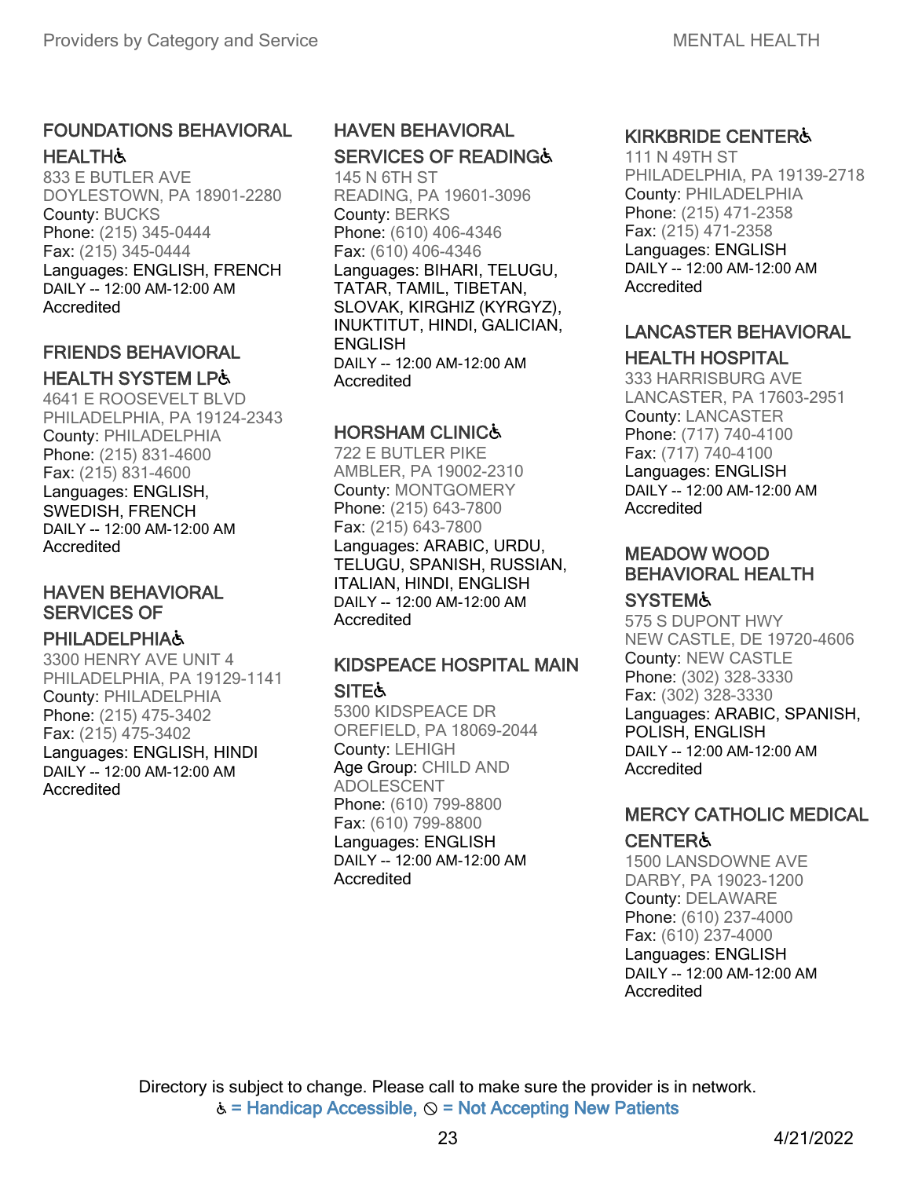### FOUNDATIONS BEHAVIORAL HEALTH♿

833 E BUTLER AVE
DOYLESTOWN, PA 18901-2280
County: BUCKS
Phone: (215) 345-0444
Fax: (215) 345-0444
Languages: ENGLISH, FRENCH
DAILY -- 12:00 AM-12:00 AM
Accredited

### FRIENDS BEHAVIORAL HEALTH SYSTEM LP♿

4641 E ROOSEVELT BLVD
PHILADELPHIA, PA 19124-2343
County: PHILADELPHIA
Phone: (215) 831-4600
Fax: (215) 831-4600
Languages: ENGLISH, SWEDISH, FRENCH
DAILY -- 12:00 AM-12:00 AM
Accredited

### HAVEN BEHAVIORAL SERVICES OF PHILADELPHIA♿

3300 HENRY AVE UNIT 4
PHILADELPHIA, PA 19129-1141
County: PHILADELPHIA
Phone: (215) 475-3402
Fax: (215) 475-3402
Languages: ENGLISH, HINDI
DAILY -- 12:00 AM-12:00 AM
Accredited

### HAVEN BEHAVIORAL SERVICES OF READING♿

145 N 6TH ST
READING, PA 19601-3096
County: BERKS
Phone: (610) 406-4346
Fax: (610) 406-4346
Languages: BIHARI, TELUGU, TATAR, TAMIL, TIBETAN, SLOVAK, KIRGHIZ (KYRGYZ), INUKTITUT, HINDI, GALICIAN, ENGLISH
DAILY -- 12:00 AM-12:00 AM
Accredited

### HORSHAM CLINIC♿

722 E BUTLER PIKE
AMBLER, PA 19002-2310
County: MONTGOMERY
Phone: (215) 643-7800
Fax: (215) 643-7800
Languages: ARABIC, URDU, TELUGU, SPANISH, RUSSIAN, ITALIAN, HINDI, ENGLISH
DAILY -- 12:00 AM-12:00 AM
Accredited

### KIDSPEACE HOSPITAL MAIN SITE♿

5300 KIDSPEACE DR
OREFIELD, PA 18069-2044
County: LEHIGH
Age Group: CHILD AND ADOLESCENT
Phone: (610) 799-8800
Fax: (610) 799-8800
Languages: ENGLISH
DAILY -- 12:00 AM-12:00 AM
Accredited

### KIRKBRIDE CENTER♿

111 N 49TH ST
PHILADELPHIA, PA 19139-2718
County: PHILADELPHIA
Phone: (215) 471-2358
Fax: (215) 471-2358
Languages: ENGLISH
DAILY -- 12:00 AM-12:00 AM
Accredited

### LANCASTER BEHAVIORAL HEALTH HOSPITAL

333 HARRISBURG AVE
LANCASTER, PA 17603-2951
County: LANCASTER
Phone: (717) 740-4100
Fax: (717) 740-4100
Languages: ENGLISH
DAILY -- 12:00 AM-12:00 AM
Accredited

### MEADOW WOOD BEHAVIORAL HEALTH SYSTEM♿

575 S DUPONT HWY
NEW CASTLE, DE 19720-4606
County: NEW CASTLE
Phone: (302) 328-3330
Fax: (302) 328-3330
Languages: ARABIC, SPANISH, POLISH, ENGLISH
DAILY -- 12:00 AM-12:00 AM
Accredited

### MERCY CATHOLIC MEDICAL CENTER♿

1500 LANSDOWNE AVE
DARBY, PA 19023-1200
County: DELAWARE
Phone: (610) 237-4000
Fax: (610) 237-4000
Languages: ENGLISH
DAILY -- 12:00 AM-12:00 AM
Accredited

Directory is subject to change. Please call to make sure the provider is in network.
♿ = Handicap Accessible, ⊘ = Not Accepting New Patients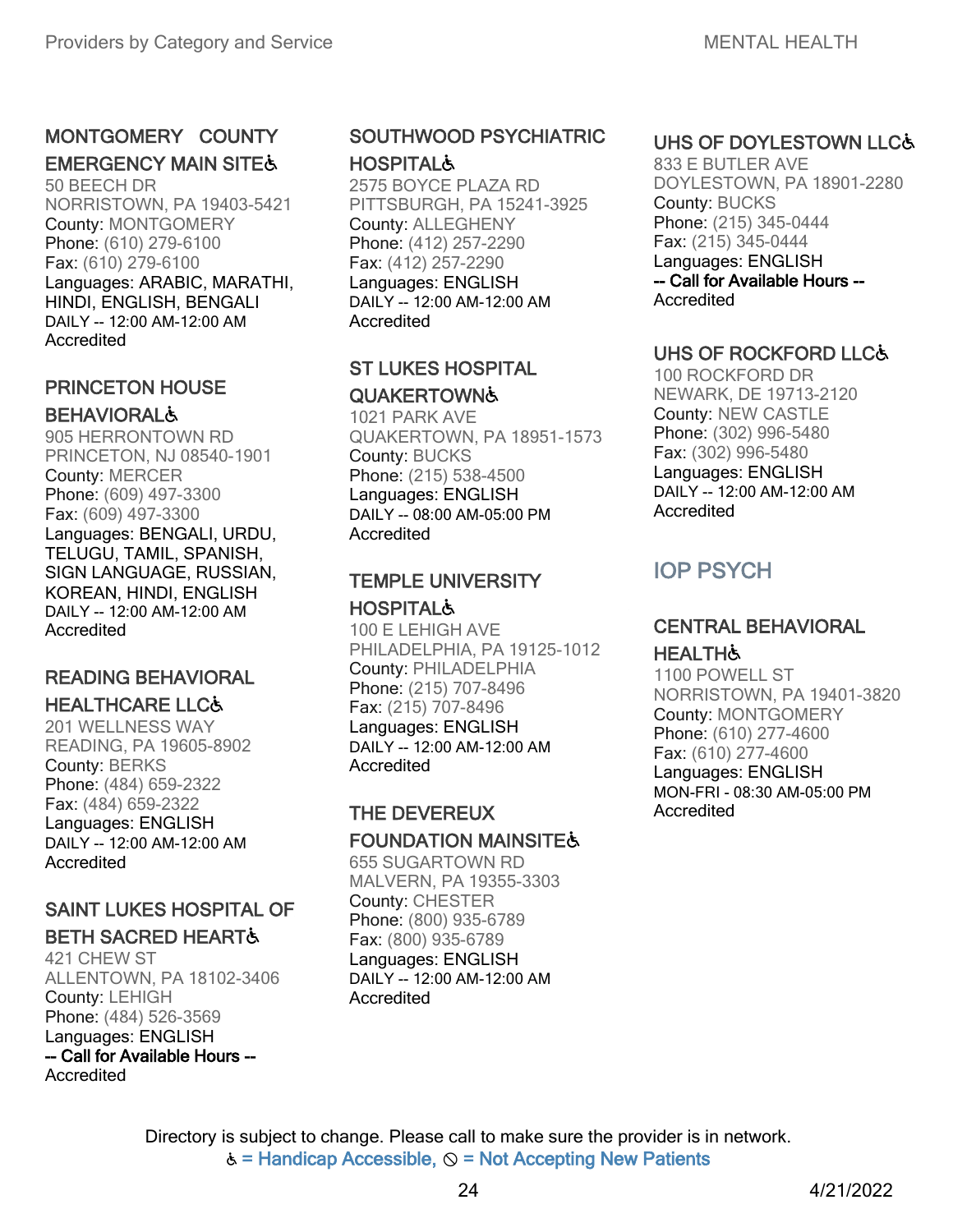### MONTGOMERY COUNTY EMERGENCY MAIN SITE♿

50 BEECH DR
NORRISTOWN, PA 19403-5421
County: MONTGOMERY
Phone: (610) 279-6100
Fax: (610) 279-6100
Languages: ARABIC, MARATHI, HINDI, ENGLISH, BENGALI
DAILY -- 12:00 AM-12:00 AM
Accredited

### PRINCETON HOUSE BEHAVIORAL♿

905 HERRONTOWN RD
PRINCETON, NJ 08540-1901
County: MERCER
Phone: (609) 497-3300
Fax: (609) 497-3300
Languages: BENGALI, URDU, TELUGU, TAMIL, SPANISH, SIGN LANGUAGE, RUSSIAN, KOREAN, HINDI, ENGLISH
DAILY -- 12:00 AM-12:00 AM
Accredited

### READING BEHAVIORAL HEALTHCARE LLC♿

201 WELLNESS WAY
READING, PA 19605-8902
County: BERKS
Phone: (484) 659-2322
Fax: (484) 659-2322
Languages: ENGLISH
DAILY -- 12:00 AM-12:00 AM
Accredited

### SAINT LUKES HOSPITAL OF BETH SACRED HEART♿

421 CHEW ST
ALLENTOWN, PA 18102-3406
County: LEHIGH
Phone: (484) 526-3569
Languages: ENGLISH
-- Call for Available Hours --
Accredited

### SOUTHWOOD PSYCHIATRIC HOSPITAL♿

2575 BOYCE PLAZA RD
PITTSBURGH, PA 15241-3925
County: ALLEGHENY
Phone: (412) 257-2290
Fax: (412) 257-2290
Languages: ENGLISH
DAILY -- 12:00 AM-12:00 AM
Accredited

### ST LUKES HOSPITAL QUAKERTOWN♿

1021 PARK AVE
QUAKERTOWN, PA 18951-1573
County: BUCKS
Phone: (215) 538-4500
Languages: ENGLISH
DAILY -- 08:00 AM-05:00 PM
Accredited

### TEMPLE UNIVERSITY HOSPITAL♿

100 E LEHIGH AVE
PHILADELPHIA, PA 19125-1012
County: PHILADELPHIA
Phone: (215) 707-8496
Fax: (215) 707-8496
Languages: ENGLISH
DAILY -- 12:00 AM-12:00 AM
Accredited

### THE DEVEREUX FOUNDATION MAINSITE♿

655 SUGARTOWN RD
MALVERN, PA 19355-3303
County: CHESTER
Phone: (800) 935-6789
Fax: (800) 935-6789
Languages: ENGLISH
DAILY -- 12:00 AM-12:00 AM
Accredited

### UHS OF DOYLESTOWN LLC♿

833 E BUTLER AVE
DOYLESTOWN, PA 18901-2280
County: BUCKS
Phone: (215) 345-0444
Fax: (215) 345-0444
Languages: ENGLISH
-- Call for Available Hours --
Accredited

### UHS OF ROCKFORD LLC♿

100 ROCKFORD DR
NEWARK, DE 19713-2120
County: NEW CASTLE
Phone: (302) 996-5480
Fax: (302) 996-5480
Languages: ENGLISH
DAILY -- 12:00 AM-12:00 AM
Accredited

## IOP PSYCH

### CENTRAL BEHAVIORAL HEALTH♿

1100 POWELL ST
NORRISTOWN, PA 19401-3820
County: MONTGOMERY
Phone: (610) 277-4600
Fax: (610) 277-4600
Languages: ENGLISH
MON-FRI - 08:30 AM-05:00 PM
Accredited

Directory is subject to change. Please call to make sure the provider is in network.
♿ = Handicap Accessible, ⦸ = Not Accepting New Patients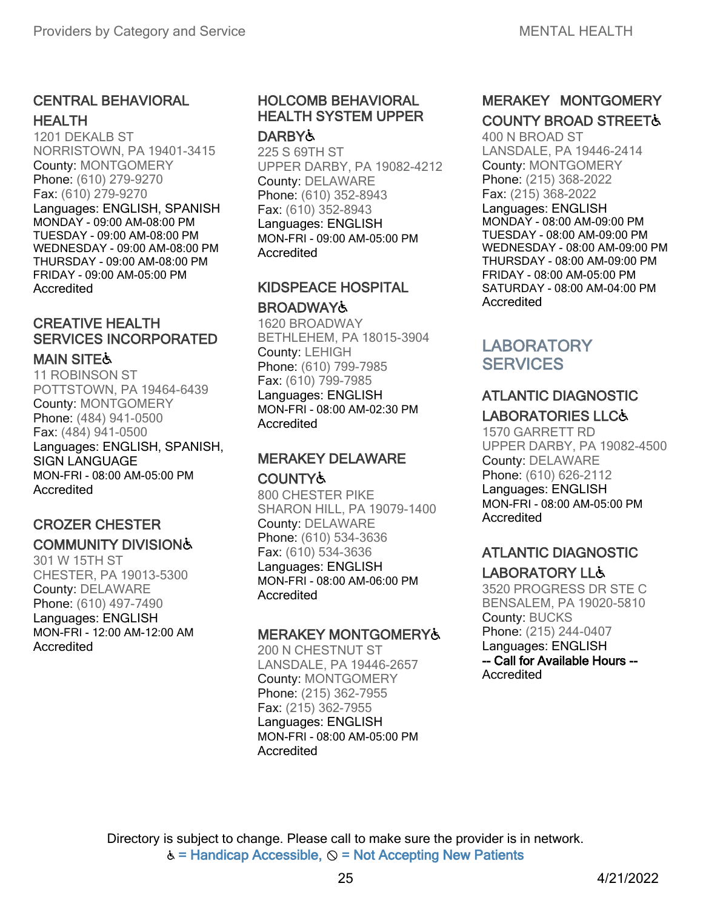### CENTRAL BEHAVIORAL HEALTH

1201 DEKALB ST
NORRISTOWN, PA 19401-3415
County: MONTGOMERY
Phone: (610) 279-9270
Fax: (610) 279-9270
Languages: ENGLISH, SPANISH
MONDAY - 09:00 AM-08:00 PM
TUESDAY - 09:00 AM-08:00 PM
WEDNESDAY - 09:00 AM-08:00 PM
THURSDAY - 09:00 AM-08:00 PM
FRIDAY - 09:00 AM-05:00 PM
Accredited

### CREATIVE HEALTH SERVICES INCORPORATED MAIN SITE♿

11 ROBINSON ST
POTTSTOWN, PA 19464-6439
County: MONTGOMERY
Phone: (484) 941-0500
Fax: (484) 941-0500
Languages: ENGLISH, SPANISH, SIGN LANGUAGE
MON-FRI - 08:00 AM-05:00 PM
Accredited

### CROZER CHESTER COMMUNITY DIVISION♿

301 W 15TH ST
CHESTER, PA 19013-5300
County: DELAWARE
Phone: (610) 497-7490
Languages: ENGLISH
MON-FRI - 12:00 AM-12:00 AM
Accredited

### HOLCOMB BEHAVIORAL HEALTH SYSTEM UPPER DARBY♿

225 S 69TH ST
UPPER DARBY, PA 19082-4212
County: DELAWARE
Phone: (610) 352-8943
Fax: (610) 352-8943
Languages: ENGLISH
MON-FRI - 09:00 AM-05:00 PM
Accredited

### KIDSPEACE HOSPITAL BROADWAY♿

1620 BROADWAY
BETHLEHEM, PA 18015-3904
County: LEHIGH
Phone: (610) 799-7985
Fax: (610) 799-7985
Languages: ENGLISH
MON-FRI - 08:00 AM-02:30 PM
Accredited

### MERAKEY DELAWARE COUNTY♿

800 CHESTER PIKE
SHARON HILL, PA 19079-1400
County: DELAWARE
Phone: (610) 534-3636
Fax: (610) 534-3636
Languages: ENGLISH
MON-FRI - 08:00 AM-06:00 PM
Accredited

### MERAKEY MONTGOMERY♿

200 N CHESTNUT ST
LANSDALE, PA 19446-2657
County: MONTGOMERY
Phone: (215) 362-7955
Fax: (215) 362-7955
Languages: ENGLISH
MON-FRI - 08:00 AM-05:00 PM
Accredited

### MERAKEY MONTGOMERY COUNTY BROAD STREET♿

400 N BROAD ST
LANSDALE, PA 19446-2414
County: MONTGOMERY
Phone: (215) 368-2022
Fax: (215) 368-2022
Languages: ENGLISH
MONDAY - 08:00 AM-09:00 PM
TUESDAY - 08:00 AM-09:00 PM
WEDNESDAY - 08:00 AM-09:00 PM
THURSDAY - 08:00 AM-09:00 PM
FRIDAY - 08:00 AM-05:00 PM
SATURDAY - 08:00 AM-04:00 PM
Accredited

## LABORATORY SERVICES

### ATLANTIC DIAGNOSTIC LABORATORIES LLC♿

1570 GARRETT RD
UPPER DARBY, PA 19082-4500
County: DELAWARE
Phone: (610) 626-2112
Languages: ENGLISH
MON-FRI - 08:00 AM-05:00 PM
Accredited

### ATLANTIC DIAGNOSTIC LABORATORY LL♿

3520 PROGRESS DR STE C
BENSALEM, PA 19020-5810
County: BUCKS
Phone: (215) 244-0407
Languages: ENGLISH
-- Call for Available Hours --
Accredited

Directory is subject to change. Please call to make sure the provider is in network.
♿ = Handicap Accessible, ⊘ = Not Accepting New Patients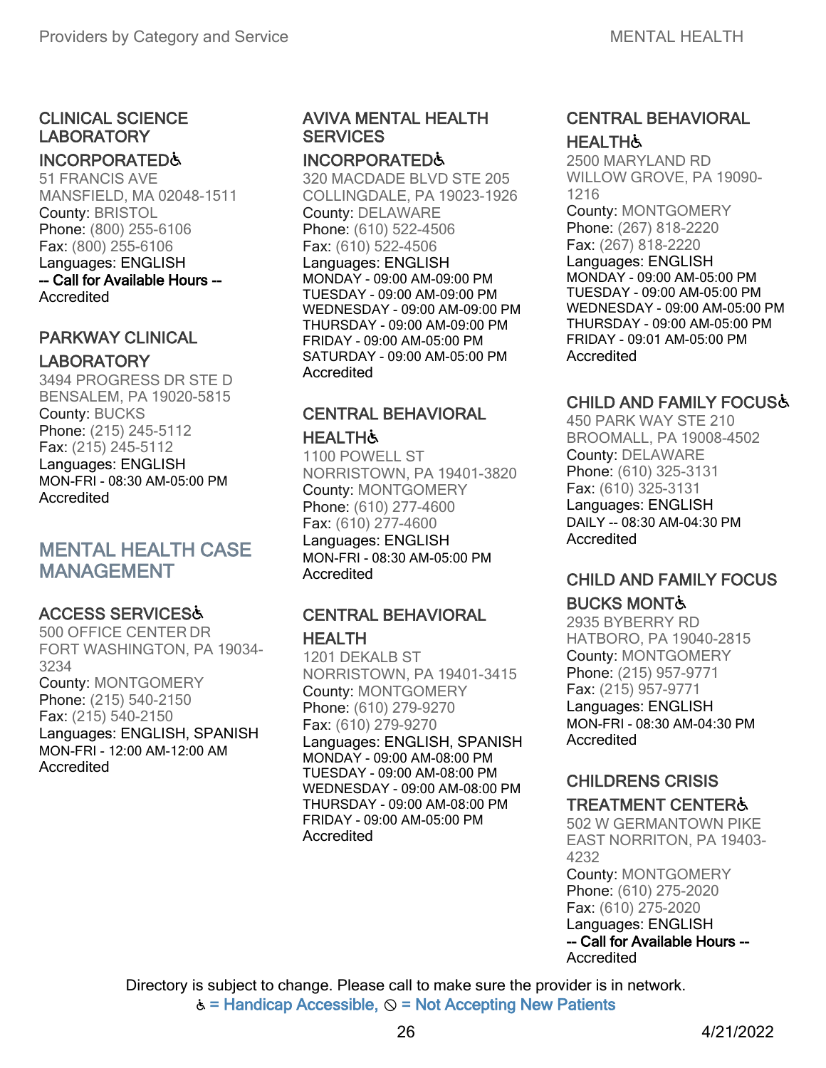### CLINICAL SCIENCE LABORATORY INCORPORATED♿

51 FRANCIS AVE
MANSFIELD, MA 02048-1511
County: BRISTOL
Phone: (800) 255-6106
Fax: (800) 255-6106
Languages: ENGLISH
**-- Call for Available Hours --**
Accredited

### PARKWAY CLINICAL LABORATORY

3494 PROGRESS DR STE D
BENSALEM, PA 19020-5815
County: BUCKS
Phone: (215) 245-5112
Fax: (215) 245-5112
Languages: ENGLISH
MON-FRI - 08:30 AM-05:00 PM
Accredited

## MENTAL HEALTH CASE MANAGEMENT

### ACCESS SERVICES♿

500 OFFICE CENTER DR
FORT WASHINGTON, PA 19034-3234
County: MONTGOMERY
Phone: (215) 540-2150
Fax: (215) 540-2150
Languages: ENGLISH, SPANISH
MON-FRI - 12:00 AM-12:00 AM
Accredited

### AVIVA MENTAL HEALTH SERVICES INCORPORATED♿

320 MACDADE BLVD STE 205
COLLINGDALE, PA 19023-1926
County: DELAWARE
Phone: (610) 522-4506
Fax: (610) 522-4506
Languages: ENGLISH
MONDAY - 09:00 AM-09:00 PM
TUESDAY - 09:00 AM-09:00 PM
WEDNESDAY - 09:00 AM-09:00 PM
THURSDAY - 09:00 AM-09:00 PM
FRIDAY - 09:00 AM-05:00 PM
SATURDAY - 09:00 AM-05:00 PM
Accredited

### CENTRAL BEHAVIORAL HEALTH♿

1100 POWELL ST
NORRISTOWN, PA 19401-3820
County: MONTGOMERY
Phone: (610) 277-4600
Fax: (610) 277-4600
Languages: ENGLISH
MON-FRI - 08:30 AM-05:00 PM
Accredited

### CENTRAL BEHAVIORAL HEALTH

1201 DEKALB ST
NORRISTOWN, PA 19401-3415
County: MONTGOMERY
Phone: (610) 279-9270
Fax: (610) 279-9270
Languages: ENGLISH, SPANISH
MONDAY - 09:00 AM-08:00 PM
TUESDAY - 09:00 AM-08:00 PM
WEDNESDAY - 09:00 AM-08:00 PM
THURSDAY - 09:00 AM-08:00 PM
FRIDAY - 09:00 AM-05:00 PM
Accredited

### CENTRAL BEHAVIORAL HEALTH♿

2500 MARYLAND RD
WILLOW GROVE, PA 19090-1216
County: MONTGOMERY
Phone: (267) 818-2220
Fax: (267) 818-2220
Languages: ENGLISH
MONDAY - 09:00 AM-05:00 PM
TUESDAY - 09:00 AM-05:00 PM
WEDNESDAY - 09:00 AM-05:00 PM
THURSDAY - 09:00 AM-05:00 PM
FRIDAY - 09:01 AM-05:00 PM
Accredited

### CHILD AND FAMILY FOCUS♿

450 PARK WAY STE 210
BROOMALL, PA 19008-4502
County: DELAWARE
Phone: (610) 325-3131
Fax: (610) 325-3131
Languages: ENGLISH
DAILY -- 08:30 AM-04:30 PM
Accredited

### CHILD AND FAMILY FOCUS BUCKS MONT♿

2935 BYBERRY RD
HATBORO, PA 19040-2815
County: MONTGOMERY
Phone: (215) 957-9771
Fax: (215) 957-9771
Languages: ENGLISH
MON-FRI - 08:30 AM-04:30 PM
Accredited

### CHILDRENS CRISIS TREATMENT CENTER♿

502 W GERMANTOWN PIKE
EAST NORRITON, PA 19403-4232
County: MONTGOMERY
Phone: (610) 275-2020
Fax: (610) 275-2020
Languages: ENGLISH
**-- Call for Available Hours --**
Accredited

Directory is subject to change. Please call to make sure the provider is in network.
♿ = Handicap Accessible, ⦸ = Not Accepting New Patients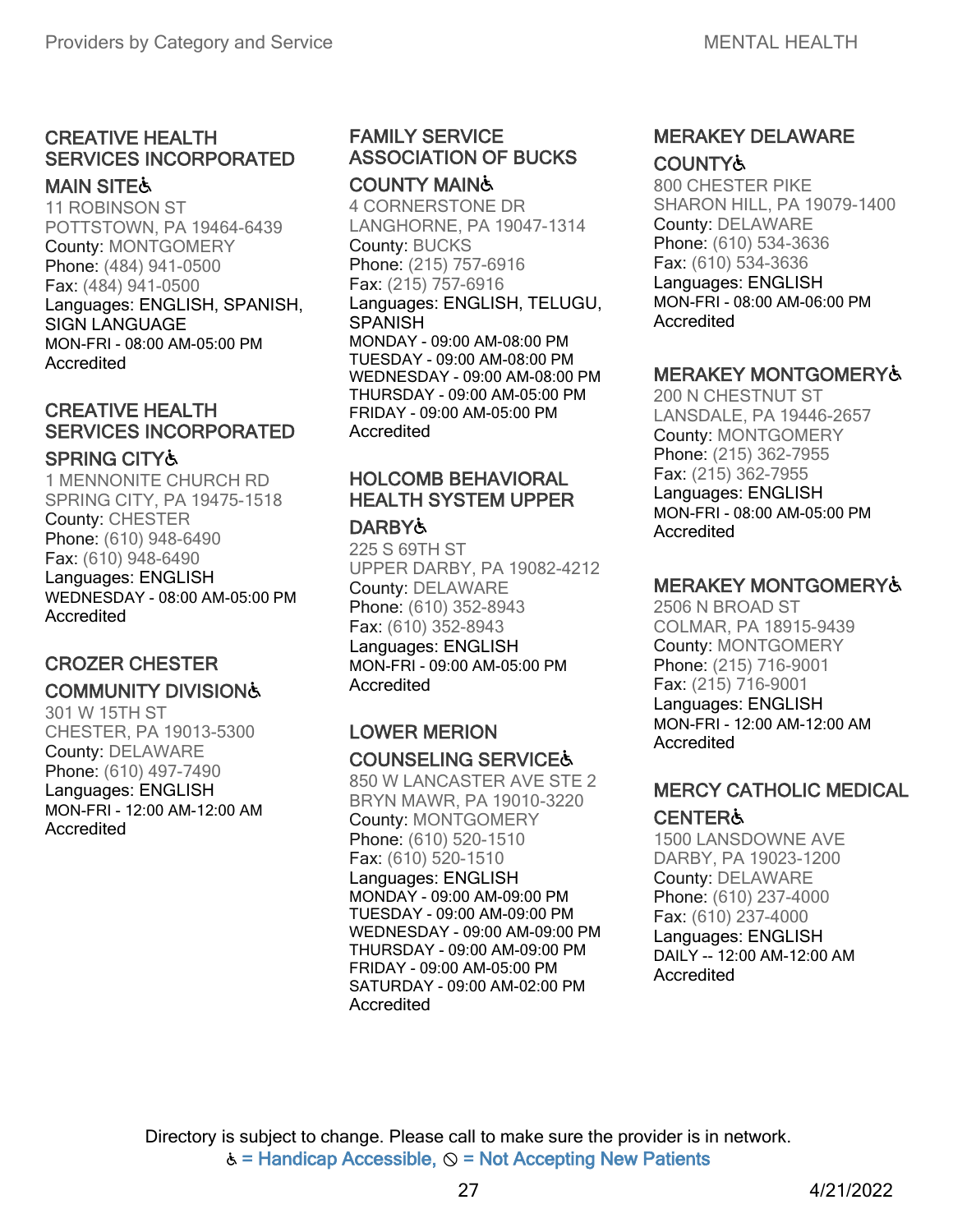### CREATIVE HEALTH SERVICES INCORPORATED MAIN SITE♿
11 ROBINSON ST
POTTSTOWN, PA 19464-6439
County: MONTGOMERY
Phone: (484) 941-0500
Fax: (484) 941-0500
Languages: ENGLISH, SPANISH, SIGN LANGUAGE
MON-FRI - 08:00 AM-05:00 PM
Accredited

### CREATIVE HEALTH SERVICES INCORPORATED SPRING CITY♿
1 MENNONITE CHURCH RD
SPRING CITY, PA 19475-1518
County: CHESTER
Phone: (610) 948-6490
Fax: (610) 948-6490
Languages: ENGLISH
WEDNESDAY - 08:00 AM-05:00 PM
Accredited

### CROZER CHESTER COMMUNITY DIVISION♿
301 W 15TH ST
CHESTER, PA 19013-5300
County: DELAWARE
Phone: (610) 497-7490
Languages: ENGLISH
MON-FRI - 12:00 AM-12:00 AM
Accredited

### FAMILY SERVICE ASSOCIATION OF BUCKS COUNTY MAIN♿
4 CORNERSTONE DR
LANGHORNE, PA 19047-1314
County: BUCKS
Phone: (215) 757-6916
Fax: (215) 757-6916
Languages: ENGLISH, TELUGU, SPANISH
MONDAY - 09:00 AM-08:00 PM
TUESDAY - 09:00 AM-08:00 PM
WEDNESDAY - 09:00 AM-08:00 PM
THURSDAY - 09:00 AM-05:00 PM
FRIDAY - 09:00 AM-05:00 PM
Accredited

### HOLCOMB BEHAVIORAL HEALTH SYSTEM UPPER DARBY♿
225 S 69TH ST
UPPER DARBY, PA 19082-4212
County: DELAWARE
Phone: (610) 352-8943
Fax: (610) 352-8943
Languages: ENGLISH
MON-FRI - 09:00 AM-05:00 PM
Accredited

### LOWER MERION COUNSELING SERVICE♿
850 W LANCASTER AVE STE 2
BRYN MAWR, PA 19010-3220
County: MONTGOMERY
Phone: (610) 520-1510
Fax: (610) 520-1510
Languages: ENGLISH
MONDAY - 09:00 AM-09:00 PM
TUESDAY - 09:00 AM-09:00 PM
WEDNESDAY - 09:00 AM-09:00 PM
THURSDAY - 09:00 AM-09:00 PM
FRIDAY - 09:00 AM-05:00 PM
SATURDAY - 09:00 AM-02:00 PM
Accredited

### MERAKEY DELAWARE COUNTY♿
800 CHESTER PIKE
SHARON HILL, PA 19079-1400
County: DELAWARE
Phone: (610) 534-3636
Fax: (610) 534-3636
Languages: ENGLISH
MON-FRI - 08:00 AM-06:00 PM
Accredited

### MERAKEY MONTGOMERY♿
200 N CHESTNUT ST
LANSDALE, PA 19446-2657
County: MONTGOMERY
Phone: (215) 362-7955
Fax: (215) 362-7955
Languages: ENGLISH
MON-FRI - 08:00 AM-05:00 PM
Accredited

### MERAKEY MONTGOMERY♿
2506 N BROAD ST
COLMAR, PA 18915-9439
County: MONTGOMERY
Phone: (215) 716-9001
Fax: (215) 716-9001
Languages: ENGLISH
MON-FRI - 12:00 AM-12:00 AM
Accredited

### MERCY CATHOLIC MEDICAL CENTER♿
1500 LANSDOWNE AVE
DARBY, PA 19023-1200
County: DELAWARE
Phone: (610) 237-4000
Fax: (610) 237-4000
Languages: ENGLISH
DAILY -- 12:00 AM-12:00 AM
Accredited

Directory is subject to change. Please call to make sure the provider is in network.
♿ = Handicap Accessible, ⦸ = Not Accepting New Patients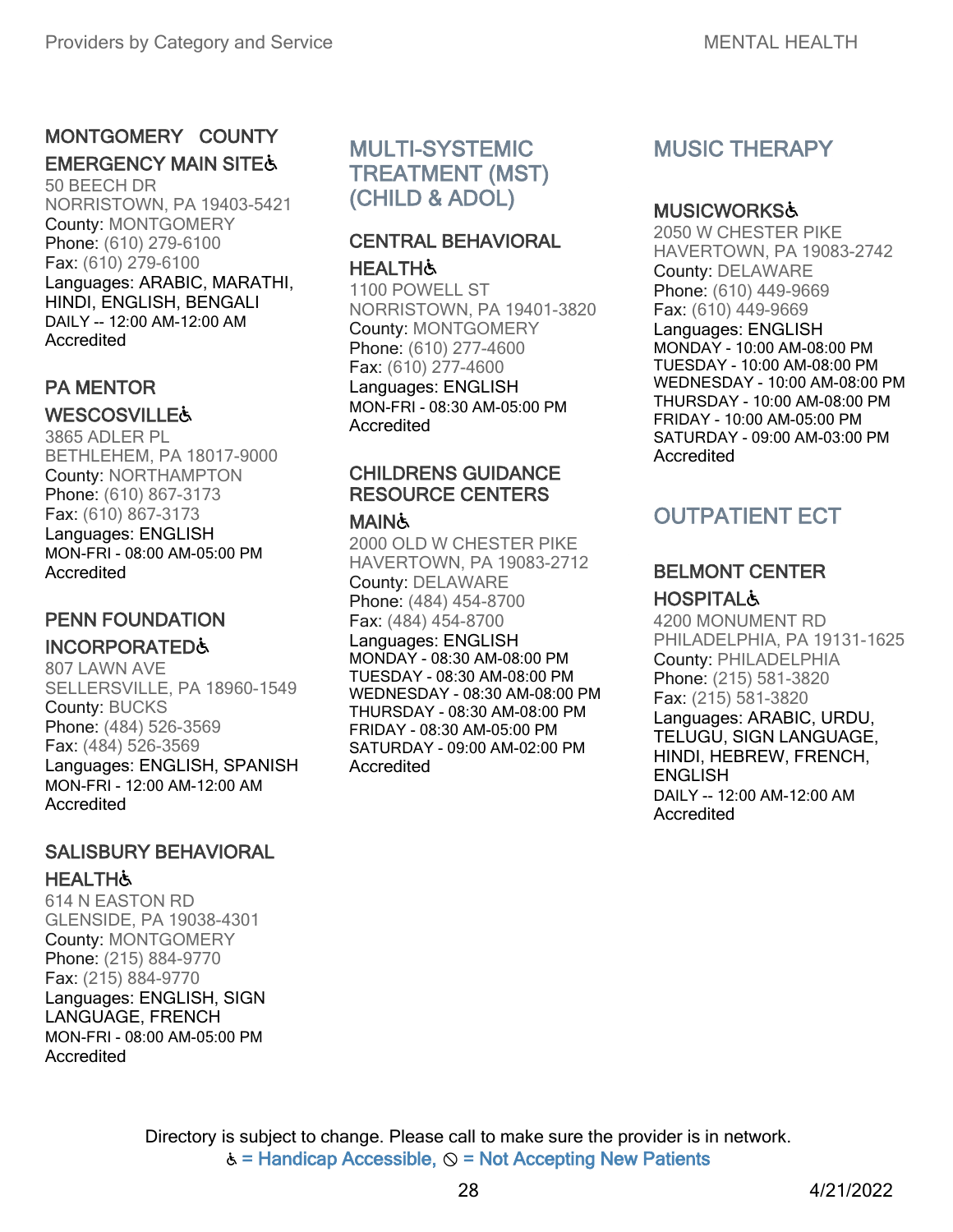### MONTGOMERY COUNTY EMERGENCY MAIN SITE♿

50 BEECH DR
NORRISTOWN, PA 19403-5421
County: MONTGOMERY
Phone: (610) 279-6100
Fax: (610) 279-6100
Languages: ARABIC, MARATHI, HINDI, ENGLISH, BENGALI
DAILY -- 12:00 AM-12:00 AM
Accredited

### PA MENTOR WESCOSVILLE♿

3865 ADLER PL
BETHLEHEM, PA 18017-9000
County: NORTHAMPTON
Phone: (610) 867-3173
Fax: (610) 867-3173
Languages: ENGLISH
MON-FRI - 08:00 AM-05:00 PM
Accredited

### PENN FOUNDATION INCORPORATED♿

807 LAWN AVE
SELLERSVILLE, PA 18960-1549
County: BUCKS
Phone: (484) 526-3569
Fax: (484) 526-3569
Languages: ENGLISH, SPANISH
MON-FRI - 12:00 AM-12:00 AM
Accredited

### SALISBURY BEHAVIORAL HEALTH♿

614 N EASTON RD
GLENSIDE, PA 19038-4301
County: MONTGOMERY
Phone: (215) 884-9770
Fax: (215) 884-9770
Languages: ENGLISH, SIGN LANGUAGE, FRENCH
MON-FRI - 08:00 AM-05:00 PM
Accredited

## MULTI-SYSTEMIC TREATMENT (MST) (CHILD & ADOL)

### CENTRAL BEHAVIORAL HEALTH♿

1100 POWELL ST
NORRISTOWN, PA 19401-3820
County: MONTGOMERY
Phone: (610) 277-4600
Fax: (610) 277-4600
Languages: ENGLISH
MON-FRI - 08:30 AM-05:00 PM
Accredited

### CHILDRENS GUIDANCE RESOURCE CENTERS MAIN♿

2000 OLD W CHESTER PIKE
HAVERTOWN, PA 19083-2712
County: DELAWARE
Phone: (484) 454-8700
Fax: (484) 454-8700
Languages: ENGLISH
MONDAY - 08:30 AM-08:00 PM
TUESDAY - 08:30 AM-08:00 PM
WEDNESDAY - 08:30 AM-08:00 PM
THURSDAY - 08:30 AM-08:00 PM
FRIDAY - 08:30 AM-05:00 PM
SATURDAY - 09:00 AM-02:00 PM
Accredited

## MUSIC THERAPY

### MUSICWORKS♿

2050 W CHESTER PIKE
HAVERTOWN, PA 19083-2742
County: DELAWARE
Phone: (610) 449-9669
Fax: (610) 449-9669
Languages: ENGLISH
MONDAY - 10:00 AM-08:00 PM
TUESDAY - 10:00 AM-08:00 PM
WEDNESDAY - 10:00 AM-08:00 PM
THURSDAY - 10:00 AM-08:00 PM
FRIDAY - 10:00 AM-05:00 PM
SATURDAY - 09:00 AM-03:00 PM
Accredited

## OUTPATIENT ECT

### BELMONT CENTER HOSPITAL♿

4200 MONUMENT RD
PHILADELPHIA, PA 19131-1625
County: PHILADELPHIA
Phone: (215) 581-3820
Fax: (215) 581-3820
Languages: ARABIC, URDU, TELUGU, SIGN LANGUAGE, HINDI, HEBREW, FRENCH, ENGLISH
DAILY -- 12:00 AM-12:00 AM
Accredited

Directory is subject to change. Please call to make sure the provider is in network.
♿ = Handicap Accessible, ⃠ = Not Accepting New Patients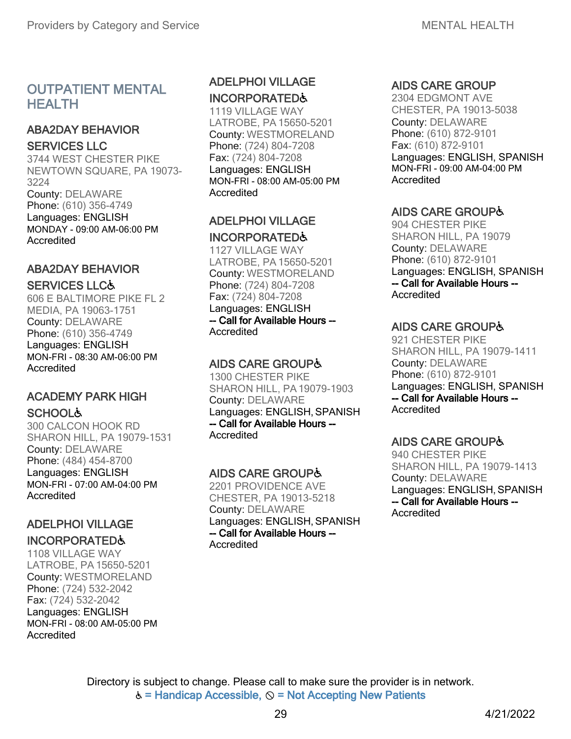# OUTPATIENT MENTAL HEALTH

### ABA2DAY BEHAVIOR SERVICES LLC
3744 WEST CHESTER PIKE
NEWTOWN SQUARE, PA 19073-3224
County: DELAWARE
Phone: (610) 356-4749
Languages: ENGLISH
MONDAY - 09:00 AM-06:00 PM
Accredited

### ABA2DAY BEHAVIOR SERVICES LLC♿
606 E BALTIMORE PIKE FL 2
MEDIA, PA 19063-1751
County: DELAWARE
Phone: (610) 356-4749
Languages: ENGLISH
MON-FRI - 08:30 AM-06:00 PM
Accredited

### ACADEMY PARK HIGH SCHOOL♿
300 CALCON HOOK RD
SHARON HILL, PA 19079-1531
County: DELAWARE
Phone: (484) 454-8700
Languages: ENGLISH
MON-FRI - 07:00 AM-04:00 PM
Accredited

### ADELPHOI VILLAGE INCORPORATED♿
1108 VILLAGE WAY
LATROBE, PA 15650-5201
County: WESTMORELAND
Phone: (724) 532-2042
Fax: (724) 532-2042
Languages: ENGLISH
MON-FRI - 08:00 AM-05:00 PM
Accredited

### ADELPHOI VILLAGE INCORPORATED♿
1119 VILLAGE WAY
LATROBE, PA 15650-5201
County: WESTMORELAND
Phone: (724) 804-7208
Fax: (724) 804-7208
Languages: ENGLISH
MON-FRI - 08:00 AM-05:00 PM
Accredited

### ADELPHOI VILLAGE INCORPORATED♿
1127 VILLAGE WAY
LATROBE, PA 15650-5201
County: WESTMORELAND
Phone: (724) 804-7208
Fax: (724) 804-7208
Languages: ENGLISH
-- Call for Available Hours --
Accredited

### AIDS CARE GROUP♿
1300 CHESTER PIKE
SHARON HILL, PA 19079-1903
County: DELAWARE
Languages: ENGLISH, SPANISH
-- Call for Available Hours --
Accredited

### AIDS CARE GROUP♿
2201 PROVIDENCE AVE
CHESTER, PA 19013-5218
County: DELAWARE
Languages: ENGLISH, SPANISH
-- Call for Available Hours --
Accredited

### AIDS CARE GROUP
2304 EDGMONT AVE
CHESTER, PA 19013-5038
County: DELAWARE
Phone: (610) 872-9101
Fax: (610) 872-9101
Languages: ENGLISH, SPANISH
MON-FRI - 09:00 AM-04:00 PM
Accredited

### AIDS CARE GROUP♿
904 CHESTER PIKE
SHARON HILL, PA 19079
County: DELAWARE
Phone: (610) 872-9101
Languages: ENGLISH, SPANISH
-- Call for Available Hours --
Accredited

### AIDS CARE GROUP♿
921 CHESTER PIKE
SHARON HILL, PA 19079-1411
County: DELAWARE
Phone: (610) 872-9101
Languages: ENGLISH, SPANISH
-- Call for Available Hours --
Accredited

### AIDS CARE GROUP♿
940 CHESTER PIKE
SHARON HILL, PA 19079-1413
County: DELAWARE
Languages: ENGLISH, SPANISH
-- Call for Available Hours --
Accredited

Directory is subject to change. Please call to make sure the provider is in network.
♿ = Handicap Accessible, ⊘ = Not Accepting New Patients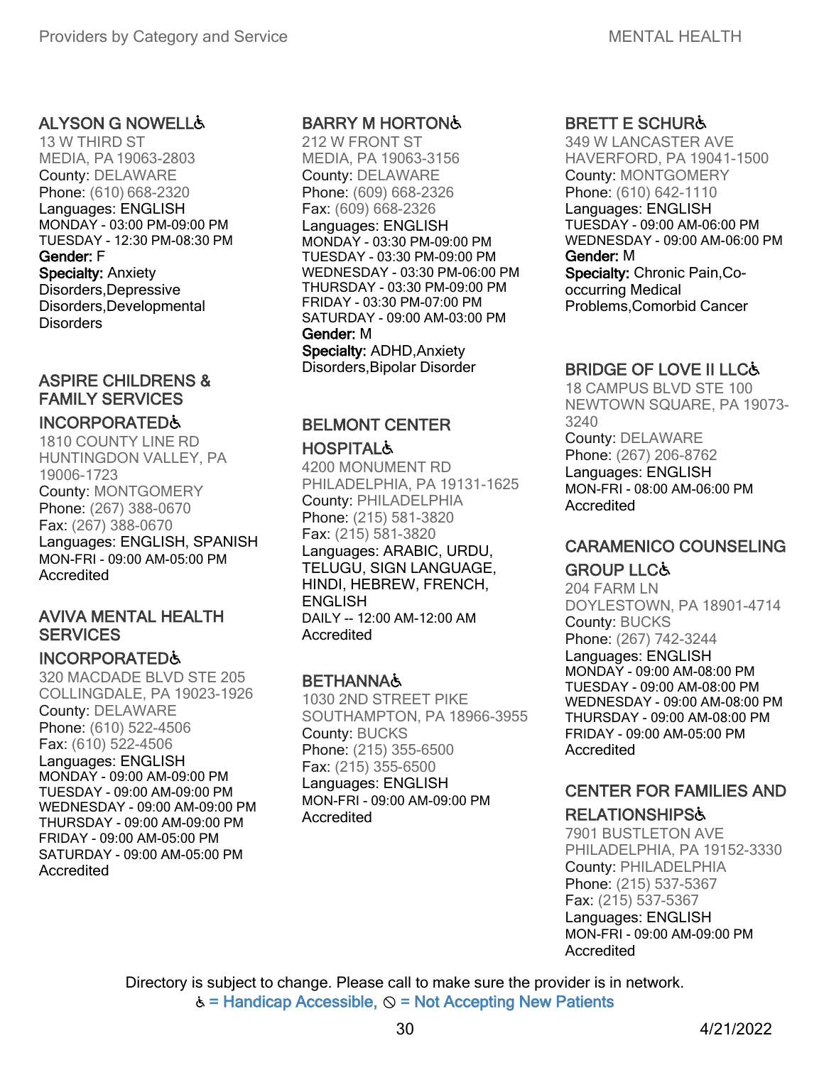### ALYSON G NOWELL♿

13 W THIRD ST
MEDIA, PA 19063-2803
County: DELAWARE
Phone: (610) 668-2320
Languages: ENGLISH
MONDAY - 03:00 PM-09:00 PM
TUESDAY - 12:30 PM-08:30 PM
**Gender:** F
**Specialty:** Anxiety Disorders,Depressive Disorders,Developmental Disorders

### ASPIRE CHILDRENS & FAMILY SERVICES INCORPORATED♿

1810 COUNTY LINE RD
HUNTINGDON VALLEY, PA 19006-1723
County: MONTGOMERY
Phone: (267) 388-0670
Fax: (267) 388-0670
Languages: ENGLISH, SPANISH
MON-FRI - 09:00 AM-05:00 PM
Accredited

### AVIVA MENTAL HEALTH SERVICES INCORPORATED♿

320 MACDADE BLVD STE 205
COLLINGDALE, PA 19023-1926
County: DELAWARE
Phone: (610) 522-4506
Fax: (610) 522-4506
Languages: ENGLISH
MONDAY - 09:00 AM-09:00 PM
TUESDAY - 09:00 AM-09:00 PM
WEDNESDAY - 09:00 AM-09:00 PM
THURSDAY - 09:00 AM-09:00 PM
FRIDAY - 09:00 AM-05:00 PM
SATURDAY - 09:00 AM-05:00 PM
Accredited

### BARRY M HORTON♿

212 W FRONT ST
MEDIA, PA 19063-3156
County: DELAWARE
Phone: (609) 668-2326
Fax: (609) 668-2326
Languages: ENGLISH
MONDAY - 03:30 PM-09:00 PM
TUESDAY - 03:30 PM-09:00 PM
WEDNESDAY - 03:30 PM-06:00 PM
THURSDAY - 03:30 PM-09:00 PM
FRIDAY - 03:30 PM-07:00 PM
SATURDAY - 09:00 AM-03:00 PM
**Gender:** M
**Specialty:** ADHD,Anxiety Disorders,Bipolar Disorder

### BELMONT CENTER HOSPITAL♿

4200 MONUMENT RD
PHILADELPHIA, PA 19131-1625
County: PHILADELPHIA
Phone: (215) 581-3820
Fax: (215) 581-3820
Languages: ARABIC, URDU, TELUGU, SIGN LANGUAGE, HINDI, HEBREW, FRENCH, ENGLISH
DAILY -- 12:00 AM-12:00 AM
Accredited

### BETHANNA♿

1030 2ND STREET PIKE
SOUTHAMPTON, PA 18966-3955
County: BUCKS
Phone: (215) 355-6500
Fax: (215) 355-6500
Languages: ENGLISH
MON-FRI - 09:00 AM-09:00 PM
Accredited

### BRETT E SCHUR♿

349 W LANCASTER AVE
HAVERFORD, PA 19041-1500
County: MONTGOMERY
Phone: (610) 642-1110
Languages: ENGLISH
TUESDAY - 09:00 AM-06:00 PM
WEDNESDAY - 09:00 AM-06:00 PM
**Gender:** M
**Specialty:** Chronic Pain,Co-occurring Medical Problems,Comorbid Cancer

### BRIDGE OF LOVE II LLC♿

18 CAMPUS BLVD STE 100
NEWTOWN SQUARE, PA 19073-3240
County: DELAWARE
Phone: (267) 206-8762
Languages: ENGLISH
MON-FRI - 08:00 AM-06:00 PM
Accredited

### CARAMENICO COUNSELING GROUP LLC♿

204 FARM LN
DOYLESTOWN, PA 18901-4714
County: BUCKS
Phone: (267) 742-3244
Languages: ENGLISH
MONDAY - 09:00 AM-08:00 PM
TUESDAY - 09:00 AM-08:00 PM
WEDNESDAY - 09:00 AM-08:00 PM
THURSDAY - 09:00 AM-08:00 PM
FRIDAY - 09:00 AM-05:00 PM
Accredited

### CENTER FOR FAMILIES AND RELATIONSHIPS♿

7901 BUSTLETON AVE
PHILADELPHIA, PA 19152-3330
County: PHILADELPHIA
Phone: (215) 537-5367
Fax: (215) 537-5367
Languages: ENGLISH
MON-FRI - 09:00 AM-09:00 PM
Accredited

Directory is subject to change. Please call to make sure the provider is in network.
♿ = Handicap Accessible, ⊘ = Not Accepting New Patients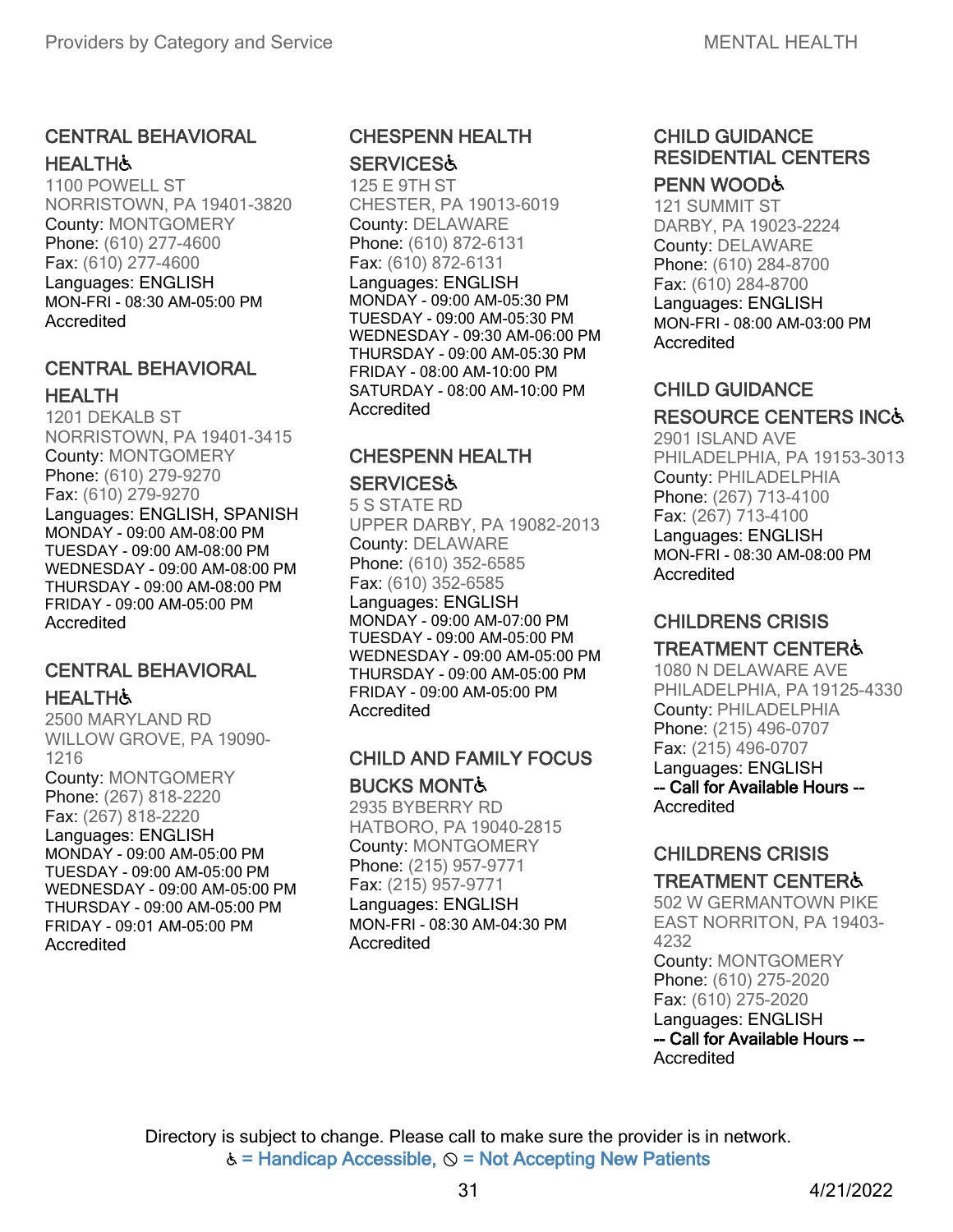### CENTRAL BEHAVIORAL HEALTH♿

1100 POWELL ST
NORRISTOWN, PA 19401-3820
County: MONTGOMERY
Phone: (610) 277-4600
Fax: (610) 277-4600
Languages: ENGLISH
MON-FRI - 08:30 AM-05:00 PM
Accredited

### CENTRAL BEHAVIORAL HEALTH

1201 DEKALB ST
NORRISTOWN, PA 19401-3415
County: MONTGOMERY
Phone: (610) 279-9270
Fax: (610) 279-9270
Languages: ENGLISH, SPANISH
MONDAY - 09:00 AM-08:00 PM
TUESDAY - 09:00 AM-08:00 PM
WEDNESDAY - 09:00 AM-08:00 PM
THURSDAY - 09:00 AM-08:00 PM
FRIDAY - 09:00 AM-05:00 PM
Accredited

### CENTRAL BEHAVIORAL HEALTH♿

2500 MARYLAND RD
WILLOW GROVE, PA 19090-1216
County: MONTGOMERY
Phone: (267) 818-2220
Fax: (267) 818-2220
Languages: ENGLISH
MONDAY - 09:00 AM-05:00 PM
TUESDAY - 09:00 AM-05:00 PM
WEDNESDAY - 09:00 AM-05:00 PM
THURSDAY - 09:00 AM-05:00 PM
FRIDAY - 09:01 AM-05:00 PM
Accredited

### CHESPENN HEALTH SERVICES♿

125 E 9TH ST
CHESTER, PA 19013-6019
County: DELAWARE
Phone: (610) 872-6131
Fax: (610) 872-6131
Languages: ENGLISH
MONDAY - 09:00 AM-05:30 PM
TUESDAY - 09:00 AM-05:30 PM
WEDNESDAY - 09:30 AM-06:00 PM
THURSDAY - 09:00 AM-05:30 PM
FRIDAY - 08:00 AM-10:00 PM
SATURDAY - 08:00 AM-10:00 PM
Accredited

### CHESPENN HEALTH SERVICES♿

5 S STATE RD
UPPER DARBY, PA 19082-2013
County: DELAWARE
Phone: (610) 352-6585
Fax: (610) 352-6585
Languages: ENGLISH
MONDAY - 09:00 AM-07:00 PM
TUESDAY - 09:00 AM-05:00 PM
WEDNESDAY - 09:00 AM-05:00 PM
THURSDAY - 09:00 AM-05:00 PM
FRIDAY - 09:00 AM-05:00 PM
Accredited

### CHILD AND FAMILY FOCUS BUCKS MONT♿

2935 BYBERRY RD
HATBORO, PA 19040-2815
County: MONTGOMERY
Phone: (215) 957-9771
Fax: (215) 957-9771
Languages: ENGLISH
MON-FRI - 08:30 AM-04:30 PM
Accredited

### CHILD GUIDANCE RESIDENTIAL CENTERS PENN WOOD♿

121 SUMMIT ST
DARBY, PA 19023-2224
County: DELAWARE
Phone: (610) 284-8700
Fax: (610) 284-8700
Languages: ENGLISH
MON-FRI - 08:00 AM-03:00 PM
Accredited

### CHILD GUIDANCE RESOURCE CENTERS INC♿

2901 ISLAND AVE
PHILADELPHIA, PA 19153-3013
County: PHILADELPHIA
Phone: (267) 713-4100
Fax: (267) 713-4100
Languages: ENGLISH
MON-FRI - 08:30 AM-08:00 PM
Accredited

### CHILDRENS CRISIS TREATMENT CENTER♿

1080 N DELAWARE AVE
PHILADELPHIA, PA 19125-4330
County: PHILADELPHIA
Phone: (215) 496-0707
Fax: (215) 496-0707
Languages: ENGLISH
-- Call for Available Hours --
Accredited

### CHILDRENS CRISIS TREATMENT CENTER♿

502 W GERMANTOWN PIKE
EAST NORRITON, PA 19403-4232
County: MONTGOMERY
Phone: (610) 275-2020
Fax: (610) 275-2020
Languages: ENGLISH
-- Call for Available Hours --
Accredited

Directory is subject to change. Please call to make sure the provider is in network.
♿ = Handicap Accessible, ⊘ = Not Accepting New Patients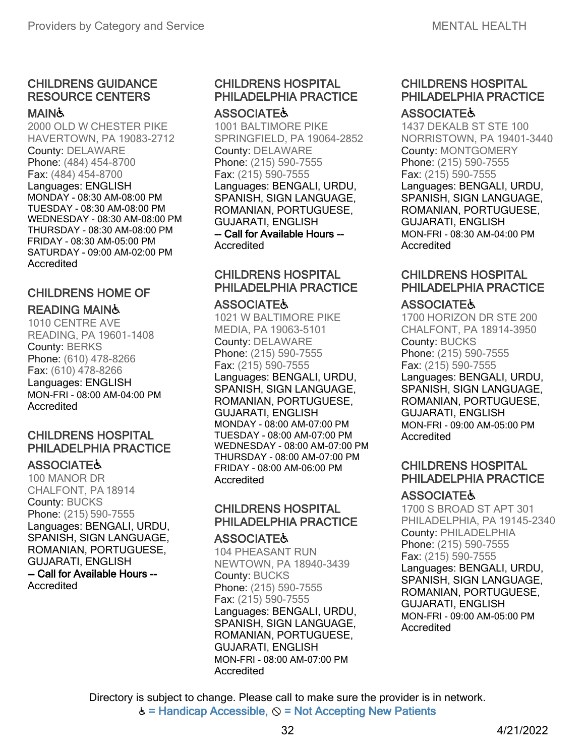### CHILDRENS GUIDANCE RESOURCE CENTERS MAIN♿

2000 OLD W CHESTER PIKE
HAVERTOWN, PA 19083-2712
County: DELAWARE
Phone: (484) 454-8700
Fax: (484) 454-8700
Languages: ENGLISH
MONDAY - 08:30 AM-08:00 PM
TUESDAY - 08:30 AM-08:00 PM
WEDNESDAY - 08:30 AM-08:00 PM
THURSDAY - 08:30 AM-08:00 PM
FRIDAY - 08:30 AM-05:00 PM
SATURDAY - 09:00 AM-02:00 PM
Accredited

### CHILDRENS HOME OF READING MAIN♿

1010 CENTRE AVE
READING, PA 19601-1408
County: BERKS
Phone: (610) 478-8266
Fax: (610) 478-8266
Languages: ENGLISH
MON-FRI - 08:00 AM-04:00 PM
Accredited

### CHILDRENS HOSPITAL PHILADELPHIA PRACTICE ASSOCIATE♿

100 MANOR DR
CHALFONT, PA 18914
County: BUCKS
Phone: (215) 590-7555
Languages: BENGALI, URDU, SPANISH, SIGN LANGUAGE, ROMANIAN, PORTUGUESE, GUJARATI, ENGLISH
**-- Call for Available Hours --**
Accredited

### CHILDRENS HOSPITAL PHILADELPHIA PRACTICE ASSOCIATE♿

1001 BALTIMORE PIKE
SPRINGFIELD, PA 19064-2852
County: DELAWARE
Phone: (215) 590-7555
Fax: (215) 590-7555
Languages: BENGALI, URDU, SPANISH, SIGN LANGUAGE, ROMANIAN, PORTUGUESE, GUJARATI, ENGLISH
**-- Call for Available Hours --**
Accredited

### CHILDRENS HOSPITAL PHILADELPHIA PRACTICE ASSOCIATE♿

1021 W BALTIMORE PIKE
MEDIA, PA 19063-5101
County: DELAWARE
Phone: (215) 590-7555
Fax: (215) 590-7555
Languages: BENGALI, URDU, SPANISH, SIGN LANGUAGE, ROMANIAN, PORTUGUESE, GUJARATI, ENGLISH
MONDAY - 08:00 AM-07:00 PM
TUESDAY - 08:00 AM-07:00 PM
WEDNESDAY - 08:00 AM-07:00 PM
THURSDAY - 08:00 AM-07:00 PM
FRIDAY - 08:00 AM-06:00 PM
Accredited

### CHILDRENS HOSPITAL PHILADELPHIA PRACTICE ASSOCIATE♿

104 PHEASANT RUN
NEWTOWN, PA 18940-3439
County: BUCKS
Phone: (215) 590-7555
Fax: (215) 590-7555
Languages: BENGALI, URDU, SPANISH, SIGN LANGUAGE, ROMANIAN, PORTUGUESE, GUJARATI, ENGLISH
MON-FRI - 08:00 AM-07:00 PM
Accredited

### CHILDRENS HOSPITAL PHILADELPHIA PRACTICE ASSOCIATE♿

1437 DEKALB ST STE 100
NORRISTOWN, PA 19401-3440
County: MONTGOMERY
Phone: (215) 590-7555
Fax: (215) 590-7555
Languages: BENGALI, URDU, SPANISH, SIGN LANGUAGE, ROMANIAN, PORTUGUESE, GUJARATI, ENGLISH
MON-FRI - 08:30 AM-04:00 PM
Accredited

### CHILDRENS HOSPITAL PHILADELPHIA PRACTICE ASSOCIATE♿

1700 HORIZON DR STE 200
CHALFONT, PA 18914-3950
County: BUCKS
Phone: (215) 590-7555
Fax: (215) 590-7555
Languages: BENGALI, URDU, SPANISH, SIGN LANGUAGE, ROMANIAN, PORTUGUESE, GUJARATI, ENGLISH
MON-FRI - 09:00 AM-05:00 PM
Accredited

### CHILDRENS HOSPITAL PHILADELPHIA PRACTICE ASSOCIATE♿

1700 S BROAD ST APT 301
PHILADELPHIA, PA 19145-2340
County: PHILADELPHIA
Phone: (215) 590-7555
Fax: (215) 590-7555
Languages: BENGALI, URDU, SPANISH, SIGN LANGUAGE, ROMANIAN, PORTUGUESE, GUJARATI, ENGLISH
MON-FRI - 09:00 AM-05:00 PM
Accredited

Directory is subject to change. Please call to make sure the provider is in network.
♿ = Handicap Accessible, ⦸ = Not Accepting New Patients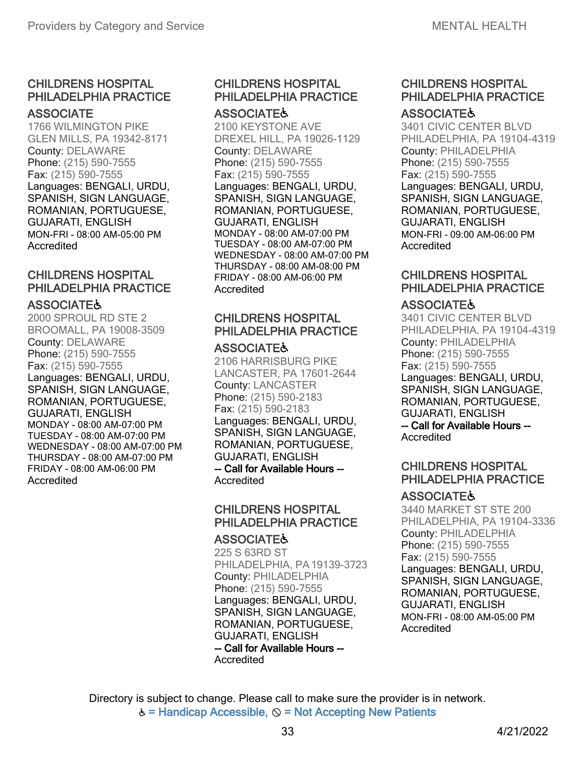### CHILDRENS HOSPITAL PHILADELPHIA PRACTICE ASSOCIATE

1766 WILMINGTON PIKE
GLEN MILLS, PA 19342-8171
County: DELAWARE
Phone: (215) 590-7555
Fax: (215) 590-7555
Languages: BENGALI, URDU, SPANISH, SIGN LANGUAGE, ROMANIAN, PORTUGUESE, GUJARATI, ENGLISH
MON-FRI - 08:00 AM-05:00 PM
Accredited

### CHILDRENS HOSPITAL PHILADELPHIA PRACTICE ASSOCIATE♿

2000 SPROUL RD STE 2
BROOMALL, PA 19008-3509
County: DELAWARE
Phone: (215) 590-7555
Fax: (215) 590-7555
Languages: BENGALI, URDU, SPANISH, SIGN LANGUAGE, ROMANIAN, PORTUGUESE, GUJARATI, ENGLISH
MONDAY - 08:00 AM-07:00 PM
TUESDAY - 08:00 AM-07:00 PM
WEDNESDAY - 08:00 AM-07:00 PM
THURSDAY - 08:00 AM-07:00 PM
FRIDAY - 08:00 AM-06:00 PM
Accredited

### CHILDRENS HOSPITAL PHILADELPHIA PRACTICE ASSOCIATE♿

2100 KEYSTONE AVE
DREXEL HILL, PA 19026-1129
County: DELAWARE
Phone: (215) 590-7555
Fax: (215) 590-7555
Languages: BENGALI, URDU, SPANISH, SIGN LANGUAGE, ROMANIAN, PORTUGUESE, GUJARATI, ENGLISH
MONDAY - 08:00 AM-07:00 PM
TUESDAY - 08:00 AM-07:00 PM
WEDNESDAY - 08:00 AM-07:00 PM
THURSDAY - 08:00 AM-08:00 PM
FRIDAY - 08:00 AM-06:00 PM
Accredited

### CHILDRENS HOSPITAL PHILADELPHIA PRACTICE ASSOCIATE♿

2106 HARRISBURG PIKE
LANCASTER, PA 17601-2644
County: LANCASTER
Phone: (215) 590-2183
Fax: (215) 590-2183
Languages: BENGALI, URDU, SPANISH, SIGN LANGUAGE, ROMANIAN, PORTUGUESE, GUJARATI, ENGLISH
-- Call for Available Hours --
Accredited

### CHILDRENS HOSPITAL PHILADELPHIA PRACTICE ASSOCIATE♿

225 S 63RD ST
PHILADELPHIA, PA 19139-3723
County: PHILADELPHIA
Phone: (215) 590-7555
Languages: BENGALI, URDU, SPANISH, SIGN LANGUAGE, ROMANIAN, PORTUGUESE, GUJARATI, ENGLISH
-- Call for Available Hours --
Accredited

### CHILDRENS HOSPITAL PHILADELPHIA PRACTICE ASSOCIATE♿

3401 CIVIC CENTER BLVD
PHILADELPHIA, PA 19104-4319
County: PHILADELPHIA
Phone: (215) 590-7555
Fax: (215) 590-7555
Languages: BENGALI, URDU, SPANISH, SIGN LANGUAGE, ROMANIAN, PORTUGUESE, GUJARATI, ENGLISH
MON-FRI - 09:00 AM-06:00 PM
Accredited

### CHILDRENS HOSPITAL PHILADELPHIA PRACTICE ASSOCIATE♿

3401 CIVIC CENTER BLVD
PHILADELPHIA, PA 19104-4319
County: PHILADELPHIA
Phone: (215) 590-7555
Fax: (215) 590-7555
Languages: BENGALI, URDU, SPANISH, SIGN LANGUAGE, ROMANIAN, PORTUGUESE, GUJARATI, ENGLISH
-- Call for Available Hours --
Accredited

### CHILDRENS HOSPITAL PHILADELPHIA PRACTICE ASSOCIATE♿

3440 MARKET ST STE 200
PHILADELPHIA, PA 19104-3336
County: PHILADELPHIA
Phone: (215) 590-7555
Fax: (215) 590-7555
Languages: BENGALI, URDU, SPANISH, SIGN LANGUAGE, ROMANIAN, PORTUGUESE, GUJARATI, ENGLISH
MON-FRI - 08:00 AM-05:00 PM
Accredited

Directory is subject to change. Please call to make sure the provider is in network.
♿ = Handicap Accessible, ⦸ = Not Accepting New Patients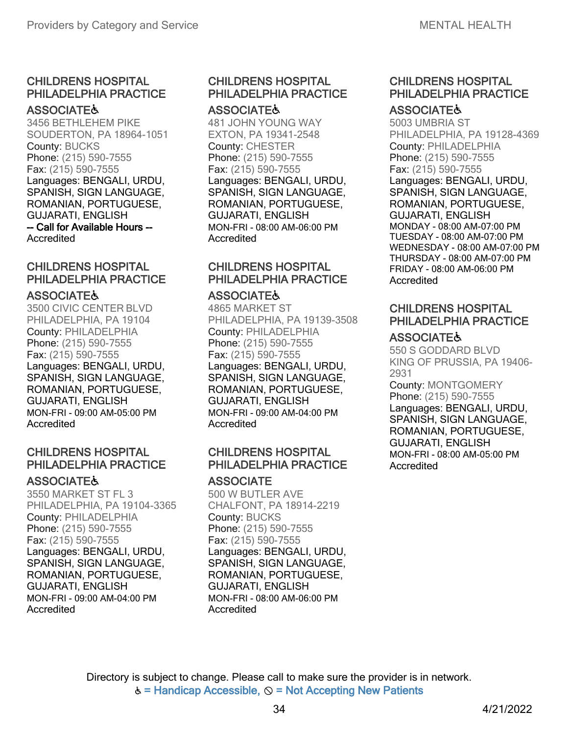### CHILDRENS HOSPITAL PHILADELPHIA PRACTICE ASSOCIATE♿

3456 BETHLEHEM PIKE
SOUDERTON, PA 18964-1051
County: BUCKS
Phone: (215) 590-7555
Fax: (215) 590-7555
Languages: BENGALI, URDU, SPANISH, SIGN LANGUAGE, ROMANIAN, PORTUGUESE, GUJARATI, ENGLISH
-- Call for Available Hours --
Accredited

### CHILDRENS HOSPITAL PHILADELPHIA PRACTICE ASSOCIATE♿

3500 CIVIC CENTER BLVD
PHILADELPHIA, PA 19104
County: PHILADELPHIA
Phone: (215) 590-7555
Fax: (215) 590-7555
Languages: BENGALI, URDU, SPANISH, SIGN LANGUAGE, ROMANIAN, PORTUGUESE, GUJARATI, ENGLISH
MON-FRI - 09:00 AM-05:00 PM
Accredited

### CHILDRENS HOSPITAL PHILADELPHIA PRACTICE ASSOCIATE♿

3550 MARKET ST FL 3
PHILADELPHIA, PA 19104-3365
County: PHILADELPHIA
Phone: (215) 590-7555
Fax: (215) 590-7555
Languages: BENGALI, URDU, SPANISH, SIGN LANGUAGE, ROMANIAN, PORTUGUESE, GUJARATI, ENGLISH
MON-FRI - 09:00 AM-04:00 PM
Accredited

### CHILDRENS HOSPITAL PHILADELPHIA PRACTICE ASSOCIATE♿

481 JOHN YOUNG WAY
EXTON, PA 19341-2548
County: CHESTER
Phone: (215) 590-7555
Fax: (215) 590-7555
Languages: BENGALI, URDU, SPANISH, SIGN LANGUAGE, ROMANIAN, PORTUGUESE, GUJARATI, ENGLISH
MON-FRI - 08:00 AM-06:00 PM
Accredited

### CHILDRENS HOSPITAL PHILADELPHIA PRACTICE ASSOCIATE♿

4865 MARKET ST
PHILADELPHIA, PA 19139-3508
County: PHILADELPHIA
Phone: (215) 590-7555
Fax: (215) 590-7555
Languages: BENGALI, URDU, SPANISH, SIGN LANGUAGE, ROMANIAN, PORTUGUESE, GUJARATI, ENGLISH
MON-FRI - 09:00 AM-04:00 PM
Accredited

### CHILDRENS HOSPITAL PHILADELPHIA PRACTICE ASSOCIATE

500 W BUTLER AVE
CHALFONT, PA 18914-2219
County: BUCKS
Phone: (215) 590-7555
Fax: (215) 590-7555
Languages: BENGALI, URDU, SPANISH, SIGN LANGUAGE, ROMANIAN, PORTUGUESE, GUJARATI, ENGLISH
MON-FRI - 08:00 AM-06:00 PM
Accredited

### CHILDRENS HOSPITAL PHILADELPHIA PRACTICE ASSOCIATE♿

5003 UMBRIA ST
PHILADELPHIA, PA 19128-4369
County: PHILADELPHIA
Phone: (215) 590-7555
Fax: (215) 590-7555
Languages: BENGALI, URDU, SPANISH, SIGN LANGUAGE, ROMANIAN, PORTUGUESE, GUJARATI, ENGLISH
MONDAY - 08:00 AM-07:00 PM
TUESDAY - 08:00 AM-07:00 PM
WEDNESDAY - 08:00 AM-07:00 PM
THURSDAY - 08:00 AM-07:00 PM
FRIDAY - 08:00 AM-06:00 PM
Accredited

### CHILDRENS HOSPITAL PHILADELPHIA PRACTICE ASSOCIATE♿

550 S GODDARD BLVD
KING OF PRUSSIA, PA 19406-2931
County: MONTGOMERY
Phone: (215) 590-7555
Languages: BENGALI, URDU, SPANISH, SIGN LANGUAGE, ROMANIAN, PORTUGUESE, GUJARATI, ENGLISH
MON-FRI - 08:00 AM-05:00 PM
Accredited

Directory is subject to change. Please call to make sure the provider is in network.
♿ = Handicap Accessible, ⦸ = Not Accepting New Patients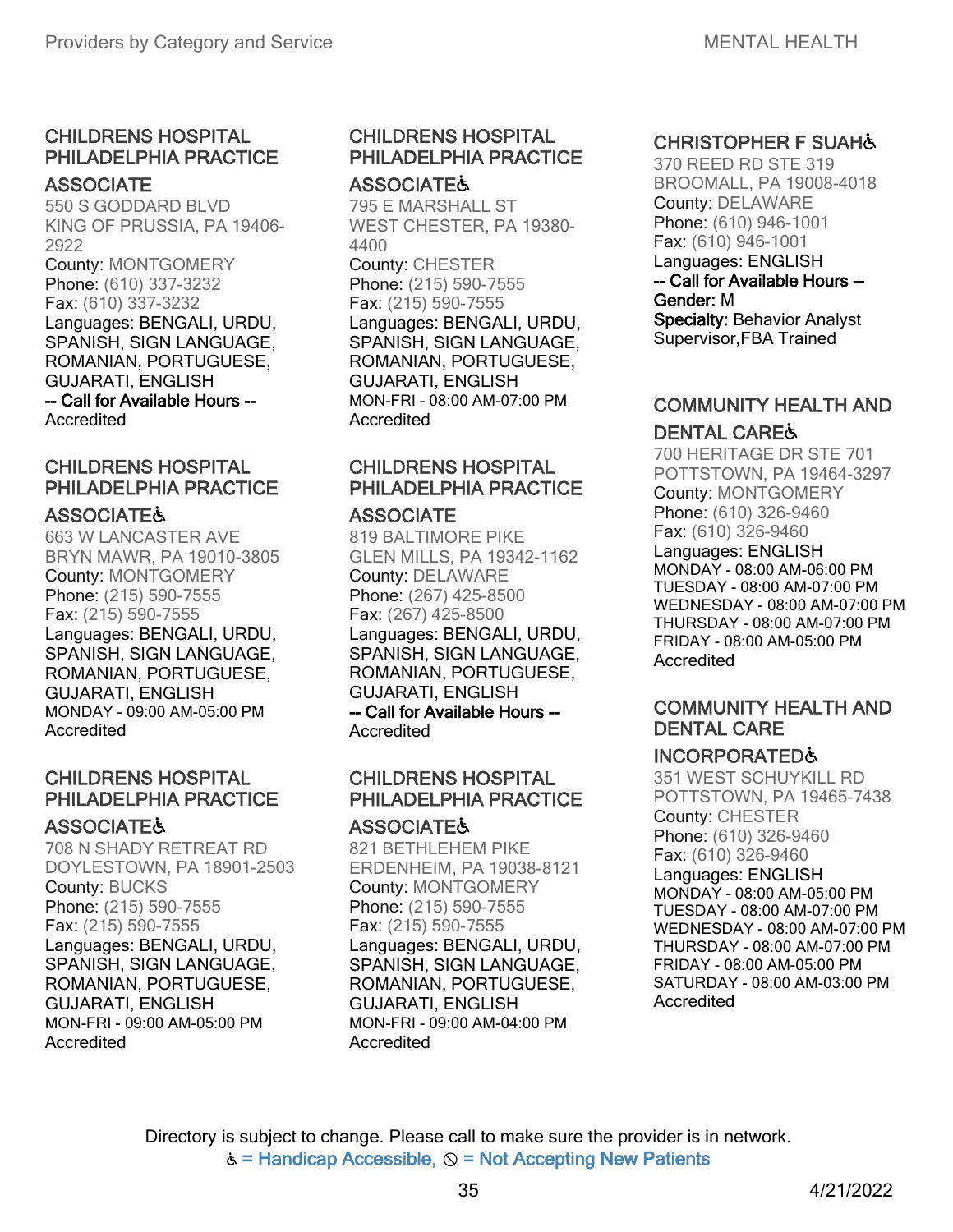### CHILDRENS HOSPITAL PHILADELPHIA PRACTICE ASSOCIATE

550 S GODDARD BLVD
KING OF PRUSSIA, PA 19406-2922
County: MONTGOMERY
Phone: (610) 337-3232
Fax: (610) 337-3232
Languages: BENGALI, URDU, SPANISH, SIGN LANGUAGE, ROMANIAN, PORTUGUESE, GUJARATI, ENGLISH
**-- Call for Available Hours --**
Accredited

### CHILDRENS HOSPITAL PHILADELPHIA PRACTICE ASSOCIATE♿

663 W LANCASTER AVE
BRYN MAWR, PA 19010-3805
County: MONTGOMERY
Phone: (215) 590-7555
Fax: (215) 590-7555
Languages: BENGALI, URDU, SPANISH, SIGN LANGUAGE, ROMANIAN, PORTUGUESE, GUJARATI, ENGLISH
MONDAY - 09:00 AM-05:00 PM
Accredited

### CHILDRENS HOSPITAL PHILADELPHIA PRACTICE ASSOCIATE♿

708 N SHADY RETREAT RD
DOYLESTOWN, PA 18901-2503
County: BUCKS
Phone: (215) 590-7555
Fax: (215) 590-7555
Languages: BENGALI, URDU, SPANISH, SIGN LANGUAGE, ROMANIAN, PORTUGUESE, GUJARATI, ENGLISH
MON-FRI - 09:00 AM-05:00 PM
Accredited

### CHILDRENS HOSPITAL PHILADELPHIA PRACTICE ASSOCIATE♿

795 E MARSHALL ST
WEST CHESTER, PA 19380-4400
County: CHESTER
Phone: (215) 590-7555
Fax: (215) 590-7555
Languages: BENGALI, URDU, SPANISH, SIGN LANGUAGE, ROMANIAN, PORTUGUESE, GUJARATI, ENGLISH
MON-FRI - 08:00 AM-07:00 PM
Accredited

### CHILDRENS HOSPITAL PHILADELPHIA PRACTICE ASSOCIATE

819 BALTIMORE PIKE
GLEN MILLS, PA 19342-1162
County: DELAWARE
Phone: (267) 425-8500
Fax: (267) 425-8500
Languages: BENGALI, URDU, SPANISH, SIGN LANGUAGE, ROMANIAN, PORTUGUESE, GUJARATI, ENGLISH
**-- Call for Available Hours --**
Accredited

### CHILDRENS HOSPITAL PHILADELPHIA PRACTICE ASSOCIATE♿

821 BETHLEHEM PIKE
ERDENHEIM, PA 19038-8121
County: MONTGOMERY
Phone: (215) 590-7555
Fax: (215) 590-7555
Languages: BENGALI, URDU, SPANISH, SIGN LANGUAGE, ROMANIAN, PORTUGUESE, GUJARATI, ENGLISH
MON-FRI - 09:00 AM-04:00 PM
Accredited

### CHRISTOPHER F SUAH♿

370 REED RD STE 319
BROOMALL, PA 19008-4018
County: DELAWARE
Phone: (610) 946-1001
Fax: (610) 946-1001
Languages: ENGLISH
**-- Call for Available Hours --**
**Gender:** M
**Specialty:** Behavior Analyst Supervisor,FBA Trained

### COMMUNITY HEALTH AND DENTAL CARE♿

700 HERITAGE DR STE 701
POTTSTOWN, PA 19464-3297
County: MONTGOMERY
Phone: (610) 326-9460
Fax: (610) 326-9460
Languages: ENGLISH
MONDAY - 08:00 AM-06:00 PM
TUESDAY - 08:00 AM-07:00 PM
WEDNESDAY - 08:00 AM-07:00 PM
THURSDAY - 08:00 AM-07:00 PM
FRIDAY - 08:00 AM-05:00 PM
Accredited

### COMMUNITY HEALTH AND DENTAL CARE INCORPORATED♿

351 WEST SCHUYKILL RD
POTTSTOWN, PA 19465-7438
County: CHESTER
Phone: (610) 326-9460
Fax: (610) 326-9460
Languages: ENGLISH
MONDAY - 08:00 AM-05:00 PM
TUESDAY - 08:00 AM-07:00 PM
WEDNESDAY - 08:00 AM-07:00 PM
THURSDAY - 08:00 AM-07:00 PM
FRIDAY - 08:00 AM-05:00 PM
SATURDAY - 08:00 AM-03:00 PM
Accredited

Directory is subject to change. Please call to make sure the provider is in network.
♿ = Handicap Accessible, ⊘ = Not Accepting New Patients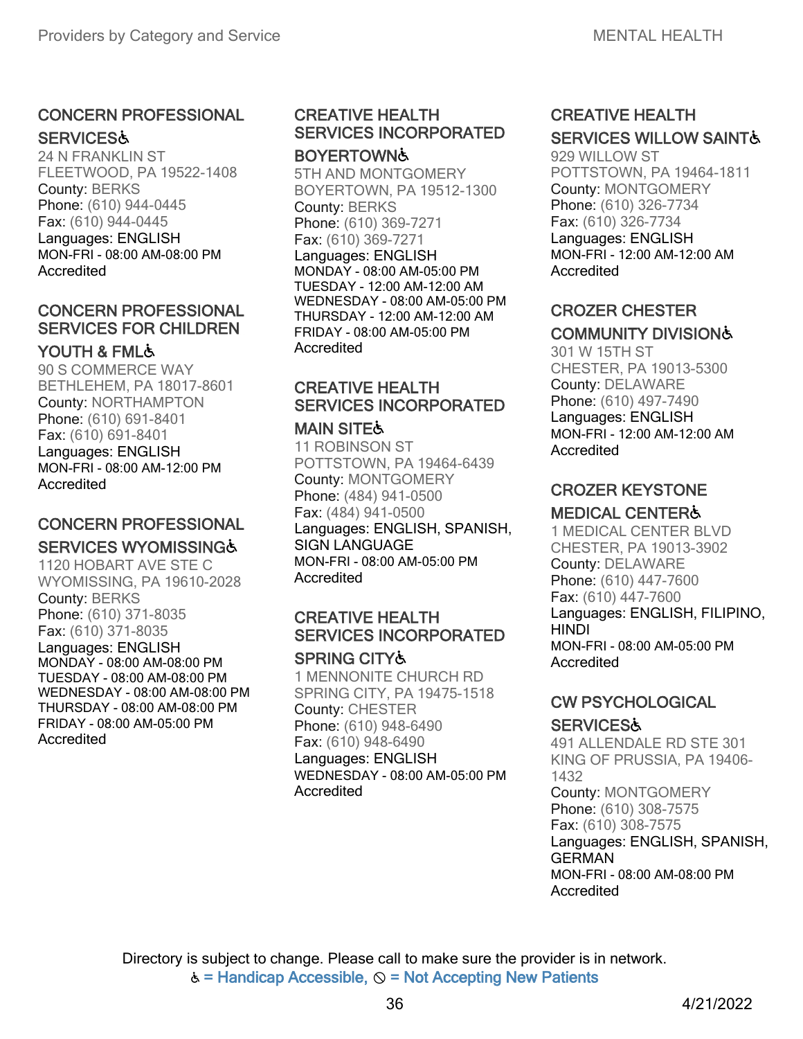## CONCERN PROFESSIONAL SERVICES♿

24 N FRANKLIN ST
FLEETWOOD, PA 19522-1408
County: BERKS
Phone: (610) 944-0445
Fax: (610) 944-0445
Languages: ENGLISH
MON-FRI - 08:00 AM-08:00 PM
Accredited

## CONCERN PROFESSIONAL SERVICES FOR CHILDREN YOUTH & FML♿

90 S COMMERCE WAY
BETHLEHEM, PA 18017-8601
County: NORTHAMPTON
Phone: (610) 691-8401
Fax: (610) 691-8401
Languages: ENGLISH
MON-FRI - 08:00 AM-12:00 PM
Accredited

## CONCERN PROFESSIONAL SERVICES WYOMISSING♿

1120 HOBART AVE STE C
WYOMISSING, PA 19610-2028
County: BERKS
Phone: (610) 371-8035
Fax: (610) 371-8035
Languages: ENGLISH
MONDAY - 08:00 AM-08:00 PM
TUESDAY - 08:00 AM-08:00 PM
WEDNESDAY - 08:00 AM-08:00 PM
THURSDAY - 08:00 AM-08:00 PM
FRIDAY - 08:00 AM-05:00 PM
Accredited

## CREATIVE HEALTH SERVICES INCORPORATED BOYERTOWN♿

5TH AND MONTGOMERY
BOYERTOWN, PA 19512-1300
County: BERKS
Phone: (610) 369-7271
Fax: (610) 369-7271
Languages: ENGLISH
MONDAY - 08:00 AM-05:00 PM
TUESDAY - 12:00 AM-12:00 AM
WEDNESDAY - 08:00 AM-05:00 PM
THURSDAY - 12:00 AM-12:00 AM
FRIDAY - 08:00 AM-05:00 PM
Accredited

## CREATIVE HEALTH SERVICES INCORPORATED MAIN SITE♿

11 ROBINSON ST
POTTSTOWN, PA 19464-6439
County: MONTGOMERY
Phone: (484) 941-0500
Fax: (484) 941-0500
Languages: ENGLISH, SPANISH, SIGN LANGUAGE
MON-FRI - 08:00 AM-05:00 PM
Accredited

## CREATIVE HEALTH SERVICES INCORPORATED SPRING CITY♿

1 MENNONITE CHURCH RD
SPRING CITY, PA 19475-1518
County: CHESTER
Phone: (610) 948-6490
Fax: (610) 948-6490
Languages: ENGLISH
WEDNESDAY - 08:00 AM-05:00 PM
Accredited

## CREATIVE HEALTH SERVICES WILLOW SAINT♿

929 WILLOW ST
POTTSTOWN, PA 19464-1811
County: MONTGOMERY
Phone: (610) 326-7734
Fax: (610) 326-7734
Languages: ENGLISH
MON-FRI - 12:00 AM-12:00 AM
Accredited

## CROZER CHESTER COMMUNITY DIVISION♿

301 W 15TH ST
CHESTER, PA 19013-5300
County: DELAWARE
Phone: (610) 497-7490
Languages: ENGLISH
MON-FRI - 12:00 AM-12:00 AM
Accredited

## CROZER KEYSTONE MEDICAL CENTER♿

1 MEDICAL CENTER BLVD
CHESTER, PA 19013-3902
County: DELAWARE
Phone: (610) 447-7600
Fax: (610) 447-7600
Languages: ENGLISH, FILIPINO, HINDI
MON-FRI - 08:00 AM-05:00 PM
Accredited

## CW PSYCHOLOGICAL SERVICES♿

491 ALLENDALE RD STE 301
KING OF PRUSSIA, PA 19406-1432
County: MONTGOMERY
Phone: (610) 308-7575
Fax: (610) 308-7575
Languages: ENGLISH, SPANISH, GERMAN
MON-FRI - 08:00 AM-08:00 PM
Accredited

Directory is subject to change. Please call to make sure the provider is in network.
♿ = Handicap Accessible, ⃠ = Not Accepting New Patients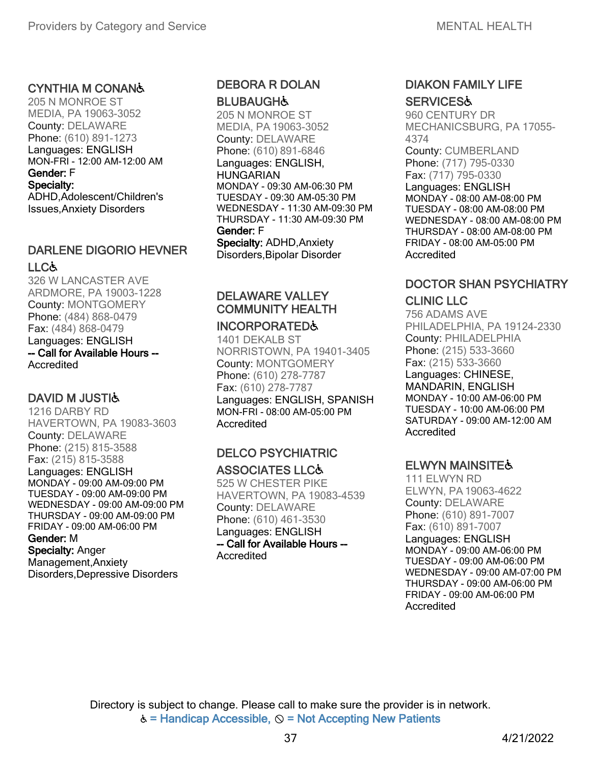### CYNTHIA M CONAN♿

205 N MONROE ST
MEDIA, PA 19063-3052
County: DELAWARE
Phone: (610) 891-1273
Languages: ENGLISH
MON-FRI - 12:00 AM-12:00 AM
**Gender:** F
**Specialty:**
ADHD,Adolescent/Children's Issues,Anxiety Disorders

### DARLENE DIGORIO HEVNER LLC♿

326 W LANCASTER AVE
ARDMORE, PA 19003-1228
County: MONTGOMERY
Phone: (484) 868-0479
Fax: (484) 868-0479
Languages: ENGLISH
**-- Call for Available Hours --**
Accredited

### DAVID M JUSTI♿

1216 DARBY RD
HAVERTOWN, PA 19083-3603
County: DELAWARE
Phone: (215) 815-3588
Fax: (215) 815-3588
Languages: ENGLISH
MONDAY - 09:00 AM-09:00 PM
TUESDAY - 09:00 AM-09:00 PM
WEDNESDAY - 09:00 AM-09:00 PM
THURSDAY - 09:00 AM-09:00 PM
FRIDAY - 09:00 AM-06:00 PM
**Gender:** M
**Specialty:** Anger Management,Anxiety Disorders,Depressive Disorders

### DEBORA R DOLAN BLUBAUGH♿

205 N MONROE ST
MEDIA, PA 19063-3052
County: DELAWARE
Phone: (610) 891-6846
Languages: ENGLISH, HUNGARIAN
MONDAY - 09:30 AM-06:30 PM
TUESDAY - 09:30 AM-05:30 PM
WEDNESDAY - 11:30 AM-09:30 PM
THURSDAY - 11:30 AM-09:30 PM
**Gender:** F
**Specialty:** ADHD,Anxiety Disorders,Bipolar Disorder

### DELAWARE VALLEY COMMUNITY HEALTH INCORPORATED♿

1401 DEKALB ST
NORRISTOWN, PA 19401-3405
County: MONTGOMERY
Phone: (610) 278-7787
Fax: (610) 278-7787
Languages: ENGLISH, SPANISH
MON-FRI - 08:00 AM-05:00 PM
Accredited

### DELCO PSYCHIATRIC ASSOCIATES LLC♿

525 W CHESTER PIKE
HAVERTOWN, PA 19083-4539
County: DELAWARE
Phone: (610) 461-3530
Languages: ENGLISH
**-- Call for Available Hours --**
Accredited

### DIAKON FAMILY LIFE SERVICES♿

960 CENTURY DR
MECHANICSBURG, PA 17055-4374
County: CUMBERLAND
Phone: (717) 795-0330
Fax: (717) 795-0330
Languages: ENGLISH
MONDAY - 08:00 AM-08:00 PM
TUESDAY - 08:00 AM-08:00 PM
WEDNESDAY - 08:00 AM-08:00 PM
THURSDAY - 08:00 AM-08:00 PM
FRIDAY - 08:00 AM-05:00 PM
Accredited

### DOCTOR SHAN PSYCHIATRY CLINIC LLC

756 ADAMS AVE
PHILADELPHIA, PA 19124-2330
County: PHILADELPHIA
Phone: (215) 533-3660
Fax: (215) 533-3660
Languages: CHINESE, MANDARIN, ENGLISH
MONDAY - 10:00 AM-06:00 PM
TUESDAY - 10:00 AM-06:00 PM
SATURDAY - 09:00 AM-12:00 AM
Accredited

### ELWYN MAINSITE♿

111 ELWYN RD
ELWYN, PA 19063-4622
County: DELAWARE
Phone: (610) 891-7007
Fax: (610) 891-7007
Languages: ENGLISH
MONDAY - 09:00 AM-06:00 PM
TUESDAY - 09:00 AM-06:00 PM
WEDNESDAY - 09:00 AM-07:00 PM
THURSDAY - 09:00 AM-06:00 PM
FRIDAY - 09:00 AM-06:00 PM
Accredited

Directory is subject to change. Please call to make sure the provider is in network.
♿ = Handicap Accessible, ⦸ = Not Accepting New Patients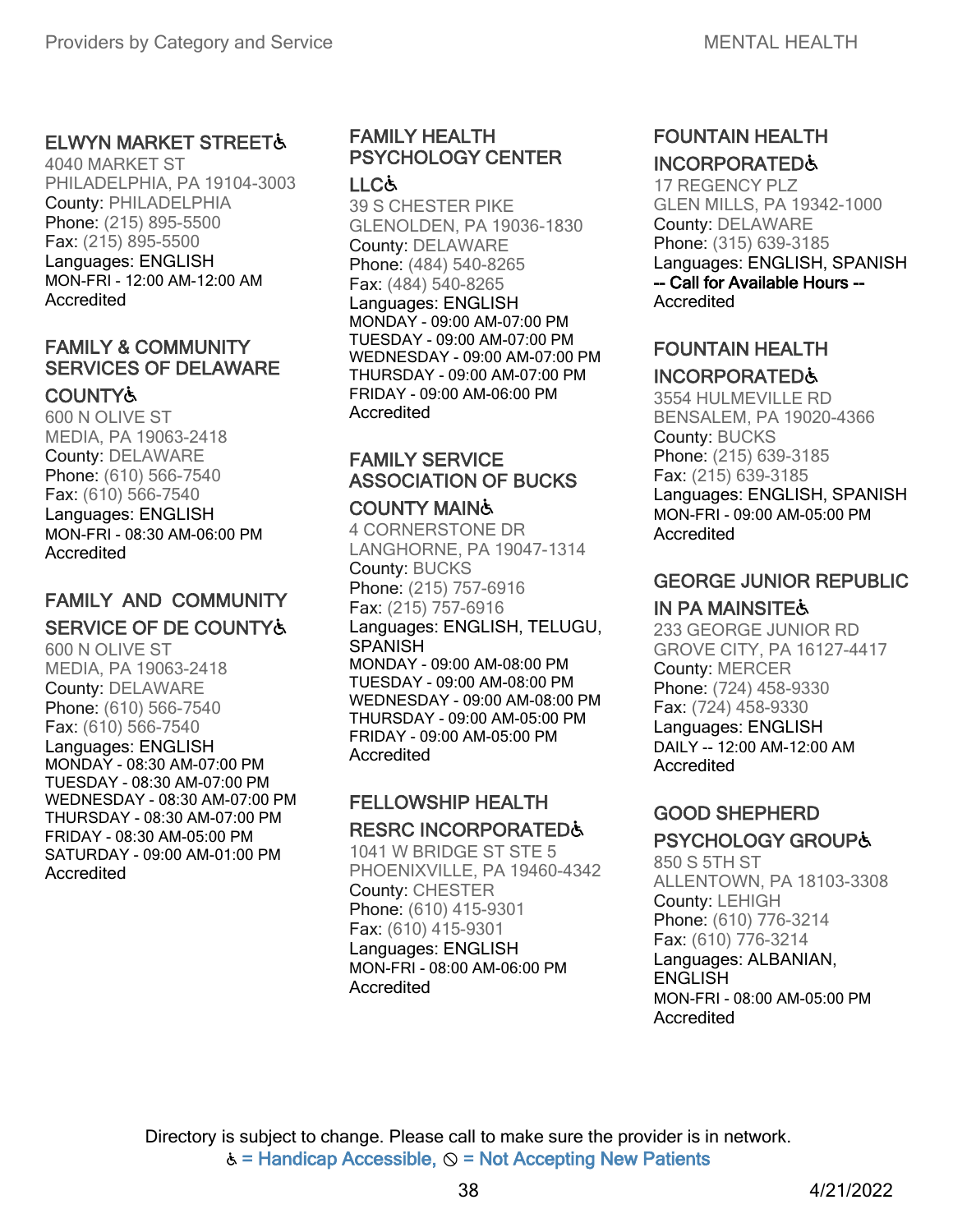### ELWYN MARKET STREET♿

4040 MARKET ST
PHILADELPHIA, PA 19104-3003
County: PHILADELPHIA
Phone: (215) 895-5500
Fax: (215) 895-5500
Languages: ENGLISH
MON-FRI - 12:00 AM-12:00 AM
Accredited

### FAMILY & COMMUNITY SERVICES OF DELAWARE COUNTY♿

600 N OLIVE ST
MEDIA, PA 19063-2418
County: DELAWARE
Phone: (610) 566-7540
Fax: (610) 566-7540
Languages: ENGLISH
MON-FRI - 08:30 AM-06:00 PM
Accredited

### FAMILY AND COMMUNITY SERVICE OF DE COUNTY♿

600 N OLIVE ST
MEDIA, PA 19063-2418
County: DELAWARE
Phone: (610) 566-7540
Fax: (610) 566-7540
Languages: ENGLISH
MONDAY - 08:30 AM-07:00 PM
TUESDAY - 08:30 AM-07:00 PM
WEDNESDAY - 08:30 AM-07:00 PM
THURSDAY - 08:30 AM-07:00 PM
FRIDAY - 08:30 AM-05:00 PM
SATURDAY - 09:00 AM-01:00 PM
Accredited

### FAMILY HEALTH PSYCHOLOGY CENTER LLC♿

39 S CHESTER PIKE
GLENOLDEN, PA 19036-1830
County: DELAWARE
Phone: (484) 540-8265
Fax: (484) 540-8265
Languages: ENGLISH
MONDAY - 09:00 AM-07:00 PM
TUESDAY - 09:00 AM-07:00 PM
WEDNESDAY - 09:00 AM-07:00 PM
THURSDAY - 09:00 AM-07:00 PM
FRIDAY - 09:00 AM-06:00 PM
Accredited

### FAMILY SERVICE ASSOCIATION OF BUCKS COUNTY MAIN♿

4 CORNERSTONE DR
LANGHORNE, PA 19047-1314
County: BUCKS
Phone: (215) 757-6916
Fax: (215) 757-6916
Languages: ENGLISH, TELUGU, SPANISH
MONDAY - 09:00 AM-08:00 PM
TUESDAY - 09:00 AM-08:00 PM
WEDNESDAY - 09:00 AM-08:00 PM
THURSDAY - 09:00 AM-05:00 PM
FRIDAY - 09:00 AM-05:00 PM
Accredited

### FELLOWSHIP HEALTH RESRC INCORPORATED♿

1041 W BRIDGE ST STE 5
PHOENIXVILLE, PA 19460-4342
County: CHESTER
Phone: (610) 415-9301
Fax: (610) 415-9301
Languages: ENGLISH
MON-FRI - 08:00 AM-06:00 PM
Accredited

### FOUNTAIN HEALTH INCORPORATED♿

17 REGENCY PLZ
GLEN MILLS, PA 19342-1000
County: DELAWARE
Phone: (315) 639-3185
Languages: ENGLISH, SPANISH
-- Call for Available Hours --
Accredited

### FOUNTAIN HEALTH INCORPORATED♿

3554 HULMEVILLE RD
BENSALEM, PA 19020-4366
County: BUCKS
Phone: (215) 639-3185
Fax: (215) 639-3185
Languages: ENGLISH, SPANISH
MON-FRI - 09:00 AM-05:00 PM
Accredited

### GEORGE JUNIOR REPUBLIC IN PA MAINSITE♿

233 GEORGE JUNIOR RD
GROVE CITY, PA 16127-4417
County: MERCER
Phone: (724) 458-9330
Fax: (724) 458-9330
Languages: ENGLISH
DAILY -- 12:00 AM-12:00 AM
Accredited

### GOOD SHEPHERD PSYCHOLOGY GROUP♿

850 S 5TH ST
ALLENTOWN, PA 18103-3308
County: LEHIGH
Phone: (610) 776-3214
Fax: (610) 776-3214
Languages: ALBANIAN, ENGLISH
MON-FRI - 08:00 AM-05:00 PM
Accredited

Directory is subject to change. Please call to make sure the provider is in network.
♿ = Handicap Accessible, ⊘ = Not Accepting New Patients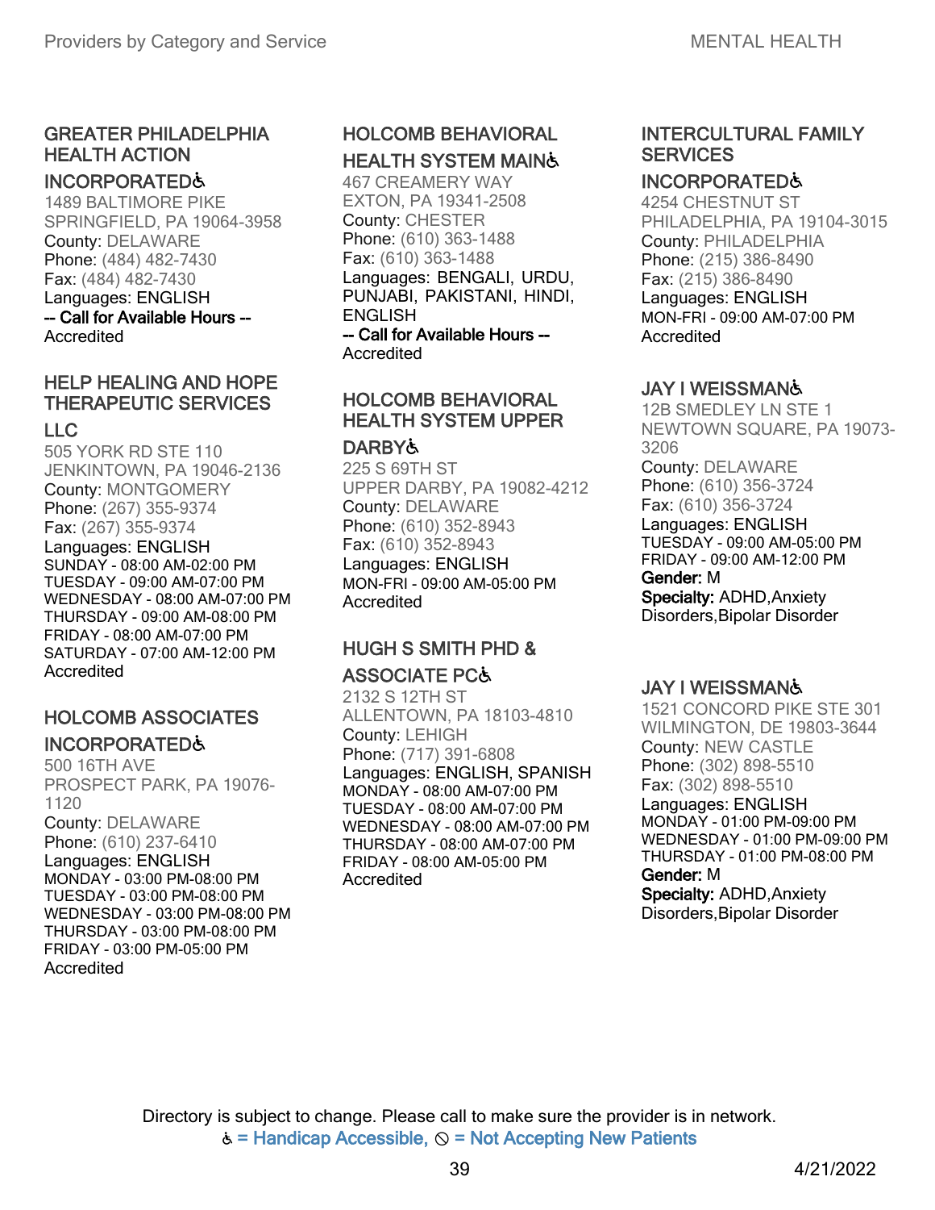### GREATER PHILADELPHIA HEALTH ACTION INCORPORATED♿

1489 BALTIMORE PIKE
SPRINGFIELD, PA 19064-3958
County: DELAWARE
Phone: (484) 482-7430
Fax: (484) 482-7430
Languages: ENGLISH
**-- Call for Available Hours --**
Accredited

### HELP HEALING AND HOPE THERAPEUTIC SERVICES LLC

505 YORK RD STE 110
JENKINTOWN, PA 19046-2136
County: MONTGOMERY
Phone: (267) 355-9374
Fax: (267) 355-9374
Languages: ENGLISH
SUNDAY - 08:00 AM-02:00 PM
TUESDAY - 09:00 AM-07:00 PM
WEDNESDAY - 08:00 AM-07:00 PM
THURSDAY - 09:00 AM-08:00 PM
FRIDAY - 08:00 AM-07:00 PM
SATURDAY - 07:00 AM-12:00 PM
Accredited

### HOLCOMB ASSOCIATES INCORPORATED♿

500 16TH AVE
PROSPECT PARK, PA 19076-1120
County: DELAWARE
Phone: (610) 237-6410
Languages: ENGLISH
MONDAY - 03:00 PM-08:00 PM
TUESDAY - 03:00 PM-08:00 PM
WEDNESDAY - 03:00 PM-08:00 PM
THURSDAY - 03:00 PM-08:00 PM
FRIDAY - 03:00 PM-05:00 PM
Accredited

### HOLCOMB BEHAVIORAL HEALTH SYSTEM MAIN♿

467 CREAMERY WAY
EXTON, PA 19341-2508
County: CHESTER
Phone: (610) 363-1488
Fax: (610) 363-1488
Languages: BENGALI, URDU, PUNJABI, PAKISTANI, HINDI, ENGLISH
**-- Call for Available Hours --**
Accredited

### HOLCOMB BEHAVIORAL HEALTH SYSTEM UPPER DARBY♿

225 S 69TH ST
UPPER DARBY, PA 19082-4212
County: DELAWARE
Phone: (610) 352-8943
Fax: (610) 352-8943
Languages: ENGLISH
MON-FRI - 09:00 AM-05:00 PM
Accredited

### HUGH S SMITH PHD & ASSOCIATE PC♿

2132 S 12TH ST
ALLENTOWN, PA 18103-4810
County: LEHIGH
Phone: (717) 391-6808
Languages: ENGLISH, SPANISH
MONDAY - 08:00 AM-07:00 PM
TUESDAY - 08:00 AM-07:00 PM
WEDNESDAY - 08:00 AM-07:00 PM
THURSDAY - 08:00 AM-07:00 PM
FRIDAY - 08:00 AM-05:00 PM
Accredited

### INTERCULTURAL FAMILY SERVICES INCORPORATED♿

4254 CHESTNUT ST
PHILADELPHIA, PA 19104-3015
County: PHILADELPHIA
Phone: (215) 386-8490
Fax: (215) 386-8490
Languages: ENGLISH
MON-FRI - 09:00 AM-07:00 PM
Accredited

### JAY I WEISSMAN♿

12B SMEDLEY LN STE 1
NEWTOWN SQUARE, PA 19073-3206
County: DELAWARE
Phone: (610) 356-3724
Fax: (610) 356-3724
Languages: ENGLISH
TUESDAY - 09:00 AM-05:00 PM
FRIDAY - 09:00 AM-12:00 PM
**Gender:** M
**Specialty:** ADHD,Anxiety Disorders,Bipolar Disorder

### JAY I WEISSMAN♿

1521 CONCORD PIKE STE 301
WILMINGTON, DE 19803-3644
County: NEW CASTLE
Phone: (302) 898-5510
Fax: (302) 898-5510
Languages: ENGLISH
MONDAY - 01:00 PM-09:00 PM
WEDNESDAY - 01:00 PM-09:00 PM
THURSDAY - 01:00 PM-08:00 PM
**Gender:** M
**Specialty:** ADHD,Anxiety Disorders,Bipolar Disorder

Directory is subject to change. Please call to make sure the provider is in network.
♿ = Handicap Accessible, ⦸ = Not Accepting New Patients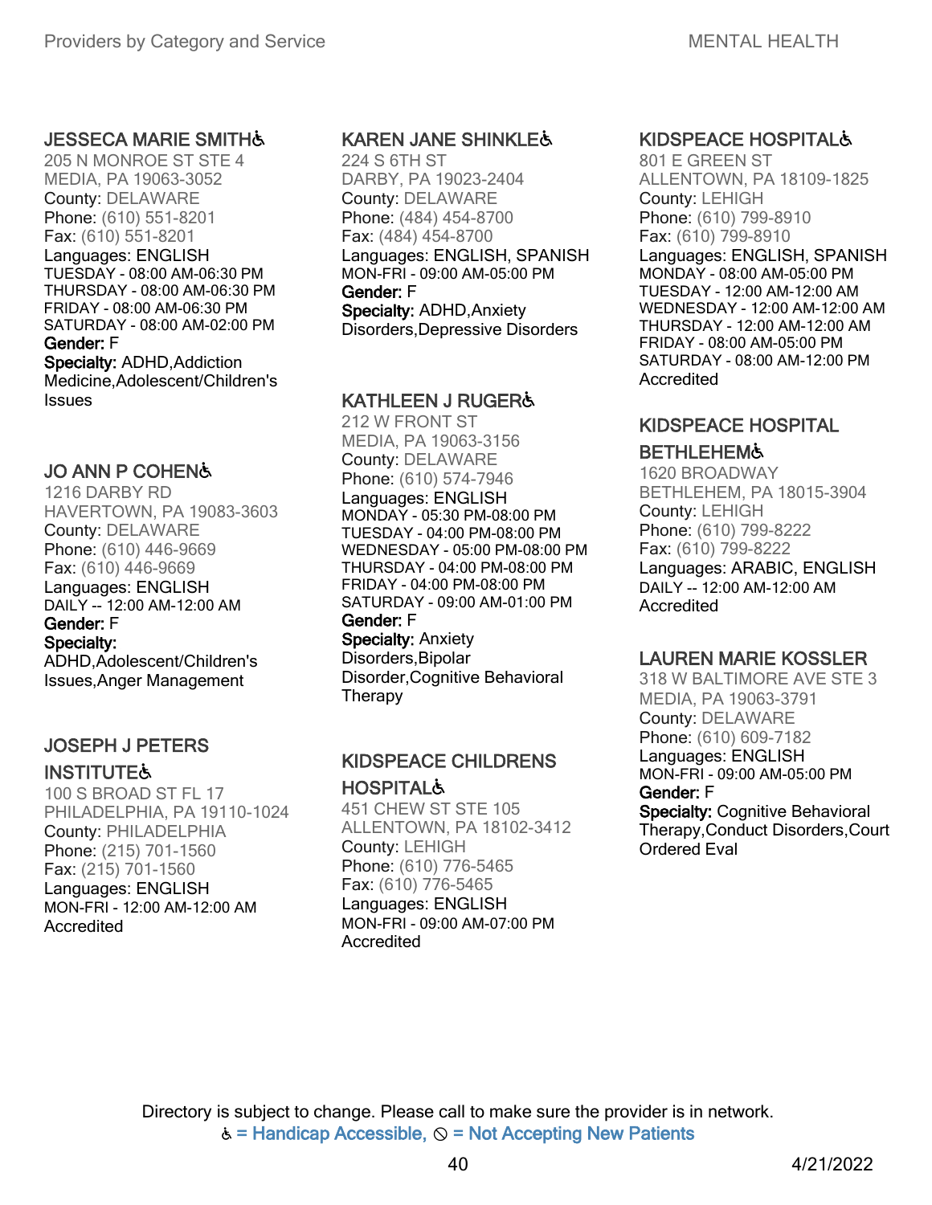### JESSECA MARIE SMITH♿

205 N MONROE ST STE 4
MEDIA, PA 19063-3052
County: DELAWARE
Phone: (610) 551-8201
Fax: (610) 551-8201
Languages: ENGLISH
TUESDAY - 08:00 AM-06:30 PM
THURSDAY - 08:00 AM-06:30 PM
FRIDAY - 08:00 AM-06:30 PM
SATURDAY - 08:00 AM-02:00 PM
**Gender:** F
**Specialty:** ADHD,Addiction Medicine,Adolescent/Children's Issues

### JO ANN P COHEN♿

1216 DARBY RD
HAVERTOWN, PA 19083-3603
County: DELAWARE
Phone: (610) 446-9669
Fax: (610) 446-9669
Languages: ENGLISH
DAILY -- 12:00 AM-12:00 AM
**Gender:** F
**Specialty:** ADHD,Adolescent/Children's Issues,Anger Management

### JOSEPH J PETERS INSTITUTE♿

100 S BROAD ST FL 17
PHILADELPHIA, PA 19110-1024
County: PHILADELPHIA
Phone: (215) 701-1560
Fax: (215) 701-1560
Languages: ENGLISH
MON-FRI - 12:00 AM-12:00 AM
Accredited

### KAREN JANE SHINKLE♿

224 S 6TH ST
DARBY, PA 19023-2404
County: DELAWARE
Phone: (484) 454-8700
Fax: (484) 454-8700
Languages: ENGLISH, SPANISH
MON-FRI - 09:00 AM-05:00 PM
**Gender:** F
**Specialty:** ADHD,Anxiety Disorders,Depressive Disorders

### KATHLEEN J RUGER♿

212 W FRONT ST
MEDIA, PA 19063-3156
County: DELAWARE
Phone: (610) 574-7946
Languages: ENGLISH
MONDAY - 05:30 PM-08:00 PM
TUESDAY - 04:00 PM-08:00 PM
WEDNESDAY - 05:00 PM-08:00 PM
THURSDAY - 04:00 PM-08:00 PM
FRIDAY - 04:00 PM-08:00 PM
SATURDAY - 09:00 AM-01:00 PM
**Gender:** F
**Specialty:** Anxiety Disorders,Bipolar Disorder,Cognitive Behavioral Therapy

### KIDSPEACE CHILDRENS HOSPITAL♿

451 CHEW ST STE 105
ALLENTOWN, PA 18102-3412
County: LEHIGH
Phone: (610) 776-5465
Fax: (610) 776-5465
Languages: ENGLISH
MON-FRI - 09:00 AM-07:00 PM
Accredited

### KIDSPEACE HOSPITAL♿

801 E GREEN ST
ALLENTOWN, PA 18109-1825
County: LEHIGH
Phone: (610) 799-8910
Fax: (610) 799-8910
Languages: ENGLISH, SPANISH
MONDAY - 08:00 AM-05:00 PM
TUESDAY - 12:00 AM-12:00 AM
WEDNESDAY - 12:00 AM-12:00 AM
THURSDAY - 12:00 AM-12:00 AM
FRIDAY - 08:00 AM-05:00 PM
SATURDAY - 08:00 AM-12:00 PM
Accredited

### KIDSPEACE HOSPITAL BETHLEHEM♿

1620 BROADWAY
BETHLEHEM, PA 18015-3904
County: LEHIGH
Phone: (610) 799-8222
Fax: (610) 799-8222
Languages: ARABIC, ENGLISH
DAILY -- 12:00 AM-12:00 AM
Accredited

### LAUREN MARIE KOSSLER

318 W BALTIMORE AVE STE 3
MEDIA, PA 19063-3791
County: DELAWARE
Phone: (610) 609-7182
Languages: ENGLISH
MON-FRI - 09:00 AM-05:00 PM
**Gender:** F
**Specialty:** Cognitive Behavioral Therapy,Conduct Disorders,Court Ordered Eval

Directory is subject to change. Please call to make sure the provider is in network.
♿ = Handicap Accessible, ⦸ = Not Accepting New Patients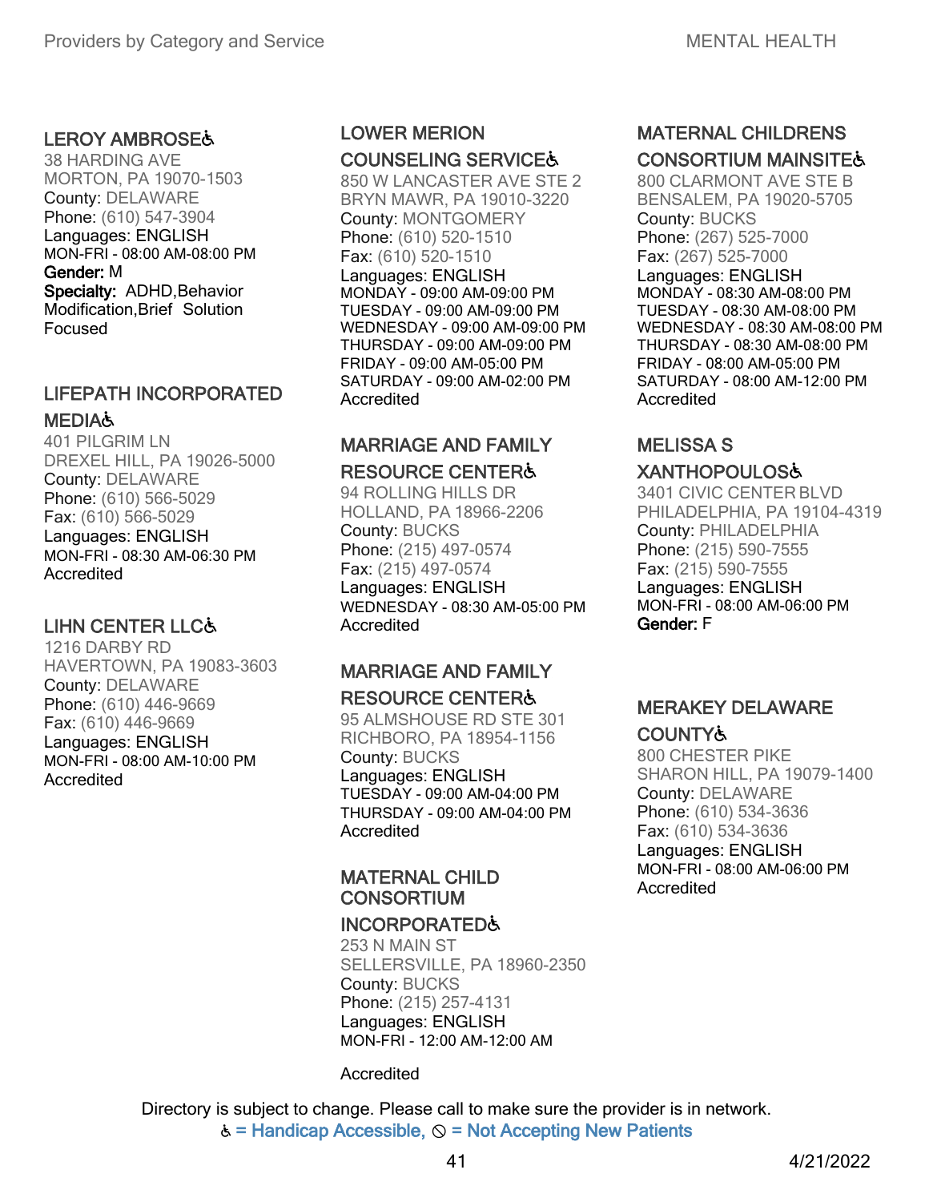### LEROY AMBROSE♿

38 HARDING AVE
MORTON, PA 19070-1503
County: DELAWARE
Phone: (610) 547-3904
Languages: ENGLISH
MON-FRI - 08:00 AM-08:00 PM
**Gender:** M
**Specialty:** ADHD,Behavior Modification,Brief Solution Focused

### LIFEPATH INCORPORATED MEDIA♿

401 PILGRIM LN
DREXEL HILL, PA 19026-5000
County: DELAWARE
Phone: (610) 566-5029
Fax: (610) 566-5029
Languages: ENGLISH
MON-FRI - 08:30 AM-06:30 PM
Accredited

### LIHN CENTER LLC♿

1216 DARBY RD
HAVERTOWN, PA 19083-3603
County: DELAWARE
Phone: (610) 446-9669
Fax: (610) 446-9669
Languages: ENGLISH
MON-FRI - 08:00 AM-10:00 PM
Accredited

### LOWER MERION COUNSELING SERVICE♿

850 W LANCASTER AVE STE 2
BRYN MAWR, PA 19010-3220
County: MONTGOMERY
Phone: (610) 520-1510
Fax: (610) 520-1510
Languages: ENGLISH
MONDAY - 09:00 AM-09:00 PM
TUESDAY - 09:00 AM-09:00 PM
WEDNESDAY - 09:00 AM-09:00 PM
THURSDAY - 09:00 AM-09:00 PM
FRIDAY - 09:00 AM-05:00 PM
SATURDAY - 09:00 AM-02:00 PM
Accredited

### MARRIAGE AND FAMILY RESOURCE CENTER♿

94 ROLLING HILLS DR
HOLLAND, PA 18966-2206
County: BUCKS
Phone: (215) 497-0574
Fax: (215) 497-0574
Languages: ENGLISH
WEDNESDAY - 08:30 AM-05:00 PM
Accredited

### MARRIAGE AND FAMILY RESOURCE CENTER♿

95 ALMSHOUSE RD STE 301
RICHBORO, PA 18954-1156
County: BUCKS
Languages: ENGLISH
TUESDAY - 09:00 AM-04:00 PM
THURSDAY - 09:00 AM-04:00 PM
Accredited

### MATERNAL CHILD CONSORTIUM INCORPORATED♿

253 N MAIN ST
SELLERSVILLE, PA 18960-2350
County: BUCKS
Phone: (215) 257-4131
Languages: ENGLISH
MON-FRI - 12:00 AM-12:00 AM

Accredited

### MATERNAL CHILDRENS CONSORTIUM MAINSITE♿

800 CLARMONT AVE STE B
BENSALEM, PA 19020-5705
County: BUCKS
Phone: (267) 525-7000
Fax: (267) 525-7000
Languages: ENGLISH
MONDAY - 08:30 AM-08:00 PM
TUESDAY - 08:30 AM-08:00 PM
WEDNESDAY - 08:30 AM-08:00 PM
THURSDAY - 08:30 AM-08:00 PM
FRIDAY - 08:00 AM-05:00 PM
SATURDAY - 08:00 AM-12:00 PM
Accredited

### MELISSA S XANTHOPOULOS♿

3401 CIVIC CENTER BLVD
PHILADELPHIA, PA 19104-4319
County: PHILADELPHIA
Phone: (215) 590-7555
Fax: (215) 590-7555
Languages: ENGLISH
MON-FRI - 08:00 AM-06:00 PM
**Gender:** F

### MERAKEY DELAWARE COUNTY♿

800 CHESTER PIKE
SHARON HILL, PA 19079-1400
County: DELAWARE
Phone: (610) 534-3636
Fax: (610) 534-3636
Languages: ENGLISH
MON-FRI - 08:00 AM-06:00 PM
Accredited

Directory is subject to change. Please call to make sure the provider is in network.
♿ = Handicap Accessible, ⊘ = Not Accepting New Patients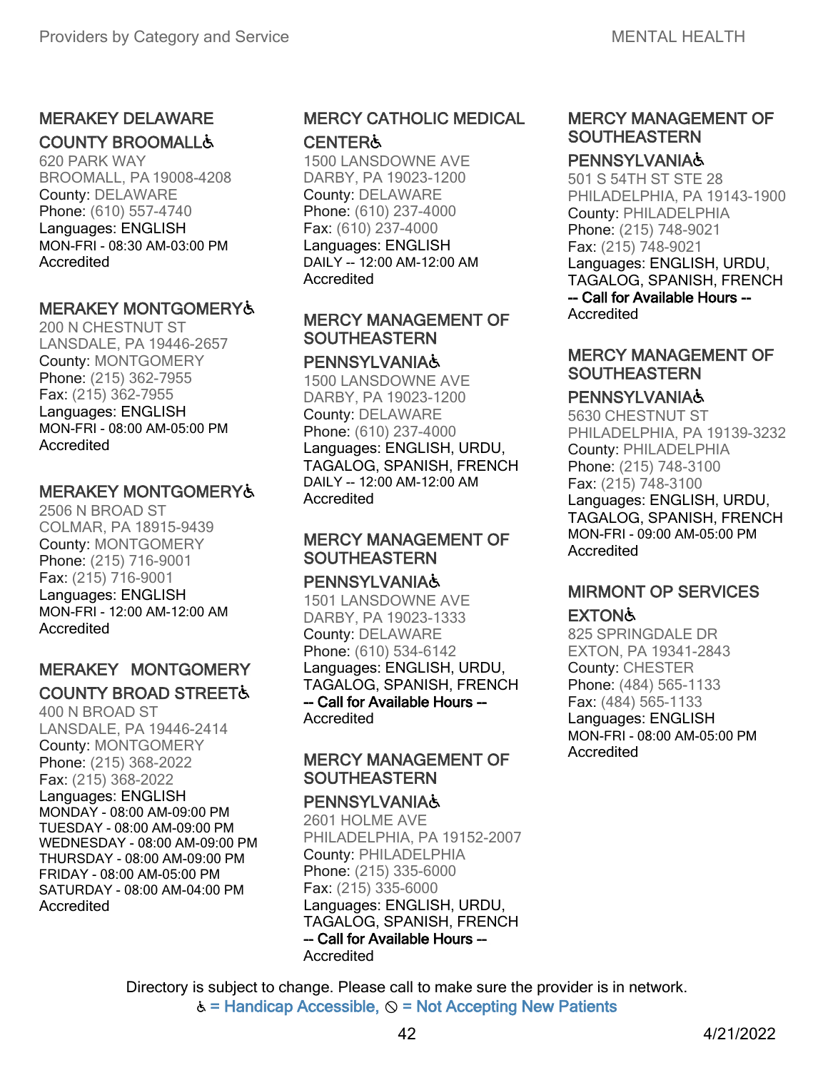### MERAKEY DELAWARE COUNTY BROOMALL♿

620 PARK WAY
BROOMALL, PA 19008-4208
County: DELAWARE
Phone: (610) 557-4740
Languages: ENGLISH
MON-FRI - 08:30 AM-03:00 PM
Accredited

### MERAKEY MONTGOMERY♿

200 N CHESTNUT ST
LANSDALE, PA 19446-2657
County: MONTGOMERY
Phone: (215) 362-7955
Fax: (215) 362-7955
Languages: ENGLISH
MON-FRI - 08:00 AM-05:00 PM
Accredited

### MERAKEY MONTGOMERY♿

2506 N BROAD ST
COLMAR, PA 18915-9439
County: MONTGOMERY
Phone: (215) 716-9001
Fax: (215) 716-9001
Languages: ENGLISH
MON-FRI - 12:00 AM-12:00 AM
Accredited

### MERAKEY MONTGOMERY COUNTY BROAD STREET♿

400 N BROAD ST
LANSDALE, PA 19446-2414
County: MONTGOMERY
Phone: (215) 368-2022
Fax: (215) 368-2022
Languages: ENGLISH
MONDAY - 08:00 AM-09:00 PM
TUESDAY - 08:00 AM-09:00 PM
WEDNESDAY - 08:00 AM-09:00 PM
THURSDAY - 08:00 AM-09:00 PM
FRIDAY - 08:00 AM-05:00 PM
SATURDAY - 08:00 AM-04:00 PM
Accredited

### MERCY CATHOLIC MEDICAL CENTER♿

1500 LANSDOWNE AVE
DARBY, PA 19023-1200
County: DELAWARE
Phone: (610) 237-4000
Fax: (610) 237-4000
Languages: ENGLISH
DAILY -- 12:00 AM-12:00 AM
Accredited

### MERCY MANAGEMENT OF SOUTHEASTERN PENNSYLVANIA♿

1500 LANSDOWNE AVE
DARBY, PA 19023-1200
County: DELAWARE
Phone: (610) 237-4000
Languages: ENGLISH, URDU, TAGALOG, SPANISH, FRENCH
DAILY -- 12:00 AM-12:00 AM
Accredited

### MERCY MANAGEMENT OF SOUTHEASTERN PENNSYLVANIA♿

1501 LANSDOWNE AVE
DARBY, PA 19023-1333
County: DELAWARE
Phone: (610) 534-6142
Languages: ENGLISH, URDU, TAGALOG, SPANISH, FRENCH
-- Call for Available Hours --
Accredited

### MERCY MANAGEMENT OF SOUTHEASTERN PENNSYLVANIA♿

2601 HOLME AVE
PHILADELPHIA, PA 19152-2007
County: PHILADELPHIA
Phone: (215) 335-6000
Fax: (215) 335-6000
Languages: ENGLISH, URDU, TAGALOG, SPANISH, FRENCH
-- Call for Available Hours --
Accredited

### MERCY MANAGEMENT OF SOUTHEASTERN PENNSYLVANIA♿

501 S 54TH ST STE 28
PHILADELPHIA, PA 19143-1900
County: PHILADELPHIA
Phone: (215) 748-9021
Fax: (215) 748-9021
Languages: ENGLISH, URDU, TAGALOG, SPANISH, FRENCH
-- Call for Available Hours --
Accredited

### MERCY MANAGEMENT OF SOUTHEASTERN PENNSYLVANIA♿

5630 CHESTNUT ST
PHILADELPHIA, PA 19139-3232
County: PHILADELPHIA
Phone: (215) 748-3100
Fax: (215) 748-3100
Languages: ENGLISH, URDU, TAGALOG, SPANISH, FRENCH
MON-FRI - 09:00 AM-05:00 PM
Accredited

### MIRMONT OP SERVICES EXTON♿

825 SPRINGDALE DR
EXTON, PA 19341-2843
County: CHESTER
Phone: (484) 565-1133
Fax: (484) 565-1133
Languages: ENGLISH
MON-FRI - 08:00 AM-05:00 PM
Accredited

Directory is subject to change. Please call to make sure the provider is in network.
♿ = Handicap Accessible, ⊘ = Not Accepting New Patients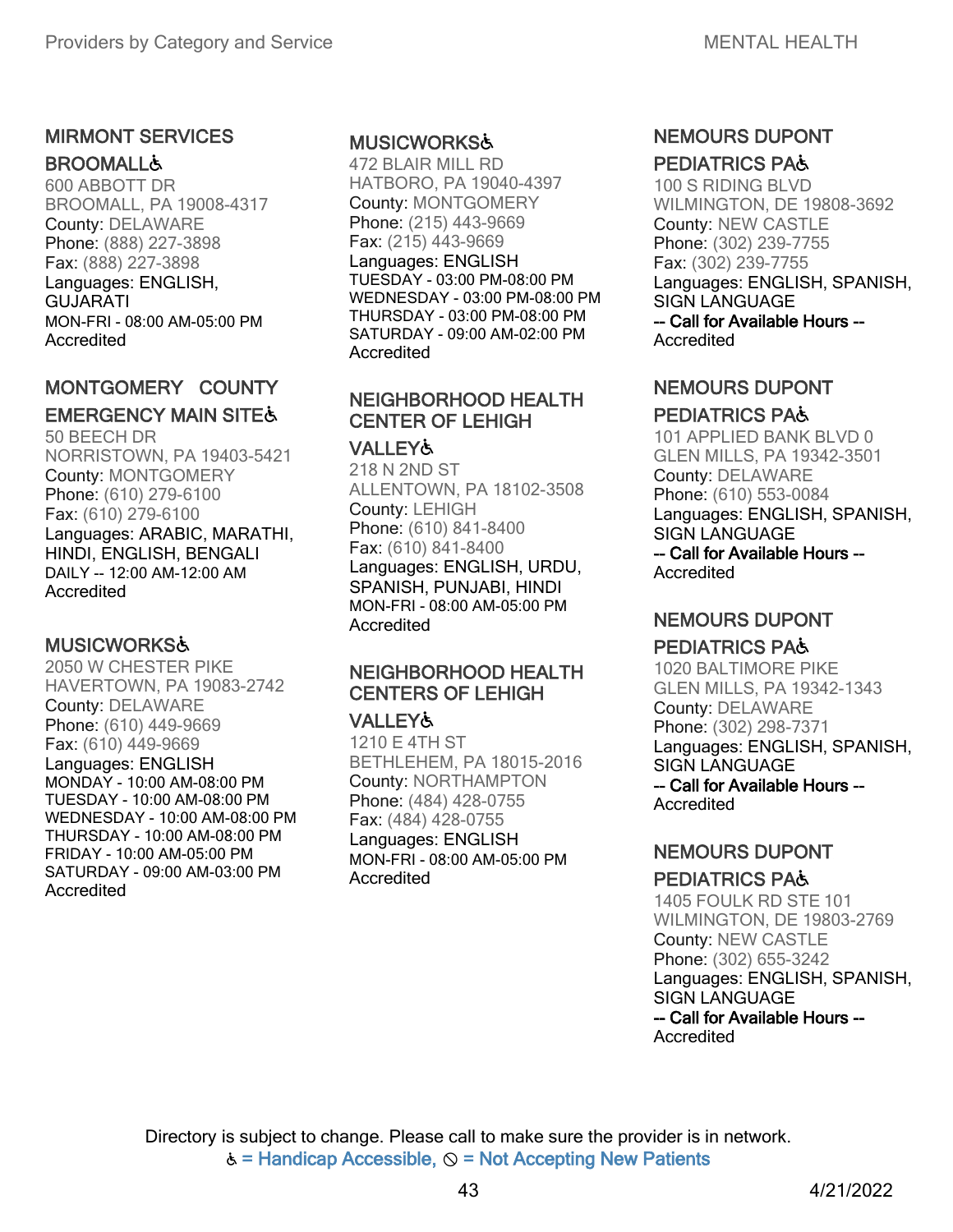### MIRMONT SERVICES BROOMALL♿

600 ABBOTT DR
BROOMALL, PA 19008-4317
County: DELAWARE
Phone: (888) 227-3898
Fax: (888) 227-3898
Languages: ENGLISH, GUJARATI
MON-FRI - 08:00 AM-05:00 PM
Accredited

### MONTGOMERY COUNTY EMERGENCY MAIN SITE♿

50 BEECH DR
NORRISTOWN, PA 19403-5421
County: MONTGOMERY
Phone: (610) 279-6100
Fax: (610) 279-6100
Languages: ARABIC, MARATHI, HINDI, ENGLISH, BENGALI
DAILY -- 12:00 AM-12:00 AM
Accredited

### MUSICWORKS♿

2050 W CHESTER PIKE
HAVERTOWN, PA 19083-2742
County: DELAWARE
Phone: (610) 449-9669
Fax: (610) 449-9669
Languages: ENGLISH
MONDAY - 10:00 AM-08:00 PM
TUESDAY - 10:00 AM-08:00 PM
WEDNESDAY - 10:00 AM-08:00 PM
THURSDAY - 10:00 AM-08:00 PM
FRIDAY - 10:00 AM-05:00 PM
SATURDAY - 09:00 AM-03:00 PM
Accredited

### MUSICWORKS♿

472 BLAIR MILL RD
HATBORO, PA 19040-4397
County: MONTGOMERY
Phone: (215) 443-9669
Fax: (215) 443-9669
Languages: ENGLISH
TUESDAY - 03:00 PM-08:00 PM
WEDNESDAY - 03:00 PM-08:00 PM
THURSDAY - 03:00 PM-08:00 PM
SATURDAY - 09:00 AM-02:00 PM
Accredited

### NEIGHBORHOOD HEALTH CENTER OF LEHIGH VALLEY♿

218 N 2ND ST
ALLENTOWN, PA 18102-3508
County: LEHIGH
Phone: (610) 841-8400
Fax: (610) 841-8400
Languages: ENGLISH, URDU, SPANISH, PUNJABI, HINDI
MON-FRI - 08:00 AM-05:00 PM
Accredited

### NEIGHBORHOOD HEALTH CENTERS OF LEHIGH VALLEY♿

1210 E 4TH ST
BETHLEHEM, PA 18015-2016
County: NORTHAMPTON
Phone: (484) 428-0755
Fax: (484) 428-0755
Languages: ENGLISH
MON-FRI - 08:00 AM-05:00 PM
Accredited

### NEMOURS DUPONT PEDIATRICS PA♿

100 S RIDING BLVD
WILMINGTON, DE 19808-3692
County: NEW CASTLE
Phone: (302) 239-7755
Fax: (302) 239-7755
Languages: ENGLISH, SPANISH, SIGN LANGUAGE
-- Call for Available Hours --
Accredited

### NEMOURS DUPONT PEDIATRICS PA♿

101 APPLIED BANK BLVD 0
GLEN MILLS, PA 19342-3501
County: DELAWARE
Phone: (610) 553-0084
Languages: ENGLISH, SPANISH, SIGN LANGUAGE
-- Call for Available Hours --
Accredited

### NEMOURS DUPONT PEDIATRICS PA♿

1020 BALTIMORE PIKE
GLEN MILLS, PA 19342-1343
County: DELAWARE
Phone: (302) 298-7371
Languages: ENGLISH, SPANISH, SIGN LANGUAGE
-- Call for Available Hours --
Accredited

### NEMOURS DUPONT PEDIATRICS PA♿

1405 FOULK RD STE 101
WILMINGTON, DE 19803-2769
County: NEW CASTLE
Phone: (302) 655-3242
Languages: ENGLISH, SPANISH, SIGN LANGUAGE
-- Call for Available Hours --
Accredited

Directory is subject to change. Please call to make sure the provider is in network.
♿ = Handicap Accessible, ⃠ = Not Accepting New Patients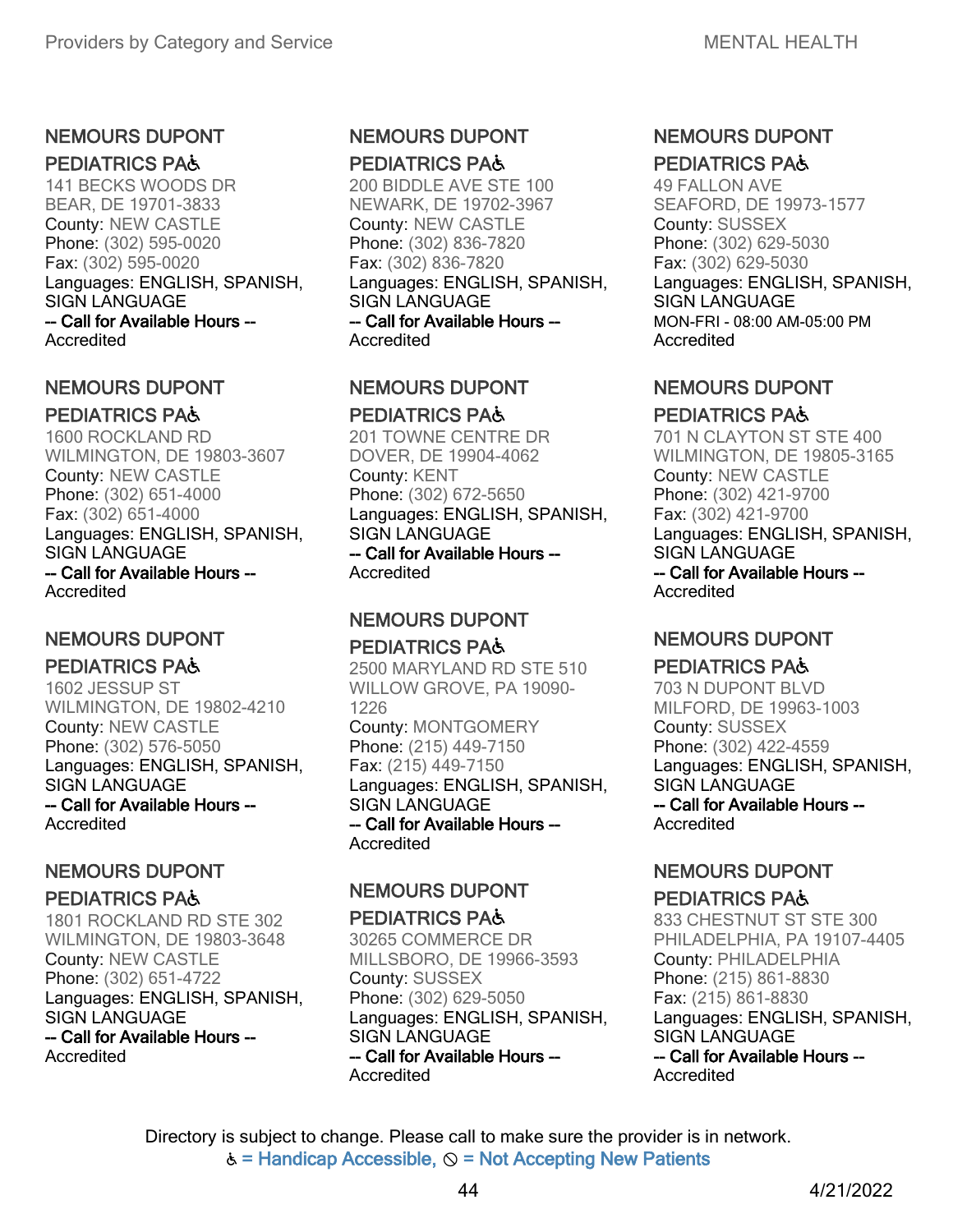NEMOURS DUPONT PEDIATRICS PA♿
141 BECKS WOODS DR
BEAR, DE 19701-3833
County: NEW CASTLE
Phone: (302) 595-0020
Fax: (302) 595-0020
Languages: ENGLISH, SPANISH, SIGN LANGUAGE
-- Call for Available Hours --
Accredited

NEMOURS DUPONT PEDIATRICS PA♿
1600 ROCKLAND RD
WILMINGTON, DE 19803-3607
County: NEW CASTLE
Phone: (302) 651-4000
Fax: (302) 651-4000
Languages: ENGLISH, SPANISH, SIGN LANGUAGE
-- Call for Available Hours --
Accredited

NEMOURS DUPONT PEDIATRICS PA♿
1602 JESSUP ST
WILMINGTON, DE 19802-4210
County: NEW CASTLE
Phone: (302) 576-5050
Languages: ENGLISH, SPANISH, SIGN LANGUAGE
-- Call for Available Hours --
Accredited

NEMOURS DUPONT PEDIATRICS PA♿
1801 ROCKLAND RD STE 302
WILMINGTON, DE 19803-3648
County: NEW CASTLE
Phone: (302) 651-4722
Languages: ENGLISH, SPANISH, SIGN LANGUAGE
-- Call for Available Hours --
Accredited

NEMOURS DUPONT PEDIATRICS PA♿
200 BIDDLE AVE STE 100
NEWARK, DE 19702-3967
County: NEW CASTLE
Phone: (302) 836-7820
Fax: (302) 836-7820
Languages: ENGLISH, SPANISH, SIGN LANGUAGE
-- Call for Available Hours --
Accredited

NEMOURS DUPONT PEDIATRICS PA♿
201 TOWNE CENTRE DR
DOVER, DE 19904-4062
County: KENT
Phone: (302) 672-5650
Languages: ENGLISH, SPANISH, SIGN LANGUAGE
-- Call for Available Hours --
Accredited

NEMOURS DUPONT PEDIATRICS PA♿
2500 MARYLAND RD STE 510
WILLOW GROVE, PA 19090-1226
County: MONTGOMERY
Phone: (215) 449-7150
Fax: (215) 449-7150
Languages: ENGLISH, SPANISH, SIGN LANGUAGE
-- Call for Available Hours --
Accredited

NEMOURS DUPONT PEDIATRICS PA♿
30265 COMMERCE DR
MILLSBORO, DE 19966-3593
County: SUSSEX
Phone: (302) 629-5050
Languages: ENGLISH, SPANISH, SIGN LANGUAGE
-- Call for Available Hours --
Accredited

NEMOURS DUPONT PEDIATRICS PA♿
49 FALLON AVE
SEAFORD, DE 19973-1577
County: SUSSEX
Phone: (302) 629-5030
Fax: (302) 629-5030
Languages: ENGLISH, SPANISH, SIGN LANGUAGE
MON-FRI - 08:00 AM-05:00 PM
Accredited

NEMOURS DUPONT PEDIATRICS PA♿
701 N CLAYTON ST STE 400
WILMINGTON, DE 19805-3165
County: NEW CASTLE
Phone: (302) 421-9700
Fax: (302) 421-9700
Languages: ENGLISH, SPANISH, SIGN LANGUAGE
-- Call for Available Hours --
Accredited

NEMOURS DUPONT PEDIATRICS PA♿
703 N DUPONT BLVD
MILFORD, DE 19963-1003
County: SUSSEX
Phone: (302) 422-4559
Languages: ENGLISH, SPANISH, SIGN LANGUAGE
-- Call for Available Hours --
Accredited

NEMOURS DUPONT PEDIATRICS PA♿
833 CHESTNUT ST STE 300
PHILADELPHIA, PA 19107-4405
County: PHILADELPHIA
Phone: (215) 861-8830
Fax: (215) 861-8830
Languages: ENGLISH, SPANISH, SIGN LANGUAGE
-- Call for Available Hours --
Accredited

Directory is subject to change. Please call to make sure the provider is in network.
♿ = Handicap Accessible, ⦸ = Not Accepting New Patients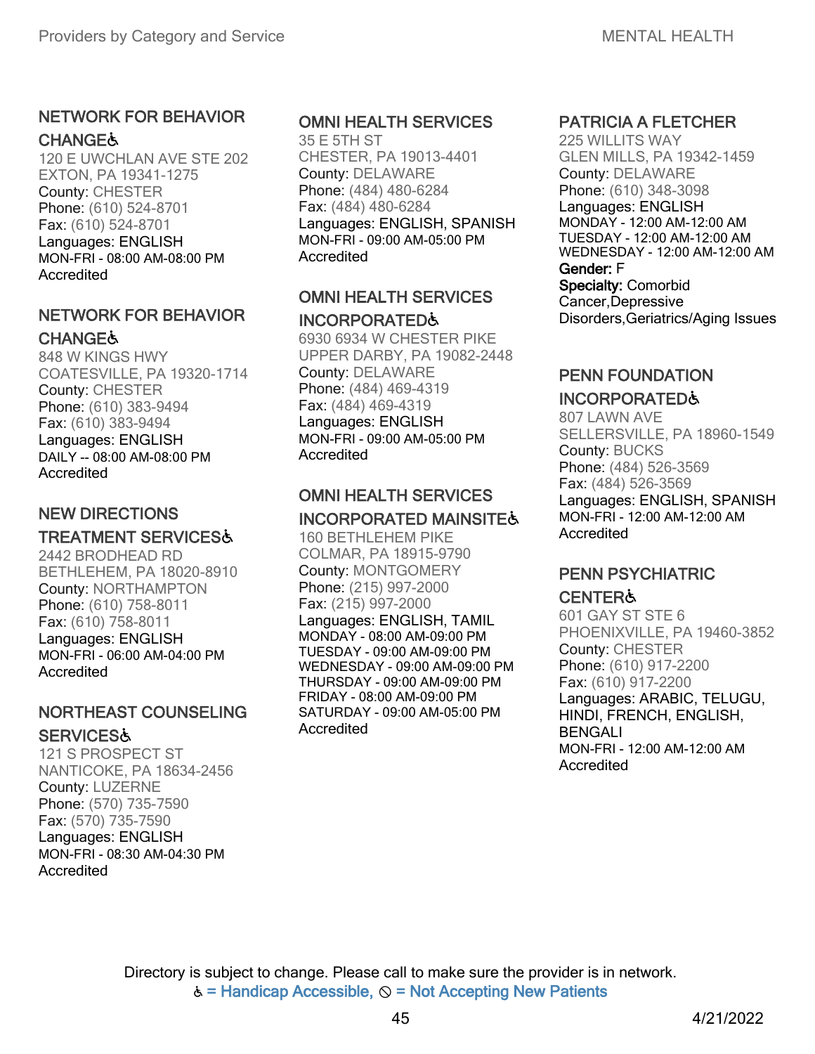### NETWORK FOR BEHAVIOR CHANGE♿

120 E UWCHLAN AVE STE 202
EXTON, PA 19341-1275
County: CHESTER
Phone: (610) 524-8701
Fax: (610) 524-8701
Languages: ENGLISH
MON-FRI - 08:00 AM-08:00 PM
Accredited

### NETWORK FOR BEHAVIOR CHANGE♿

848 W KINGS HWY
COATESVILLE, PA 19320-1714
County: CHESTER
Phone: (610) 383-9494
Fax: (610) 383-9494
Languages: ENGLISH
DAILY -- 08:00 AM-08:00 PM
Accredited

### NEW DIRECTIONS TREATMENT SERVICES♿

2442 BRODHEAD RD
BETHLEHEM, PA 18020-8910
County: NORTHAMPTON
Phone: (610) 758-8011
Fax: (610) 758-8011
Languages: ENGLISH
MON-FRI - 06:00 AM-04:00 PM
Accredited

### NORTHEAST COUNSELING SERVICES♿

121 S PROSPECT ST
NANTICOKE, PA 18634-2456
County: LUZERNE
Phone: (570) 735-7590
Fax: (570) 735-7590
Languages: ENGLISH
MON-FRI - 08:30 AM-04:30 PM
Accredited

### OMNI HEALTH SERVICES

35 E 5TH ST
CHESTER, PA 19013-4401
County: DELAWARE
Phone: (484) 480-6284
Fax: (484) 480-6284
Languages: ENGLISH, SPANISH
MON-FRI - 09:00 AM-05:00 PM
Accredited

### OMNI HEALTH SERVICES INCORPORATED♿

6930 6934 W CHESTER PIKE
UPPER DARBY, PA 19082-2448
County: DELAWARE
Phone: (484) 469-4319
Fax: (484) 469-4319
Languages: ENGLISH
MON-FRI - 09:00 AM-05:00 PM
Accredited

### OMNI HEALTH SERVICES INCORPORATED MAINSITE♿

160 BETHLEHEM PIKE
COLMAR, PA 18915-9790
County: MONTGOMERY
Phone: (215) 997-2000
Fax: (215) 997-2000
Languages: ENGLISH, TAMIL
MONDAY - 08:00 AM-09:00 PM
TUESDAY - 09:00 AM-09:00 PM
WEDNESDAY - 09:00 AM-09:00 PM
THURSDAY - 09:00 AM-09:00 PM
FRIDAY - 08:00 AM-09:00 PM
SATURDAY - 09:00 AM-05:00 PM
Accredited

### PATRICIA A FLETCHER

225 WILLITS WAY
GLEN MILLS, PA 19342-1459
County: DELAWARE
Phone: (610) 348-3098
Languages: ENGLISH
MONDAY - 12:00 AM-12:00 AM
TUESDAY - 12:00 AM-12:00 AM
WEDNESDAY - 12:00 AM-12:00 AM
**Gender:** F
**Specialty:** Comorbid Cancer,Depressive Disorders,Geriatrics/Aging Issues

### PENN FOUNDATION INCORPORATED♿

807 LAWN AVE
SELLERSVILLE, PA 18960-1549
County: BUCKS
Phone: (484) 526-3569
Fax: (484) 526-3569
Languages: ENGLISH, SPANISH
MON-FRI - 12:00 AM-12:00 AM
Accredited

### PENN PSYCHIATRIC CENTER♿

601 GAY ST STE 6
PHOENIXVILLE, PA 19460-3852
County: CHESTER
Phone: (610) 917-2200
Fax: (610) 917-2200
Languages: ARABIC, TELUGU, HINDI, FRENCH, ENGLISH, BENGALI
MON-FRI - 12:00 AM-12:00 AM
Accredited

Directory is subject to change. Please call to make sure the provider is in network.
♿ = Handicap Accessible, ⊘ = Not Accepting New Patients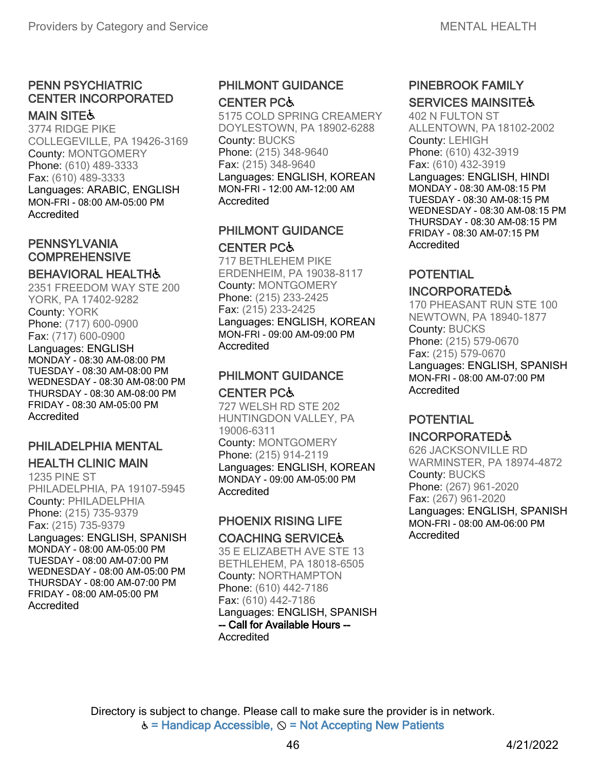### PENN PSYCHIATRIC CENTER INCORPORATED MAIN SITE♿

3774 RIDGE PIKE
COLLEGEVILLE, PA 19426-3169
County: MONTGOMERY
Phone: (610) 489-3333
Fax: (610) 489-3333
Languages: ARABIC, ENGLISH
MON-FRI - 08:00 AM-05:00 PM
Accredited

### PENNSYLVANIA COMPREHENSIVE BEHAVIORAL HEALTH♿

2351 FREEDOM WAY STE 200
YORK, PA 17402-9282
County: YORK
Phone: (717) 600-0900
Fax: (717) 600-0900
Languages: ENGLISH
MONDAY - 08:30 AM-08:00 PM
TUESDAY - 08:30 AM-08:00 PM
WEDNESDAY - 08:30 AM-08:00 PM
THURSDAY - 08:30 AM-08:00 PM
FRIDAY - 08:30 AM-05:00 PM
Accredited

### PHILADELPHIA MENTAL HEALTH CLINIC MAIN

1235 PINE ST
PHILADELPHIA, PA 19107-5945
County: PHILADELPHIA
Phone: (215) 735-9379
Fax: (215) 735-9379
Languages: ENGLISH, SPANISH
MONDAY - 08:00 AM-05:00 PM
TUESDAY - 08:00 AM-07:00 PM
WEDNESDAY - 08:00 AM-05:00 PM
THURSDAY - 08:00 AM-07:00 PM
FRIDAY - 08:00 AM-05:00 PM
Accredited

### PHILMONT GUIDANCE CENTER PC♿

5175 COLD SPRING CREAMERY
DOYLESTOWN, PA 18902-6288
County: BUCKS
Phone: (215) 348-9640
Fax: (215) 348-9640
Languages: ENGLISH, KOREAN
MON-FRI - 12:00 AM-12:00 AM
Accredited

### PHILMONT GUIDANCE CENTER PC♿

717 BETHLEHEM PIKE
ERDENHEIM, PA 19038-8117
County: MONTGOMERY
Phone: (215) 233-2425
Fax: (215) 233-2425
Languages: ENGLISH, KOREAN
MON-FRI - 09:00 AM-09:00 PM
Accredited

### PHILMONT GUIDANCE CENTER PC♿

727 WELSH RD STE 202
HUNTINGDON VALLEY, PA 19006-6311
County: MONTGOMERY
Phone: (215) 914-2119
Languages: ENGLISH, KOREAN
MONDAY - 09:00 AM-05:00 PM
Accredited

### PHOENIX RISING LIFE COACHING SERVICE♿

35 E ELIZABETH AVE STE 13
BETHLEHEM, PA 18018-6505
County: NORTHAMPTON
Phone: (610) 442-7186
Fax: (610) 442-7186
Languages: ENGLISH, SPANISH
**-- Call for Available Hours --**
Accredited

### PINEBROOK FAMILY SERVICES MAINSITE♿

402 N FULTON ST
ALLENTOWN, PA 18102-2002
County: LEHIGH
Phone: (610) 432-3919
Fax: (610) 432-3919
Languages: ENGLISH, HINDI
MONDAY - 08:30 AM-08:15 PM
TUESDAY - 08:30 AM-08:15 PM
WEDNESDAY - 08:30 AM-08:15 PM
THURSDAY - 08:30 AM-08:15 PM
FRIDAY - 08:30 AM-07:15 PM
Accredited

### POTENTIAL INCORPORATED♿

170 PHEASANT RUN STE 100
NEWTOWN, PA 18940-1877
County: BUCKS
Phone: (215) 579-0670
Fax: (215) 579-0670
Languages: ENGLISH, SPANISH
MON-FRI - 08:00 AM-07:00 PM
Accredited

### POTENTIAL INCORPORATED♿

626 JACKSONVILLE RD
WARMINSTER, PA 18974-4872
County: BUCKS
Phone: (267) 961-2020
Fax: (267) 961-2020
Languages: ENGLISH, SPANISH
MON-FRI - 08:00 AM-06:00 PM
Accredited

Directory is subject to change. Please call to make sure the provider is in network.
♿ = Handicap Accessible, ⦸ = Not Accepting New Patients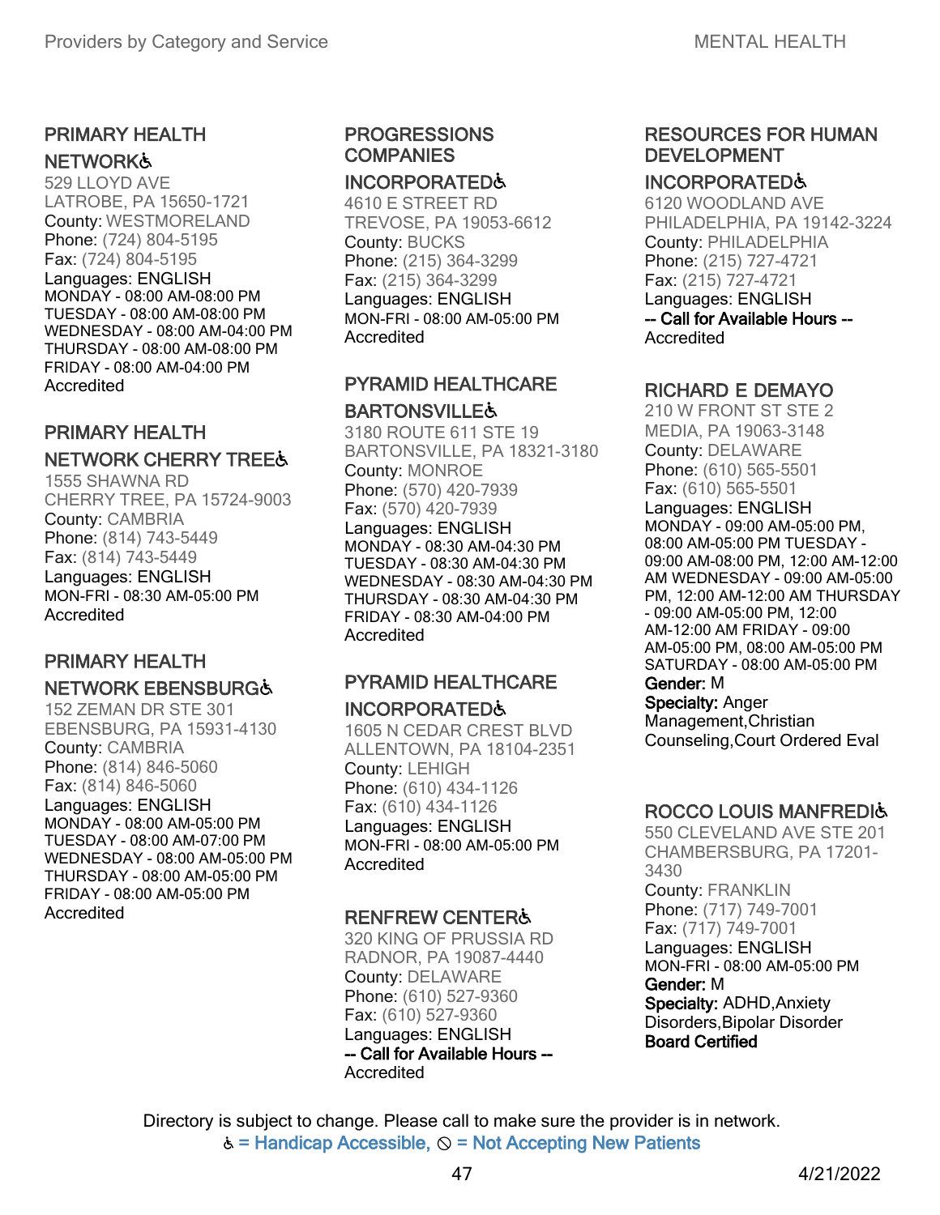### PRIMARY HEALTH NETWORK♿

529 LLOYD AVE
LATROBE, PA 15650-1721
County: WESTMORELAND
Phone: (724) 804-5195
Fax: (724) 804-5195
Languages: ENGLISH
MONDAY - 08:00 AM-08:00 PM
TUESDAY - 08:00 AM-08:00 PM
WEDNESDAY - 08:00 AM-04:00 PM
THURSDAY - 08:00 AM-08:00 PM
FRIDAY - 08:00 AM-04:00 PM
Accredited

### PRIMARY HEALTH NETWORK CHERRY TREE♿

1555 SHAWNA RD
CHERRY TREE, PA 15724-9003
County: CAMBRIA
Phone: (814) 743-5449
Fax: (814) 743-5449
Languages: ENGLISH
MON-FRI - 08:30 AM-05:00 PM
Accredited

### PRIMARY HEALTH NETWORK EBENSBURG♿

152 ZEMAN DR STE 301
EBENSBURG, PA 15931-4130
County: CAMBRIA
Phone: (814) 846-5060
Fax: (814) 846-5060
Languages: ENGLISH
MONDAY - 08:00 AM-05:00 PM
TUESDAY - 08:00 AM-07:00 PM
WEDNESDAY - 08:00 AM-05:00 PM
THURSDAY - 08:00 AM-05:00 PM
FRIDAY - 08:00 AM-05:00 PM
Accredited

### PROGRESSIONS COMPANIES INCORPORATED♿

4610 E STREET RD
TREVOSE, PA 19053-6612
County: BUCKS
Phone: (215) 364-3299
Fax: (215) 364-3299
Languages: ENGLISH
MON-FRI - 08:00 AM-05:00 PM
Accredited

### PYRAMID HEALTHCARE BARTONSVILLE♿

3180 ROUTE 611 STE 19
BARTONSVILLE, PA 18321-3180
County: MONROE
Phone: (570) 420-7939
Fax: (570) 420-7939
Languages: ENGLISH
MONDAY - 08:30 AM-04:30 PM
TUESDAY - 08:30 AM-04:30 PM
WEDNESDAY - 08:30 AM-04:30 PM
THURSDAY - 08:30 AM-04:30 PM
FRIDAY - 08:30 AM-04:00 PM
Accredited

### PYRAMID HEALTHCARE INCORPORATED♿

1605 N CEDAR CREST BLVD
ALLENTOWN, PA 18104-2351
County: LEHIGH
Phone: (610) 434-1126
Fax: (610) 434-1126
Languages: ENGLISH
MON-FRI - 08:00 AM-05:00 PM
Accredited

### RENFREW CENTER♿

320 KING OF PRUSSIA RD
RADNOR, PA 19087-4440
County: DELAWARE
Phone: (610) 527-9360
Fax: (610) 527-9360
Languages: ENGLISH
**-- Call for Available Hours --**
Accredited

### RESOURCES FOR HUMAN DEVELOPMENT INCORPORATED♿

6120 WOODLAND AVE
PHILADELPHIA, PA 19142-3224
County: PHILADELPHIA
Phone: (215) 727-4721
Fax: (215) 727-4721
Languages: ENGLISH
**-- Call for Available Hours --**
Accredited

### RICHARD E DEMAYO

210 W FRONT ST STE 2
MEDIA, PA 19063-3148
County: DELAWARE
Phone: (610) 565-5501
Fax: (610) 565-5501
Languages: ENGLISH
MONDAY - 09:00 AM-05:00 PM, 08:00 AM-05:00 PM TUESDAY - 09:00 AM-08:00 PM, 12:00 AM-12:00 AM WEDNESDAY - 09:00 AM-05:00 PM, 12:00 AM-12:00 AM THURSDAY - 09:00 AM-05:00 PM, 12:00 AM-12:00 AM FRIDAY - 09:00 AM-05:00 PM, 08:00 AM-05:00 PM SATURDAY - 08:00 AM-05:00 PM
**Gender:** M
**Specialty:** Anger Management,Christian Counseling,Court Ordered Eval

### ROCCO LOUIS MANFREDI♿

550 CLEVELAND AVE STE 201
CHAMBERSBURG, PA 17201-3430
County: FRANKLIN
Phone: (717) 749-7001
Fax: (717) 749-7001
Languages: ENGLISH
MON-FRI - 08:00 AM-05:00 PM
**Gender:** M
**Specialty:** ADHD,Anxiety Disorders,Bipolar Disorder
**Board Certified**

Directory is subject to change. Please call to make sure the provider is in network.
♿ = Handicap Accessible, ⊘ = Not Accepting New Patients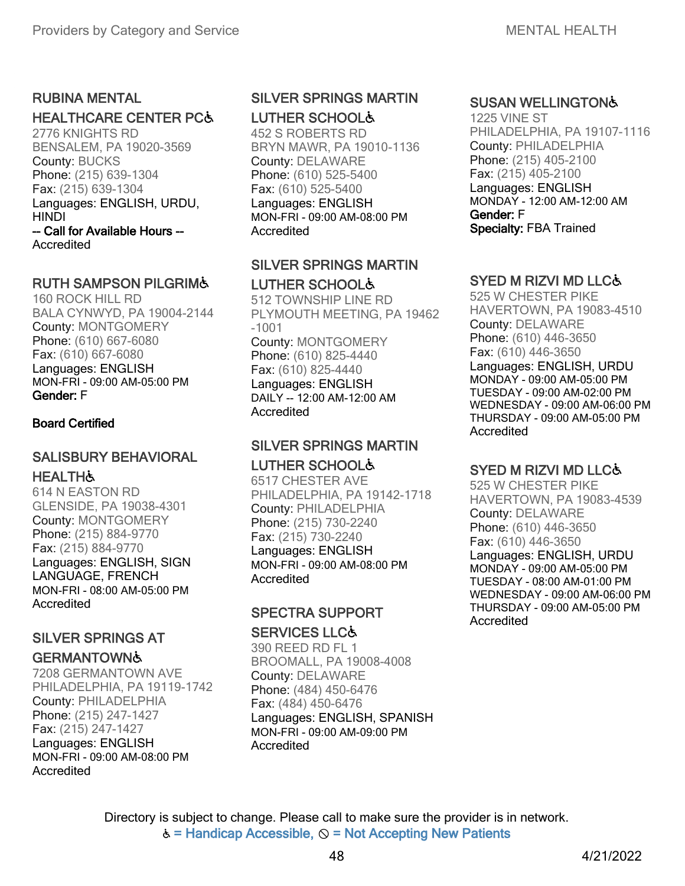### RUBINA MENTAL HEALTHCARE CENTER PC♿

2776 KNIGHTS RD
BENSALEM, PA 19020-3569
County: BUCKS
Phone: (215) 639-1304
Fax: (215) 639-1304
Languages: ENGLISH, URDU, HINDI
**-- Call for Available Hours --**
Accredited

### RUTH SAMPSON PILGRIM♿

160 ROCK HILL RD
BALA CYNWYD, PA 19004-2144
County: MONTGOMERY
Phone: (610) 667-6080
Fax: (610) 667-6080
Languages: ENGLISH
MON-FRI - 09:00 AM-05:00 PM
**Gender:** F

**Board Certified**

### SALISBURY BEHAVIORAL HEALTH♿

614 N EASTON RD
GLENSIDE, PA 19038-4301
County: MONTGOMERY
Phone: (215) 884-9770
Fax: (215) 884-9770
Languages: ENGLISH, SIGN LANGUAGE, FRENCH
MON-FRI - 08:00 AM-05:00 PM
Accredited

### SILVER SPRINGS AT GERMANTOWN♿

7208 GERMANTOWN AVE
PHILADELPHIA, PA 19119-1742
County: PHILADELPHIA
Phone: (215) 247-1427
Fax: (215) 247-1427
Languages: ENGLISH
MON-FRI - 09:00 AM-08:00 PM
Accredited

### SILVER SPRINGS MARTIN LUTHER SCHOOL♿

452 S ROBERTS RD
BRYN MAWR, PA 19010-1136
County: DELAWARE
Phone: (610) 525-5400
Fax: (610) 525-5400
Languages: ENGLISH
MON-FRI - 09:00 AM-08:00 PM
Accredited

### SILVER SPRINGS MARTIN LUTHER SCHOOL♿

512 TOWNSHIP LINE RD
PLYMOUTH MEETING, PA 19462-1001
County: MONTGOMERY
Phone: (610) 825-4440
Fax: (610) 825-4440
Languages: ENGLISH
DAILY -- 12:00 AM-12:00 AM
Accredited

### SILVER SPRINGS MARTIN LUTHER SCHOOL♿

6517 CHESTER AVE
PHILADELPHIA, PA 19142-1718
County: PHILADELPHIA
Phone: (215) 730-2240
Fax: (215) 730-2240
Languages: ENGLISH
MON-FRI - 09:00 AM-08:00 PM
Accredited

### SPECTRA SUPPORT SERVICES LLC♿

390 REED RD FL 1
BROOMALL, PA 19008-4008
County: DELAWARE
Phone: (484) 450-6476
Fax: (484) 450-6476
Languages: ENGLISH, SPANISH
MON-FRI - 09:00 AM-09:00 PM
Accredited

### SUSAN WELLINGTON♿

1225 VINE ST
PHILADELPHIA, PA 19107-1116
County: PHILADELPHIA
Phone: (215) 405-2100
Fax: (215) 405-2100
Languages: ENGLISH
MONDAY - 12:00 AM-12:00 AM
**Gender:** F
**Specialty:** FBA Trained

### SYED M RIZVI MD LLC♿

525 W CHESTER PIKE
HAVERTOWN, PA 19083-4510
County: DELAWARE
Phone: (610) 446-3650
Fax: (610) 446-3650
Languages: ENGLISH, URDU
MONDAY - 09:00 AM-05:00 PM
TUESDAY - 09:00 AM-02:00 PM
WEDNESDAY - 09:00 AM-06:00 PM
THURSDAY - 09:00 AM-05:00 PM
Accredited

### SYED M RIZVI MD LLC♿

525 W CHESTER PIKE
HAVERTOWN, PA 19083-4539
County: DELAWARE
Phone: (610) 446-3650
Fax: (610) 446-3650
Languages: ENGLISH, URDU
MONDAY - 09:00 AM-05:00 PM
TUESDAY - 08:00 AM-01:00 PM
WEDNESDAY - 09:00 AM-06:00 PM
THURSDAY - 09:00 AM-05:00 PM
Accredited

Directory is subject to change. Please call to make sure the provider is in network.
♿ = Handicap Accessible, ⊘ = Not Accepting New Patients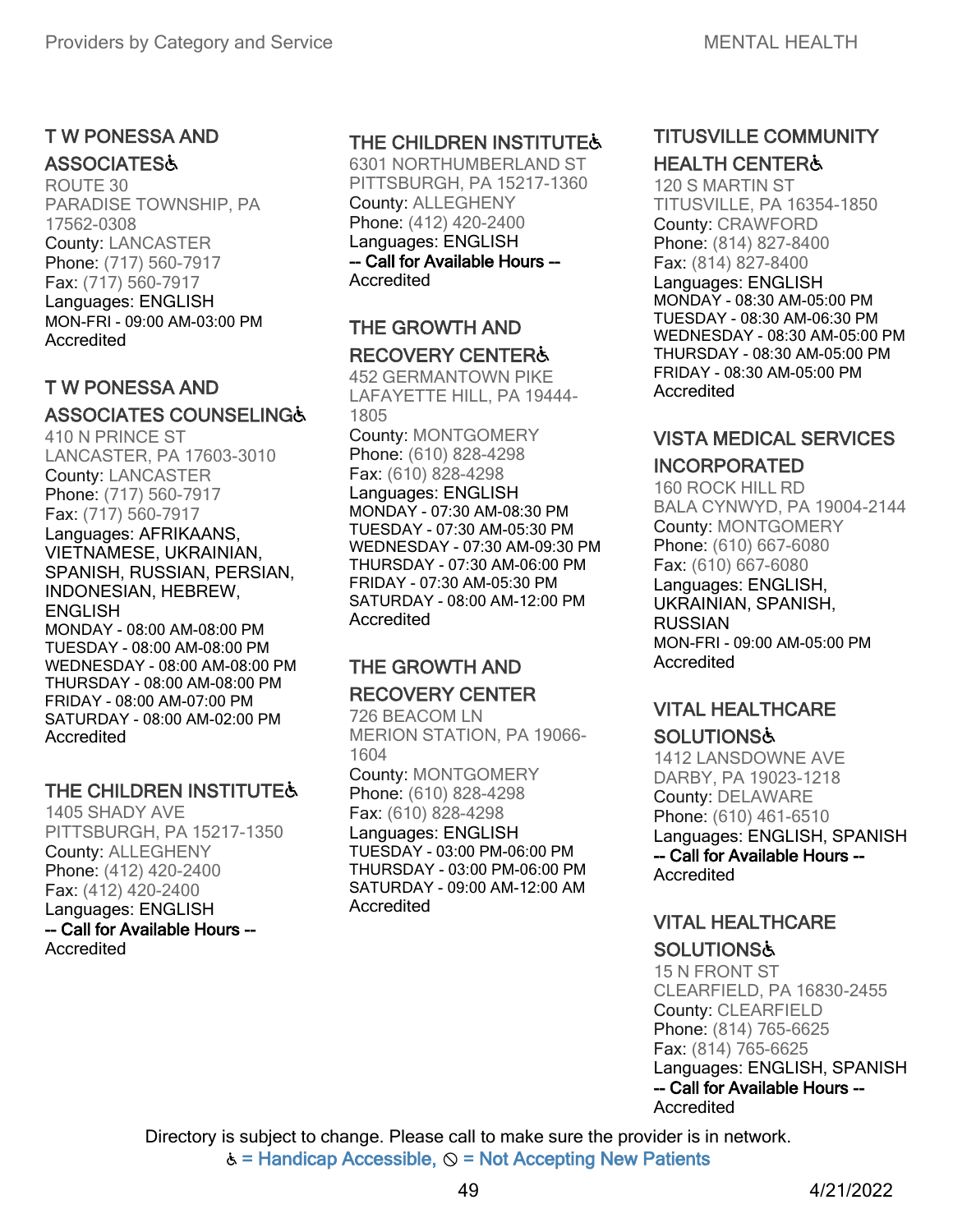### T W PONESSA AND ASSOCIATES♿
ROUTE 30
PARADISE TOWNSHIP, PA 17562-0308
County: LANCASTER
Phone: (717) 560-7917
Fax: (717) 560-7917
Languages: ENGLISH
MON-FRI - 09:00 AM-03:00 PM
Accredited

### T W PONESSA AND ASSOCIATES COUNSELING♿
410 N PRINCE ST
LANCASTER, PA 17603-3010
County: LANCASTER
Phone: (717) 560-7917
Fax: (717) 560-7917
Languages: AFRIKAANS, VIETNAMESE, UKRAINIAN, SPANISH, RUSSIAN, PERSIAN, INDONESIAN, HEBREW, ENGLISH
MONDAY - 08:00 AM-08:00 PM
TUESDAY - 08:00 AM-08:00 PM
WEDNESDAY - 08:00 AM-08:00 PM
THURSDAY - 08:00 AM-08:00 PM
FRIDAY - 08:00 AM-07:00 PM
SATURDAY - 08:00 AM-02:00 PM
Accredited

### THE CHILDREN INSTITUTE♿
1405 SHADY AVE
PITTSBURGH, PA 15217-1350
County: ALLEGHENY
Phone: (412) 420-2400
Fax: (412) 420-2400
Languages: ENGLISH
-- Call for Available Hours --
Accredited

### THE CHILDREN INSTITUTE♿
6301 NORTHUMBERLAND ST
PITTSBURGH, PA 15217-1360
County: ALLEGHENY
Phone: (412) 420-2400
Languages: ENGLISH
-- Call for Available Hours --
Accredited

### THE GROWTH AND RECOVERY CENTER♿
452 GERMANTOWN PIKE
LAFAYETTE HILL, PA 19444-1805
County: MONTGOMERY
Phone: (610) 828-4298
Fax: (610) 828-4298
Languages: ENGLISH
MONDAY - 07:30 AM-08:30 PM
TUESDAY - 07:30 AM-05:30 PM
WEDNESDAY - 07:30 AM-09:30 PM
THURSDAY - 07:30 AM-06:00 PM
FRIDAY - 07:30 AM-05:30 PM
SATURDAY - 08:00 AM-12:00 PM
Accredited

### THE GROWTH AND RECOVERY CENTER
726 BEACOM LN
MERION STATION, PA 19066-1604
County: MONTGOMERY
Phone: (610) 828-4298
Fax: (610) 828-4298
Languages: ENGLISH
TUESDAY - 03:00 PM-06:00 PM
THURSDAY - 03:00 PM-06:00 PM
SATURDAY - 09:00 AM-12:00 AM
Accredited

### TITUSVILLE COMMUNITY HEALTH CENTER♿
120 S MARTIN ST
TITUSVILLE, PA 16354-1850
County: CRAWFORD
Phone: (814) 827-8400
Fax: (814) 827-8400
Languages: ENGLISH
MONDAY - 08:30 AM-05:00 PM
TUESDAY - 08:30 AM-06:30 PM
WEDNESDAY - 08:30 AM-05:00 PM
THURSDAY - 08:30 AM-05:00 PM
FRIDAY - 08:30 AM-05:00 PM
Accredited

### VISTA MEDICAL SERVICES INCORPORATED
160 ROCK HILL RD
BALA CYNWYD, PA 19004-2144
County: MONTGOMERY
Phone: (610) 667-6080
Fax: (610) 667-6080
Languages: ENGLISH, UKRAINIAN, SPANISH, RUSSIAN
MON-FRI - 09:00 AM-05:00 PM
Accredited

### VITAL HEALTHCARE SOLUTIONS♿
1412 LANSDOWNE AVE
DARBY, PA 19023-1218
County: DELAWARE
Phone: (610) 461-6510
Languages: ENGLISH, SPANISH
-- Call for Available Hours --
Accredited

### VITAL HEALTHCARE SOLUTIONS♿
15 N FRONT ST
CLEARFIELD, PA 16830-2455
County: CLEARFIELD
Phone: (814) 765-6625
Fax: (814) 765-6625
Languages: ENGLISH, SPANISH
-- Call for Available Hours --
Accredited

Directory is subject to change. Please call to make sure the provider is in network.
♿ = Handicap Accessible, ⊘ = Not Accepting New Patients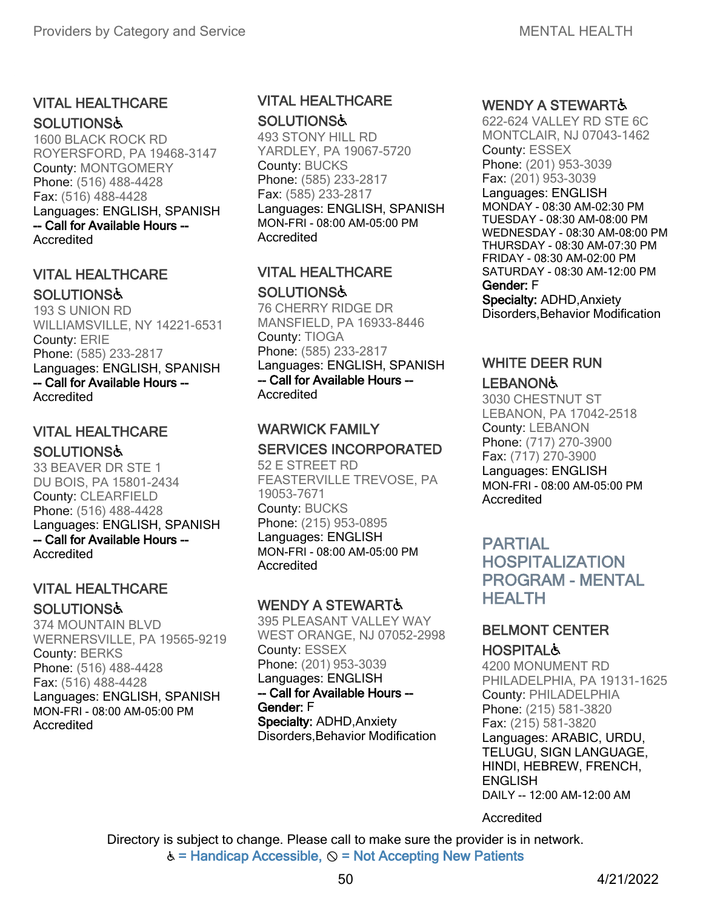### VITAL HEALTHCARE SOLUTIONS♿

1600 BLACK ROCK RD
ROYERSFORD, PA 19468-3147
County: MONTGOMERY
Phone: (516) 488-4428
Fax: (516) 488-4428
Languages: ENGLISH, SPANISH
**-- Call for Available Hours --**
Accredited

### VITAL HEALTHCARE SOLUTIONS♿

193 S UNION RD
WILLIAMSVILLE, NY 14221-6531
County: ERIE
Phone: (585) 233-2817
Languages: ENGLISH, SPANISH
**-- Call for Available Hours --**
Accredited

### VITAL HEALTHCARE SOLUTIONS♿

33 BEAVER DR STE 1
DU BOIS, PA 15801-2434
County: CLEARFIELD
Phone: (516) 488-4428
Languages: ENGLISH, SPANISH
**-- Call for Available Hours --**
Accredited

### VITAL HEALTHCARE SOLUTIONS♿

374 MOUNTAIN BLVD
WERNERSVILLE, PA 19565-9219
County: BERKS
Phone: (516) 488-4428
Fax: (516) 488-4428
Languages: ENGLISH, SPANISH
MON-FRI - 08:00 AM-05:00 PM
Accredited

### VITAL HEALTHCARE SOLUTIONS♿

493 STONY HILL RD
YARDLEY, PA 19067-5720
County: BUCKS
Phone: (585) 233-2817
Fax: (585) 233-2817
Languages: ENGLISH, SPANISH
MON-FRI - 08:00 AM-05:00 PM
Accredited

### VITAL HEALTHCARE SOLUTIONS♿

76 CHERRY RIDGE DR
MANSFIELD, PA 16933-8446
County: TIOGA
Phone: (585) 233-2817
Languages: ENGLISH, SPANISH
**-- Call for Available Hours --**
Accredited

### WARWICK FAMILY SERVICES INCORPORATED

52 E STREET RD
FEASTERVILLE TREVOSE, PA 19053-7671
County: BUCKS
Phone: (215) 953-0895
Languages: ENGLISH
MON-FRI - 08:00 AM-05:00 PM
Accredited

### WENDY A STEWART♿

395 PLEASANT VALLEY WAY
WEST ORANGE, NJ 07052-2998
County: ESSEX
Phone: (201) 953-3039
Languages: ENGLISH
**-- Call for Available Hours --**
**Gender:** F
**Specialty:** ADHD,Anxiety Disorders,Behavior Modification

### WENDY A STEWART♿

622-624 VALLEY RD STE 6C
MONTCLAIR, NJ 07043-1462
County: ESSEX
Phone: (201) 953-3039
Fax: (201) 953-3039
Languages: ENGLISH
MONDAY - 08:30 AM-02:30 PM
TUESDAY - 08:30 AM-08:00 PM
WEDNESDAY - 08:30 AM-08:00 PM
THURSDAY - 08:30 AM-07:30 PM
FRIDAY - 08:30 AM-02:00 PM
SATURDAY - 08:30 AM-12:00 PM
**Gender:** F
**Specialty:** ADHD,Anxiety Disorders,Behavior Modification

### WHITE DEER RUN LEBANON♿

3030 CHESTNUT ST
LEBANON, PA 17042-2518
County: LEBANON
Phone: (717) 270-3900
Fax: (717) 270-3900
Languages: ENGLISH
MON-FRI - 08:00 AM-05:00 PM
Accredited

## PARTIAL HOSPITALIZATION PROGRAM - MENTAL HEALTH

### BELMONT CENTER HOSPITAL♿

4200 MONUMENT RD
PHILADELPHIA, PA 19131-1625
County: PHILADELPHIA
Phone: (215) 581-3820
Fax: (215) 581-3820
Languages: ARABIC, URDU, TELUGU, SIGN LANGUAGE, HINDI, HEBREW, FRENCH, ENGLISH
DAILY -- 12:00 AM-12:00 AM

Accredited

Directory is subject to change. Please call to make sure the provider is in network.
♿ = Handicap Accessible, ⊘ = Not Accepting New Patients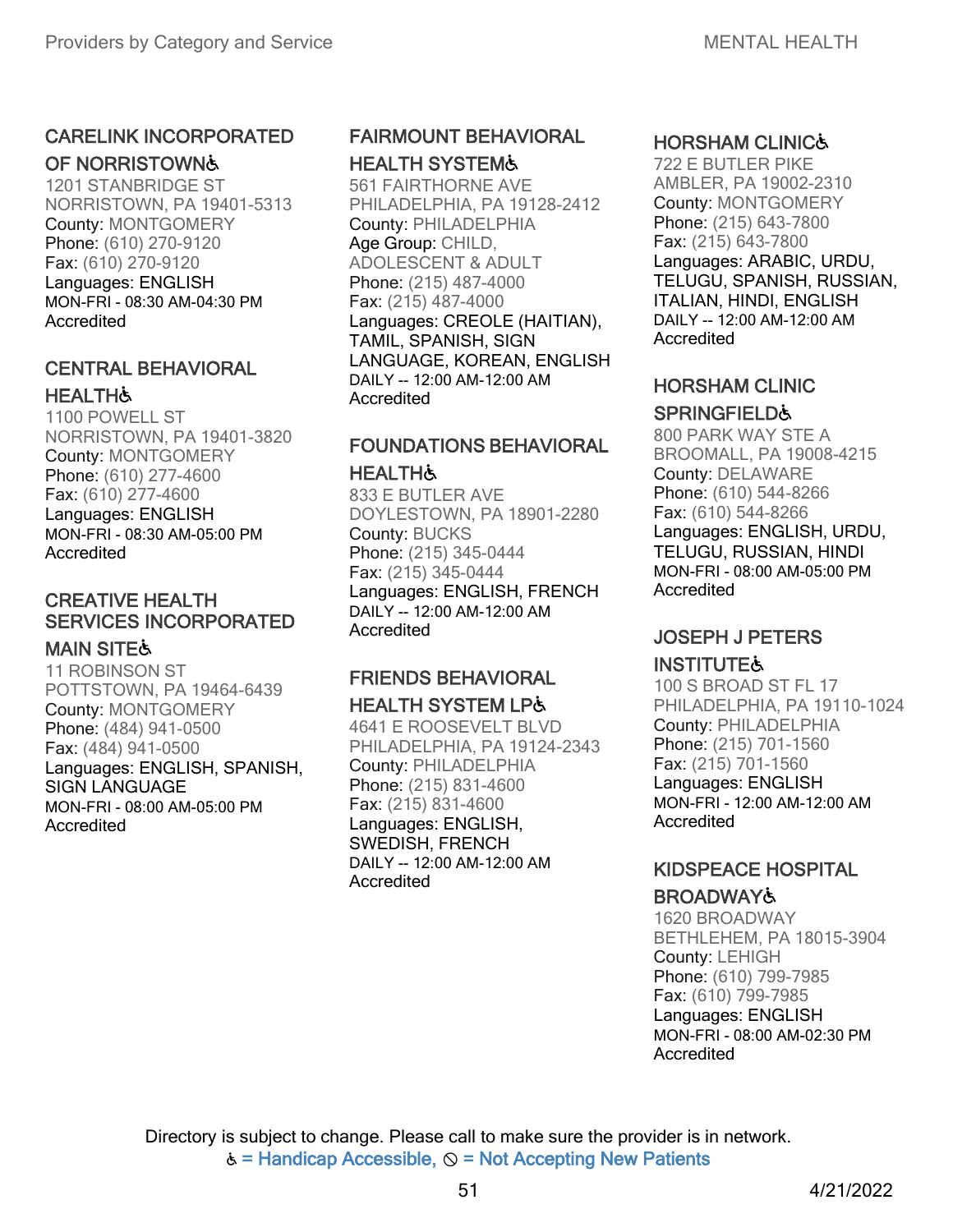### CARELINK INCORPORATED OF NORRISTOWN♿

1201 STANBRIDGE ST
NORRISTOWN, PA 19401-5313
County: MONTGOMERY
Phone: (610) 270-9120
Fax: (610) 270-9120
Languages: ENGLISH
MON-FRI - 08:30 AM-04:30 PM
Accredited

### CENTRAL BEHAVIORAL HEALTH♿

1100 POWELL ST
NORRISTOWN, PA 19401-3820
County: MONTGOMERY
Phone: (610) 277-4600
Fax: (610) 277-4600
Languages: ENGLISH
MON-FRI - 08:30 AM-05:00 PM
Accredited

### CREATIVE HEALTH SERVICES INCORPORATED MAIN SITE♿

11 ROBINSON ST
POTTSTOWN, PA 19464-6439
County: MONTGOMERY
Phone: (484) 941-0500
Fax: (484) 941-0500
Languages: ENGLISH, SPANISH, SIGN LANGUAGE
MON-FRI - 08:00 AM-05:00 PM
Accredited

### FAIRMOUNT BEHAVIORAL HEALTH SYSTEM♿

561 FAIRTHORNE AVE
PHILADELPHIA, PA 19128-2412
County: PHILADELPHIA
Age Group: CHILD, ADOLESCENT & ADULT
Phone: (215) 487-4000
Fax: (215) 487-4000
Languages: CREOLE (HAITIAN), TAMIL, SPANISH, SIGN LANGUAGE, KOREAN, ENGLISH
DAILY -- 12:00 AM-12:00 AM
Accredited

### FOUNDATIONS BEHAVIORAL HEALTH♿

833 E BUTLER AVE
DOYLESTOWN, PA 18901-2280
County: BUCKS
Phone: (215) 345-0444
Fax: (215) 345-0444
Languages: ENGLISH, FRENCH
DAILY -- 12:00 AM-12:00 AM
Accredited

### FRIENDS BEHAVIORAL HEALTH SYSTEM LP♿

4641 E ROOSEVELT BLVD
PHILADELPHIA, PA 19124-2343
County: PHILADELPHIA
Phone: (215) 831-4600
Fax: (215) 831-4600
Languages: ENGLISH, SWEDISH, FRENCH
DAILY -- 12:00 AM-12:00 AM
Accredited

### HORSHAM CLINIC♿

722 E BUTLER PIKE
AMBLER, PA 19002-2310
County: MONTGOMERY
Phone: (215) 643-7800
Fax: (215) 643-7800
Languages: ARABIC, URDU, TELUGU, SPANISH, RUSSIAN, ITALIAN, HINDI, ENGLISH
DAILY -- 12:00 AM-12:00 AM
Accredited

### HORSHAM CLINIC SPRINGFIELD♿

800 PARK WAY STE A
BROOMALL, PA 19008-4215
County: DELAWARE
Phone: (610) 544-8266
Fax: (610) 544-8266
Languages: ENGLISH, URDU, TELUGU, RUSSIAN, HINDI
MON-FRI - 08:00 AM-05:00 PM
Accredited

### JOSEPH J PETERS INSTITUTE♿

100 S BROAD ST FL 17
PHILADELPHIA, PA 19110-1024
County: PHILADELPHIA
Phone: (215) 701-1560
Fax: (215) 701-1560
Languages: ENGLISH
MON-FRI - 12:00 AM-12:00 AM
Accredited

### KIDSPEACE HOSPITAL BROADWAY♿

1620 BROADWAY
BETHLEHEM, PA 18015-3904
County: LEHIGH
Phone: (610) 799-7985
Fax: (610) 799-7985
Languages: ENGLISH
MON-FRI - 08:00 AM-02:30 PM
Accredited

Directory is subject to change. Please call to make sure the provider is in network.
♿ = Handicap Accessible, ⊘ = Not Accepting New Patients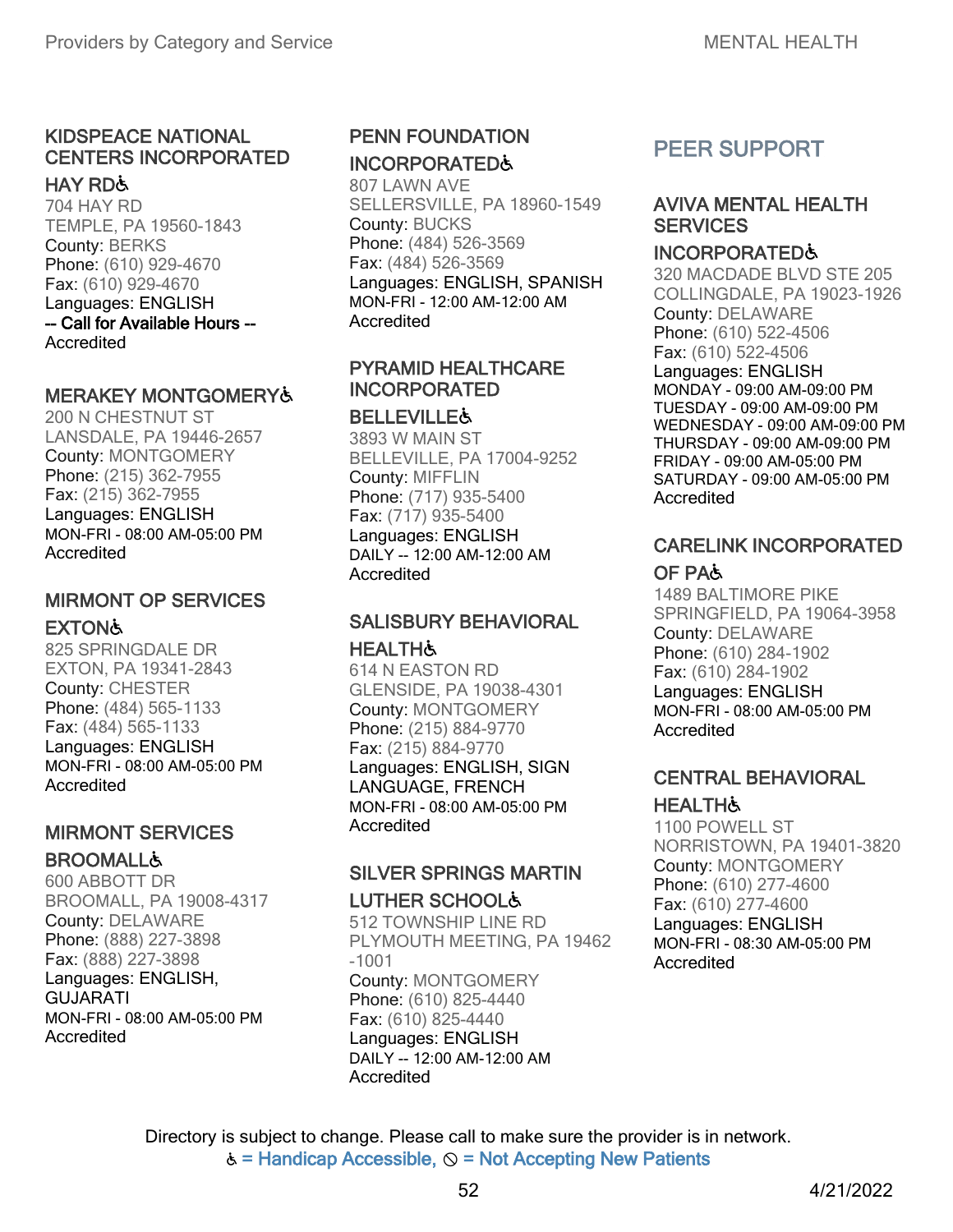### KIDSPEACE NATIONAL CENTERS INCORPORATED HAY RD♿

704 HAY RD
TEMPLE, PA 19560-1843
County: BERKS
Phone: (610) 929-4670
Fax: (610) 929-4670
Languages: ENGLISH
-- Call for Available Hours --
Accredited

### MERAKEY MONTGOMERY♿

200 N CHESTNUT ST
LANSDALE, PA 19446-2657
County: MONTGOMERY
Phone: (215) 362-7955
Fax: (215) 362-7955
Languages: ENGLISH
MON-FRI - 08:00 AM-05:00 PM
Accredited

### MIRMONT OP SERVICES EXTON♿

825 SPRINGDALE DR
EXTON, PA 19341-2843
County: CHESTER
Phone: (484) 565-1133
Fax: (484) 565-1133
Languages: ENGLISH
MON-FRI - 08:00 AM-05:00 PM
Accredited

### MIRMONT SERVICES BROOMALL♿

600 ABBOTT DR
BROOMALL, PA 19008-4317
County: DELAWARE
Phone: (888) 227-3898
Fax: (888) 227-3898
Languages: ENGLISH, GUJARATI
MON-FRI - 08:00 AM-05:00 PM
Accredited

### PENN FOUNDATION INCORPORATED♿

807 LAWN AVE
SELLERSVILLE, PA 18960-1549
County: BUCKS
Phone: (484) 526-3569
Fax: (484) 526-3569
Languages: ENGLISH, SPANISH
MON-FRI - 12:00 AM-12:00 AM
Accredited

### PYRAMID HEALTHCARE INCORPORATED BELLEVILLE♿

3893 W MAIN ST
BELLEVILLE, PA 17004-9252
County: MIFFLIN
Phone: (717) 935-5400
Fax: (717) 935-5400
Languages: ENGLISH
DAILY -- 12:00 AM-12:00 AM
Accredited

### SALISBURY BEHAVIORAL HEALTH♿

614 N EASTON RD
GLENSIDE, PA 19038-4301
County: MONTGOMERY
Phone: (215) 884-9770
Fax: (215) 884-9770
Languages: ENGLISH, SIGN LANGUAGE, FRENCH
MON-FRI - 08:00 AM-05:00 PM
Accredited

### SILVER SPRINGS MARTIN LUTHER SCHOOL♿

512 TOWNSHIP LINE RD
PLYMOUTH MEETING, PA 19462-1001
County: MONTGOMERY
Phone: (610) 825-4440
Fax: (610) 825-4440
Languages: ENGLISH
DAILY -- 12:00 AM-12:00 AM
Accredited

## PEER SUPPORT

### AVIVA MENTAL HEALTH SERVICES INCORPORATED♿

320 MACDADE BLVD STE 205
COLLINGDALE, PA 19023-1926
County: DELAWARE
Phone: (610) 522-4506
Fax: (610) 522-4506
Languages: ENGLISH
MONDAY - 09:00 AM-09:00 PM
TUESDAY - 09:00 AM-09:00 PM
WEDNESDAY - 09:00 AM-09:00 PM
THURSDAY - 09:00 AM-09:00 PM
FRIDAY - 09:00 AM-05:00 PM
SATURDAY - 09:00 AM-05:00 PM
Accredited

### CARELINK INCORPORATED OF PA♿

1489 BALTIMORE PIKE
SPRINGFIELD, PA 19064-3958
County: DELAWARE
Phone: (610) 284-1902
Fax: (610) 284-1902
Languages: ENGLISH
MON-FRI - 08:00 AM-05:00 PM
Accredited

### CENTRAL BEHAVIORAL HEALTH♿

1100 POWELL ST
NORRISTOWN, PA 19401-3820
County: MONTGOMERY
Phone: (610) 277-4600
Fax: (610) 277-4600
Languages: ENGLISH
MON-FRI - 08:30 AM-05:00 PM
Accredited

Directory is subject to change. Please call to make sure the provider is in network.
♿ = Handicap Accessible, ⦸ = Not Accepting New Patients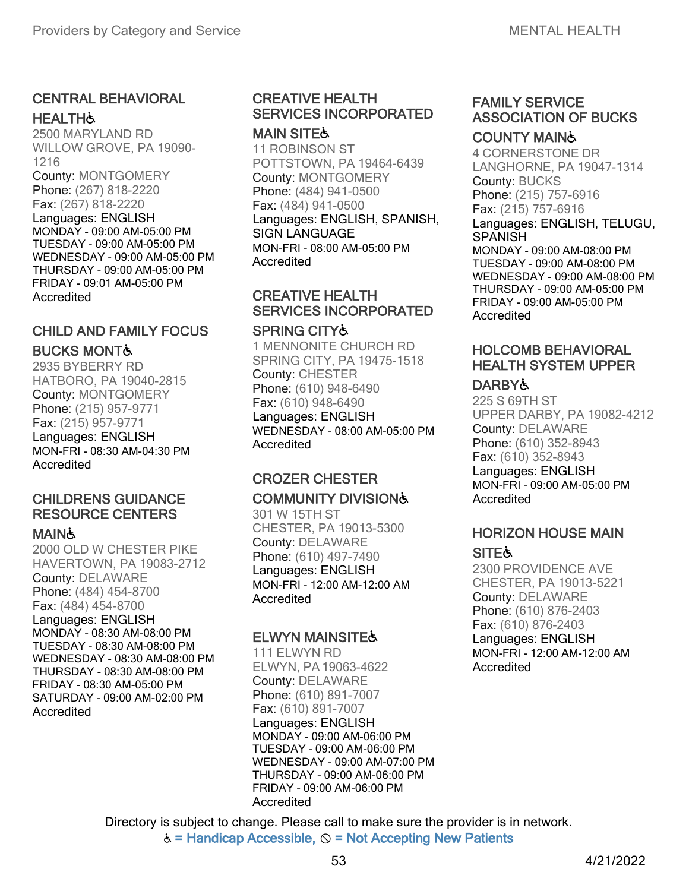### CENTRAL BEHAVIORAL HEALTH♿

2500 MARYLAND RD
WILLOW GROVE, PA 19090-1216
County: MONTGOMERY
Phone: (267) 818-2220
Fax: (267) 818-2220
Languages: ENGLISH
MONDAY - 09:00 AM-05:00 PM
TUESDAY - 09:00 AM-05:00 PM
WEDNESDAY - 09:00 AM-05:00 PM
THURSDAY - 09:00 AM-05:00 PM
FRIDAY - 09:01 AM-05:00 PM
Accredited

### CHILD AND FAMILY FOCUS BUCKS MONT♿

2935 BYBERRY RD
HATBORO, PA 19040-2815
County: MONTGOMERY
Phone: (215) 957-9771
Fax: (215) 957-9771
Languages: ENGLISH
MON-FRI - 08:30 AM-04:30 PM
Accredited

### CHILDRENS GUIDANCE RESOURCE CENTERS MAIN♿

2000 OLD W CHESTER PIKE
HAVERTOWN, PA 19083-2712
County: DELAWARE
Phone: (484) 454-8700
Fax: (484) 454-8700
Languages: ENGLISH
MONDAY - 08:30 AM-08:00 PM
TUESDAY - 08:30 AM-08:00 PM
WEDNESDAY - 08:30 AM-08:00 PM
THURSDAY - 08:30 AM-08:00 PM
FRIDAY - 08:30 AM-05:00 PM
SATURDAY - 09:00 AM-02:00 PM
Accredited

### CREATIVE HEALTH SERVICES INCORPORATED MAIN SITE♿

11 ROBINSON ST
POTTSTOWN, PA 19464-6439
County: MONTGOMERY
Phone: (484) 941-0500
Fax: (484) 941-0500
Languages: ENGLISH, SPANISH, SIGN LANGUAGE
MON-FRI - 08:00 AM-05:00 PM
Accredited

### CREATIVE HEALTH SERVICES INCORPORATED SPRING CITY♿

1 MENNONITE CHURCH RD
SPRING CITY, PA 19475-1518
County: CHESTER
Phone: (610) 948-6490
Fax: (610) 948-6490
Languages: ENGLISH
WEDNESDAY - 08:00 AM-05:00 PM
Accredited

### CROZER CHESTER COMMUNITY DIVISION♿

301 W 15TH ST
CHESTER, PA 19013-5300
County: DELAWARE
Phone: (610) 497-7490
Languages: ENGLISH
MON-FRI - 12:00 AM-12:00 AM
Accredited

### ELWYN MAINSITE♿

111 ELWYN RD
ELWYN, PA 19063-4622
County: DELAWARE
Phone: (610) 891-7007
Fax: (610) 891-7007
Languages: ENGLISH
MONDAY - 09:00 AM-06:00 PM
TUESDAY - 09:00 AM-06:00 PM
WEDNESDAY - 09:00 AM-07:00 PM
THURSDAY - 09:00 AM-06:00 PM
FRIDAY - 09:00 AM-06:00 PM
Accredited

### FAMILY SERVICE ASSOCIATION OF BUCKS COUNTY MAIN♿

4 CORNERSTONE DR
LANGHORNE, PA 19047-1314
County: BUCKS
Phone: (215) 757-6916
Fax: (215) 757-6916
Languages: ENGLISH, TELUGU, SPANISH
MONDAY - 09:00 AM-08:00 PM
TUESDAY - 09:00 AM-08:00 PM
WEDNESDAY - 09:00 AM-08:00 PM
THURSDAY - 09:00 AM-05:00 PM
FRIDAY - 09:00 AM-05:00 PM
Accredited

### HOLCOMB BEHAVIORAL HEALTH SYSTEM UPPER DARBY♿

225 S 69TH ST
UPPER DARBY, PA 19082-4212
County: DELAWARE
Phone: (610) 352-8943
Fax: (610) 352-8943
Languages: ENGLISH
MON-FRI - 09:00 AM-05:00 PM
Accredited

### HORIZON HOUSE MAIN SITE♿

2300 PROVIDENCE AVE
CHESTER, PA 19013-5221
County: DELAWARE
Phone: (610) 876-2403
Fax: (610) 876-2403
Languages: ENGLISH
MON-FRI - 12:00 AM-12:00 AM
Accredited

Directory is subject to change. Please call to make sure the provider is in network.
♿ = Handicap Accessible, ⊘ = Not Accepting New Patients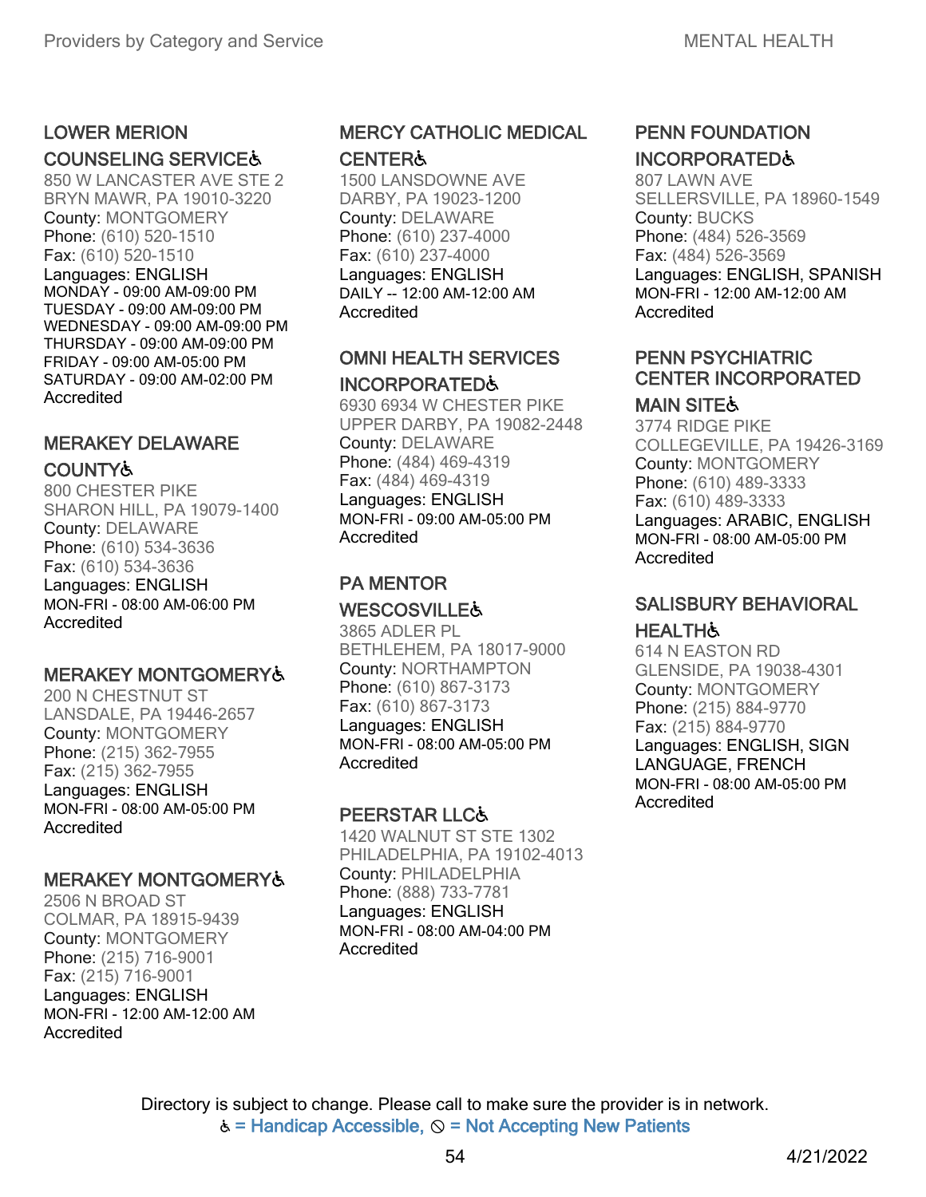### LOWER MERION COUNSELING SERVICE♿

850 W LANCASTER AVE STE 2
BRYN MAWR, PA 19010-3220
County: MONTGOMERY
Phone: (610) 520-1510
Fax: (610) 520-1510
Languages: ENGLISH
MONDAY - 09:00 AM-09:00 PM
TUESDAY - 09:00 AM-09:00 PM
WEDNESDAY - 09:00 AM-09:00 PM
THURSDAY - 09:00 AM-09:00 PM
FRIDAY - 09:00 AM-05:00 PM
SATURDAY - 09:00 AM-02:00 PM
Accredited

### MERAKEY DELAWARE COUNTY♿

800 CHESTER PIKE
SHARON HILL, PA 19079-1400
County: DELAWARE
Phone: (610) 534-3636
Fax: (610) 534-3636
Languages: ENGLISH
MON-FRI - 08:00 AM-06:00 PM
Accredited

### MERAKEY MONTGOMERY♿

200 N CHESTNUT ST
LANSDALE, PA 19446-2657
County: MONTGOMERY
Phone: (215) 362-7955
Fax: (215) 362-7955
Languages: ENGLISH
MON-FRI - 08:00 AM-05:00 PM
Accredited

### MERAKEY MONTGOMERY♿

2506 N BROAD ST
COLMAR, PA 18915-9439
County: MONTGOMERY
Phone: (215) 716-9001
Fax: (215) 716-9001
Languages: ENGLISH
MON-FRI - 12:00 AM-12:00 AM
Accredited

### MERCY CATHOLIC MEDICAL CENTER♿

1500 LANSDOWNE AVE
DARBY, PA 19023-1200
County: DELAWARE
Phone: (610) 237-4000
Fax: (610) 237-4000
Languages: ENGLISH
DAILY -- 12:00 AM-12:00 AM
Accredited

### OMNI HEALTH SERVICES INCORPORATED♿

6930 6934 W CHESTER PIKE
UPPER DARBY, PA 19082-2448
County: DELAWARE
Phone: (484) 469-4319
Fax: (484) 469-4319
Languages: ENGLISH
MON-FRI - 09:00 AM-05:00 PM
Accredited

### PA MENTOR WESCOSVILLE♿

3865 ADLER PL
BETHLEHEM, PA 18017-9000
County: NORTHAMPTON
Phone: (610) 867-3173
Fax: (610) 867-3173
Languages: ENGLISH
MON-FRI - 08:00 AM-05:00 PM
Accredited

### PEERSTAR LLC♿

1420 WALNUT ST STE 1302
PHILADELPHIA, PA 19102-4013
County: PHILADELPHIA
Phone: (888) 733-7781
Languages: ENGLISH
MON-FRI - 08:00 AM-04:00 PM
Accredited

### PENN FOUNDATION INCORPORATED♿

807 LAWN AVE
SELLERSVILLE, PA 18960-1549
County: BUCKS
Phone: (484) 526-3569
Fax: (484) 526-3569
Languages: ENGLISH, SPANISH
MON-FRI - 12:00 AM-12:00 AM
Accredited

### PENN PSYCHIATRIC CENTER INCORPORATED MAIN SITE♿

3774 RIDGE PIKE
COLLEGEVILLE, PA 19426-3169
County: MONTGOMERY
Phone: (610) 489-3333
Fax: (610) 489-3333
Languages: ARABIC, ENGLISH
MON-FRI - 08:00 AM-05:00 PM
Accredited

### SALISBURY BEHAVIORAL HEALTH♿

614 N EASTON RD
GLENSIDE, PA 19038-4301
County: MONTGOMERY
Phone: (215) 884-9770
Fax: (215) 884-9770
Languages: ENGLISH, SIGN LANGUAGE, FRENCH
MON-FRI - 08:00 AM-05:00 PM
Accredited

Directory is subject to change. Please call to make sure the provider is in network.
♿ = Handicap Accessible, ⊘ = Not Accepting New Patients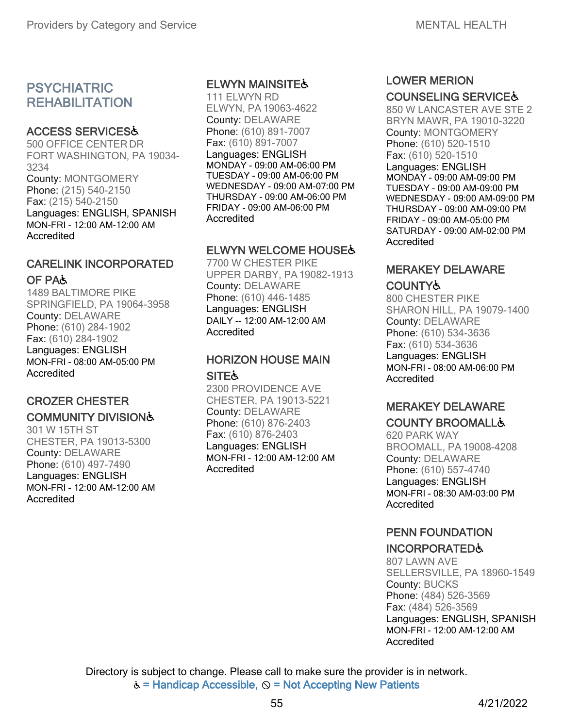## PSYCHIATRIC REHABILITATION

### ACCESS SERVICES♿
500 OFFICE CENTER DR
FORT WASHINGTON, PA 19034-3234
County: MONTGOMERY
Phone: (215) 540-2150
Fax: (215) 540-2150
Languages: ENGLISH, SPANISH
MON-FRI - 12:00 AM-12:00 AM
Accredited

### CARELINK INCORPORATED OF PA♿
1489 BALTIMORE PIKE
SPRINGFIELD, PA 19064-3958
County: DELAWARE
Phone: (610) 284-1902
Fax: (610) 284-1902
Languages: ENGLISH
MON-FRI - 08:00 AM-05:00 PM
Accredited

### CROZER CHESTER COMMUNITY DIVISION♿
301 W 15TH ST
CHESTER, PA 19013-5300
County: DELAWARE
Phone: (610) 497-7490
Languages: ENGLISH
MON-FRI - 12:00 AM-12:00 AM
Accredited

### ELWYN MAINSITE♿
111 ELWYN RD
ELWYN, PA 19063-4622
County: DELAWARE
Phone: (610) 891-7007
Fax: (610) 891-7007
Languages: ENGLISH
MONDAY - 09:00 AM-06:00 PM
TUESDAY - 09:00 AM-06:00 PM
WEDNESDAY - 09:00 AM-07:00 PM
THURSDAY - 09:00 AM-06:00 PM
FRIDAY - 09:00 AM-06:00 PM
Accredited

### ELWYN WELCOME HOUSE♿
7700 W CHESTER PIKE
UPPER DARBY, PA 19082-1913
County: DELAWARE
Phone: (610) 446-1485
Languages: ENGLISH
DAILY -- 12:00 AM-12:00 AM
Accredited

### HORIZON HOUSE MAIN SITE♿
2300 PROVIDENCE AVE
CHESTER, PA 19013-5221
County: DELAWARE
Phone: (610) 876-2403
Fax: (610) 876-2403
Languages: ENGLISH
MON-FRI - 12:00 AM-12:00 AM
Accredited

### LOWER MERION COUNSELING SERVICE♿
850 W LANCASTER AVE STE 2
BRYN MAWR, PA 19010-3220
County: MONTGOMERY
Phone: (610) 520-1510
Fax: (610) 520-1510
Languages: ENGLISH
MONDAY - 09:00 AM-09:00 PM
TUESDAY - 09:00 AM-09:00 PM
WEDNESDAY - 09:00 AM-09:00 PM
THURSDAY - 09:00 AM-09:00 PM
FRIDAY - 09:00 AM-05:00 PM
SATURDAY - 09:00 AM-02:00 PM
Accredited

### MERAKEY DELAWARE COUNTY♿
800 CHESTER PIKE
SHARON HILL, PA 19079-1400
County: DELAWARE
Phone: (610) 534-3636
Fax: (610) 534-3636
Languages: ENGLISH
MON-FRI - 08:00 AM-06:00 PM
Accredited

### MERAKEY DELAWARE COUNTY BROOMALL♿
620 PARK WAY
BROOMALL, PA 19008-4208
County: DELAWARE
Phone: (610) 557-4740
Languages: ENGLISH
MON-FRI - 08:30 AM-03:00 PM
Accredited

### PENN FOUNDATION INCORPORATED♿
807 LAWN AVE
SELLERSVILLE, PA 18960-1549
County: BUCKS
Phone: (484) 526-3569
Fax: (484) 526-3569
Languages: ENGLISH, SPANISH
MON-FRI - 12:00 AM-12:00 AM
Accredited

Directory is subject to change. Please call to make sure the provider is in network.
♿ = Handicap Accessible, ⦸ = Not Accepting New Patients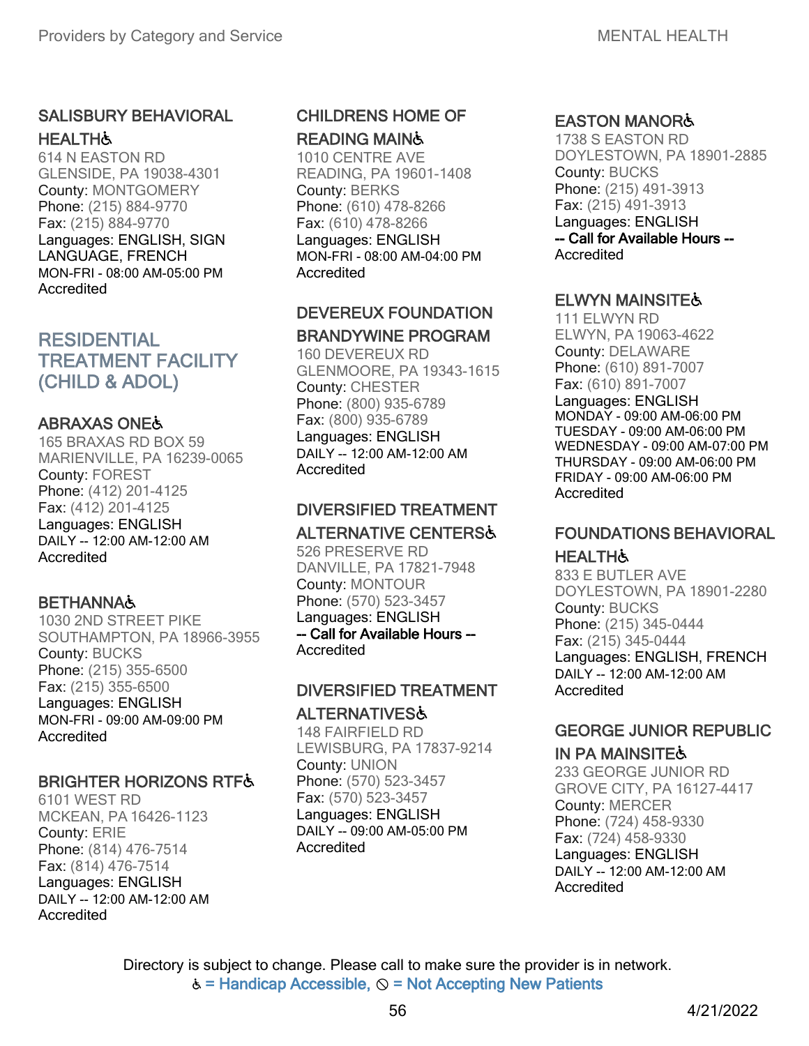### SALISBURY BEHAVIORAL HEALTH♿

614 N EASTON RD
GLENSIDE, PA 19038-4301
County: MONTGOMERY
Phone: (215) 884-9770
Fax: (215) 884-9770
Languages: ENGLISH, SIGN LANGUAGE, FRENCH
MON-FRI - 08:00 AM-05:00 PM
Accredited

## RESIDENTIAL TREATMENT FACILITY (CHILD & ADOL)

### ABRAXAS ONE♿

165 BRAXAS RD BOX 59
MARIENVILLE, PA 16239-0065
County: FOREST
Phone: (412) 201-4125
Fax: (412) 201-4125
Languages: ENGLISH
DAILY -- 12:00 AM-12:00 AM
Accredited

### BETHANNA♿

1030 2ND STREET PIKE
SOUTHAMPTON, PA 18966-3955
County: BUCKS
Phone: (215) 355-6500
Fax: (215) 355-6500
Languages: ENGLISH
MON-FRI - 09:00 AM-09:00 PM
Accredited

### BRIGHTER HORIZONS RTF♿

6101 WEST RD
MCKEAN, PA 16426-1123
County: ERIE
Phone: (814) 476-7514
Fax: (814) 476-7514
Languages: ENGLISH
DAILY -- 12:00 AM-12:00 AM
Accredited

### CHILDRENS HOME OF READING MAIN♿

1010 CENTRE AVE
READING, PA 19601-1408
County: BERKS
Phone: (610) 478-8266
Fax: (610) 478-8266
Languages: ENGLISH
MON-FRI - 08:00 AM-04:00 PM
Accredited

### DEVEREUX FOUNDATION BRANDYWINE PROGRAM

160 DEVEREUX RD
GLENMOORE, PA 19343-1615
County: CHESTER
Phone: (800) 935-6789
Fax: (800) 935-6789
Languages: ENGLISH
DAILY -- 12:00 AM-12:00 AM
Accredited

### DIVERSIFIED TREATMENT ALTERNATIVE CENTERS♿

526 PRESERVE RD
DANVILLE, PA 17821-7948
County: MONTOUR
Phone: (570) 523-3457
Languages: ENGLISH
-- Call for Available Hours --
Accredited

### DIVERSIFIED TREATMENT ALTERNATIVES♿

148 FAIRFIELD RD
LEWISBURG, PA 17837-9214
County: UNION
Phone: (570) 523-3457
Fax: (570) 523-3457
Languages: ENGLISH
DAILY -- 09:00 AM-05:00 PM
Accredited

### EASTON MANOR♿

1738 S EASTON RD
DOYLESTOWN, PA 18901-2885
County: BUCKS
Phone: (215) 491-3913
Fax: (215) 491-3913
Languages: ENGLISH
-- Call for Available Hours --
Accredited

### ELWYN MAINSITE♿

111 ELWYN RD
ELWYN, PA 19063-4622
County: DELAWARE
Phone: (610) 891-7007
Fax: (610) 891-7007
Languages: ENGLISH
MONDAY - 09:00 AM-06:00 PM
TUESDAY - 09:00 AM-06:00 PM
WEDNESDAY - 09:00 AM-07:00 PM
THURSDAY - 09:00 AM-06:00 PM
FRIDAY - 09:00 AM-06:00 PM
Accredited

### FOUNDATIONS BEHAVIORAL HEALTH♿

833 E BUTLER AVE
DOYLESTOWN, PA 18901-2280
County: BUCKS
Phone: (215) 345-0444
Fax: (215) 345-0444
Languages: ENGLISH, FRENCH
DAILY -- 12:00 AM-12:00 AM
Accredited

### GEORGE JUNIOR REPUBLIC IN PA MAINSITE♿

233 GEORGE JUNIOR RD
GROVE CITY, PA 16127-4417
County: MERCER
Phone: (724) 458-9330
Fax: (724) 458-9330
Languages: ENGLISH
DAILY -- 12:00 AM-12:00 AM
Accredited

Directory is subject to change. Please call to make sure the provider is in network.
♿ = Handicap Accessible, ⦸ = Not Accepting New Patients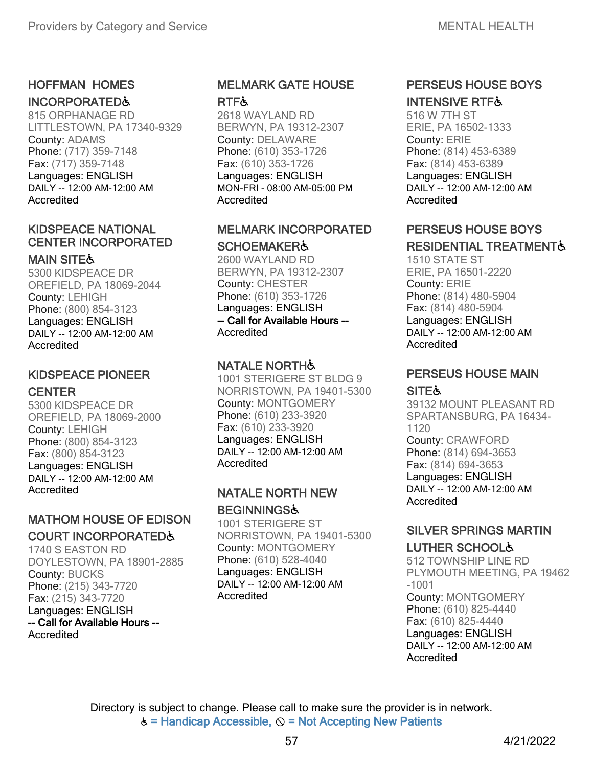### HOFFMAN HOMES INCORPORATED♿

815 ORPHANAGE RD
LITTLESTOWN, PA 17340-9329
County: ADAMS
Phone: (717) 359-7148
Fax: (717) 359-7148
Languages: ENGLISH
DAILY -- 12:00 AM-12:00 AM
Accredited

### KIDSPEACE NATIONAL CENTER INCORPORATED MAIN SITE♿

5300 KIDSPEACE DR
OREFIELD, PA 18069-2044
County: LEHIGH
Phone: (800) 854-3123
Languages: ENGLISH
DAILY -- 12:00 AM-12:00 AM
Accredited

### KIDSPEACE PIONEER CENTER

5300 KIDSPEACE DR
OREFIELD, PA 18069-2000
County: LEHIGH
Phone: (800) 854-3123
Fax: (800) 854-3123
Languages: ENGLISH
DAILY -- 12:00 AM-12:00 AM
Accredited

### MATHOM HOUSE OF EDISON COURT INCORPORATED♿

1740 S EASTON RD
DOYLESTOWN, PA 18901-2885
County: BUCKS
Phone: (215) 343-7720
Fax: (215) 343-7720
Languages: ENGLISH
**-- Call for Available Hours --**
Accredited

### MELMARK GATE HOUSE RTF♿

2618 WAYLAND RD
BERWYN, PA 19312-2307
County: DELAWARE
Phone: (610) 353-1726
Fax: (610) 353-1726
Languages: ENGLISH
MON-FRI - 08:00 AM-05:00 PM
Accredited

### MELMARK INCORPORATED SCHOEMAKER♿

2600 WAYLAND RD
BERWYN, PA 19312-2307
County: CHESTER
Phone: (610) 353-1726
Languages: ENGLISH
**-- Call for Available Hours --**
Accredited

### NATALE NORTH♿

1001 STERIGERE ST BLDG 9
NORRISTOWN, PA 19401-5300
County: MONTGOMERY
Phone: (610) 233-3920
Fax: (610) 233-3920
Languages: ENGLISH
DAILY -- 12:00 AM-12:00 AM
Accredited

### NATALE NORTH NEW BEGINNINGS♿

1001 STERIGERE ST
NORRISTOWN, PA 19401-5300
County: MONTGOMERY
Phone: (610) 528-4040
Languages: ENGLISH
DAILY -- 12:00 AM-12:00 AM
Accredited

### PERSEUS HOUSE BOYS INTENSIVE RTF♿

516 W 7TH ST
ERIE, PA 16502-1333
County: ERIE
Phone: (814) 453-6389
Fax: (814) 453-6389
Languages: ENGLISH
DAILY -- 12:00 AM-12:00 AM
Accredited

### PERSEUS HOUSE BOYS RESIDENTIAL TREATMENT♿

1510 STATE ST
ERIE, PA 16501-2220
County: ERIE
Phone: (814) 480-5904
Fax: (814) 480-5904
Languages: ENGLISH
DAILY -- 12:00 AM-12:00 AM
Accredited

### PERSEUS HOUSE MAIN SITE♿

39132 MOUNT PLEASANT RD
SPARTANSBURG, PA 16434-1120
County: CRAWFORD
Phone: (814) 694-3653
Fax: (814) 694-3653
Languages: ENGLISH
DAILY -- 12:00 AM-12:00 AM
Accredited

### SILVER SPRINGS MARTIN LUTHER SCHOOL♿

512 TOWNSHIP LINE RD
PLYMOUTH MEETING, PA 19462-1001
County: MONTGOMERY
Phone: (610) 825-4440
Fax: (610) 825-4440
Languages: ENGLISH
DAILY -- 12:00 AM-12:00 AM
Accredited

Directory is subject to change. Please call to make sure the provider is in network.
♿ = Handicap Accessible, ⃠ = Not Accepting New Patients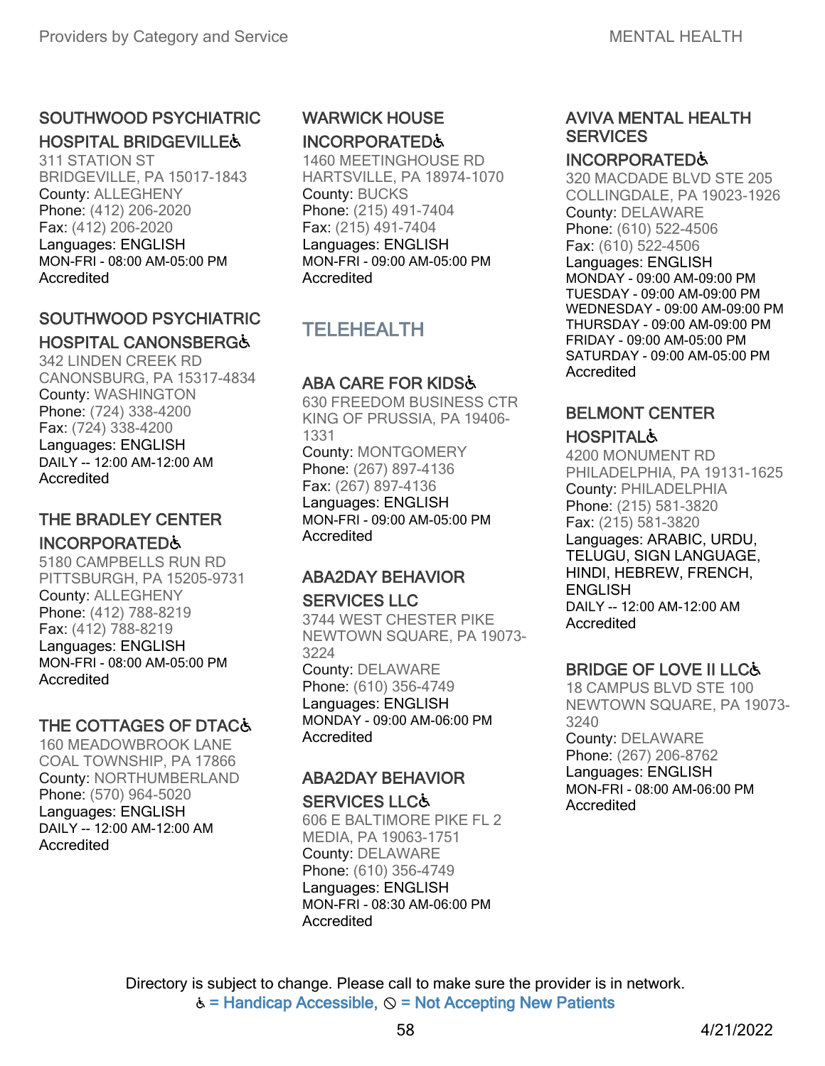### SOUTHWOOD PSYCHIATRIC HOSPITAL BRIDGEVILLE♿

311 STATION ST
BRIDGEVILLE, PA 15017-1843
County: ALLEGHENY
Phone: (412) 206-2020
Fax: (412) 206-2020
Languages: ENGLISH
MON-FRI - 08:00 AM-05:00 PM
Accredited

### SOUTHWOOD PSYCHIATRIC HOSPITAL CANONSBERG♿

342 LINDEN CREEK RD
CANONSBURG, PA 15317-4834
County: WASHINGTON
Phone: (724) 338-4200
Fax: (724) 338-4200
Languages: ENGLISH
DAILY -- 12:00 AM-12:00 AM
Accredited

### THE BRADLEY CENTER INCORPORATED♿

5180 CAMPBELLS RUN RD
PITTSBURGH, PA 15205-9731
County: ALLEGHENY
Phone: (412) 788-8219
Fax: (412) 788-8219
Languages: ENGLISH
MON-FRI - 08:00 AM-05:00 PM
Accredited

### THE COTTAGES OF DTAC♿

160 MEADOWBROOK LANE
COAL TOWNSHIP, PA 17866
County: NORTHUMBERLAND
Phone: (570) 964-5020
Languages: ENGLISH
DAILY -- 12:00 AM-12:00 AM
Accredited

### WARWICK HOUSE INCORPORATED♿

1460 MEETINGHOUSE RD
HARTSVILLE, PA 18974-1070
County: BUCKS
Phone: (215) 491-7404
Fax: (215) 491-7404
Languages: ENGLISH
MON-FRI - 09:00 AM-05:00 PM
Accredited

## TELEHEALTH

### ABA CARE FOR KIDS♿

630 FREEDOM BUSINESS CTR
KING OF PRUSSIA, PA 19406-1331
County: MONTGOMERY
Phone: (267) 897-4136
Fax: (267) 897-4136
Languages: ENGLISH
MON-FRI - 09:00 AM-05:00 PM
Accredited

### ABA2DAY BEHAVIOR SERVICES LLC

3744 WEST CHESTER PIKE
NEWTOWN SQUARE, PA 19073-3224
County: DELAWARE
Phone: (610) 356-4749
Languages: ENGLISH
MONDAY - 09:00 AM-06:00 PM
Accredited

### ABA2DAY BEHAVIOR SERVICES LLC♿

606 E BALTIMORE PIKE FL 2
MEDIA, PA 19063-1751
County: DELAWARE
Phone: (610) 356-4749
Languages: ENGLISH
MON-FRI - 08:30 AM-06:00 PM
Accredited

### AVIVA MENTAL HEALTH SERVICES INCORPORATED♿

320 MACDADE BLVD STE 205
COLLINGDALE, PA 19023-1926
County: DELAWARE
Phone: (610) 522-4506
Fax: (610) 522-4506
Languages: ENGLISH
MONDAY - 09:00 AM-09:00 PM
TUESDAY - 09:00 AM-09:00 PM
WEDNESDAY - 09:00 AM-09:00 PM
THURSDAY - 09:00 AM-09:00 PM
FRIDAY - 09:00 AM-05:00 PM
SATURDAY - 09:00 AM-05:00 PM
Accredited

### BELMONT CENTER HOSPITAL♿

4200 MONUMENT RD
PHILADELPHIA, PA 19131-1625
County: PHILADELPHIA
Phone: (215) 581-3820
Fax: (215) 581-3820
Languages: ARABIC, URDU, TELUGU, SIGN LANGUAGE, HINDI, HEBREW, FRENCH, ENGLISH
DAILY -- 12:00 AM-12:00 AM
Accredited

### BRIDGE OF LOVE II LLC♿

18 CAMPUS BLVD STE 100
NEWTOWN SQUARE, PA 19073-3240
County: DELAWARE
Phone: (267) 206-8762
Languages: ENGLISH
MON-FRI - 08:00 AM-06:00 PM
Accredited

Directory is subject to change. Please call to make sure the provider is in network.
♿ = Handicap Accessible, ⊘ = Not Accepting New Patients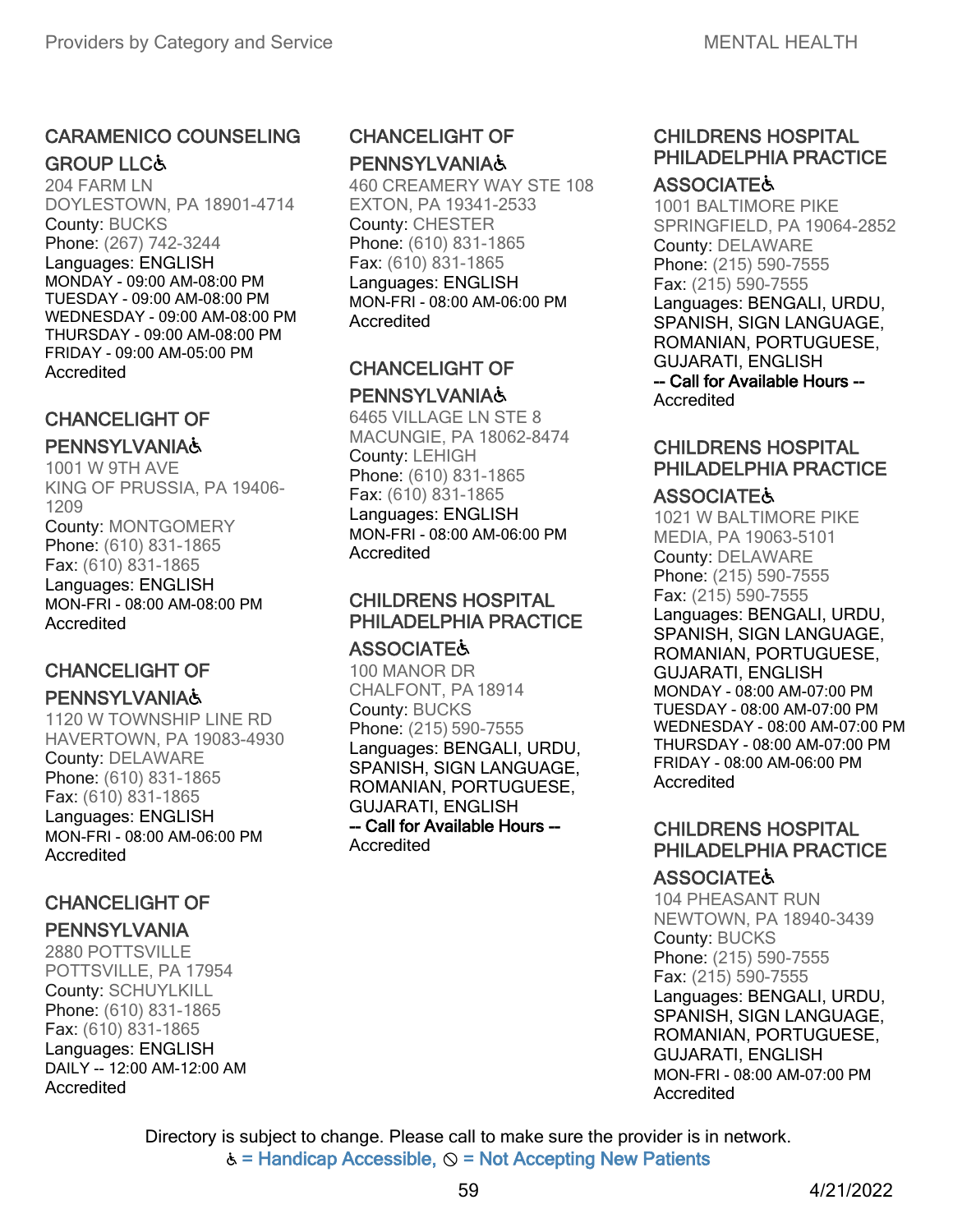### CARAMENICO COUNSELING GROUP LLC♿

204 FARM LN
DOYLESTOWN, PA 18901-4714
County: BUCKS
Phone: (267) 742-3244
Languages: ENGLISH
MONDAY - 09:00 AM-08:00 PM
TUESDAY - 09:00 AM-08:00 PM
WEDNESDAY - 09:00 AM-08:00 PM
THURSDAY - 09:00 AM-08:00 PM
FRIDAY - 09:00 AM-05:00 PM
Accredited

### CHANCELIGHT OF PENNSYLVANIA♿

1001 W 9TH AVE
KING OF PRUSSIA, PA 19406-1209
County: MONTGOMERY
Phone: (610) 831-1865
Fax: (610) 831-1865
Languages: ENGLISH
MON-FRI - 08:00 AM-08:00 PM
Accredited

### CHANCELIGHT OF PENNSYLVANIA♿

1120 W TOWNSHIP LINE RD
HAVERTOWN, PA 19083-4930
County: DELAWARE
Phone: (610) 831-1865
Fax: (610) 831-1865
Languages: ENGLISH
MON-FRI - 08:00 AM-06:00 PM
Accredited

### CHANCELIGHT OF PENNSYLVANIA

2880 POTTSVILLE
POTTSVILLE, PA 17954
County: SCHUYLKILL
Phone: (610) 831-1865
Fax: (610) 831-1865
Languages: ENGLISH
DAILY -- 12:00 AM-12:00 AM
Accredited

### CHANCELIGHT OF PENNSYLVANIA♿

460 CREAMERY WAY STE 108
EXTON, PA 19341-2533
County: CHESTER
Phone: (610) 831-1865
Fax: (610) 831-1865
Languages: ENGLISH
MON-FRI - 08:00 AM-06:00 PM
Accredited

### CHANCELIGHT OF PENNSYLVANIA♿

6465 VILLAGE LN STE 8
MACUNGIE, PA 18062-8474
County: LEHIGH
Phone: (610) 831-1865
Fax: (610) 831-1865
Languages: ENGLISH
MON-FRI - 08:00 AM-06:00 PM
Accredited

### CHILDRENS HOSPITAL PHILADELPHIA PRACTICE ASSOCIATE♿

100 MANOR DR
CHALFONT, PA 18914
County: BUCKS
Phone: (215) 590-7555
Languages: BENGALI, URDU, SPANISH, SIGN LANGUAGE, ROMANIAN, PORTUGUESE, GUJARATI, ENGLISH
-- Call for Available Hours --
Accredited

### CHILDRENS HOSPITAL PHILADELPHIA PRACTICE ASSOCIATE♿

1001 BALTIMORE PIKE
SPRINGFIELD, PA 19064-2852
County: DELAWARE
Phone: (215) 590-7555
Fax: (215) 590-7555
Languages: BENGALI, URDU, SPANISH, SIGN LANGUAGE, ROMANIAN, PORTUGUESE, GUJARATI, ENGLISH
-- Call for Available Hours --
Accredited

### CHILDRENS HOSPITAL PHILADELPHIA PRACTICE ASSOCIATE♿

1021 W BALTIMORE PIKE
MEDIA, PA 19063-5101
County: DELAWARE
Phone: (215) 590-7555
Fax: (215) 590-7555
Languages: BENGALI, URDU, SPANISH, SIGN LANGUAGE, ROMANIAN, PORTUGUESE, GUJARATI, ENGLISH
MONDAY - 08:00 AM-07:00 PM
TUESDAY - 08:00 AM-07:00 PM
WEDNESDAY - 08:00 AM-07:00 PM
THURSDAY - 08:00 AM-07:00 PM
FRIDAY - 08:00 AM-06:00 PM
Accredited

### CHILDRENS HOSPITAL PHILADELPHIA PRACTICE ASSOCIATE♿

104 PHEASANT RUN
NEWTOWN, PA 18940-3439
County: BUCKS
Phone: (215) 590-7555
Fax: (215) 590-7555
Languages: BENGALI, URDU, SPANISH, SIGN LANGUAGE, ROMANIAN, PORTUGUESE, GUJARATI, ENGLISH
MON-FRI - 08:00 AM-07:00 PM
Accredited

Directory is subject to change. Please call to make sure the provider is in network.
♿ = Handicap Accessible, ⊘ = Not Accepting New Patients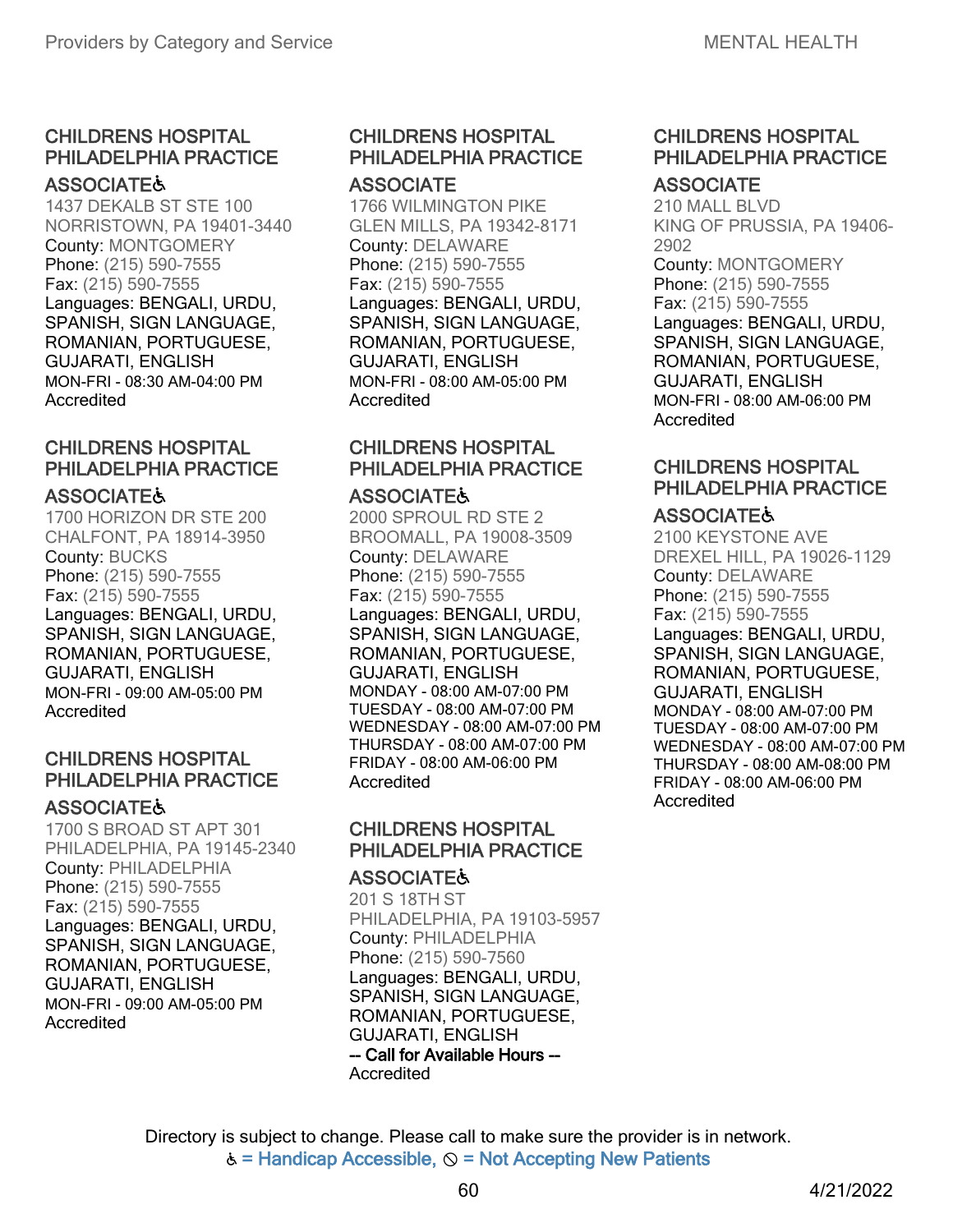### CHILDRENS HOSPITAL PHILADELPHIA PRACTICE ASSOCIATE♿

1437 DEKALB ST STE 100
NORRISTOWN, PA 19401-3440
County: MONTGOMERY
Phone: (215) 590-7555
Fax: (215) 590-7555
Languages: BENGALI, URDU, SPANISH, SIGN LANGUAGE, ROMANIAN, PORTUGUESE, GUJARATI, ENGLISH
MON-FRI - 08:30 AM-04:00 PM
Accredited

### CHILDRENS HOSPITAL PHILADELPHIA PRACTICE ASSOCIATE♿

1700 HORIZON DR STE 200
CHALFONT, PA 18914-3950
County: BUCKS
Phone: (215) 590-7555
Fax: (215) 590-7555
Languages: BENGALI, URDU, SPANISH, SIGN LANGUAGE, ROMANIAN, PORTUGUESE, GUJARATI, ENGLISH
MON-FRI - 09:00 AM-05:00 PM
Accredited

### CHILDRENS HOSPITAL PHILADELPHIA PRACTICE ASSOCIATE♿

1700 S BROAD ST APT 301
PHILADELPHIA, PA 19145-2340
County: PHILADELPHIA
Phone: (215) 590-7555
Fax: (215) 590-7555
Languages: BENGALI, URDU, SPANISH, SIGN LANGUAGE, ROMANIAN, PORTUGUESE, GUJARATI, ENGLISH
MON-FRI - 09:00 AM-05:00 PM
Accredited

### CHILDRENS HOSPITAL PHILADELPHIA PRACTICE ASSOCIATE

1766 WILMINGTON PIKE
GLEN MILLS, PA 19342-8171
County: DELAWARE
Phone: (215) 590-7555
Fax: (215) 590-7555
Languages: BENGALI, URDU, SPANISH, SIGN LANGUAGE, ROMANIAN, PORTUGUESE, GUJARATI, ENGLISH
MON-FRI - 08:00 AM-05:00 PM
Accredited

### CHILDRENS HOSPITAL PHILADELPHIA PRACTICE ASSOCIATE♿

2000 SPROUL RD STE 2
BROOMALL, PA 19008-3509
County: DELAWARE
Phone: (215) 590-7555
Fax: (215) 590-7555
Languages: BENGALI, URDU, SPANISH, SIGN LANGUAGE, ROMANIAN, PORTUGUESE, GUJARATI, ENGLISH
MONDAY - 08:00 AM-07:00 PM
TUESDAY - 08:00 AM-07:00 PM
WEDNESDAY - 08:00 AM-07:00 PM
THURSDAY - 08:00 AM-07:00 PM
FRIDAY - 08:00 AM-06:00 PM
Accredited

### CHILDRENS HOSPITAL PHILADELPHIA PRACTICE ASSOCIATE♿

201 S 18TH ST
PHILADELPHIA, PA 19103-5957
County: PHILADELPHIA
Phone: (215) 590-7560
Languages: BENGALI, URDU, SPANISH, SIGN LANGUAGE, ROMANIAN, PORTUGUESE, GUJARATI, ENGLISH
**-- Call for Available Hours --**
Accredited

### CHILDRENS HOSPITAL PHILADELPHIA PRACTICE ASSOCIATE

210 MALL BLVD
KING OF PRUSSIA, PA 19406-2902
County: MONTGOMERY
Phone: (215) 590-7555
Fax: (215) 590-7555
Languages: BENGALI, URDU, SPANISH, SIGN LANGUAGE, ROMANIAN, PORTUGUESE, GUJARATI, ENGLISH
MON-FRI - 08:00 AM-06:00 PM
Accredited

### CHILDRENS HOSPITAL PHILADELPHIA PRACTICE ASSOCIATE♿

2100 KEYSTONE AVE
DREXEL HILL, PA 19026-1129
County: DELAWARE
Phone: (215) 590-7555
Fax: (215) 590-7555
Languages: BENGALI, URDU, SPANISH, SIGN LANGUAGE, ROMANIAN, PORTUGUESE, GUJARATI, ENGLISH
MONDAY - 08:00 AM-07:00 PM
TUESDAY - 08:00 AM-07:00 PM
WEDNESDAY - 08:00 AM-07:00 PM
THURSDAY - 08:00 AM-08:00 PM
FRIDAY - 08:00 AM-06:00 PM
Accredited

Directory is subject to change. Please call to make sure the provider is in network.
♿ = Handicap Accessible, ⊘ = Not Accepting New Patients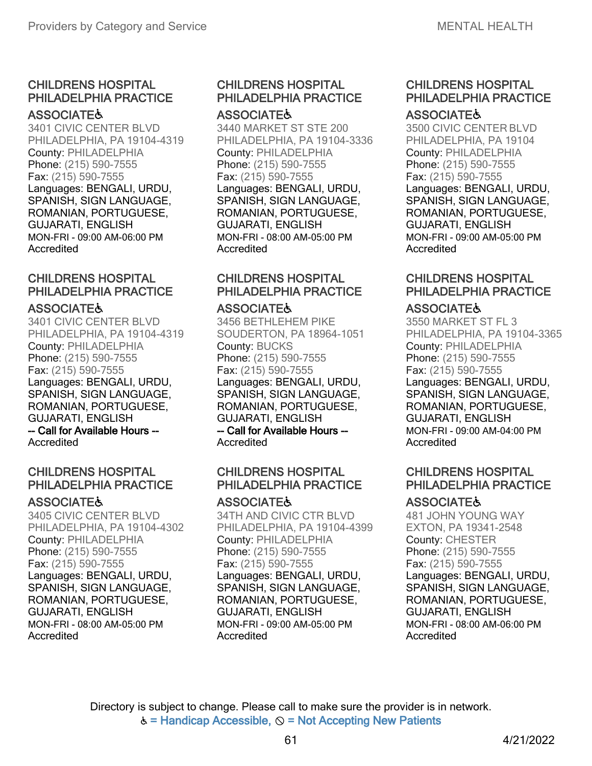### CHILDRENS HOSPITAL PHILADELPHIA PRACTICE ASSOCIATE♿

3401 CIVIC CENTER BLVD
PHILADELPHIA, PA 19104-4319
County: PHILADELPHIA
Phone: (215) 590-7555
Fax: (215) 590-7555
Languages: BENGALI, URDU, SPANISH, SIGN LANGUAGE, ROMANIAN, PORTUGUESE, GUJARATI, ENGLISH
MON-FRI - 09:00 AM-06:00 PM
Accredited

### CHILDRENS HOSPITAL PHILADELPHIA PRACTICE ASSOCIATE♿

3401 CIVIC CENTER BLVD
PHILADELPHIA, PA 19104-4319
County: PHILADELPHIA
Phone: (215) 590-7555
Fax: (215) 590-7555
Languages: BENGALI, URDU, SPANISH, SIGN LANGUAGE, ROMANIAN, PORTUGUESE, GUJARATI, ENGLISH
**-- Call for Available Hours --**
Accredited

### CHILDRENS HOSPITAL PHILADELPHIA PRACTICE ASSOCIATE♿

3405 CIVIC CENTER BLVD
PHILADELPHIA, PA 19104-4302
County: PHILADELPHIA
Phone: (215) 590-7555
Fax: (215) 590-7555
Languages: BENGALI, URDU, SPANISH, SIGN LANGUAGE, ROMANIAN, PORTUGUESE, GUJARATI, ENGLISH
MON-FRI - 08:00 AM-05:00 PM
Accredited

### CHILDRENS HOSPITAL PHILADELPHIA PRACTICE ASSOCIATE♿

3440 MARKET ST STE 200
PHILADELPHIA, PA 19104-3336
County: PHILADELPHIA
Phone: (215) 590-7555
Fax: (215) 590-7555
Languages: BENGALI, URDU, SPANISH, SIGN LANGUAGE, ROMANIAN, PORTUGUESE, GUJARATI, ENGLISH
MON-FRI - 08:00 AM-05:00 PM
Accredited

### CHILDRENS HOSPITAL PHILADELPHIA PRACTICE ASSOCIATE♿

3456 BETHLEHEM PIKE
SOUDERTON, PA 18964-1051
County: BUCKS
Phone: (215) 590-7555
Fax: (215) 590-7555
Languages: BENGALI, URDU, SPANISH, SIGN LANGUAGE, ROMANIAN, PORTUGUESE, GUJARATI, ENGLISH
**-- Call for Available Hours --**
Accredited

### CHILDRENS HOSPITAL PHILADELPHIA PRACTICE ASSOCIATE♿

34TH AND CIVIC CTR BLVD
PHILADELPHIA, PA 19104-4399
County: PHILADELPHIA
Phone: (215) 590-7555
Fax: (215) 590-7555
Languages: BENGALI, URDU, SPANISH, SIGN LANGUAGE, ROMANIAN, PORTUGUESE, GUJARATI, ENGLISH
MON-FRI - 09:00 AM-05:00 PM
Accredited

### CHILDRENS HOSPITAL PHILADELPHIA PRACTICE ASSOCIATE♿

3500 CIVIC CENTER BLVD
PHILADELPHIA, PA 19104
County: PHILADELPHIA
Phone: (215) 590-7555
Fax: (215) 590-7555
Languages: BENGALI, URDU, SPANISH, SIGN LANGUAGE, ROMANIAN, PORTUGUESE, GUJARATI, ENGLISH
MON-FRI - 09:00 AM-05:00 PM
Accredited

### CHILDRENS HOSPITAL PHILADELPHIA PRACTICE ASSOCIATE♿

3550 MARKET ST FL 3
PHILADELPHIA, PA 19104-3365
County: PHILADELPHIA
Phone: (215) 590-7555
Fax: (215) 590-7555
Languages: BENGALI, URDU, SPANISH, SIGN LANGUAGE, ROMANIAN, PORTUGUESE, GUJARATI, ENGLISH
MON-FRI - 09:00 AM-04:00 PM
Accredited

### CHILDRENS HOSPITAL PHILADELPHIA PRACTICE ASSOCIATE♿

481 JOHN YOUNG WAY
EXTON, PA 19341-2548
County: CHESTER
Phone: (215) 590-7555
Fax: (215) 590-7555
Languages: BENGALI, URDU, SPANISH, SIGN LANGUAGE, ROMANIAN, PORTUGUESE, GUJARATI, ENGLISH
MON-FRI - 08:00 AM-06:00 PM
Accredited

Directory is subject to change. Please call to make sure the provider is in network.
♿ = Handicap Accessible, ⃠ = Not Accepting New Patients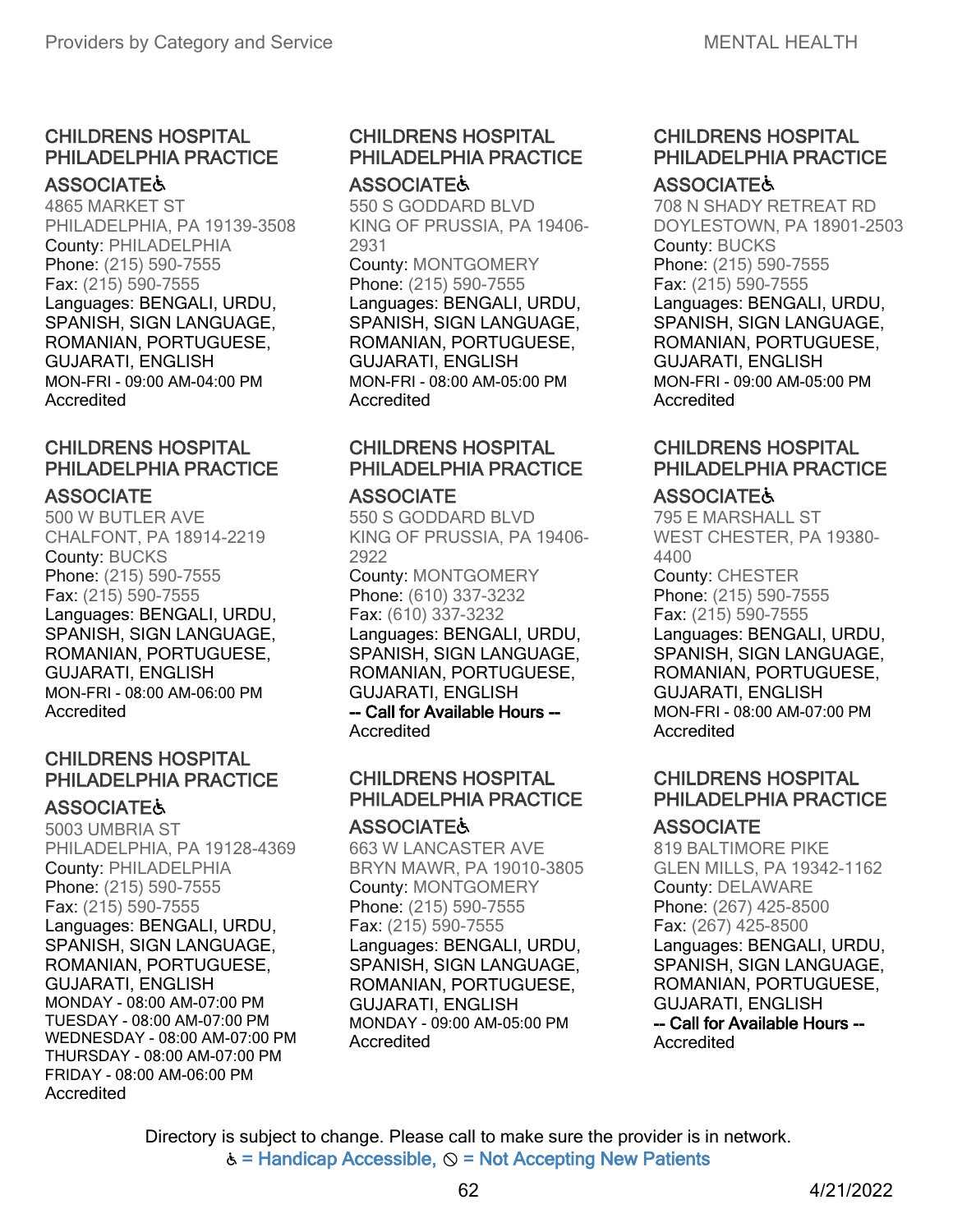### CHILDRENS HOSPITAL PHILADELPHIA PRACTICE ASSOCIATE ♿

4865 MARKET ST
PHILADELPHIA, PA 19139-3508
County: PHILADELPHIA
Phone: (215) 590-7555
Fax: (215) 590-7555
Languages: BENGALI, URDU, SPANISH, SIGN LANGUAGE, ROMANIAN, PORTUGUESE, GUJARATI, ENGLISH
MON-FRI - 09:00 AM-04:00 PM
Accredited

### CHILDRENS HOSPITAL PHILADELPHIA PRACTICE ASSOCIATE

500 W BUTLER AVE
CHALFONT, PA 18914-2219
County: BUCKS
Phone: (215) 590-7555
Fax: (215) 590-7555
Languages: BENGALI, URDU, SPANISH, SIGN LANGUAGE, ROMANIAN, PORTUGUESE, GUJARATI, ENGLISH
MON-FRI - 08:00 AM-06:00 PM
Accredited

### CHILDRENS HOSPITAL PHILADELPHIA PRACTICE ASSOCIATE ♿

5003 UMBRIA ST
PHILADELPHIA, PA 19128-4369
County: PHILADELPHIA
Phone: (215) 590-7555
Fax: (215) 590-7555
Languages: BENGALI, URDU, SPANISH, SIGN LANGUAGE, ROMANIAN, PORTUGUESE, GUJARATI, ENGLISH
MONDAY - 08:00 AM-07:00 PM
TUESDAY - 08:00 AM-07:00 PM
WEDNESDAY - 08:00 AM-07:00 PM
THURSDAY - 08:00 AM-07:00 PM
FRIDAY - 08:00 AM-06:00 PM
Accredited

### CHILDRENS HOSPITAL PHILADELPHIA PRACTICE ASSOCIATE ♿

550 S GODDARD BLVD
KING OF PRUSSIA, PA 19406-2931
County: MONTGOMERY
Phone: (215) 590-7555
Languages: BENGALI, URDU, SPANISH, SIGN LANGUAGE, ROMANIAN, PORTUGUESE, GUJARATI, ENGLISH
MON-FRI - 08:00 AM-05:00 PM
Accredited

### CHILDRENS HOSPITAL PHILADELPHIA PRACTICE ASSOCIATE

550 S GODDARD BLVD
KING OF PRUSSIA, PA 19406-2922
County: MONTGOMERY
Phone: (610) 337-3232
Fax: (610) 337-3232
Languages: BENGALI, URDU, SPANISH, SIGN LANGUAGE, ROMANIAN, PORTUGUESE, GUJARATI, ENGLISH
-- Call for Available Hours --
Accredited

### CHILDRENS HOSPITAL PHILADELPHIA PRACTICE ASSOCIATE ♿

663 W LANCASTER AVE
BRYN MAWR, PA 19010-3805
County: MONTGOMERY
Phone: (215) 590-7555
Fax: (215) 590-7555
Languages: BENGALI, URDU, SPANISH, SIGN LANGUAGE, ROMANIAN, PORTUGUESE, GUJARATI, ENGLISH
MONDAY - 09:00 AM-05:00 PM
Accredited

### CHILDRENS HOSPITAL PHILADELPHIA PRACTICE ASSOCIATE ♿

708 N SHADY RETREAT RD
DOYLESTOWN, PA 18901-2503
County: BUCKS
Phone: (215) 590-7555
Fax: (215) 590-7555
Languages: BENGALI, URDU, SPANISH, SIGN LANGUAGE, ROMANIAN, PORTUGUESE, GUJARATI, ENGLISH
MON-FRI - 09:00 AM-05:00 PM
Accredited

### CHILDRENS HOSPITAL PHILADELPHIA PRACTICE ASSOCIATE ♿

795 E MARSHALL ST
WEST CHESTER, PA 19380-4400
County: CHESTER
Phone: (215) 590-7555
Fax: (215) 590-7555
Languages: BENGALI, URDU, SPANISH, SIGN LANGUAGE, ROMANIAN, PORTUGUESE, GUJARATI, ENGLISH
MON-FRI - 08:00 AM-07:00 PM
Accredited

### CHILDRENS HOSPITAL PHILADELPHIA PRACTICE ASSOCIATE

819 BALTIMORE PIKE
GLEN MILLS, PA 19342-1162
County: DELAWARE
Phone: (267) 425-8500
Fax: (267) 425-8500
Languages: BENGALI, URDU, SPANISH, SIGN LANGUAGE, ROMANIAN, PORTUGUESE, GUJARATI, ENGLISH
-- Call for Available Hours --
Accredited

Directory is subject to change. Please call to make sure the provider is in network.
♿ = Handicap Accessible, ⊘ = Not Accepting New Patients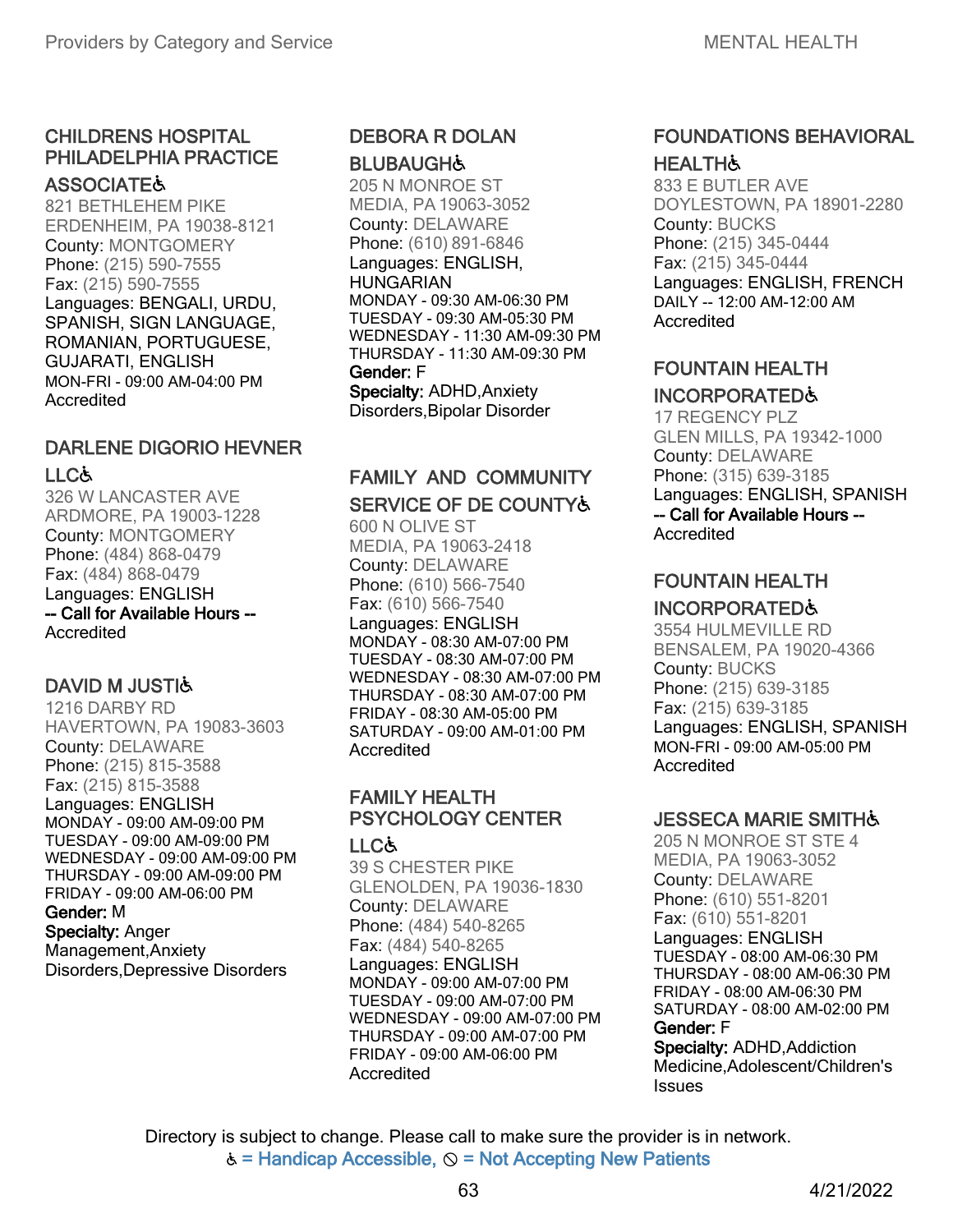### CHILDRENS HOSPITAL PHILADELPHIA PRACTICE ASSOCIATE♿
821 BETHLEHEM PIKE
ERDENHEIM, PA 19038-8121
County: MONTGOMERY
Phone: (215) 590-7555
Fax: (215) 590-7555
Languages: BENGALI, URDU, SPANISH, SIGN LANGUAGE, ROMANIAN, PORTUGUESE, GUJARATI, ENGLISH
MON-FRI - 09:00 AM-04:00 PM
Accredited

### DARLENE DIGORIO HEVNER LLC♿
326 W LANCASTER AVE
ARDMORE, PA 19003-1228
County: MONTGOMERY
Phone: (484) 868-0479
Fax: (484) 868-0479
Languages: ENGLISH
**-- Call for Available Hours --**
Accredited

### DAVID M JUSTI♿
1216 DARBY RD
HAVERTOWN, PA 19083-3603
County: DELAWARE
Phone: (215) 815-3588
Fax: (215) 815-3588
Languages: ENGLISH
MONDAY - 09:00 AM-09:00 PM
TUESDAY - 09:00 AM-09:00 PM
WEDNESDAY - 09:00 AM-09:00 PM
THURSDAY - 09:00 AM-09:00 PM
FRIDAY - 09:00 AM-06:00 PM
**Gender:** M
**Specialty:** Anger Management,Anxiety Disorders,Depressive Disorders

### DEBORA R DOLAN BLUBAUGH♿
205 N MONROE ST
MEDIA, PA 19063-3052
County: DELAWARE
Phone: (610) 891-6846
Languages: ENGLISH, HUNGARIAN
MONDAY - 09:30 AM-06:30 PM
TUESDAY - 09:30 AM-05:30 PM
WEDNESDAY - 11:30 AM-09:30 PM
THURSDAY - 11:30 AM-09:30 PM
**Gender:** F
**Specialty:** ADHD,Anxiety Disorders,Bipolar Disorder

### FAMILY AND COMMUNITY SERVICE OF DE COUNTY♿
600 N OLIVE ST
MEDIA, PA 19063-2418
County: DELAWARE
Phone: (610) 566-7540
Fax: (610) 566-7540
Languages: ENGLISH
MONDAY - 08:30 AM-07:00 PM
TUESDAY - 08:30 AM-07:00 PM
WEDNESDAY - 08:30 AM-07:00 PM
THURSDAY - 08:30 AM-07:00 PM
FRIDAY - 08:30 AM-05:00 PM
SATURDAY - 09:00 AM-01:00 PM
Accredited

### FAMILY HEALTH PSYCHOLOGY CENTER LLC♿
39 S CHESTER PIKE
GLENOLDEN, PA 19036-1830
County: DELAWARE
Phone: (484) 540-8265
Fax: (484) 540-8265
Languages: ENGLISH
MONDAY - 09:00 AM-07:00 PM
TUESDAY - 09:00 AM-07:00 PM
WEDNESDAY - 09:00 AM-07:00 PM
THURSDAY - 09:00 AM-07:00 PM
FRIDAY - 09:00 AM-06:00 PM
Accredited

### FOUNDATIONS BEHAVIORAL HEALTH♿
833 E BUTLER AVE
DOYLESTOWN, PA 18901-2280
County: BUCKS
Phone: (215) 345-0444
Fax: (215) 345-0444
Languages: ENGLISH, FRENCH
DAILY -- 12:00 AM-12:00 AM
Accredited

### FOUNTAIN HEALTH INCORPORATED♿
17 REGENCY PLZ
GLEN MILLS, PA 19342-1000
County: DELAWARE
Phone: (315) 639-3185
Languages: ENGLISH, SPANISH
**-- Call for Available Hours --**
Accredited

### FOUNTAIN HEALTH INCORPORATED♿
3554 HULMEVILLE RD
BENSALEM, PA 19020-4366
County: BUCKS
Phone: (215) 639-3185
Fax: (215) 639-3185
Languages: ENGLISH, SPANISH
MON-FRI - 09:00 AM-05:00 PM
Accredited

### JESSECA MARIE SMITH♿
205 N MONROE ST STE 4
MEDIA, PA 19063-3052
County: DELAWARE
Phone: (610) 551-8201
Fax: (610) 551-8201
Languages: ENGLISH
TUESDAY - 08:00 AM-06:30 PM
THURSDAY - 08:00 AM-06:30 PM
FRIDAY - 08:00 AM-06:30 PM
SATURDAY - 08:00 AM-02:00 PM
**Gender:** F
**Specialty:** ADHD,Addiction Medicine,Adolescent/Children's Issues

Directory is subject to change. Please call to make sure the provider is in network.
♿ = Handicap Accessible, ⊘ = Not Accepting New Patients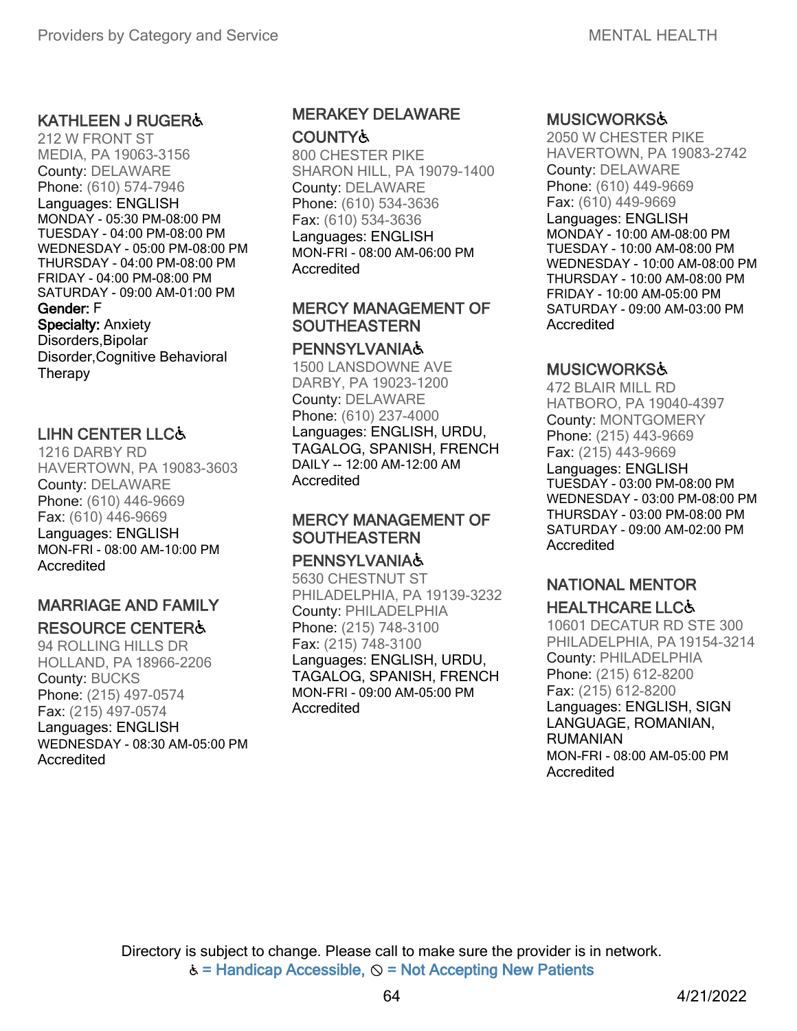### KATHLEEN J RUGER♿

212 W FRONT ST
MEDIA, PA 19063-3156
County: DELAWARE
Phone: (610) 574-7946
Languages: ENGLISH
MONDAY - 05:30 PM-08:00 PM
TUESDAY - 04:00 PM-08:00 PM
WEDNESDAY - 05:00 PM-08:00 PM
THURSDAY - 04:00 PM-08:00 PM
FRIDAY - 04:00 PM-08:00 PM
SATURDAY - 09:00 AM-01:00 PM
**Gender:** F
**Specialty:** Anxiety Disorders,Bipolar Disorder,Cognitive Behavioral Therapy

### LIHN CENTER LLC♿

1216 DARBY RD
HAVERTOWN, PA 19083-3603
County: DELAWARE
Phone: (610) 446-9669
Fax: (610) 446-9669
Languages: ENGLISH
MON-FRI - 08:00 AM-10:00 PM
Accredited

### MARRIAGE AND FAMILY RESOURCE CENTER♿

94 ROLLING HILLS DR
HOLLAND, PA 18966-2206
County: BUCKS
Phone: (215) 497-0574
Fax: (215) 497-0574
Languages: ENGLISH
WEDNESDAY - 08:30 AM-05:00 PM
Accredited

### MERAKEY DELAWARE COUNTY♿

800 CHESTER PIKE
SHARON HILL, PA 19079-1400
County: DELAWARE
Phone: (610) 534-3636
Fax: (610) 534-3636
Languages: ENGLISH
MON-FRI - 08:00 AM-06:00 PM
Accredited

### MERCY MANAGEMENT OF SOUTHEASTERN PENNSYLVANIA♿

1500 LANSDOWNE AVE
DARBY, PA 19023-1200
County: DELAWARE
Phone: (610) 237-4000
Languages: ENGLISH, URDU, TAGALOG, SPANISH, FRENCH
DAILY -- 12:00 AM-12:00 AM
Accredited

### MERCY MANAGEMENT OF SOUTHEASTERN PENNSYLVANIA♿

5630 CHESTNUT ST
PHILADELPHIA, PA 19139-3232
County: PHILADELPHIA
Phone: (215) 748-3100
Fax: (215) 748-3100
Languages: ENGLISH, URDU, TAGALOG, SPANISH, FRENCH
MON-FRI - 09:00 AM-05:00 PM
Accredited

### MUSICWORKS♿

2050 W CHESTER PIKE
HAVERTOWN, PA 19083-2742
County: DELAWARE
Phone: (610) 449-9669
Fax: (610) 449-9669
Languages: ENGLISH
MONDAY - 10:00 AM-08:00 PM
TUESDAY - 10:00 AM-08:00 PM
WEDNESDAY - 10:00 AM-08:00 PM
THURSDAY - 10:00 AM-08:00 PM
FRIDAY - 10:00 AM-05:00 PM
SATURDAY - 09:00 AM-03:00 PM
Accredited

### MUSICWORKS♿

472 BLAIR MILL RD
HATBORO, PA 19040-4397
County: MONTGOMERY
Phone: (215) 443-9669
Fax: (215) 443-9669
Languages: ENGLISH
TUESDAY - 03:00 PM-08:00 PM
WEDNESDAY - 03:00 PM-08:00 PM
THURSDAY - 03:00 PM-08:00 PM
SATURDAY - 09:00 AM-02:00 PM
Accredited

### NATIONAL MENTOR HEALTHCARE LLC♿

10601 DECATUR RD STE 300
PHILADELPHIA, PA 19154-3214
County: PHILADELPHIA
Phone: (215) 612-8200
Fax: (215) 612-8200
Languages: ENGLISH, SIGN LANGUAGE, ROMANIAN, RUMANIAN
MON-FRI - 08:00 AM-05:00 PM
Accredited

Directory is subject to change. Please call to make sure the provider is in network.
♿ = Handicap Accessible, ⊘ = Not Accepting New Patients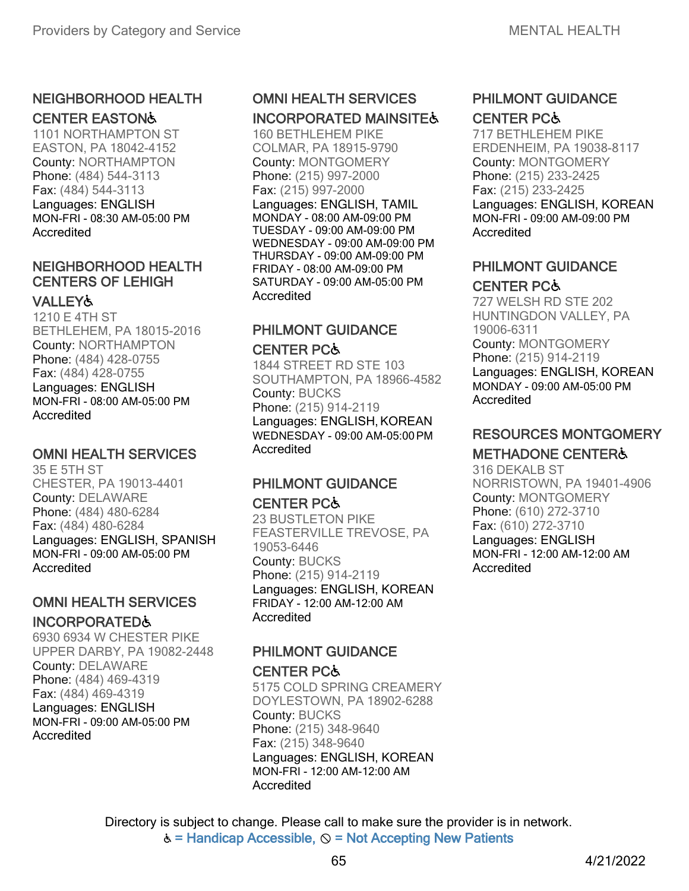### NEIGHBORHOOD HEALTH CENTER EASTON♿

1101 NORTHAMPTON ST
EASTON, PA 18042-4152
County: NORTHAMPTON
Phone: (484) 544-3113
Fax: (484) 544-3113
Languages: ENGLISH
MON-FRI - 08:30 AM-05:00 PM
Accredited

### NEIGHBORHOOD HEALTH CENTERS OF LEHIGH VALLEY♿

1210 E 4TH ST
BETHLEHEM, PA 18015-2016
County: NORTHAMPTON
Phone: (484) 428-0755
Fax: (484) 428-0755
Languages: ENGLISH
MON-FRI - 08:00 AM-05:00 PM
Accredited

### OMNI HEALTH SERVICES

35 E 5TH ST
CHESTER, PA 19013-4401
County: DELAWARE
Phone: (484) 480-6284
Fax: (484) 480-6284
Languages: ENGLISH, SPANISH
MON-FRI - 09:00 AM-05:00 PM
Accredited

### OMNI HEALTH SERVICES INCORPORATED♿

6930 6934 W CHESTER PIKE
UPPER DARBY, PA 19082-2448
County: DELAWARE
Phone: (484) 469-4319
Fax: (484) 469-4319
Languages: ENGLISH
MON-FRI - 09:00 AM-05:00 PM
Accredited

### OMNI HEALTH SERVICES INCORPORATED MAINSITE♿

160 BETHLEHEM PIKE
COLMAR, PA 18915-9790
County: MONTGOMERY
Phone: (215) 997-2000
Fax: (215) 997-2000
Languages: ENGLISH, TAMIL
MONDAY - 08:00 AM-09:00 PM
TUESDAY - 09:00 AM-09:00 PM
WEDNESDAY - 09:00 AM-09:00 PM
THURSDAY - 09:00 AM-09:00 PM
FRIDAY - 08:00 AM-09:00 PM
SATURDAY - 09:00 AM-05:00 PM
Accredited

### PHILMONT GUIDANCE CENTER PC♿

1844 STREET RD STE 103
SOUTHAMPTON, PA 18966-4582
County: BUCKS
Phone: (215) 914-2119
Languages: ENGLISH, KOREAN
WEDNESDAY - 09:00 AM-05:00 PM
Accredited

### PHILMONT GUIDANCE CENTER PC♿

23 BUSTLETON PIKE
FEASTERVILLE TREVOSE, PA 19053-6446
County: BUCKS
Phone: (215) 914-2119
Languages: ENGLISH, KOREAN
FRIDAY - 12:00 AM-12:00 AM
Accredited

### PHILMONT GUIDANCE CENTER PC♿

5175 COLD SPRING CREAMERY
DOYLESTOWN, PA 18902-6288
County: BUCKS
Phone: (215) 348-9640
Fax: (215) 348-9640
Languages: ENGLISH, KOREAN
MON-FRI - 12:00 AM-12:00 AM
Accredited

### PHILMONT GUIDANCE CENTER PC♿

717 BETHLEHEM PIKE
ERDENHEIM, PA 19038-8117
County: MONTGOMERY
Phone: (215) 233-2425
Fax: (215) 233-2425
Languages: ENGLISH, KOREAN
MON-FRI - 09:00 AM-09:00 PM
Accredited

### PHILMONT GUIDANCE CENTER PC♿

727 WELSH RD STE 202
HUNTINGDON VALLEY, PA 19006-6311
County: MONTGOMERY
Phone: (215) 914-2119
Languages: ENGLISH, KOREAN
MONDAY - 09:00 AM-05:00 PM
Accredited

### RESOURCES MONTGOMERY METHADONE CENTER♿

316 DEKALB ST
NORRISTOWN, PA 19401-4906
County: MONTGOMERY
Phone: (610) 272-3710
Fax: (610) 272-3710
Languages: ENGLISH
MON-FRI - 12:00 AM-12:00 AM
Accredited

Directory is subject to change. Please call to make sure the provider is in network.
♿ = Handicap Accessible, ⊘ = Not Accepting New Patients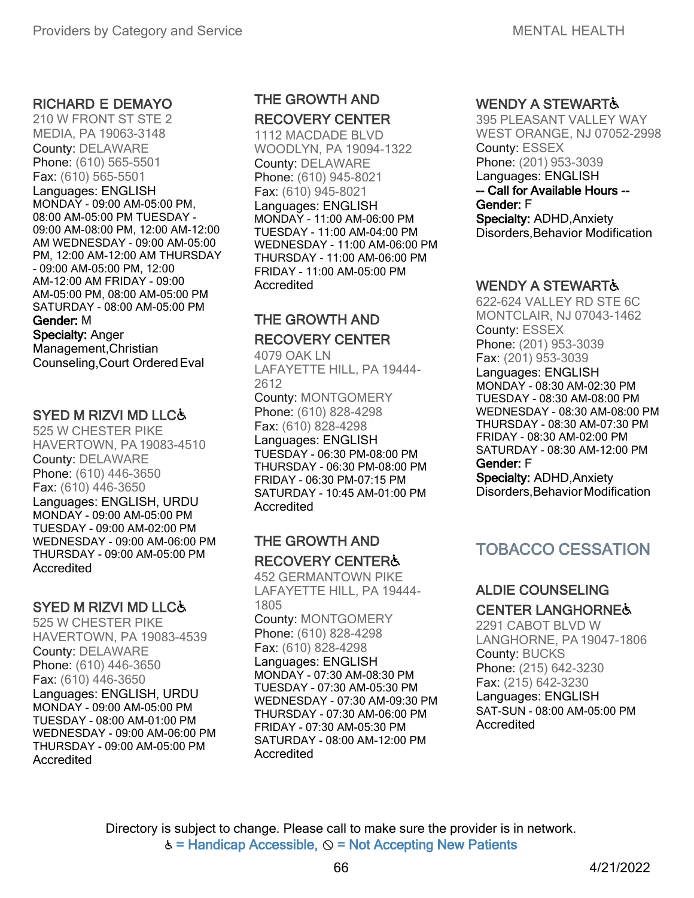**RICHARD E DEMAYO**
210 W FRONT ST STE 2
MEDIA, PA 19063-3148
County: DELAWARE
Phone: (610) 565-5501
Fax: (610) 565-5501
Languages: ENGLISH
MONDAY - 09:00 AM-05:00 PM, 08:00 AM-05:00 PM TUESDAY - 09:00 AM-08:00 PM, 12:00 AM-12:00 AM WEDNESDAY - 09:00 AM-05:00 PM, 12:00 AM-12:00 AM THURSDAY - 09:00 AM-05:00 PM, 12:00 AM-12:00 AM FRIDAY - 09:00 AM-05:00 PM, 08:00 AM-05:00 PM SATURDAY - 08:00 AM-05:00 PM
**Gender:** M
**Specialty:** Anger Management,Christian Counseling,Court Ordered Eval

**SYED M RIZVI MD LLC♿**
525 W CHESTER PIKE
HAVERTOWN, PA 19083-4510
County: DELAWARE
Phone: (610) 446-3650
Fax: (610) 446-3650
Languages: ENGLISH, URDU
MONDAY - 09:00 AM-05:00 PM
TUESDAY - 09:00 AM-02:00 PM
WEDNESDAY - 09:00 AM-06:00 PM
THURSDAY - 09:00 AM-05:00 PM
Accredited

**SYED M RIZVI MD LLC♿**
525 W CHESTER PIKE
HAVERTOWN, PA 19083-4539
County: DELAWARE
Phone: (610) 446-3650
Fax: (610) 446-3650
Languages: ENGLISH, URDU
MONDAY - 09:00 AM-05:00 PM
TUESDAY - 08:00 AM-01:00 PM
WEDNESDAY - 09:00 AM-06:00 PM
THURSDAY - 09:00 AM-05:00 PM
Accredited

**THE GROWTH AND RECOVERY CENTER**
1112 MACDADE BLVD
WOODLYN, PA 19094-1322
County: DELAWARE
Phone: (610) 945-8021
Fax: (610) 945-8021
Languages: ENGLISH
MONDAY - 11:00 AM-06:00 PM
TUESDAY - 11:00 AM-04:00 PM
WEDNESDAY - 11:00 AM-06:00 PM
THURSDAY - 11:00 AM-06:00 PM
FRIDAY - 11:00 AM-05:00 PM
Accredited

**THE GROWTH AND RECOVERY CENTER**
4079 OAK LN
LAFAYETTE HILL, PA 19444-2612
County: MONTGOMERY
Phone: (610) 828-4298
Fax: (610) 828-4298
Languages: ENGLISH
TUESDAY - 06:30 PM-08:00 PM
THURSDAY - 06:30 PM-08:00 PM
FRIDAY - 06:30 PM-07:15 PM
SATURDAY - 10:45 AM-01:00 PM
Accredited

**THE GROWTH AND RECOVERY CENTER♿**
452 GERMANTOWN PIKE
LAFAYETTE HILL, PA 19444-1805
County: MONTGOMERY
Phone: (610) 828-4298
Fax: (610) 828-4298
Languages: ENGLISH
MONDAY - 07:30 AM-08:30 PM
TUESDAY - 07:30 AM-05:30 PM
WEDNESDAY - 07:30 AM-09:30 PM
THURSDAY - 07:30 AM-06:00 PM
FRIDAY - 07:30 AM-05:30 PM
SATURDAY - 08:00 AM-12:00 PM
Accredited

**WENDY A STEWART♿**
395 PLEASANT VALLEY WAY
WEST ORANGE, NJ 07052-2998
County: ESSEX
Phone: (201) 953-3039
Languages: ENGLISH
**-- Call for Available Hours --**
**Gender:** F
**Specialty:** ADHD,Anxiety Disorders,Behavior Modification

**WENDY A STEWART♿**
622-624 VALLEY RD STE 6C
MONTCLAIR, NJ 07043-1462
County: ESSEX
Phone: (201) 953-3039
Fax: (201) 953-3039
Languages: ENGLISH
MONDAY - 08:30 AM-02:30 PM
TUESDAY - 08:30 AM-08:00 PM
WEDNESDAY - 08:30 AM-08:00 PM
THURSDAY - 08:30 AM-07:30 PM
FRIDAY - 08:30 AM-02:00 PM
SATURDAY - 08:30 AM-12:00 PM
**Gender:** F
**Specialty:** ADHD,Anxiety Disorders,Behavior Modification

## TOBACCO CESSATION

**ALDIE COUNSELING CENTER LANGHORNE♿**
2291 CABOT BLVD W
LANGHORNE, PA 19047-1806
County: BUCKS
Phone: (215) 642-3230
Fax: (215) 642-3230
Languages: ENGLISH
SAT-SUN - 08:00 AM-05:00 PM
Accredited

Directory is subject to change. Please call to make sure the provider is in network.
♿ = Handicap Accessible, ⊘ = Not Accepting New Patients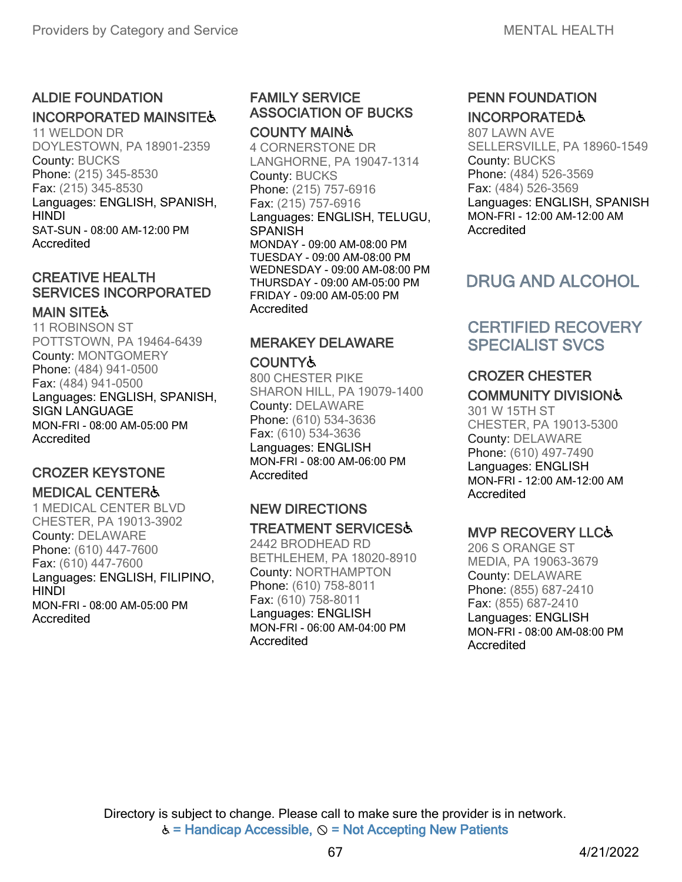### ALDIE FOUNDATION INCORPORATED MAINSITE♿

11 WELDON DR
DOYLESTOWN, PA 18901-2359
County: BUCKS
Phone: (215) 345-8530
Fax: (215) 345-8530
Languages: ENGLISH, SPANISH, HINDI
SAT-SUN - 08:00 AM-12:00 PM
Accredited

### CREATIVE HEALTH SERVICES INCORPORATED MAIN SITE♿

11 ROBINSON ST
POTTSTOWN, PA 19464-6439
County: MONTGOMERY
Phone: (484) 941-0500
Fax: (484) 941-0500
Languages: ENGLISH, SPANISH, SIGN LANGUAGE
MON-FRI - 08:00 AM-05:00 PM
Accredited

### CROZER KEYSTONE MEDICAL CENTER♿

1 MEDICAL CENTER BLVD
CHESTER, PA 19013-3902
County: DELAWARE
Phone: (610) 447-7600
Fax: (610) 447-7600
Languages: ENGLISH, FILIPINO, HINDI
MON-FRI - 08:00 AM-05:00 PM
Accredited

### FAMILY SERVICE ASSOCIATION OF BUCKS COUNTY MAIN♿

4 CORNERSTONE DR
LANGHORNE, PA 19047-1314
County: BUCKS
Phone: (215) 757-6916
Fax: (215) 757-6916
Languages: ENGLISH, TELUGU, SPANISH
MONDAY - 09:00 AM-08:00 PM
TUESDAY - 09:00 AM-08:00 PM
WEDNESDAY - 09:00 AM-08:00 PM
THURSDAY - 09:00 AM-05:00 PM
FRIDAY - 09:00 AM-05:00 PM
Accredited

### MERAKEY DELAWARE COUNTY♿

800 CHESTER PIKE
SHARON HILL, PA 19079-1400
County: DELAWARE
Phone: (610) 534-3636
Fax: (610) 534-3636
Languages: ENGLISH
MON-FRI - 08:00 AM-06:00 PM
Accredited

### NEW DIRECTIONS TREATMENT SERVICES♿

2442 BRODHEAD RD
BETHLEHEM, PA 18020-8910
County: NORTHAMPTON
Phone: (610) 758-8011
Fax: (610) 758-8011
Languages: ENGLISH
MON-FRI - 06:00 AM-04:00 PM
Accredited

### PENN FOUNDATION INCORPORATED♿

807 LAWN AVE
SELLERSVILLE, PA 18960-1549
County: BUCKS
Phone: (484) 526-3569
Fax: (484) 526-3569
Languages: ENGLISH, SPANISH
MON-FRI - 12:00 AM-12:00 AM
Accredited

# DRUG AND ALCOHOL

## CERTIFIED RECOVERY SPECIALIST SVCS

### CROZER CHESTER COMMUNITY DIVISION♿

301 W 15TH ST
CHESTER, PA 19013-5300
County: DELAWARE
Phone: (610) 497-7490
Languages: ENGLISH
MON-FRI - 12:00 AM-12:00 AM
Accredited

### MVP RECOVERY LLC♿

206 S ORANGE ST
MEDIA, PA 19063-3679
County: DELAWARE
Phone: (855) 687-2410
Fax: (855) 687-2410
Languages: ENGLISH
MON-FRI - 08:00 AM-08:00 PM
Accredited

Directory is subject to change. Please call to make sure the provider is in network.
♿ = Handicap Accessible, ⃠ = Not Accepting New Patients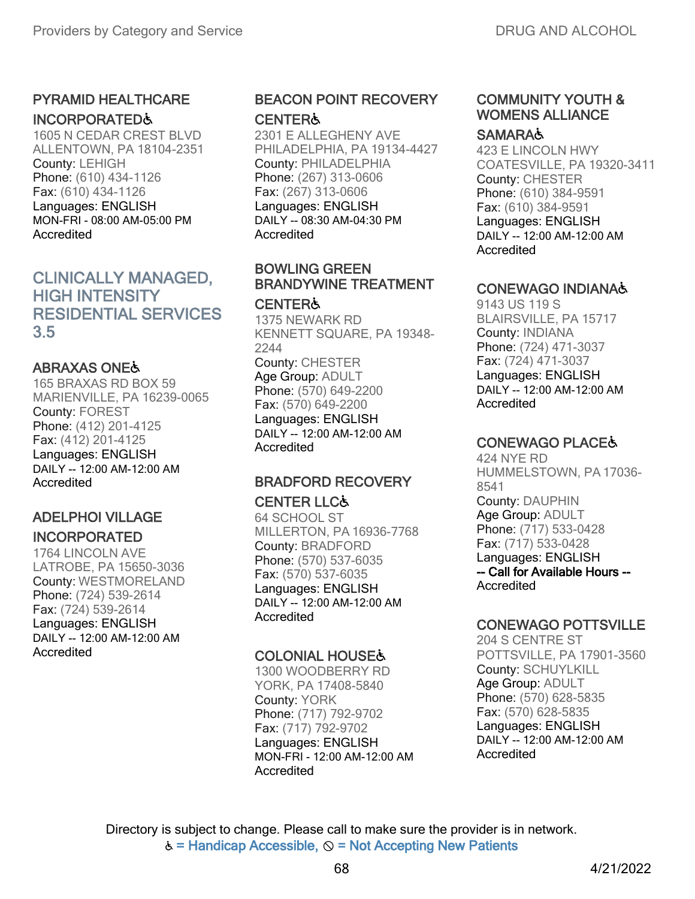### PYRAMID HEALTHCARE INCORPORATED♿

1605 N CEDAR CREST BLVD
ALLENTOWN, PA 18104-2351
County: LEHIGH
Phone: (610) 434-1126
Fax: (610) 434-1126
Languages: ENGLISH
MON-FRI - 08:00 AM-05:00 PM
Accredited

## CLINICALLY MANAGED, HIGH INTENSITY RESIDENTIAL SERVICES 3.5

### ABRAXAS ONE♿

165 BRAXAS RD BOX 59
MARIENVILLE, PA 16239-0065
County: FOREST
Phone: (412) 201-4125
Fax: (412) 201-4125
Languages: ENGLISH
DAILY -- 12:00 AM-12:00 AM
Accredited

### ADELPHOI VILLAGE INCORPORATED

1764 LINCOLN AVE
LATROBE, PA 15650-3036
County: WESTMORELAND
Phone: (724) 539-2614
Fax: (724) 539-2614
Languages: ENGLISH
DAILY -- 12:00 AM-12:00 AM
Accredited

### BEACON POINT RECOVERY CENTER♿

2301 E ALLEGHENY AVE
PHILADELPHIA, PA 19134-4427
County: PHILADELPHIA
Phone: (267) 313-0606
Fax: (267) 313-0606
Languages: ENGLISH
DAILY -- 08:30 AM-04:30 PM
Accredited

### BOWLING GREEN BRANDYWINE TREATMENT CENTER♿

1375 NEWARK RD
KENNETT SQUARE, PA 19348-2244
County: CHESTER
Age Group: ADULT
Phone: (570) 649-2200
Fax: (570) 649-2200
Languages: ENGLISH
DAILY -- 12:00 AM-12:00 AM
Accredited

### BRADFORD RECOVERY CENTER LLC♿

64 SCHOOL ST
MILLERTON, PA 16936-7768
County: BRADFORD
Phone: (570) 537-6035
Fax: (570) 537-6035
Languages: ENGLISH
DAILY -- 12:00 AM-12:00 AM
Accredited

### COLONIAL HOUSE♿

1300 WOODBERRY RD
YORK, PA 17408-5840
County: YORK
Phone: (717) 792-9702
Fax: (717) 792-9702
Languages: ENGLISH
MON-FRI - 12:00 AM-12:00 AM
Accredited

### COMMUNITY YOUTH & WOMENS ALLIANCE SAMARA♿

423 E LINCOLN HWY
COATESVILLE, PA 19320-3411
County: CHESTER
Phone: (610) 384-9591
Fax: (610) 384-9591
Languages: ENGLISH
DAILY -- 12:00 AM-12:00 AM
Accredited

### CONEWAGO INDIANA♿

9143 US 119 S
BLAIRSVILLE, PA 15717
County: INDIANA
Phone: (724) 471-3037
Fax: (724) 471-3037
Languages: ENGLISH
DAILY -- 12:00 AM-12:00 AM
Accredited

### CONEWAGO PLACE♿

424 NYE RD
HUMMELSTOWN, PA 17036-8541
County: DAUPHIN
Age Group: ADULT
Phone: (717) 533-0428
Fax: (717) 533-0428
Languages: ENGLISH
-- Call for Available Hours --
Accredited

### CONEWAGO POTTSVILLE

204 S CENTRE ST
POTTSVILLE, PA 17901-3560
County: SCHUYLKILL
Age Group: ADULT
Phone: (570) 628-5835
Fax: (570) 628-5835
Languages: ENGLISH
DAILY -- 12:00 AM-12:00 AM
Accredited

Directory is subject to change. Please call to make sure the provider is in network.
♿ = Handicap Accessible, ⃠ = Not Accepting New Patients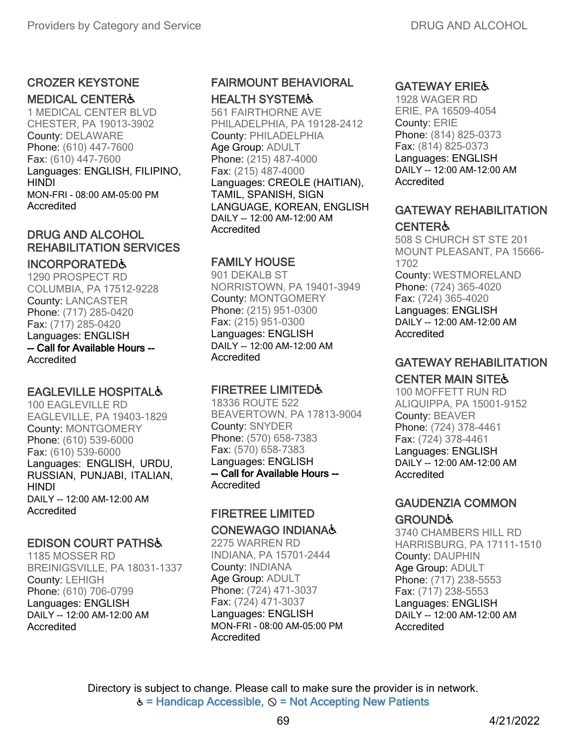### CROZER KEYSTONE MEDICAL CENTER♿

1 MEDICAL CENTER BLVD
CHESTER, PA 19013-3902
County: DELAWARE
Phone: (610) 447-7600
Fax: (610) 447-7600
Languages: ENGLISH, FILIPINO, HINDI
MON-FRI - 08:00 AM-05:00 PM
Accredited

### DRUG AND ALCOHOL REHABILITATION SERVICES INCORPORATED♿

1290 PROSPECT RD
COLUMBIA, PA 17512-9228
County: LANCASTER
Phone: (717) 285-0420
Fax: (717) 285-0420
Languages: ENGLISH
**-- Call for Available Hours --**
Accredited

### EAGLEVILLE HOSPITAL♿

100 EAGLEVILLE RD
EAGLEVILLE, PA 19403-1829
County: MONTGOMERY
Phone: (610) 539-6000
Fax: (610) 539-6000
Languages: ENGLISH, URDU, RUSSIAN, PUNJABI, ITALIAN, HINDI
DAILY -- 12:00 AM-12:00 AM
Accredited

### EDISON COURT PATHS♿

1185 MOSSER RD
BREINIGSVILLE, PA 18031-1337
County: LEHIGH
Phone: (610) 706-0799
Languages: ENGLISH
DAILY -- 12:00 AM-12:00 AM
Accredited

### FAIRMOUNT BEHAVIORAL HEALTH SYSTEM♿

561 FAIRTHORNE AVE
PHILADELPHIA, PA 19128-2412
County: PHILADELPHIA
Age Group: ADULT
Phone: (215) 487-4000
Fax: (215) 487-4000
Languages: CREOLE (HAITIAN), TAMIL, SPANISH, SIGN LANGUAGE, KOREAN, ENGLISH
DAILY -- 12:00 AM-12:00 AM
Accredited

### FAMILY HOUSE

901 DEKALB ST
NORRISTOWN, PA 19401-3949
County: MONTGOMERY
Phone: (215) 951-0300
Fax: (215) 951-0300
Languages: ENGLISH
DAILY -- 12:00 AM-12:00 AM
Accredited

### FIRETREE LIMITED♿

18336 ROUTE 522
BEAVERTOWN, PA 17813-9004
County: SNYDER
Phone: (570) 658-7383
Fax: (570) 658-7383
Languages: ENGLISH
**-- Call for Available Hours --**
Accredited

### FIRETREE LIMITED CONEWAGO INDIANA♿

2275 WARREN RD
INDIANA, PA 15701-2444
County: INDIANA
Age Group: ADULT
Phone: (724) 471-3037
Fax: (724) 471-3037
Languages: ENGLISH
MON-FRI - 08:00 AM-05:00 PM
Accredited

### GATEWAY ERIE♿

1928 WAGER RD
ERIE, PA 16509-4054
County: ERIE
Phone: (814) 825-0373
Fax: (814) 825-0373
Languages: ENGLISH
DAILY -- 12:00 AM-12:00 AM
Accredited

### GATEWAY REHABILITATION CENTER♿

508 S CHURCH ST STE 201
MOUNT PLEASANT, PA 15666-1702
County: WESTMORELAND
Phone: (724) 365-4020
Fax: (724) 365-4020
Languages: ENGLISH
DAILY -- 12:00 AM-12:00 AM
Accredited

### GATEWAY REHABILITATION CENTER MAIN SITE♿

100 MOFFETT RUN RD
ALIQUIPPA, PA 15001-9152
County: BEAVER
Phone: (724) 378-4461
Fax: (724) 378-4461
Languages: ENGLISH
DAILY -- 12:00 AM-12:00 AM
Accredited

### GAUDENZIA COMMON GROUND♿

3740 CHAMBERS HILL RD
HARRISBURG, PA 17111-1510
County: DAUPHIN
Age Group: ADULT
Phone: (717) 238-5553
Fax: (717) 238-5553
Languages: ENGLISH
DAILY -- 12:00 AM-12:00 AM
Accredited

Directory is subject to change. Please call to make sure the provider is in network.
♿ = Handicap Accessible, ⃠ = Not Accepting New Patients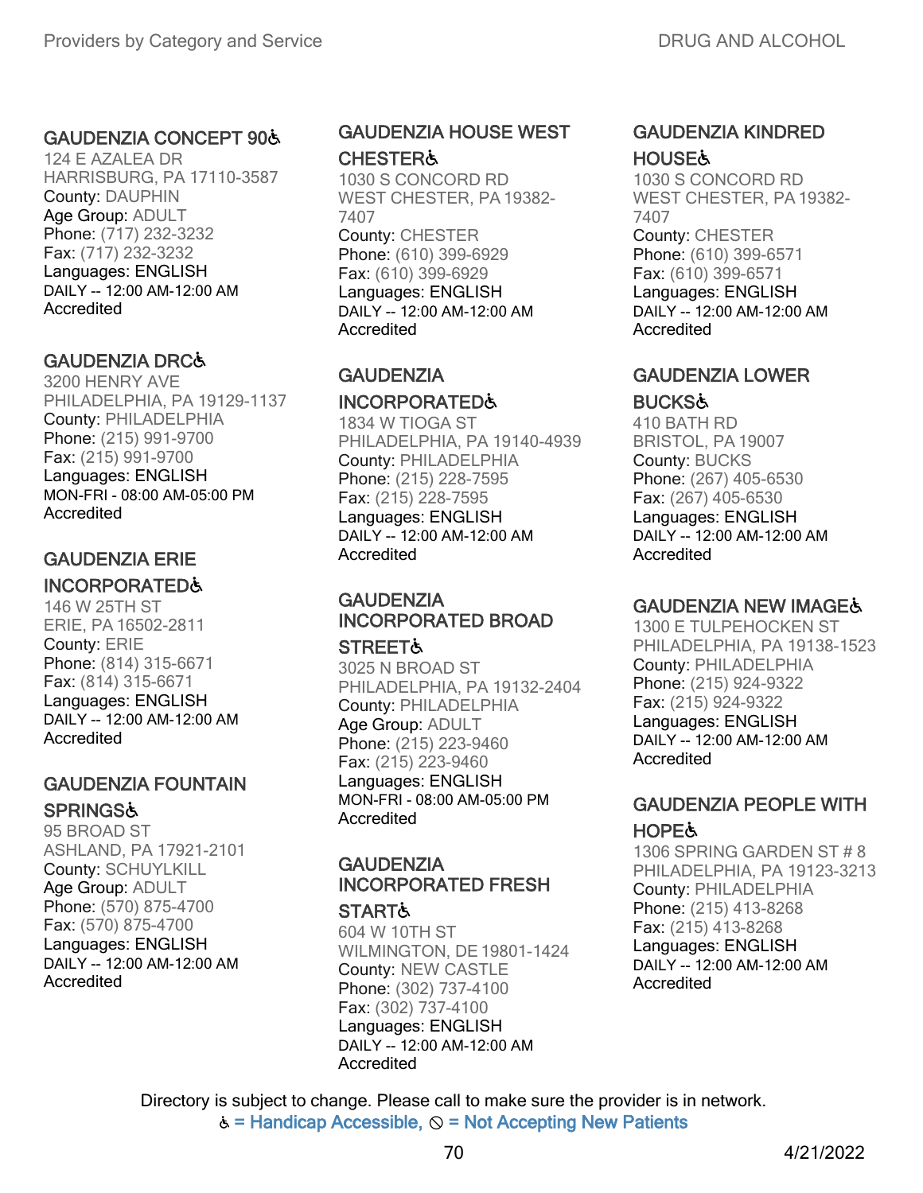### GAUDENZIA CONCEPT 90♿

124 E AZALEA DR
HARRISBURG, PA 17110-3587
County: DAUPHIN
Age Group: ADULT
Phone: (717) 232-3232
Fax: (717) 232-3232
Languages: ENGLISH
DAILY -- 12:00 AM-12:00 AM
Accredited

### GAUDENZIA DRC♿

3200 HENRY AVE
PHILADELPHIA, PA 19129-1137
County: PHILADELPHIA
Phone: (215) 991-9700
Fax: (215) 991-9700
Languages: ENGLISH
MON-FRI - 08:00 AM-05:00 PM
Accredited

### GAUDENZIA ERIE INCORPORATED♿

146 W 25TH ST
ERIE, PA 16502-2811
County: ERIE
Phone: (814) 315-6671
Fax: (814) 315-6671
Languages: ENGLISH
DAILY -- 12:00 AM-12:00 AM
Accredited

### GAUDENZIA FOUNTAIN SPRINGS♿

95 BROAD ST
ASHLAND, PA 17921-2101
County: SCHUYLKILL
Age Group: ADULT
Phone: (570) 875-4700
Fax: (570) 875-4700
Languages: ENGLISH
DAILY -- 12:00 AM-12:00 AM
Accredited

### GAUDENZIA HOUSE WEST CHESTER♿

1030 S CONCORD RD
WEST CHESTER, PA 19382-7407
County: CHESTER
Phone: (610) 399-6929
Fax: (610) 399-6929
Languages: ENGLISH
DAILY -- 12:00 AM-12:00 AM
Accredited

### GAUDENZIA INCORPORATED♿

1834 W TIOGA ST
PHILADELPHIA, PA 19140-4939
County: PHILADELPHIA
Phone: (215) 228-7595
Fax: (215) 228-7595
Languages: ENGLISH
DAILY -- 12:00 AM-12:00 AM
Accredited

### GAUDENZIA INCORPORATED BROAD STREET♿

3025 N BROAD ST
PHILADELPHIA, PA 19132-2404
County: PHILADELPHIA
Age Group: ADULT
Phone: (215) 223-9460
Fax: (215) 223-9460
Languages: ENGLISH
MON-FRI - 08:00 AM-05:00 PM
Accredited

### GAUDENZIA INCORPORATED FRESH START♿

604 W 10TH ST
WILMINGTON, DE 19801-1424
County: NEW CASTLE
Phone: (302) 737-4100
Fax: (302) 737-4100
Languages: ENGLISH
DAILY -- 12:00 AM-12:00 AM
Accredited

### GAUDENZIA KINDRED HOUSE♿

1030 S CONCORD RD
WEST CHESTER, PA 19382-7407
County: CHESTER
Phone: (610) 399-6571
Fax: (610) 399-6571
Languages: ENGLISH
DAILY -- 12:00 AM-12:00 AM
Accredited

### GAUDENZIA LOWER BUCKS♿

410 BATH RD
BRISTOL, PA 19007
County: BUCKS
Phone: (267) 405-6530
Fax: (267) 405-6530
Languages: ENGLISH
DAILY -- 12:00 AM-12:00 AM
Accredited

### GAUDENZIA NEW IMAGE♿

1300 E TULPEHOCKEN ST
PHILADELPHIA, PA 19138-1523
County: PHILADELPHIA
Phone: (215) 924-9322
Fax: (215) 924-9322
Languages: ENGLISH
DAILY -- 12:00 AM-12:00 AM
Accredited

### GAUDENZIA PEOPLE WITH HOPE♿

1306 SPRING GARDEN ST # 8
PHILADELPHIA, PA 19123-3213
County: PHILADELPHIA
Phone: (215) 413-8268
Fax: (215) 413-8268
Languages: ENGLISH
DAILY -- 12:00 AM-12:00 AM
Accredited

Directory is subject to change. Please call to make sure the provider is in network.
♿ = Handicap Accessible, ⃠ = Not Accepting New Patients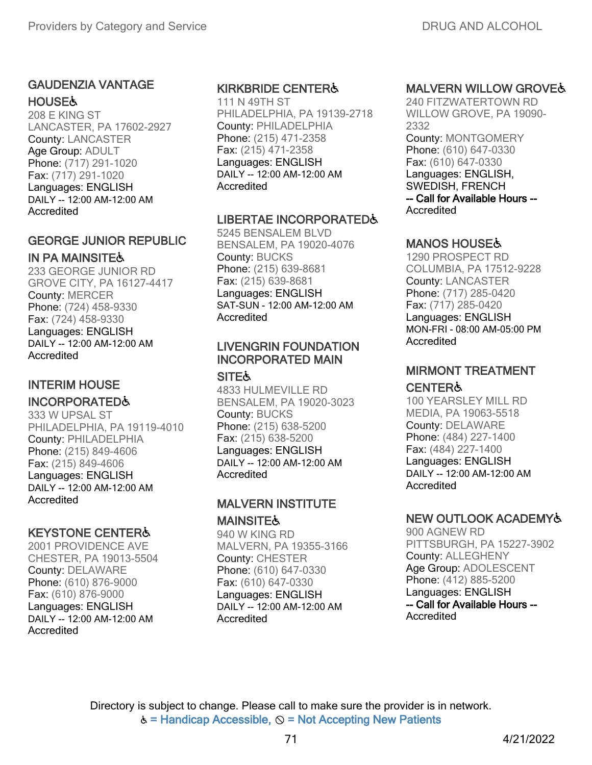### GAUDENZIA VANTAGE HOUSE♿
208 E KING ST
LANCASTER, PA 17602-2927
County: LANCASTER
Age Group: ADULT
Phone: (717) 291-1020
Fax: (717) 291-1020
Languages: ENGLISH
DAILY -- 12:00 AM-12:00 AM
Accredited

### GEORGE JUNIOR REPUBLIC IN PA MAINSITE♿
233 GEORGE JUNIOR RD
GROVE CITY, PA 16127-4417
County: MERCER
Phone: (724) 458-9330
Fax: (724) 458-9330
Languages: ENGLISH
DAILY -- 12:00 AM-12:00 AM
Accredited

### INTERIM HOUSE INCORPORATED♿
333 W UPSAL ST
PHILADELPHIA, PA 19119-4010
County: PHILADELPHIA
Phone: (215) 849-4606
Fax: (215) 849-4606
Languages: ENGLISH
DAILY -- 12:00 AM-12:00 AM
Accredited

### KEYSTONE CENTER♿
2001 PROVIDENCE AVE
CHESTER, PA 19013-5504
County: DELAWARE
Phone: (610) 876-9000
Fax: (610) 876-9000
Languages: ENGLISH
DAILY -- 12:00 AM-12:00 AM
Accredited

### KIRKBRIDE CENTER♿
111 N 49TH ST
PHILADELPHIA, PA 19139-2718
County: PHILADELPHIA
Phone: (215) 471-2358
Fax: (215) 471-2358
Languages: ENGLISH
DAILY -- 12:00 AM-12:00 AM
Accredited

### LIBERTAE INCORPORATED♿
5245 BENSALEM BLVD
BENSALEM, PA 19020-4076
County: BUCKS
Phone: (215) 639-8681
Fax: (215) 639-8681
Languages: ENGLISH
SAT-SUN - 12:00 AM-12:00 AM
Accredited

### LIVENGRIN FOUNDATION INCORPORATED MAIN SITE♿
4833 HULMEVILLE RD
BENSALEM, PA 19020-3023
County: BUCKS
Phone: (215) 638-5200
Fax: (215) 638-5200
Languages: ENGLISH
DAILY -- 12:00 AM-12:00 AM
Accredited

### MALVERN INSTITUTE MAINSITE♿
940 W KING RD
MALVERN, PA 19355-3166
County: CHESTER
Phone: (610) 647-0330
Fax: (610) 647-0330
Languages: ENGLISH
DAILY -- 12:00 AM-12:00 AM
Accredited

### MALVERN WILLOW GROVE♿
240 FITZWATERTOWN RD
WILLOW GROVE, PA 19090-2332
County: MONTGOMERY
Phone: (610) 647-0330
Fax: (610) 647-0330
Languages: ENGLISH, SWEDISH, FRENCH
-- Call for Available Hours --
Accredited

### MANOS HOUSE♿
1290 PROSPECT RD
COLUMBIA, PA 17512-9228
County: LANCASTER
Phone: (717) 285-0420
Fax: (717) 285-0420
Languages: ENGLISH
MON-FRI - 08:00 AM-05:00 PM
Accredited

### MIRMONT TREATMENT CENTER♿
100 YEARSLEY MILL RD
MEDIA, PA 19063-5518
County: DELAWARE
Phone: (484) 227-1400
Fax: (484) 227-1400
Languages: ENGLISH
DAILY -- 12:00 AM-12:00 AM
Accredited

### NEW OUTLOOK ACADEMY♿
900 AGNEW RD
PITTSBURGH, PA 15227-3902
County: ALLEGHENY
Age Group: ADOLESCENT
Phone: (412) 885-5200
Languages: ENGLISH
-- Call for Available Hours --
Accredited

Directory is subject to change. Please call to make sure the provider is in network.
♿ = Handicap Accessible, ⊘ = Not Accepting New Patients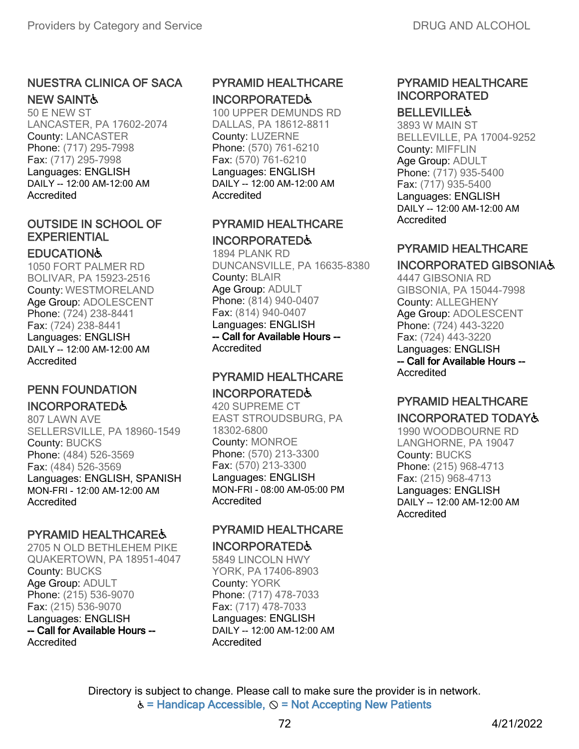### NUESTRA CLINICA OF SACA NEW SAINT♿

50 E NEW ST
LANCASTER, PA 17602-2074
County: LANCASTER
Phone: (717) 295-7998
Fax: (717) 295-7998
Languages: ENGLISH
DAILY -- 12:00 AM-12:00 AM
Accredited

### OUTSIDE IN SCHOOL OF EXPERIENTIAL EDUCATION♿

1050 FORT PALMER RD
BOLIVAR, PA 15923-2516
County: WESTMORELAND
Age Group: ADOLESCENT
Phone: (724) 238-8441
Fax: (724) 238-8441
Languages: ENGLISH
DAILY -- 12:00 AM-12:00 AM
Accredited

### PENN FOUNDATION INCORPORATED♿

807 LAWN AVE
SELLERSVILLE, PA 18960-1549
County: BUCKS
Phone: (484) 526-3569
Fax: (484) 526-3569
Languages: ENGLISH, SPANISH
MON-FRI - 12:00 AM-12:00 AM
Accredited

### PYRAMID HEALTHCARE♿

2705 N OLD BETHLEHEM PIKE
QUAKERTOWN, PA 18951-4047
County: BUCKS
Age Group: ADULT
Phone: (215) 536-9070
Fax: (215) 536-9070
Languages: ENGLISH
-- Call for Available Hours --
Accredited

### PYRAMID HEALTHCARE INCORPORATED♿

100 UPPER DEMUNDS RD
DALLAS, PA 18612-8811
County: LUZERNE
Phone: (570) 761-6210
Fax: (570) 761-6210
Languages: ENGLISH
DAILY -- 12:00 AM-12:00 AM
Accredited

### PYRAMID HEALTHCARE INCORPORATED♿

1894 PLANK RD
DUNCANSVILLE, PA 16635-8380
County: BLAIR
Age Group: ADULT
Phone: (814) 940-0407
Fax: (814) 940-0407
Languages: ENGLISH
-- Call for Available Hours --
Accredited

### PYRAMID HEALTHCARE INCORPORATED♿

420 SUPREME CT
EAST STROUDSBURG, PA 18302-6800
County: MONROE
Phone: (570) 213-3300
Fax: (570) 213-3300
Languages: ENGLISH
MON-FRI - 08:00 AM-05:00 PM
Accredited

### PYRAMID HEALTHCARE INCORPORATED♿

5849 LINCOLN HWY
YORK, PA 17406-8903
County: YORK
Phone: (717) 478-7033
Fax: (717) 478-7033
Languages: ENGLISH
DAILY -- 12:00 AM-12:00 AM
Accredited

### PYRAMID HEALTHCARE INCORPORATED BELLEVILLE♿

3893 W MAIN ST
BELLEVILLE, PA 17004-9252
County: MIFFLIN
Age Group: ADULT
Phone: (717) 935-5400
Fax: (717) 935-5400
Languages: ENGLISH
DAILY -- 12:00 AM-12:00 AM
Accredited

### PYRAMID HEALTHCARE INCORPORATED GIBSONIA♿

4447 GIBSONIA RD
GIBSONIA, PA 15044-7998
County: ALLEGHENY
Age Group: ADOLESCENT
Phone: (724) 443-3220
Fax: (724) 443-3220
Languages: ENGLISH
-- Call for Available Hours --
Accredited

### PYRAMID HEALTHCARE INCORPORATED TODAY♿

1990 WOODBOURNE RD
LANGHORNE, PA 19047
County: BUCKS
Phone: (215) 968-4713
Fax: (215) 968-4713
Languages: ENGLISH
DAILY -- 12:00 AM-12:00 AM
Accredited

Directory is subject to change. Please call to make sure the provider is in network.
♿ = Handicap Accessible, ⊘ = Not Accepting New Patients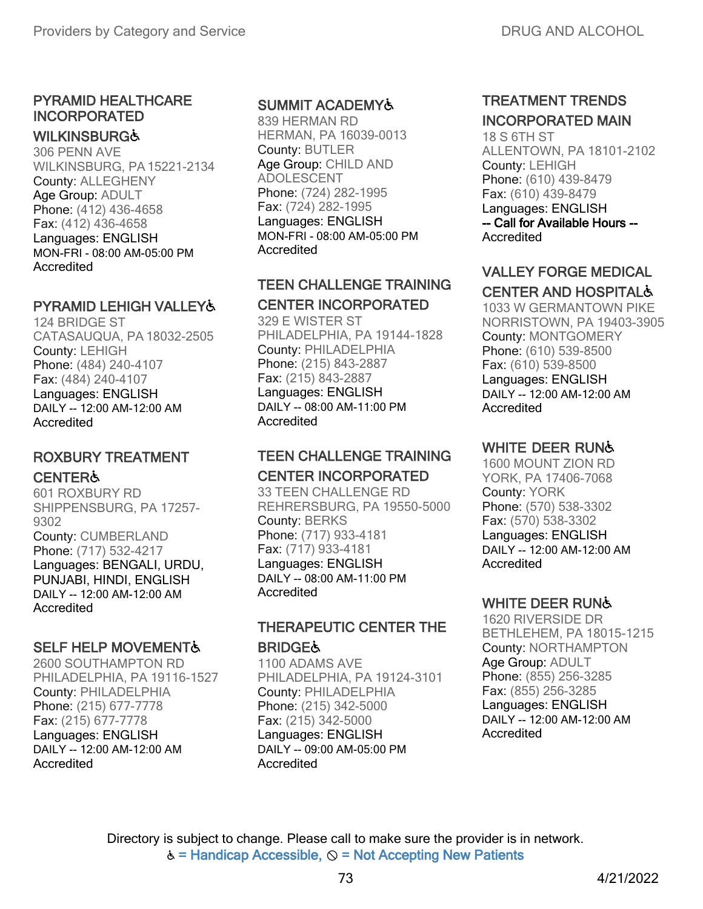### PYRAMID HEALTHCARE INCORPORATED WILKINSBURG♿

306 PENN AVE
WILKINSBURG, PA 15221-2134
County: ALLEGHENY
Age Group: ADULT
Phone: (412) 436-4658
Fax: (412) 436-4658
Languages: ENGLISH
MON-FRI - 08:00 AM-05:00 PM
Accredited

### PYRAMID LEHIGH VALLEY♿

124 BRIDGE ST
CATASAUQUA, PA 18032-2505
County: LEHIGH
Phone: (484) 240-4107
Fax: (484) 240-4107
Languages: ENGLISH
DAILY -- 12:00 AM-12:00 AM
Accredited

### ROXBURY TREATMENT CENTER♿

601 ROXBURY RD
SHIPPENSBURG, PA 17257-9302
County: CUMBERLAND
Phone: (717) 532-4217
Languages: BENGALI, URDU, PUNJABI, HINDI, ENGLISH
DAILY -- 12:00 AM-12:00 AM
Accredited

### SELF HELP MOVEMENT♿

2600 SOUTHAMPTON RD
PHILADELPHIA, PA 19116-1527
County: PHILADELPHIA
Phone: (215) 677-7778
Fax: (215) 677-7778
Languages: ENGLISH
DAILY -- 12:00 AM-12:00 AM
Accredited

### SUMMIT ACADEMY♿

839 HERMAN RD
HERMAN, PA 16039-0013
County: BUTLER
Age Group: CHILD AND ADOLESCENT
Phone: (724) 282-1995
Fax: (724) 282-1995
Languages: ENGLISH
MON-FRI - 08:00 AM-05:00 PM
Accredited

### TEEN CHALLENGE TRAINING CENTER INCORPORATED

329 E WISTER ST
PHILADELPHIA, PA 19144-1828
County: PHILADELPHIA
Phone: (215) 843-2887
Fax: (215) 843-2887
Languages: ENGLISH
DAILY -- 08:00 AM-11:00 PM
Accredited

### TEEN CHALLENGE TRAINING CENTER INCORPORATED

33 TEEN CHALLENGE RD
REHRERSBURG, PA 19550-5000
County: BERKS
Phone: (717) 933-4181
Fax: (717) 933-4181
Languages: ENGLISH
DAILY -- 08:00 AM-11:00 PM
Accredited

### THERAPEUTIC CENTER THE BRIDGE♿

1100 ADAMS AVE
PHILADELPHIA, PA 19124-3101
County: PHILADELPHIA
Phone: (215) 342-5000
Fax: (215) 342-5000
Languages: ENGLISH
DAILY -- 09:00 AM-05:00 PM
Accredited

### TREATMENT TRENDS INCORPORATED MAIN

18 S 6TH ST
ALLENTOWN, PA 18101-2102
County: LEHIGH
Phone: (610) 439-8479
Fax: (610) 439-8479
Languages: ENGLISH
-- Call for Available Hours --
Accredited

### VALLEY FORGE MEDICAL CENTER AND HOSPITAL♿

1033 W GERMANTOWN PIKE
NORRISTOWN, PA 19403-3905
County: MONTGOMERY
Phone: (610) 539-8500
Fax: (610) 539-8500
Languages: ENGLISH
DAILY -- 12:00 AM-12:00 AM
Accredited

### WHITE DEER RUN♿

1600 MOUNT ZION RD
YORK, PA 17406-7068
County: YORK
Phone: (570) 538-3302
Fax: (570) 538-3302
Languages: ENGLISH
DAILY -- 12:00 AM-12:00 AM
Accredited

### WHITE DEER RUN♿

1620 RIVERSIDE DR
BETHLEHEM, PA 18015-1215
County: NORTHAMPTON
Age Group: ADULT
Phone: (855) 256-3285
Fax: (855) 256-3285
Languages: ENGLISH
DAILY -- 12:00 AM-12:00 AM
Accredited

Directory is subject to change. Please call to make sure the provider is in network.
♿ = Handicap Accessible, ⦸ = Not Accepting New Patients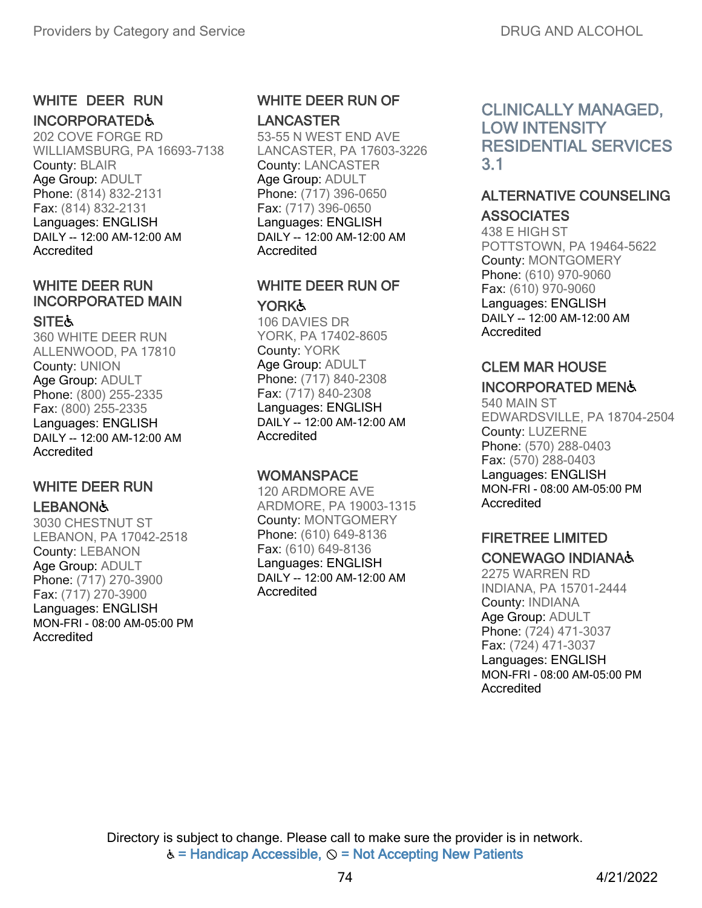### WHITE DEER RUN INCORPORATED♿

202 COVE FORGE RD
WILLIAMSBURG, PA 16693-7138
County: BLAIR
Age Group: ADULT
Phone: (814) 832-2131
Fax: (814) 832-2131
Languages: ENGLISH
DAILY -- 12:00 AM-12:00 AM
Accredited

### WHITE DEER RUN INCORPORATED MAIN SITE♿

360 WHITE DEER RUN
ALLENWOOD, PA 17810
County: UNION
Age Group: ADULT
Phone: (800) 255-2335
Fax: (800) 255-2335
Languages: ENGLISH
DAILY -- 12:00 AM-12:00 AM
Accredited

### WHITE DEER RUN LEBANON♿

3030 CHESTNUT ST
LEBANON, PA 17042-2518
County: LEBANON
Age Group: ADULT
Phone: (717) 270-3900
Fax: (717) 270-3900
Languages: ENGLISH
MON-FRI - 08:00 AM-05:00 PM
Accredited

### WHITE DEER RUN OF LANCASTER

53-55 N WEST END AVE
LANCASTER, PA 17603-3226
County: LANCASTER
Age Group: ADULT
Phone: (717) 396-0650
Fax: (717) 396-0650
Languages: ENGLISH
DAILY -- 12:00 AM-12:00 AM
Accredited

### WHITE DEER RUN OF YORK♿

106 DAVIES DR
YORK, PA 17402-8605
County: YORK
Age Group: ADULT
Phone: (717) 840-2308
Fax: (717) 840-2308
Languages: ENGLISH
DAILY -- 12:00 AM-12:00 AM
Accredited

### WOMANSPACE

120 ARDMORE AVE
ARDMORE, PA 19003-1315
County: MONTGOMERY
Phone: (610) 649-8136
Fax: (610) 649-8136
Languages: ENGLISH
DAILY -- 12:00 AM-12:00 AM
Accredited

## CLINICALLY MANAGED, LOW INTENSITY RESIDENTIAL SERVICES 3.1

### ALTERNATIVE COUNSELING ASSOCIATES

438 E HIGH ST
POTTSTOWN, PA 19464-5622
County: MONTGOMERY
Phone: (610) 970-9060
Fax: (610) 970-9060
Languages: ENGLISH
DAILY -- 12:00 AM-12:00 AM
Accredited

### CLEM MAR HOUSE INCORPORATED MEN♿

540 MAIN ST
EDWARDSVILLE, PA 18704-2504
County: LUZERNE
Phone: (570) 288-0403
Fax: (570) 288-0403
Languages: ENGLISH
MON-FRI - 08:00 AM-05:00 PM
Accredited

### FIRETREE LIMITED CONEWAGO INDIANA♿

2275 WARREN RD
INDIANA, PA 15701-2444
County: INDIANA
Age Group: ADULT
Phone: (724) 471-3037
Fax: (724) 471-3037
Languages: ENGLISH
MON-FRI - 08:00 AM-05:00 PM
Accredited

Directory is subject to change. Please call to make sure the provider is in network.
♿ = Handicap Accessible, ⦸ = Not Accepting New Patients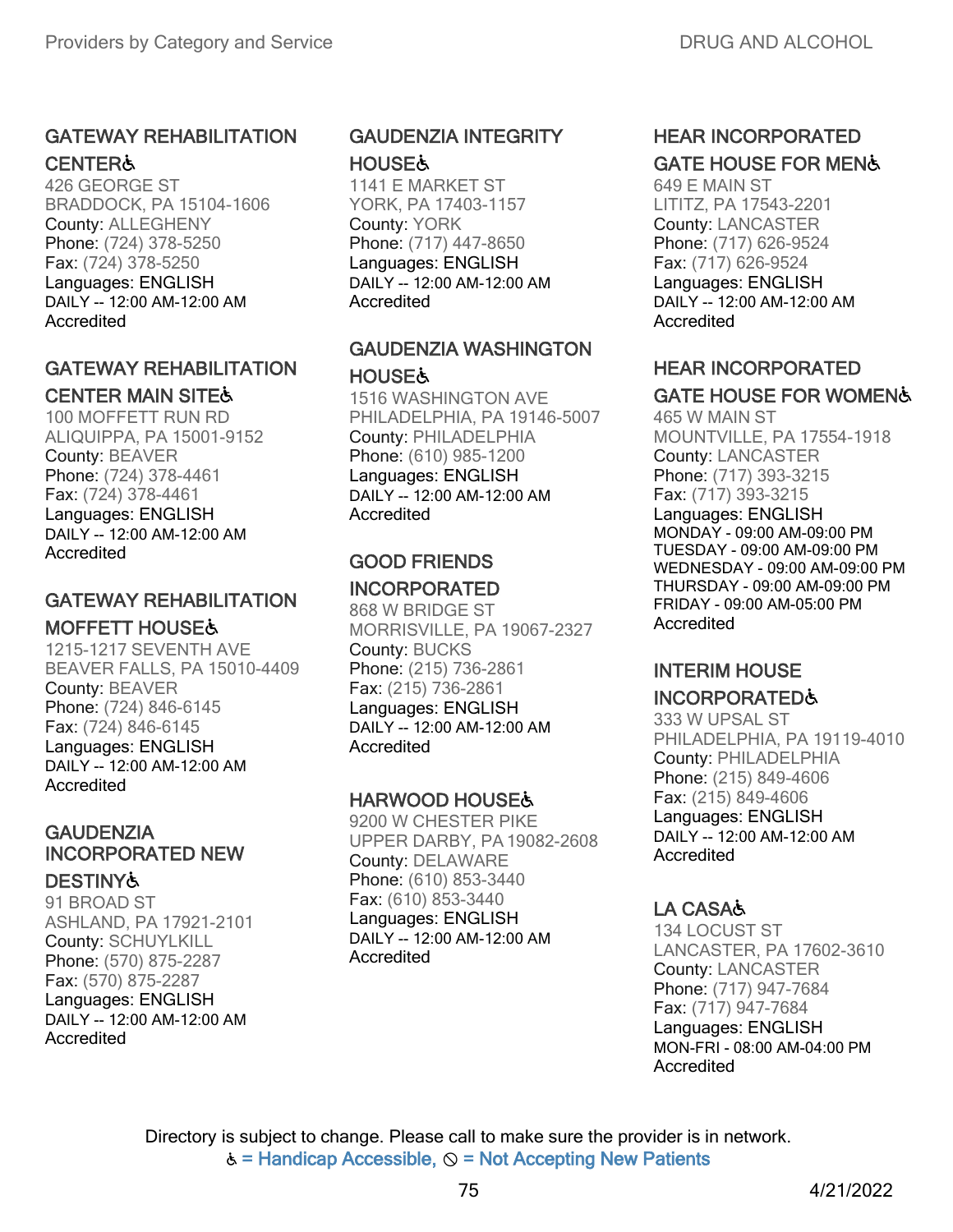### GATEWAY REHABILITATION CENTER♿

426 GEORGE ST
BRADDOCK, PA 15104-1606
County: ALLEGHENY
Phone: (724) 378-5250
Fax: (724) 378-5250
Languages: ENGLISH
DAILY -- 12:00 AM-12:00 AM
Accredited

### GATEWAY REHABILITATION CENTER MAIN SITE♿

100 MOFFETT RUN RD
ALIQUIPPA, PA 15001-9152
County: BEAVER
Phone: (724) 378-4461
Fax: (724) 378-4461
Languages: ENGLISH
DAILY -- 12:00 AM-12:00 AM
Accredited

### GATEWAY REHABILITATION MOFFETT HOUSE♿

1215-1217 SEVENTH AVE
BEAVER FALLS, PA 15010-4409
County: BEAVER
Phone: (724) 846-6145
Fax: (724) 846-6145
Languages: ENGLISH
DAILY -- 12:00 AM-12:00 AM
Accredited

### GAUDENZIA INCORPORATED NEW DESTINY♿

91 BROAD ST
ASHLAND, PA 17921-2101
County: SCHUYLKILL
Phone: (570) 875-2287
Fax: (570) 875-2287
Languages: ENGLISH
DAILY -- 12:00 AM-12:00 AM
Accredited

### GAUDENZIA INTEGRITY HOUSE♿

1141 E MARKET ST
YORK, PA 17403-1157
County: YORK
Phone: (717) 447-8650
Languages: ENGLISH
DAILY -- 12:00 AM-12:00 AM
Accredited

### GAUDENZIA WASHINGTON HOUSE♿

1516 WASHINGTON AVE
PHILADELPHIA, PA 19146-5007
County: PHILADELPHIA
Phone: (610) 985-1200
Languages: ENGLISH
DAILY -- 12:00 AM-12:00 AM
Accredited

### GOOD FRIENDS INCORPORATED

868 W BRIDGE ST
MORRISVILLE, PA 19067-2327
County: BUCKS
Phone: (215) 736-2861
Fax: (215) 736-2861
Languages: ENGLISH
DAILY -- 12:00 AM-12:00 AM
Accredited

### HARWOOD HOUSE♿

9200 W CHESTER PIKE
UPPER DARBY, PA 19082-2608
County: DELAWARE
Phone: (610) 853-3440
Fax: (610) 853-3440
Languages: ENGLISH
DAILY -- 12:00 AM-12:00 AM
Accredited

### HEAR INCORPORATED GATE HOUSE FOR MEN♿

649 E MAIN ST
LITITZ, PA 17543-2201
County: LANCASTER
Phone: (717) 626-9524
Fax: (717) 626-9524
Languages: ENGLISH
DAILY -- 12:00 AM-12:00 AM
Accredited

### HEAR INCORPORATED GATE HOUSE FOR WOMEN♿

465 W MAIN ST
MOUNTVILLE, PA 17554-1918
County: LANCASTER
Phone: (717) 393-3215
Fax: (717) 393-3215
Languages: ENGLISH
MONDAY - 09:00 AM-09:00 PM
TUESDAY - 09:00 AM-09:00 PM
WEDNESDAY - 09:00 AM-09:00 PM
THURSDAY - 09:00 AM-09:00 PM
FRIDAY - 09:00 AM-05:00 PM
Accredited

### INTERIM HOUSE INCORPORATED♿

333 W UPSAL ST
PHILADELPHIA, PA 19119-4010
County: PHILADELPHIA
Phone: (215) 849-4606
Fax: (215) 849-4606
Languages: ENGLISH
DAILY -- 12:00 AM-12:00 AM
Accredited

### LA CASA♿

134 LOCUST ST
LANCASTER, PA 17602-3610
County: LANCASTER
Phone: (717) 947-7684
Fax: (717) 947-7684
Languages: ENGLISH
MON-FRI - 08:00 AM-04:00 PM
Accredited

Directory is subject to change. Please call to make sure the provider is in network.
♿ = Handicap Accessible, ⊘ = Not Accepting New Patients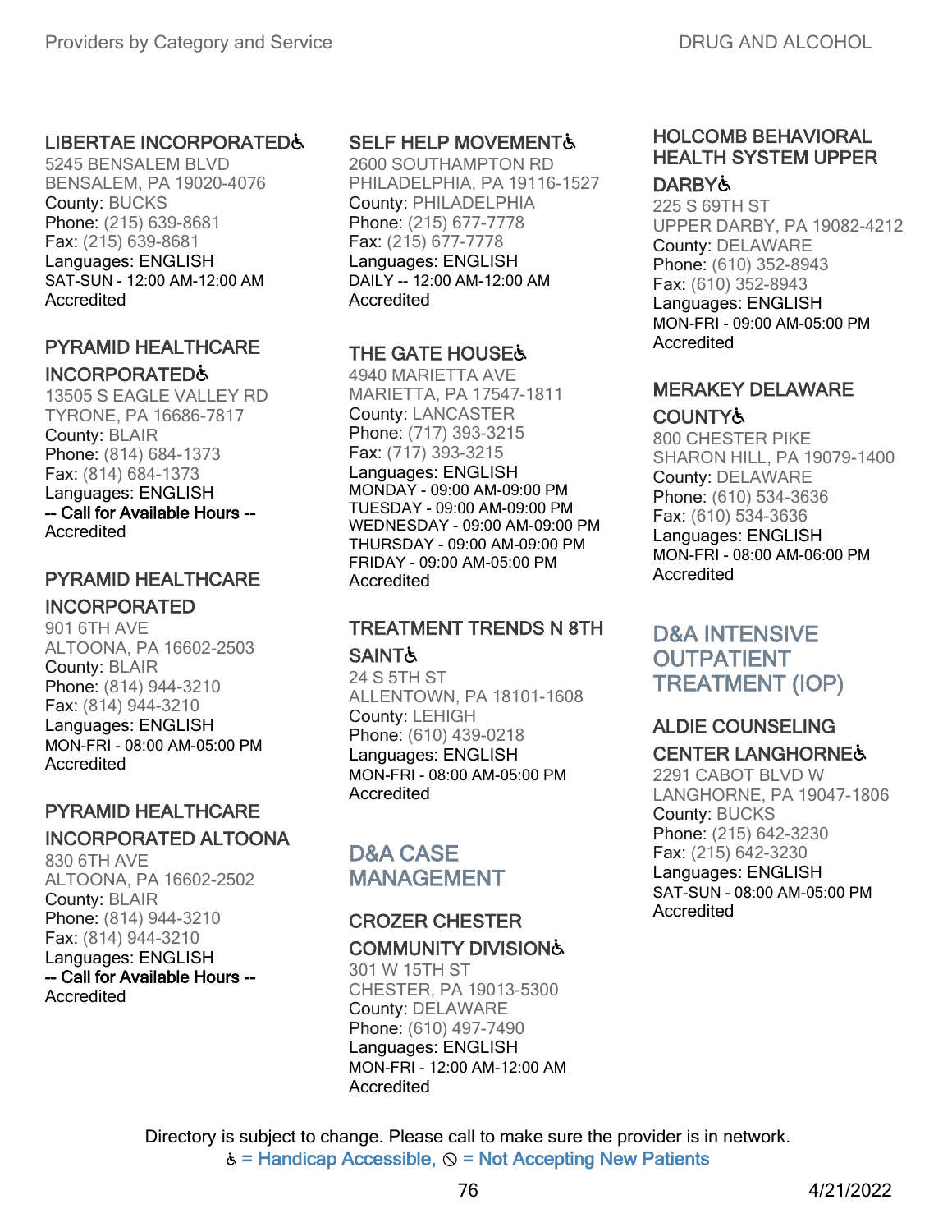### LIBERTAE INCORPORATED♿

5245 BENSALEM BLVD
BENSALEM, PA 19020-4076
County: BUCKS
Phone: (215) 639-8681
Fax: (215) 639-8681
Languages: ENGLISH
SAT-SUN - 12:00 AM-12:00 AM
Accredited

### PYRAMID HEALTHCARE INCORPORATED♿

13505 S EAGLE VALLEY RD
TYRONE, PA 16686-7817
County: BLAIR
Phone: (814) 684-1373
Fax: (814) 684-1373
Languages: ENGLISH
-- Call for Available Hours --
Accredited

### PYRAMID HEALTHCARE INCORPORATED

901 6TH AVE
ALTOONA, PA 16602-2503
County: BLAIR
Phone: (814) 944-3210
Fax: (814) 944-3210
Languages: ENGLISH
MON-FRI - 08:00 AM-05:00 PM
Accredited

### PYRAMID HEALTHCARE INCORPORATED ALTOONA

830 6TH AVE
ALTOONA, PA 16602-2502
County: BLAIR
Phone: (814) 944-3210
Fax: (814) 944-3210
Languages: ENGLISH
-- Call for Available Hours --
Accredited

### SELF HELP MOVEMENT♿

2600 SOUTHAMPTON RD
PHILADELPHIA, PA 19116-1527
County: PHILADELPHIA
Phone: (215) 677-7778
Fax: (215) 677-7778
Languages: ENGLISH
DAILY -- 12:00 AM-12:00 AM
Accredited

### THE GATE HOUSE♿

4940 MARIETTA AVE
MARIETTA, PA 17547-1811
County: LANCASTER
Phone: (717) 393-3215
Fax: (717) 393-3215
Languages: ENGLISH
MONDAY - 09:00 AM-09:00 PM
TUESDAY - 09:00 AM-09:00 PM
WEDNESDAY - 09:00 AM-09:00 PM
THURSDAY - 09:00 AM-09:00 PM
FRIDAY - 09:00 AM-05:00 PM
Accredited

### TREATMENT TRENDS N 8TH SAINT♿

24 S 5TH ST
ALLENTOWN, PA 18101-1608
County: LEHIGH
Phone: (610) 439-0218
Languages: ENGLISH
MON-FRI - 08:00 AM-05:00 PM
Accredited

## D&A CASE MANAGEMENT

### CROZER CHESTER COMMUNITY DIVISION♿

301 W 15TH ST
CHESTER, PA 19013-5300
County: DELAWARE
Phone: (610) 497-7490
Languages: ENGLISH
MON-FRI - 12:00 AM-12:00 AM
Accredited

### HOLCOMB BEHAVIORAL HEALTH SYSTEM UPPER DARBY♿

225 S 69TH ST
UPPER DARBY, PA 19082-4212
County: DELAWARE
Phone: (610) 352-8943
Fax: (610) 352-8943
Languages: ENGLISH
MON-FRI - 09:00 AM-05:00 PM
Accredited

### MERAKEY DELAWARE COUNTY♿

800 CHESTER PIKE
SHARON HILL, PA 19079-1400
County: DELAWARE
Phone: (610) 534-3636
Fax: (610) 534-3636
Languages: ENGLISH
MON-FRI - 08:00 AM-06:00 PM
Accredited

## D&A INTENSIVE OUTPATIENT TREATMENT (IOP)

### ALDIE COUNSELING CENTER LANGHORNE♿

2291 CABOT BLVD W
LANGHORNE, PA 19047-1806
County: BUCKS
Phone: (215) 642-3230
Fax: (215) 642-3230
Languages: ENGLISH
SAT-SUN - 08:00 AM-05:00 PM
Accredited

Directory is subject to change. Please call to make sure the provider is in network.
♿ = Handicap Accessible, ⦸ = Not Accepting New Patients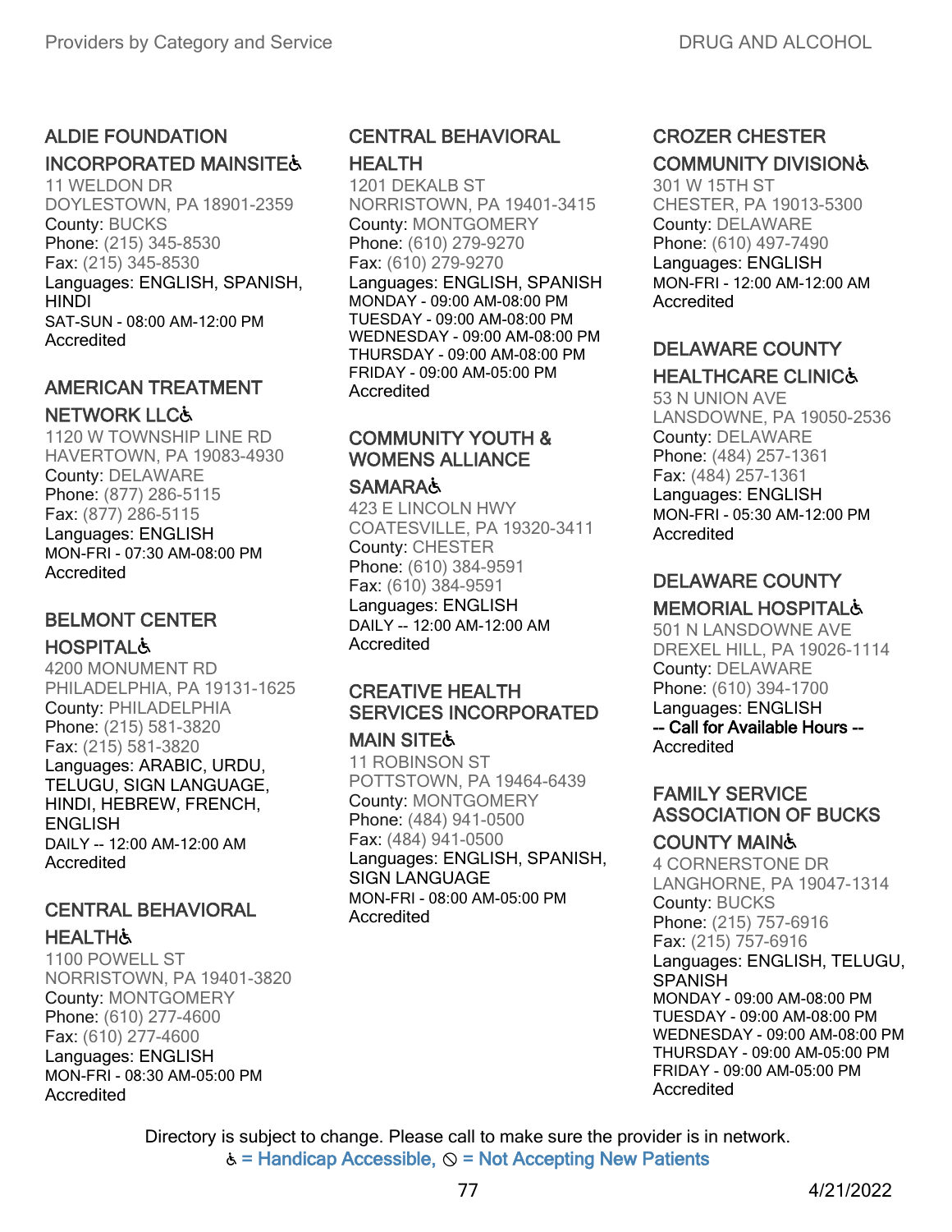### ALDIE FOUNDATION INCORPORATED MAINSITE♿
11 WELDON DR
DOYLESTOWN, PA 18901-2359
County: BUCKS
Phone: (215) 345-8530
Fax: (215) 345-8530
Languages: ENGLISH, SPANISH, HINDI
SAT-SUN - 08:00 AM-12:00 PM
Accredited

### AMERICAN TREATMENT NETWORK LLC♿
1120 W TOWNSHIP LINE RD
HAVERTOWN, PA 19083-4930
County: DELAWARE
Phone: (877) 286-5115
Fax: (877) 286-5115
Languages: ENGLISH
MON-FRI - 07:30 AM-08:00 PM
Accredited

### BELMONT CENTER HOSPITAL♿
4200 MONUMENT RD
PHILADELPHIA, PA 19131-1625
County: PHILADELPHIA
Phone: (215) 581-3820
Fax: (215) 581-3820
Languages: ARABIC, URDU, TELUGU, SIGN LANGUAGE, HINDI, HEBREW, FRENCH, ENGLISH
DAILY -- 12:00 AM-12:00 AM
Accredited

### CENTRAL BEHAVIORAL HEALTH♿
1100 POWELL ST
NORRISTOWN, PA 19401-3820
County: MONTGOMERY
Phone: (610) 277-4600
Fax: (610) 277-4600
Languages: ENGLISH
MON-FRI - 08:30 AM-05:00 PM
Accredited

### CENTRAL BEHAVIORAL HEALTH
1201 DEKALB ST
NORRISTOWN, PA 19401-3415
County: MONTGOMERY
Phone: (610) 279-9270
Fax: (610) 279-9270
Languages: ENGLISH, SPANISH
MONDAY - 09:00 AM-08:00 PM
TUESDAY - 09:00 AM-08:00 PM
WEDNESDAY - 09:00 AM-08:00 PM
THURSDAY - 09:00 AM-08:00 PM
FRIDAY - 09:00 AM-05:00 PM
Accredited

### COMMUNITY YOUTH & WOMENS ALLIANCE SAMARA♿
423 E LINCOLN HWY
COATESVILLE, PA 19320-3411
County: CHESTER
Phone: (610) 384-9591
Fax: (610) 384-9591
Languages: ENGLISH
DAILY -- 12:00 AM-12:00 AM
Accredited

### CREATIVE HEALTH SERVICES INCORPORATED MAIN SITE♿
11 ROBINSON ST
POTTSTOWN, PA 19464-6439
County: MONTGOMERY
Phone: (484) 941-0500
Fax: (484) 941-0500
Languages: ENGLISH, SPANISH, SIGN LANGUAGE
MON-FRI - 08:00 AM-05:00 PM
Accredited

### CROZER CHESTER COMMUNITY DIVISION♿
301 W 15TH ST
CHESTER, PA 19013-5300
County: DELAWARE
Phone: (610) 497-7490
Languages: ENGLISH
MON-FRI - 12:00 AM-12:00 AM
Accredited

### DELAWARE COUNTY HEALTHCARE CLINIC♿
53 N UNION AVE
LANSDOWNE, PA 19050-2536
County: DELAWARE
Phone: (484) 257-1361
Fax: (484) 257-1361
Languages: ENGLISH
MON-FRI - 05:30 AM-12:00 PM
Accredited

### DELAWARE COUNTY MEMORIAL HOSPITAL♿
501 N LANSDOWNE AVE
DREXEL HILL, PA 19026-1114
County: DELAWARE
Phone: (610) 394-1700
Languages: ENGLISH
**-- Call for Available Hours --**
Accredited

### FAMILY SERVICE ASSOCIATION OF BUCKS COUNTY MAIN♿
4 CORNERSTONE DR
LANGHORNE, PA 19047-1314
County: BUCKS
Phone: (215) 757-6916
Fax: (215) 757-6916
Languages: ENGLISH, TELUGU, SPANISH
MONDAY - 09:00 AM-08:00 PM
TUESDAY - 09:00 AM-08:00 PM
WEDNESDAY - 09:00 AM-08:00 PM
THURSDAY - 09:00 AM-05:00 PM
FRIDAY - 09:00 AM-05:00 PM
Accredited

Directory is subject to change. Please call to make sure the provider is in network.
♿ = Handicap Accessible, ⊘ = Not Accepting New Patients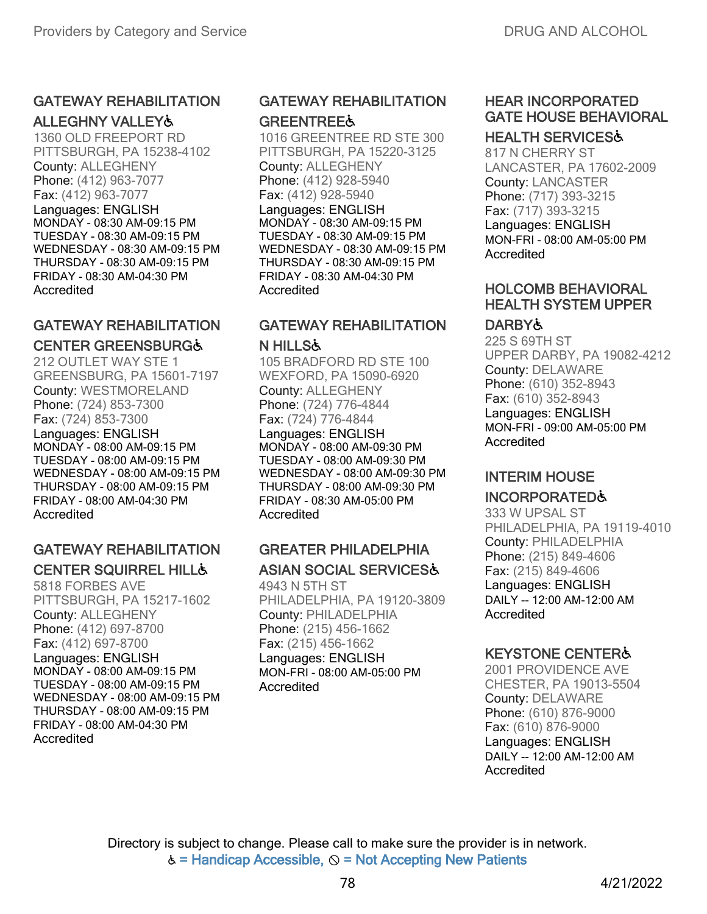### GATEWAY REHABILITATION ALLEGHNY VALLEY♿

1360 OLD FREEPORT RD
PITTSBURGH, PA 15238-4102
County: ALLEGHENY
Phone: (412) 963-7077
Fax: (412) 963-7077
Languages: ENGLISH
MONDAY - 08:30 AM-09:15 PM
TUESDAY - 08:30 AM-09:15 PM
WEDNESDAY - 08:30 AM-09:15 PM
THURSDAY - 08:30 AM-09:15 PM
FRIDAY - 08:30 AM-04:30 PM
Accredited

### GATEWAY REHABILITATION CENTER GREENSBURG♿

212 OUTLET WAY STE 1
GREENSBURG, PA 15601-7197
County: WESTMORELAND
Phone: (724) 853-7300
Fax: (724) 853-7300
Languages: ENGLISH
MONDAY - 08:00 AM-09:15 PM
TUESDAY - 08:00 AM-09:15 PM
WEDNESDAY - 08:00 AM-09:15 PM
THURSDAY - 08:00 AM-09:15 PM
FRIDAY - 08:00 AM-04:30 PM
Accredited

### GATEWAY REHABILITATION CENTER SQUIRREL HILL♿

5818 FORBES AVE
PITTSBURGH, PA 15217-1602
County: ALLEGHENY
Phone: (412) 697-8700
Fax: (412) 697-8700
Languages: ENGLISH
MONDAY - 08:00 AM-09:15 PM
TUESDAY - 08:00 AM-09:15 PM
WEDNESDAY - 08:00 AM-09:15 PM
THURSDAY - 08:00 AM-09:15 PM
FRIDAY - 08:00 AM-04:30 PM
Accredited

### GATEWAY REHABILITATION GREENTREE♿

1016 GREENTREE RD STE 300
PITTSBURGH, PA 15220-3125
County: ALLEGHENY
Phone: (412) 928-5940
Fax: (412) 928-5940
Languages: ENGLISH
MONDAY - 08:30 AM-09:15 PM
TUESDAY - 08:30 AM-09:15 PM
WEDNESDAY - 08:30 AM-09:15 PM
THURSDAY - 08:30 AM-09:15 PM
FRIDAY - 08:30 AM-04:30 PM
Accredited

### GATEWAY REHABILITATION N HILLS♿

105 BRADFORD RD STE 100
WEXFORD, PA 15090-6920
County: ALLEGHENY
Phone: (724) 776-4844
Fax: (724) 776-4844
Languages: ENGLISH
MONDAY - 08:00 AM-09:30 PM
TUESDAY - 08:00 AM-09:30 PM
WEDNESDAY - 08:00 AM-09:30 PM
THURSDAY - 08:00 AM-09:30 PM
FRIDAY - 08:30 AM-05:00 PM
Accredited

### GREATER PHILADELPHIA ASIAN SOCIAL SERVICES♿

4943 N 5TH ST
PHILADELPHIA, PA 19120-3809
County: PHILADELPHIA
Phone: (215) 456-1662
Fax: (215) 456-1662
Languages: ENGLISH
MON-FRI - 08:00 AM-05:00 PM
Accredited

### HEAR INCORPORATED GATE HOUSE BEHAVIORAL HEALTH SERVICES♿

817 N CHERRY ST
LANCASTER, PA 17602-2009
County: LANCASTER
Phone: (717) 393-3215
Fax: (717) 393-3215
Languages: ENGLISH
MON-FRI - 08:00 AM-05:00 PM
Accredited

### HOLCOMB BEHAVIORAL HEALTH SYSTEM UPPER DARBY♿

225 S 69TH ST
UPPER DARBY, PA 19082-4212
County: DELAWARE
Phone: (610) 352-8943
Fax: (610) 352-8943
Languages: ENGLISH
MON-FRI - 09:00 AM-05:00 PM
Accredited

### INTERIM HOUSE INCORPORATED♿

333 W UPSAL ST
PHILADELPHIA, PA 19119-4010
County: PHILADELPHIA
Phone: (215) 849-4606
Fax: (215) 849-4606
Languages: ENGLISH
DAILY -- 12:00 AM-12:00 AM
Accredited

### KEYSTONE CENTER♿

2001 PROVIDENCE AVE
CHESTER, PA 19013-5504
County: DELAWARE
Phone: (610) 876-9000
Fax: (610) 876-9000
Languages: ENGLISH
DAILY -- 12:00 AM-12:00 AM
Accredited

Directory is subject to change. Please call to make sure the provider is in network.
♿ = Handicap Accessible, ⃠ = Not Accepting New Patients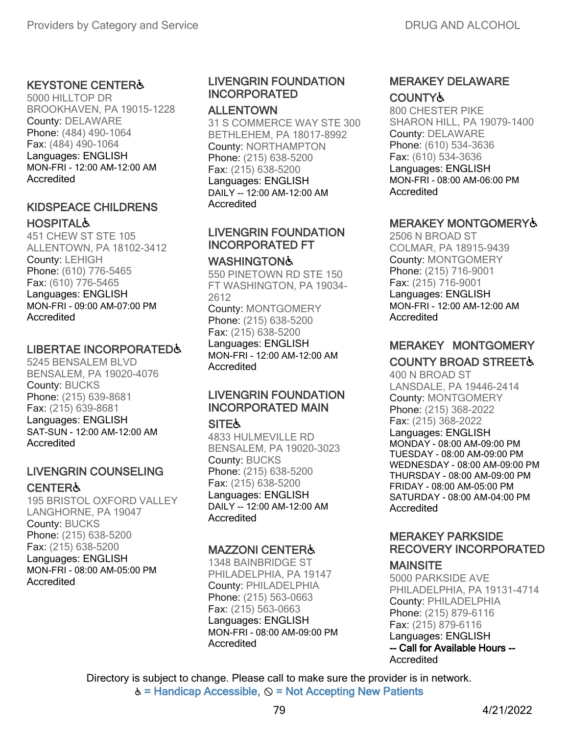### KEYSTONE CENTER♿
5000 HILLTOP DR
BROOKHAVEN, PA 19015-1228
County: DELAWARE
Phone: (484) 490-1064
Fax: (484) 490-1064
Languages: ENGLISH
MON-FRI - 12:00 AM-12:00 AM
Accredited

### KIDSPEACE CHILDRENS HOSPITAL♿
451 CHEW ST STE 105
ALLENTOWN, PA 18102-3412
County: LEHIGH
Phone: (610) 776-5465
Fax: (610) 776-5465
Languages: ENGLISH
MON-FRI - 09:00 AM-07:00 PM
Accredited

### LIBERTAE INCORPORATED♿
5245 BENSALEM BLVD
BENSALEM, PA 19020-4076
County: BUCKS
Phone: (215) 639-8681
Fax: (215) 639-8681
Languages: ENGLISH
SAT-SUN - 12:00 AM-12:00 AM
Accredited

### LIVENGRIN COUNSELING CENTER♿
195 BRISTOL OXFORD VALLEY
LANGHORNE, PA 19047
County: BUCKS
Phone: (215) 638-5200
Fax: (215) 638-5200
Languages: ENGLISH
MON-FRI - 08:00 AM-05:00 PM
Accredited

### LIVENGRIN FOUNDATION INCORPORATED ALLENTOWN
31 S COMMERCE WAY STE 300
BETHLEHEM, PA 18017-8992
County: NORTHAMPTON
Phone: (215) 638-5200
Fax: (215) 638-5200
Languages: ENGLISH
DAILY -- 12:00 AM-12:00 AM
Accredited

### LIVENGRIN FOUNDATION INCORPORATED FT WASHINGTON♿
550 PINETOWN RD STE 150
FT WASHINGTON, PA 19034-2612
County: MONTGOMERY
Phone: (215) 638-5200
Fax: (215) 638-5200
Languages: ENGLISH
MON-FRI - 12:00 AM-12:00 AM
Accredited

### LIVENGRIN FOUNDATION INCORPORATED MAIN SITE♿
4833 HULMEVILLE RD
BENSALEM, PA 19020-3023
County: BUCKS
Phone: (215) 638-5200
Fax: (215) 638-5200
Languages: ENGLISH
DAILY -- 12:00 AM-12:00 AM
Accredited

### MAZZONI CENTER♿
1348 BAINBRIDGE ST
PHILADELPHIA, PA 19147
County: PHILADELPHIA
Phone: (215) 563-0663
Fax: (215) 563-0663
Languages: ENGLISH
MON-FRI - 08:00 AM-09:00 PM
Accredited

### MERAKEY DELAWARE COUNTY♿
800 CHESTER PIKE
SHARON HILL, PA 19079-1400
County: DELAWARE
Phone: (610) 534-3636
Fax: (610) 534-3636
Languages: ENGLISH
MON-FRI - 08:00 AM-06:00 PM
Accredited

### MERAKEY MONTGOMERY♿
2506 N BROAD ST
COLMAR, PA 18915-9439
County: MONTGOMERY
Phone: (215) 716-9001
Fax: (215) 716-9001
Languages: ENGLISH
MON-FRI - 12:00 AM-12:00 AM
Accredited

### MERAKEY MONTGOMERY COUNTY BROAD STREET♿
400 N BROAD ST
LANSDALE, PA 19446-2414
County: MONTGOMERY
Phone: (215) 368-2022
Fax: (215) 368-2022
Languages: ENGLISH
MONDAY - 08:00 AM-09:00 PM
TUESDAY - 08:00 AM-09:00 PM
WEDNESDAY - 08:00 AM-09:00 PM
THURSDAY - 08:00 AM-09:00 PM
FRIDAY - 08:00 AM-05:00 PM
SATURDAY - 08:00 AM-04:00 PM
Accredited

### MERAKEY PARKSIDE RECOVERY INCORPORATED MAINSITE
5000 PARKSIDE AVE
PHILADELPHIA, PA 19131-4714
County: PHILADELPHIA
Phone: (215) 879-6116
Fax: (215) 879-6116
Languages: ENGLISH
-- Call for Available Hours --
Accredited

Directory is subject to change. Please call to make sure the provider is in network.
♿ = Handicap Accessible, ⃠ = Not Accepting New Patients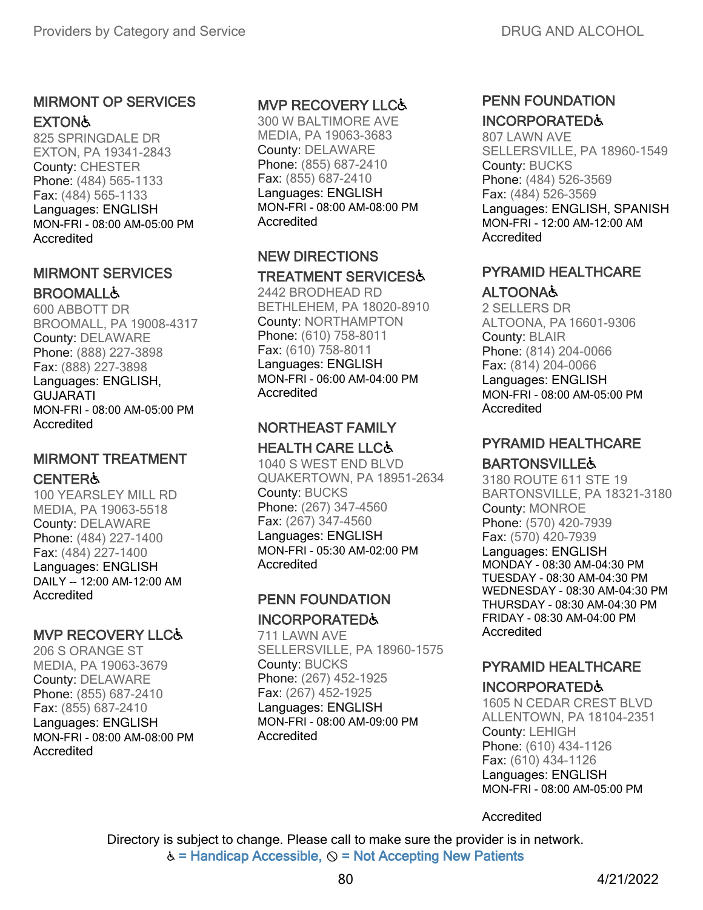### MIRMONT OP SERVICES EXTON♿

825 SPRINGDALE DR
EXTON, PA 19341-2843
County: CHESTER
Phone: (484) 565-1133
Fax: (484) 565-1133
Languages: ENGLISH
MON-FRI - 08:00 AM-05:00 PM
Accredited

### MIRMONT SERVICES BROOMALL♿

600 ABBOTT DR
BROOMALL, PA 19008-4317
County: DELAWARE
Phone: (888) 227-3898
Fax: (888) 227-3898
Languages: ENGLISH, GUJARATI
MON-FRI - 08:00 AM-05:00 PM
Accredited

### MIRMONT TREATMENT CENTER♿

100 YEARSLEY MILL RD
MEDIA, PA 19063-5518
County: DELAWARE
Phone: (484) 227-1400
Fax: (484) 227-1400
Languages: ENGLISH
DAILY -- 12:00 AM-12:00 AM
Accredited

### MVP RECOVERY LLC♿

206 S ORANGE ST
MEDIA, PA 19063-3679
County: DELAWARE
Phone: (855) 687-2410
Fax: (855) 687-2410
Languages: ENGLISH
MON-FRI - 08:00 AM-08:00 PM
Accredited

### MVP RECOVERY LLC♿

300 W BALTIMORE AVE
MEDIA, PA 19063-3683
County: DELAWARE
Phone: (855) 687-2410
Fax: (855) 687-2410
Languages: ENGLISH
MON-FRI - 08:00 AM-08:00 PM
Accredited

### NEW DIRECTIONS TREATMENT SERVICES♿

2442 BRODHEAD RD
BETHLEHEM, PA 18020-8910
County: NORTHAMPTON
Phone: (610) 758-8011
Fax: (610) 758-8011
Languages: ENGLISH
MON-FRI - 06:00 AM-04:00 PM
Accredited

### NORTHEAST FAMILY HEALTH CARE LLC♿

1040 S WEST END BLVD
QUAKERTOWN, PA 18951-2634
County: BUCKS
Phone: (267) 347-4560
Fax: (267) 347-4560
Languages: ENGLISH
MON-FRI - 05:30 AM-02:00 PM
Accredited

### PENN FOUNDATION INCORPORATED♿

711 LAWN AVE
SELLERSVILLE, PA 18960-1575
County: BUCKS
Phone: (267) 452-1925
Fax: (267) 452-1925
Languages: ENGLISH
MON-FRI - 08:00 AM-09:00 PM
Accredited

### PENN FOUNDATION INCORPORATED♿

807 LAWN AVE
SELLERSVILLE, PA 18960-1549
County: BUCKS
Phone: (484) 526-3569
Fax: (484) 526-3569
Languages: ENGLISH, SPANISH
MON-FRI - 12:00 AM-12:00 AM
Accredited

### PYRAMID HEALTHCARE ALTOONA♿

2 SELLERS DR
ALTOONA, PA 16601-9306
County: BLAIR
Phone: (814) 204-0066
Fax: (814) 204-0066
Languages: ENGLISH
MON-FRI - 08:00 AM-05:00 PM
Accredited

### PYRAMID HEALTHCARE BARTONSVILLE♿

3180 ROUTE 611 STE 19
BARTONSVILLE, PA 18321-3180
County: MONROE
Phone: (570) 420-7939
Fax: (570) 420-7939
Languages: ENGLISH
MONDAY - 08:30 AM-04:30 PM
TUESDAY - 08:30 AM-04:30 PM
WEDNESDAY - 08:30 AM-04:30 PM
THURSDAY - 08:30 AM-04:30 PM
FRIDAY - 08:30 AM-04:00 PM
Accredited

### PYRAMID HEALTHCARE INCORPORATED♿

1605 N CEDAR CREST BLVD
ALLENTOWN, PA 18104-2351
County: LEHIGH
Phone: (610) 434-1126
Fax: (610) 434-1126
Languages: ENGLISH
MON-FRI - 08:00 AM-05:00 PM

Accredited

Directory is subject to change. Please call to make sure the provider is in network.
♿ = Handicap Accessible, ⦸ = Not Accepting New Patients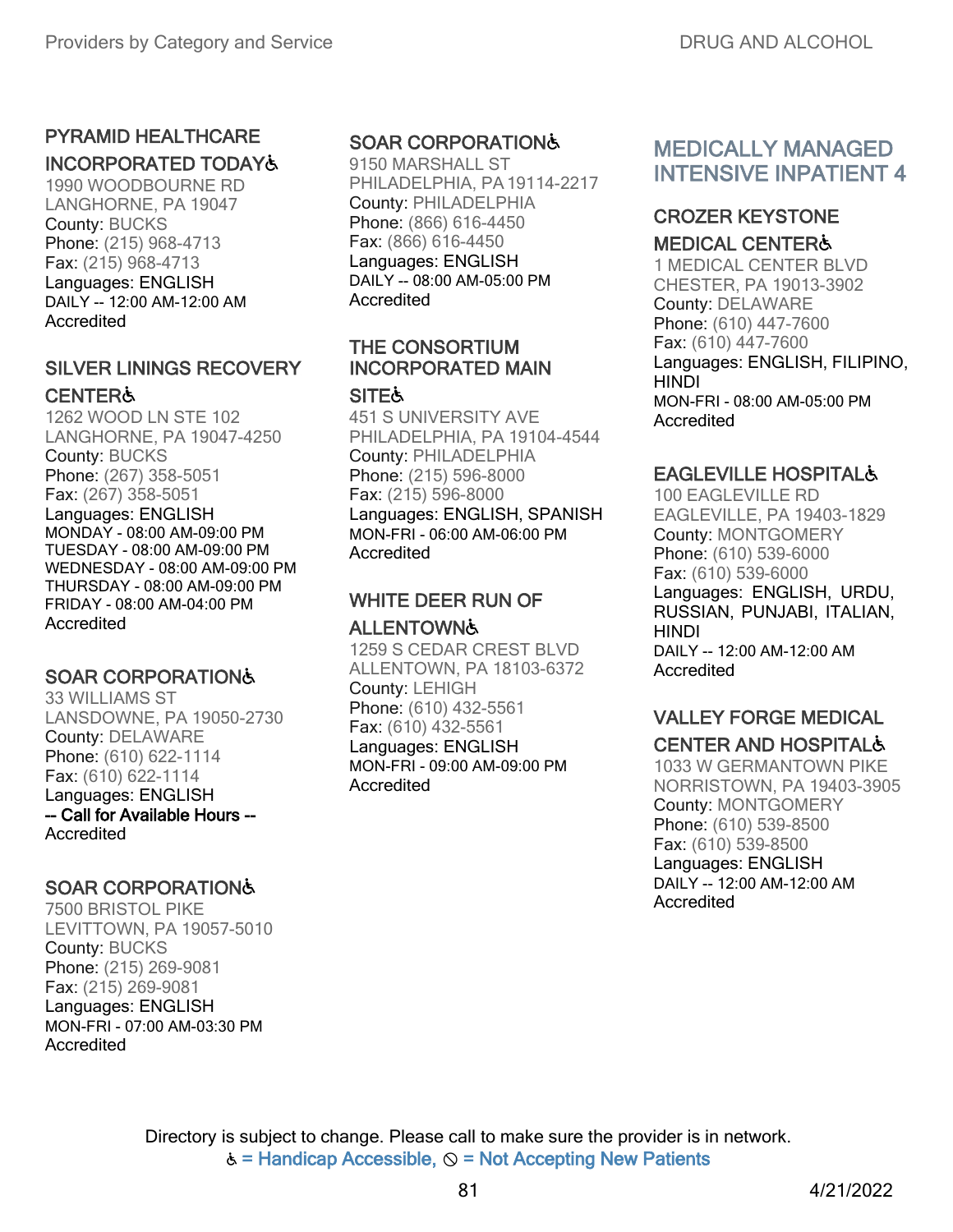### PYRAMID HEALTHCARE INCORPORATED TODAY♿

1990 WOODBOURNE RD
LANGHORNE, PA 19047
County: BUCKS
Phone: (215) 968-4713
Fax: (215) 968-4713
Languages: ENGLISH
DAILY -- 12:00 AM-12:00 AM
Accredited

### SILVER LININGS RECOVERY CENTER♿

1262 WOOD LN STE 102
LANGHORNE, PA 19047-4250
County: BUCKS
Phone: (267) 358-5051
Fax: (267) 358-5051
Languages: ENGLISH
MONDAY - 08:00 AM-09:00 PM
TUESDAY - 08:00 AM-09:00 PM
WEDNESDAY - 08:00 AM-09:00 PM
THURSDAY - 08:00 AM-09:00 PM
FRIDAY - 08:00 AM-04:00 PM
Accredited

### SOAR CORPORATION♿

33 WILLIAMS ST
LANSDOWNE, PA 19050-2730
County: DELAWARE
Phone: (610) 622-1114
Fax: (610) 622-1114
Languages: ENGLISH
-- Call for Available Hours --
Accredited

### SOAR CORPORATION♿

7500 BRISTOL PIKE
LEVITTOWN, PA 19057-5010
County: BUCKS
Phone: (215) 269-9081
Fax: (215) 269-9081
Languages: ENGLISH
MON-FRI - 07:00 AM-03:30 PM
Accredited

### SOAR CORPORATION♿

9150 MARSHALL ST
PHILADELPHIA, PA 19114-2217
County: PHILADELPHIA
Phone: (866) 616-4450
Fax: (866) 616-4450
Languages: ENGLISH
DAILY -- 08:00 AM-05:00 PM
Accredited

### THE CONSORTIUM INCORPORATED MAIN SITE♿

451 S UNIVERSITY AVE
PHILADELPHIA, PA 19104-4544
County: PHILADELPHIA
Phone: (215) 596-8000
Fax: (215) 596-8000
Languages: ENGLISH, SPANISH
MON-FRI - 06:00 AM-06:00 PM
Accredited

### WHITE DEER RUN OF ALLENTOWN♿

1259 S CEDAR CREST BLVD
ALLENTOWN, PA 18103-6372
County: LEHIGH
Phone: (610) 432-5561
Fax: (610) 432-5561
Languages: ENGLISH
MON-FRI - 09:00 AM-09:00 PM
Accredited

## MEDICALLY MANAGED INTENSIVE INPATIENT 4

### CROZER KEYSTONE MEDICAL CENTER♿

1 MEDICAL CENTER BLVD
CHESTER, PA 19013-3902
County: DELAWARE
Phone: (610) 447-7600
Fax: (610) 447-7600
Languages: ENGLISH, FILIPINO, HINDI
MON-FRI - 08:00 AM-05:00 PM
Accredited

### EAGLEVILLE HOSPITAL♿

100 EAGLEVILLE RD
EAGLEVILLE, PA 19403-1829
County: MONTGOMERY
Phone: (610) 539-6000
Fax: (610) 539-6000
Languages: ENGLISH, URDU, RUSSIAN, PUNJABI, ITALIAN, HINDI
DAILY -- 12:00 AM-12:00 AM
Accredited

### VALLEY FORGE MEDICAL CENTER AND HOSPITAL♿

1033 W GERMANTOWN PIKE
NORRISTOWN, PA 19403-3905
County: MONTGOMERY
Phone: (610) 539-8500
Fax: (610) 539-8500
Languages: ENGLISH
DAILY -- 12:00 AM-12:00 AM
Accredited

Directory is subject to change. Please call to make sure the provider is in network.
♿ = Handicap Accessible, ⊘ = Not Accepting New Patients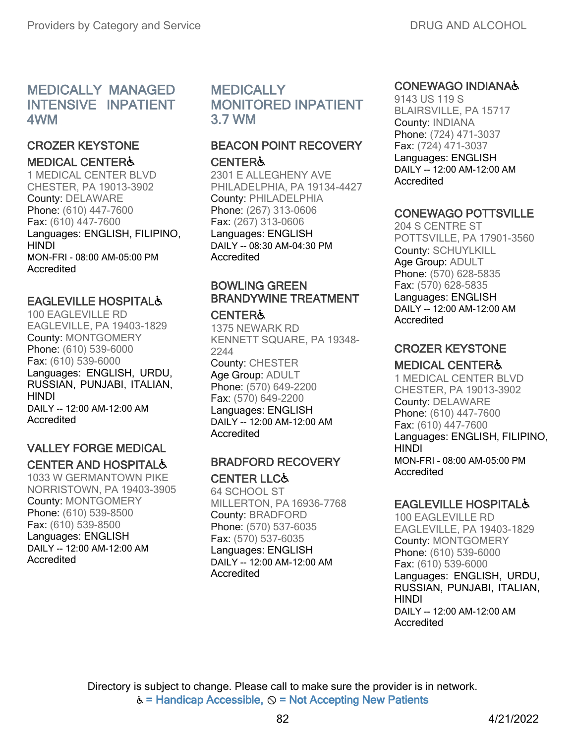## MEDICALLY MANAGED INTENSIVE INPATIENT 4WM

### CROZER KEYSTONE MEDICAL CENTER♿

1 MEDICAL CENTER BLVD
CHESTER, PA 19013-3902
County: DELAWARE
Phone: (610) 447-7600
Fax: (610) 447-7600
Languages: ENGLISH, FILIPINO, HINDI
MON-FRI - 08:00 AM-05:00 PM
Accredited

### EAGLEVILLE HOSPITAL♿

100 EAGLEVILLE RD
EAGLEVILLE, PA 19403-1829
County: MONTGOMERY
Phone: (610) 539-6000
Fax: (610) 539-6000
Languages: ENGLISH, URDU, RUSSIAN, PUNJABI, ITALIAN, HINDI
DAILY -- 12:00 AM-12:00 AM
Accredited

### VALLEY FORGE MEDICAL CENTER AND HOSPITAL♿

1033 W GERMANTOWN PIKE
NORRISTOWN, PA 19403-3905
County: MONTGOMERY
Phone: (610) 539-8500
Fax: (610) 539-8500
Languages: ENGLISH
DAILY -- 12:00 AM-12:00 AM
Accredited

## MEDICALLY MONITORED INPATIENT 3.7 WM

### BEACON POINT RECOVERY CENTER♿

2301 E ALLEGHENY AVE
PHILADELPHIA, PA 19134-4427
County: PHILADELPHIA
Phone: (267) 313-0606
Fax: (267) 313-0606
Languages: ENGLISH
DAILY -- 08:30 AM-04:30 PM
Accredited

### BOWLING GREEN BRANDYWINE TREATMENT CENTER♿

1375 NEWARK RD
KENNETT SQUARE, PA 19348-2244
County: CHESTER
Age Group: ADULT
Phone: (570) 649-2200
Fax: (570) 649-2200
Languages: ENGLISH
DAILY -- 12:00 AM-12:00 AM
Accredited

### BRADFORD RECOVERY CENTER LLC♿

64 SCHOOL ST
MILLERTON, PA 16936-7768
County: BRADFORD
Phone: (570) 537-6035
Fax: (570) 537-6035
Languages: ENGLISH
DAILY -- 12:00 AM-12:00 AM
Accredited

### CONEWAGO INDIANA♿

9143 US 119 S
BLAIRSVILLE, PA 15717
County: INDIANA
Phone: (724) 471-3037
Fax: (724) 471-3037
Languages: ENGLISH
DAILY -- 12:00 AM-12:00 AM
Accredited

### CONEWAGO POTTSVILLE

204 S CENTRE ST
POTTSVILLE, PA 17901-3560
County: SCHUYLKILL
Age Group: ADULT
Phone: (570) 628-5835
Fax: (570) 628-5835
Languages: ENGLISH
DAILY -- 12:00 AM-12:00 AM
Accredited

### CROZER KEYSTONE MEDICAL CENTER♿

1 MEDICAL CENTER BLVD
CHESTER, PA 19013-3902
County: DELAWARE
Phone: (610) 447-7600
Fax: (610) 447-7600
Languages: ENGLISH, FILIPINO, HINDI
MON-FRI - 08:00 AM-05:00 PM
Accredited

### EAGLEVILLE HOSPITAL♿

100 EAGLEVILLE RD
EAGLEVILLE, PA 19403-1829
County: MONTGOMERY
Phone: (610) 539-6000
Fax: (610) 539-6000
Languages: ENGLISH, URDU, RUSSIAN, PUNJABI, ITALIAN, HINDI
DAILY -- 12:00 AM-12:00 AM
Accredited

Directory is subject to change. Please call to make sure the provider is in network.
♿ = Handicap Accessible, ⦸ = Not Accepting New Patients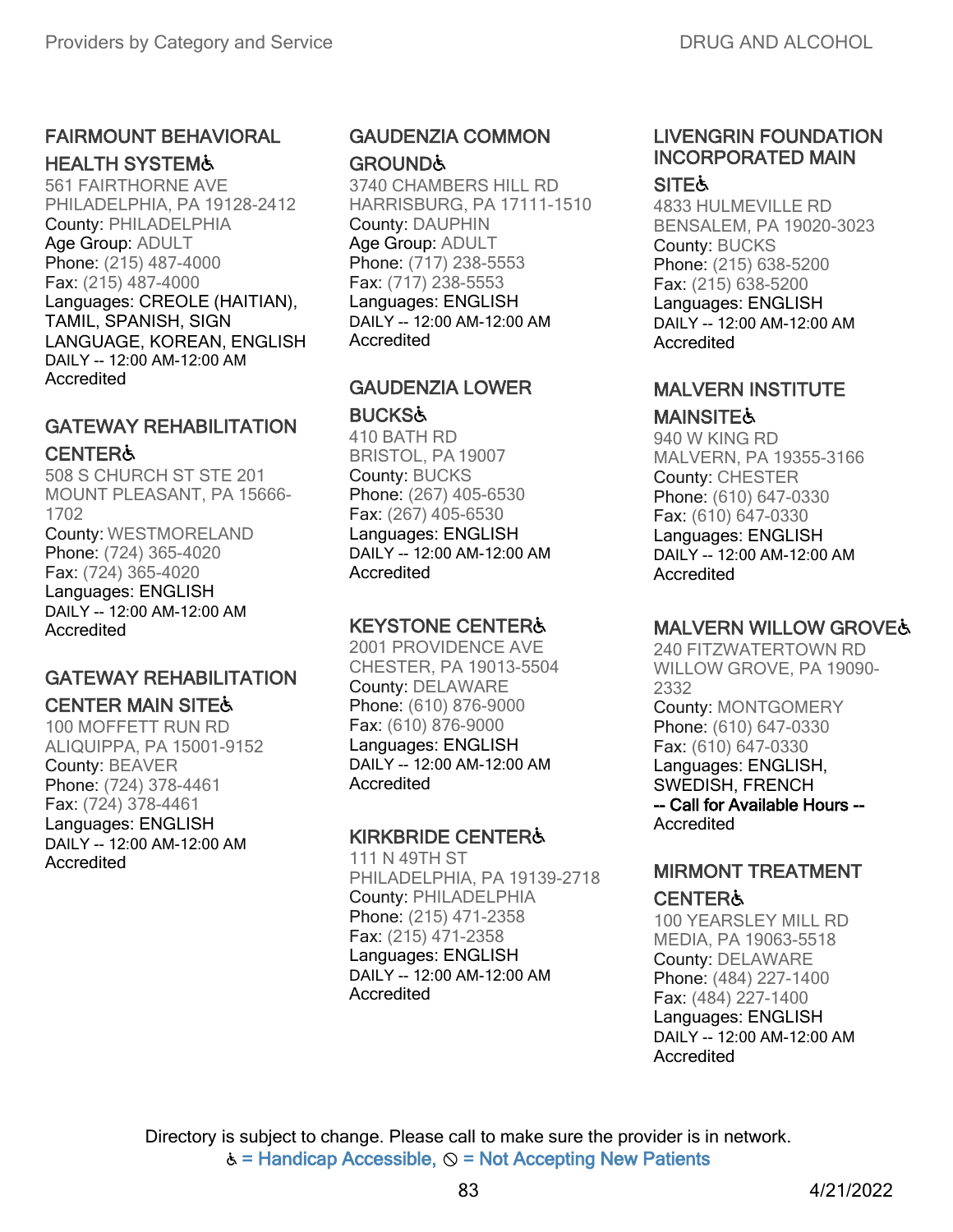### FAIRMOUNT BEHAVIORAL HEALTH SYSTEM♿

561 FAIRTHORNE AVE
PHILADELPHIA, PA 19128-2412
County: PHILADELPHIA
Age Group: ADULT
Phone: (215) 487-4000
Fax: (215) 487-4000
Languages: CREOLE (HAITIAN), TAMIL, SPANISH, SIGN LANGUAGE, KOREAN, ENGLISH
DAILY -- 12:00 AM-12:00 AM
Accredited

### GATEWAY REHABILITATION CENTER♿

508 S CHURCH ST STE 201
MOUNT PLEASANT, PA 15666-1702
County: WESTMORELAND
Phone: (724) 365-4020
Fax: (724) 365-4020
Languages: ENGLISH
DAILY -- 12:00 AM-12:00 AM
Accredited

### GATEWAY REHABILITATION CENTER MAIN SITE♿

100 MOFFETT RUN RD
ALIQUIPPA, PA 15001-9152
County: BEAVER
Phone: (724) 378-4461
Fax: (724) 378-4461
Languages: ENGLISH
DAILY -- 12:00 AM-12:00 AM
Accredited

### GAUDENZIA COMMON GROUND♿

3740 CHAMBERS HILL RD
HARRISBURG, PA 17111-1510
County: DAUPHIN
Age Group: ADULT
Phone: (717) 238-5553
Fax: (717) 238-5553
Languages: ENGLISH
DAILY -- 12:00 AM-12:00 AM
Accredited

### GAUDENZIA LOWER BUCKS♿

410 BATH RD
BRISTOL, PA 19007
County: BUCKS
Phone: (267) 405-6530
Fax: (267) 405-6530
Languages: ENGLISH
DAILY -- 12:00 AM-12:00 AM
Accredited

### KEYSTONE CENTER♿

2001 PROVIDENCE AVE
CHESTER, PA 19013-5504
County: DELAWARE
Phone: (610) 876-9000
Fax: (610) 876-9000
Languages: ENGLISH
DAILY -- 12:00 AM-12:00 AM
Accredited

### KIRKBRIDE CENTER♿

111 N 49TH ST
PHILADELPHIA, PA 19139-2718
County: PHILADELPHIA
Phone: (215) 471-2358
Fax: (215) 471-2358
Languages: ENGLISH
DAILY -- 12:00 AM-12:00 AM
Accredited

### LIVENGRIN FOUNDATION INCORPORATED MAIN SITE♿

4833 HULMEVILLE RD
BENSALEM, PA 19020-3023
County: BUCKS
Phone: (215) 638-5200
Fax: (215) 638-5200
Languages: ENGLISH
DAILY -- 12:00 AM-12:00 AM
Accredited

### MALVERN INSTITUTE MAINSITE♿

940 W KING RD
MALVERN, PA 19355-3166
County: CHESTER
Phone: (610) 647-0330
Fax: (610) 647-0330
Languages: ENGLISH
DAILY -- 12:00 AM-12:00 AM
Accredited

### MALVERN WILLOW GROVE♿

240 FITZWATERTOWN RD
WILLOW GROVE, PA 19090-2332
County: MONTGOMERY
Phone: (610) 647-0330
Fax: (610) 647-0330
Languages: ENGLISH, SWEDISH, FRENCH
**-- Call for Available Hours --**
Accredited

### MIRMONT TREATMENT CENTER♿

100 YEARSLEY MILL RD
MEDIA, PA 19063-5518
County: DELAWARE
Phone: (484) 227-1400
Fax: (484) 227-1400
Languages: ENGLISH
DAILY -- 12:00 AM-12:00 AM
Accredited

Directory is subject to change. Please call to make sure the provider is in network.
♿ = Handicap Accessible, ⃠ = Not Accepting New Patients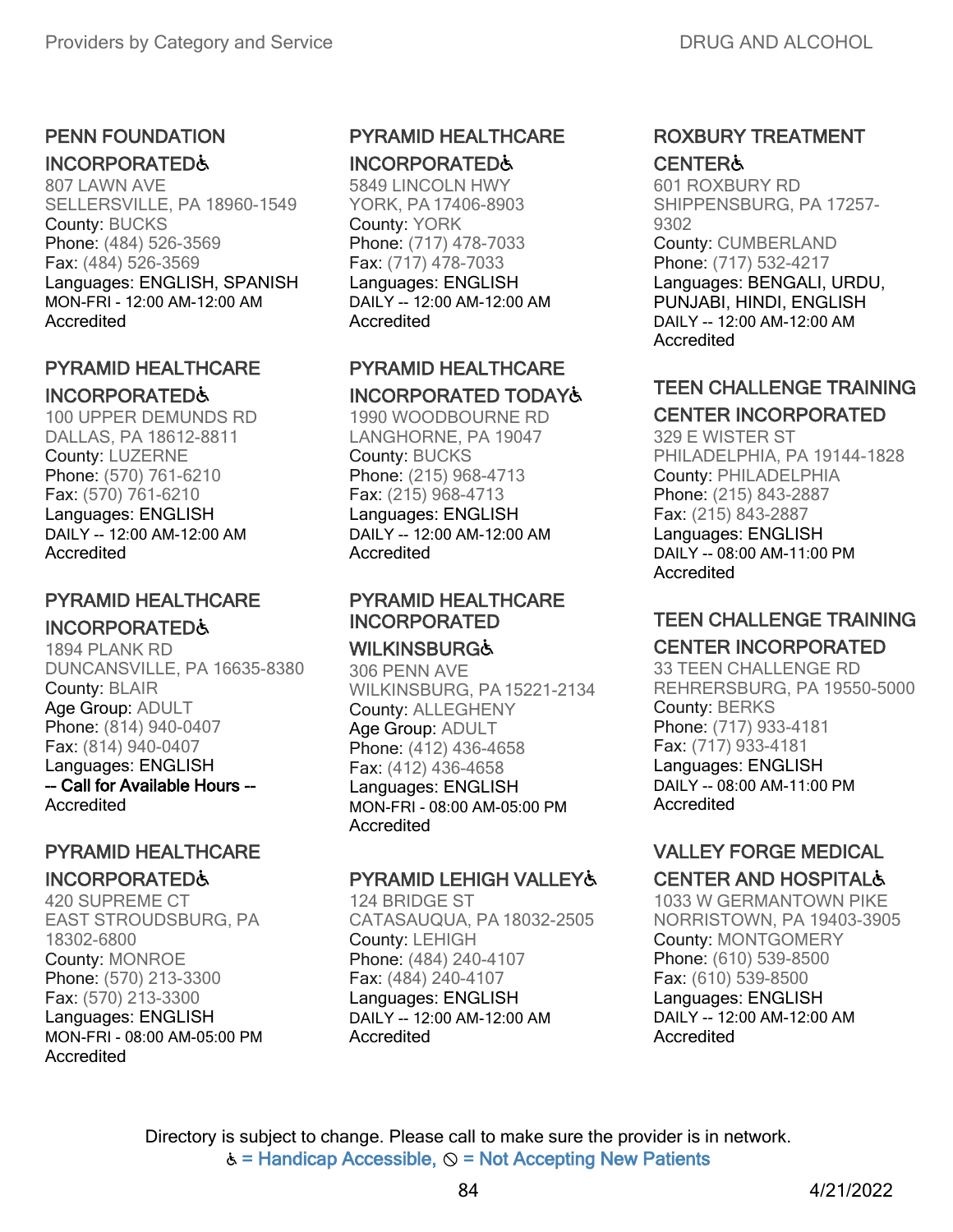### PENN FOUNDATION INCORPORATED♿

807 LAWN AVE
SELLERSVILLE, PA 18960-1549
County: BUCKS
Phone: (484) 526-3569
Fax: (484) 526-3569
Languages: ENGLISH, SPANISH
MON-FRI - 12:00 AM-12:00 AM
Accredited

### PYRAMID HEALTHCARE INCORPORATED♿

100 UPPER DEMUNDS RD
DALLAS, PA 18612-8811
County: LUZERNE
Phone: (570) 761-6210
Fax: (570) 761-6210
Languages: ENGLISH
DAILY -- 12:00 AM-12:00 AM
Accredited

### PYRAMID HEALTHCARE INCORPORATED♿

1894 PLANK RD
DUNCANSVILLE, PA 16635-8380
County: BLAIR
Age Group: ADULT
Phone: (814) 940-0407
Fax: (814) 940-0407
Languages: ENGLISH
-- Call for Available Hours --
Accredited

### PYRAMID HEALTHCARE INCORPORATED♿

420 SUPREME CT
EAST STROUDSBURG, PA 18302-6800
County: MONROE
Phone: (570) 213-3300
Fax: (570) 213-3300
Languages: ENGLISH
MON-FRI - 08:00 AM-05:00 PM
Accredited

### PYRAMID HEALTHCARE INCORPORATED♿

5849 LINCOLN HWY
YORK, PA 17406-8903
County: YORK
Phone: (717) 478-7033
Fax: (717) 478-7033
Languages: ENGLISH
DAILY -- 12:00 AM-12:00 AM
Accredited

### PYRAMID HEALTHCARE INCORPORATED TODAY♿

1990 WOODBOURNE RD
LANGHORNE, PA 19047
County: BUCKS
Phone: (215) 968-4713
Fax: (215) 968-4713
Languages: ENGLISH
DAILY -- 12:00 AM-12:00 AM
Accredited

### PYRAMID HEALTHCARE INCORPORATED WILKINSBURG♿

306 PENN AVE
WILKINSBURG, PA 15221-2134
County: ALLEGHENY
Age Group: ADULT
Phone: (412) 436-4658
Fax: (412) 436-4658
Languages: ENGLISH
MON-FRI - 08:00 AM-05:00 PM
Accredited

### PYRAMID LEHIGH VALLEY♿

124 BRIDGE ST
CATASAUQUA, PA 18032-2505
County: LEHIGH
Phone: (484) 240-4107
Fax: (484) 240-4107
Languages: ENGLISH
DAILY -- 12:00 AM-12:00 AM
Accredited

### ROXBURY TREATMENT CENTER♿

601 ROXBURY RD
SHIPPENSBURG, PA 17257-9302
County: CUMBERLAND
Phone: (717) 532-4217
Languages: BENGALI, URDU, PUNJABI, HINDI, ENGLISH
DAILY -- 12:00 AM-12:00 AM
Accredited

### TEEN CHALLENGE TRAINING CENTER INCORPORATED

329 E WISTER ST
PHILADELPHIA, PA 19144-1828
County: PHILADELPHIA
Phone: (215) 843-2887
Fax: (215) 843-2887
Languages: ENGLISH
DAILY -- 08:00 AM-11:00 PM
Accredited

### TEEN CHALLENGE TRAINING CENTER INCORPORATED

33 TEEN CHALLENGE RD
REHRERSBURG, PA 19550-5000
County: BERKS
Phone: (717) 933-4181
Fax: (717) 933-4181
Languages: ENGLISH
DAILY -- 08:00 AM-11:00 PM
Accredited

### VALLEY FORGE MEDICAL CENTER AND HOSPITAL♿

1033 W GERMANTOWN PIKE
NORRISTOWN, PA 19403-3905
County: MONTGOMERY
Phone: (610) 539-8500
Fax: (610) 539-8500
Languages: ENGLISH
DAILY -- 12:00 AM-12:00 AM
Accredited

Directory is subject to change. Please call to make sure the provider is in network.
♿ = Handicap Accessible, ⊘ = Not Accepting New Patients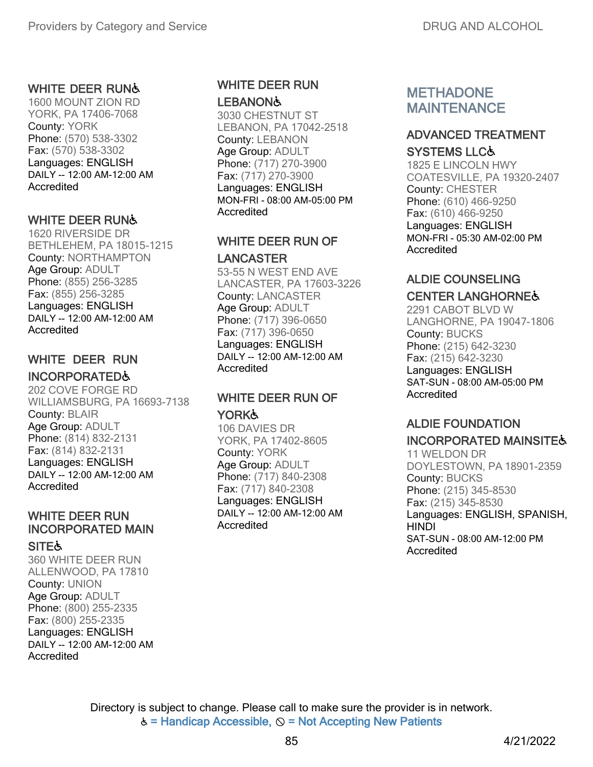### WHITE DEER RUN♿

1600 MOUNT ZION RD
YORK, PA 17406-7068
County: YORK
Phone: (570) 538-3302
Fax: (570) 538-3302
Languages: ENGLISH
DAILY -- 12:00 AM-12:00 AM
Accredited

### WHITE DEER RUN♿

1620 RIVERSIDE DR
BETHLEHEM, PA 18015-1215
County: NORTHAMPTON
Age Group: ADULT
Phone: (855) 256-3285
Fax: (855) 256-3285
Languages: ENGLISH
DAILY -- 12:00 AM-12:00 AM
Accredited

### WHITE DEER RUN INCORPORATED♿

202 COVE FORGE RD
WILLIAMSBURG, PA 16693-7138
County: BLAIR
Age Group: ADULT
Phone: (814) 832-2131
Fax: (814) 832-2131
Languages: ENGLISH
DAILY -- 12:00 AM-12:00 AM
Accredited

### WHITE DEER RUN INCORPORATED MAIN SITE♿

360 WHITE DEER RUN
ALLENWOOD, PA 17810
County: UNION
Age Group: ADULT
Phone: (800) 255-2335
Fax: (800) 255-2335
Languages: ENGLISH
DAILY -- 12:00 AM-12:00 AM
Accredited

### WHITE DEER RUN LEBANON♿

3030 CHESTNUT ST
LEBANON, PA 17042-2518
County: LEBANON
Age Group: ADULT
Phone: (717) 270-3900
Fax: (717) 270-3900
Languages: ENGLISH
MON-FRI - 08:00 AM-05:00 PM
Accredited

### WHITE DEER RUN OF LANCASTER

53-55 N WEST END AVE
LANCASTER, PA 17603-3226
County: LANCASTER
Age Group: ADULT
Phone: (717) 396-0650
Fax: (717) 396-0650
Languages: ENGLISH
DAILY -- 12:00 AM-12:00 AM
Accredited

### WHITE DEER RUN OF YORK♿

106 DAVIES DR
YORK, PA 17402-8605
County: YORK
Age Group: ADULT
Phone: (717) 840-2308
Fax: (717) 840-2308
Languages: ENGLISH
DAILY -- 12:00 AM-12:00 AM
Accredited

## METHADONE MAINTENANCE

### ADVANCED TREATMENT SYSTEMS LLC♿

1825 E LINCOLN HWY
COATESVILLE, PA 19320-2407
County: CHESTER
Phone: (610) 466-9250
Fax: (610) 466-9250
Languages: ENGLISH
MON-FRI - 05:30 AM-02:00 PM
Accredited

### ALDIE COUNSELING CENTER LANGHORNE♿

2291 CABOT BLVD W
LANGHORNE, PA 19047-1806
County: BUCKS
Phone: (215) 642-3230
Fax: (215) 642-3230
Languages: ENGLISH
SAT-SUN - 08:00 AM-05:00 PM
Accredited

### ALDIE FOUNDATION INCORPORATED MAINSITE♿

11 WELDON DR
DOYLESTOWN, PA 18901-2359
County: BUCKS
Phone: (215) 345-8530
Fax: (215) 345-8530
Languages: ENGLISH, SPANISH, HINDI
SAT-SUN - 08:00 AM-12:00 PM
Accredited

Directory is subject to change. Please call to make sure the provider is in network.
♿ = Handicap Accessible, ⦸ = Not Accepting New Patients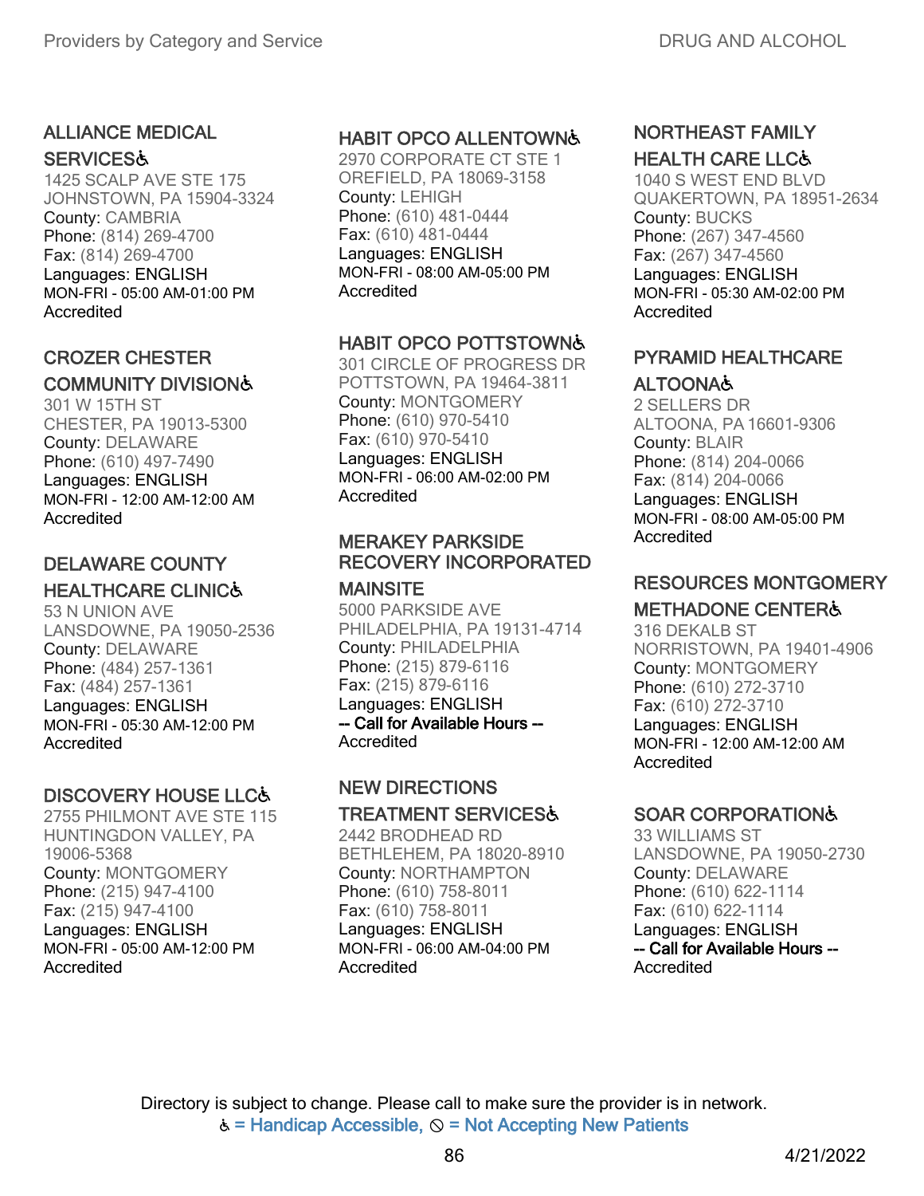### ALLIANCE MEDICAL SERVICES♿

1425 SCALP AVE STE 175
JOHNSTOWN, PA 15904-3324
County: CAMBRIA
Phone: (814) 269-4700
Fax: (814) 269-4700
Languages: ENGLISH
MON-FRI - 05:00 AM-01:00 PM
Accredited

### CROZER CHESTER COMMUNITY DIVISION♿

301 W 15TH ST
CHESTER, PA 19013-5300
County: DELAWARE
Phone: (610) 497-7490
Languages: ENGLISH
MON-FRI - 12:00 AM-12:00 AM
Accredited

### DELAWARE COUNTY HEALTHCARE CLINIC♿

53 N UNION AVE
LANSDOWNE, PA 19050-2536
County: DELAWARE
Phone: (484) 257-1361
Fax: (484) 257-1361
Languages: ENGLISH
MON-FRI - 05:30 AM-12:00 PM
Accredited

### DISCOVERY HOUSE LLC♿

2755 PHILMONT AVE STE 115
HUNTINGDON VALLEY, PA 19006-5368
County: MONTGOMERY
Phone: (215) 947-4100
Fax: (215) 947-4100
Languages: ENGLISH
MON-FRI - 05:00 AM-12:00 PM
Accredited

### HABIT OPCO ALLENTOWN♿

2970 CORPORATE CT STE 1
OREFIELD, PA 18069-3158
County: LEHIGH
Phone: (610) 481-0444
Fax: (610) 481-0444
Languages: ENGLISH
MON-FRI - 08:00 AM-05:00 PM
Accredited

### HABIT OPCO POTTSTOWN♿

301 CIRCLE OF PROGRESS DR
POTTSTOWN, PA 19464-3811
County: MONTGOMERY
Phone: (610) 970-5410
Fax: (610) 970-5410
Languages: ENGLISH
MON-FRI - 06:00 AM-02:00 PM
Accredited

### MERAKEY PARKSIDE RECOVERY INCORPORATED MAINSITE

5000 PARKSIDE AVE
PHILADELPHIA, PA 19131-4714
County: PHILADELPHIA
Phone: (215) 879-6116
Fax: (215) 879-6116
Languages: ENGLISH
-- Call for Available Hours --
Accredited

### NEW DIRECTIONS TREATMENT SERVICES♿

2442 BRODHEAD RD
BETHLEHEM, PA 18020-8910
County: NORTHAMPTON
Phone: (610) 758-8011
Fax: (610) 758-8011
Languages: ENGLISH
MON-FRI - 06:00 AM-04:00 PM
Accredited

### NORTHEAST FAMILY HEALTH CARE LLC♿

1040 S WEST END BLVD
QUAKERTOWN, PA 18951-2634
County: BUCKS
Phone: (267) 347-4560
Fax: (267) 347-4560
Languages: ENGLISH
MON-FRI - 05:30 AM-02:00 PM
Accredited

### PYRAMID HEALTHCARE ALTOONA♿

2 SELLERS DR
ALTOONA, PA 16601-9306
County: BLAIR
Phone: (814) 204-0066
Fax: (814) 204-0066
Languages: ENGLISH
MON-FRI - 08:00 AM-05:00 PM
Accredited

### RESOURCES MONTGOMERY METHADONE CENTER♿

316 DEKALB ST
NORRISTOWN, PA 19401-4906
County: MONTGOMERY
Phone: (610) 272-3710
Fax: (610) 272-3710
Languages: ENGLISH
MON-FRI - 12:00 AM-12:00 AM
Accredited

### SOAR CORPORATION♿

33 WILLIAMS ST
LANSDOWNE, PA 19050-2730
County: DELAWARE
Phone: (610) 622-1114
Fax: (610) 622-1114
Languages: ENGLISH
-- Call for Available Hours --
Accredited

Directory is subject to change. Please call to make sure the provider is in network.
♿ = Handicap Accessible, ⃠ = Not Accepting New Patients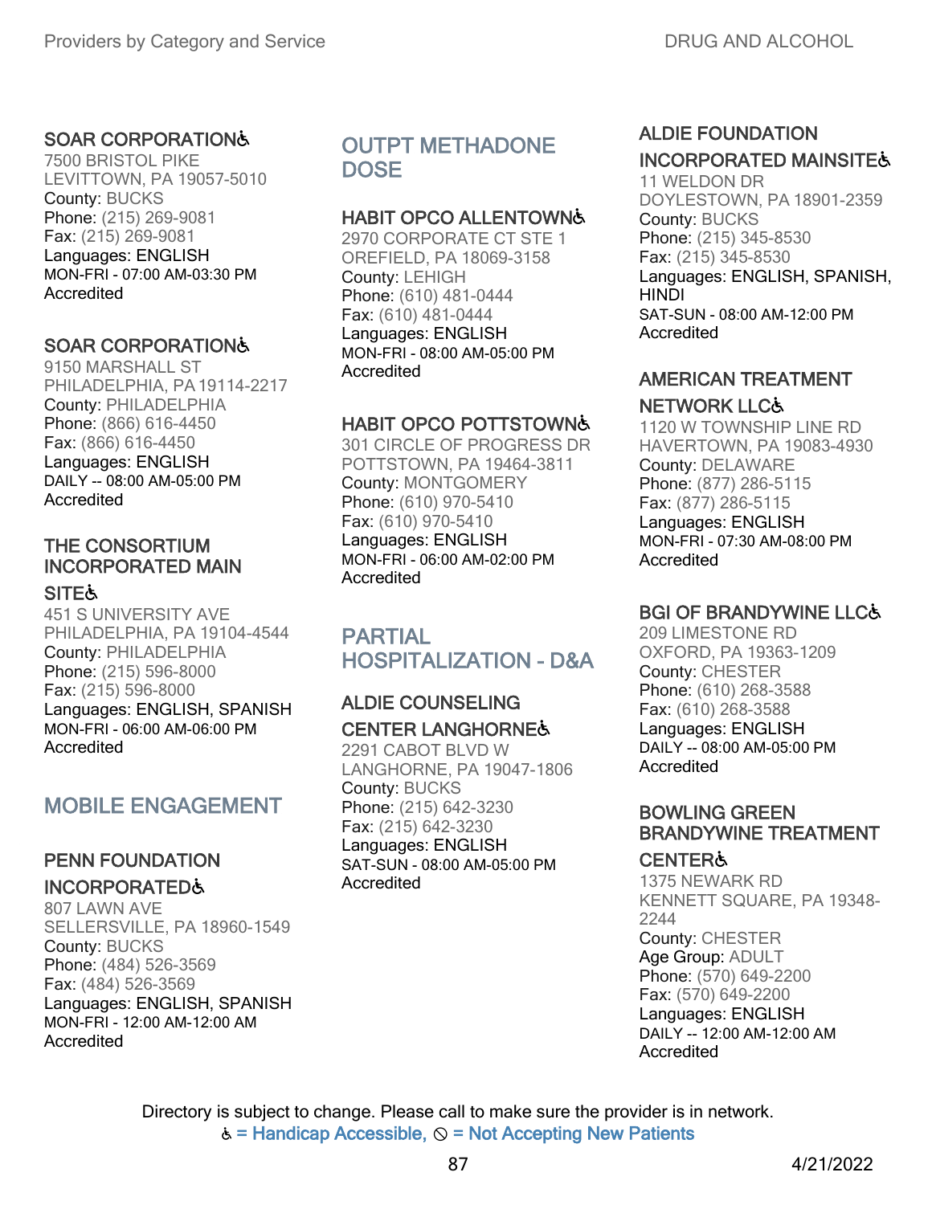### SOAR CORPORATION♿
7500 BRISTOL PIKE
LEVITTOWN, PA 19057-5010
County: BUCKS
Phone: (215) 269-9081
Fax: (215) 269-9081
Languages: ENGLISH
MON-FRI - 07:00 AM-03:30 PM
Accredited

### SOAR CORPORATION♿
9150 MARSHALL ST
PHILADELPHIA, PA 19114-2217
County: PHILADELPHIA
Phone: (866) 616-4450
Fax: (866) 616-4450
Languages: ENGLISH
DAILY -- 08:00 AM-05:00 PM
Accredited

### THE CONSORTIUM INCORPORATED MAIN SITE♿
451 S UNIVERSITY AVE
PHILADELPHIA, PA 19104-4544
County: PHILADELPHIA
Phone: (215) 596-8000
Fax: (215) 596-8000
Languages: ENGLISH, SPANISH
MON-FRI - 06:00 AM-06:00 PM
Accredited

## MOBILE ENGAGEMENT

### PENN FOUNDATION INCORPORATED♿
807 LAWN AVE
SELLERSVILLE, PA 18960-1549
County: BUCKS
Phone: (484) 526-3569
Fax: (484) 526-3569
Languages: ENGLISH, SPANISH
MON-FRI - 12:00 AM-12:00 AM
Accredited

## OUTPT METHADONE DOSE

### HABIT OPCO ALLENTOWN♿
2970 CORPORATE CT STE 1
OREFIELD, PA 18069-3158
County: LEHIGH
Phone: (610) 481-0444
Fax: (610) 481-0444
Languages: ENGLISH
MON-FRI - 08:00 AM-05:00 PM
Accredited

### HABIT OPCO POTTSTOWN♿
301 CIRCLE OF PROGRESS DR
POTTSTOWN, PA 19464-3811
County: MONTGOMERY
Phone: (610) 970-5410
Fax: (610) 970-5410
Languages: ENGLISH
MON-FRI - 06:00 AM-02:00 PM
Accredited

## PARTIAL HOSPITALIZATION - D&A

### ALDIE COUNSELING CENTER LANGHORNE♿
2291 CABOT BLVD W
LANGHORNE, PA 19047-1806
County: BUCKS
Phone: (215) 642-3230
Fax: (215) 642-3230
Languages: ENGLISH
SAT-SUN - 08:00 AM-05:00 PM
Accredited

### ALDIE FOUNDATION INCORPORATED MAINSITE♿
11 WELDON DR
DOYLESTOWN, PA 18901-2359
County: BUCKS
Phone: (215) 345-8530
Fax: (215) 345-8530
Languages: ENGLISH, SPANISH, HINDI
SAT-SUN - 08:00 AM-12:00 PM
Accredited

### AMERICAN TREATMENT NETWORK LLC♿
1120 W TOWNSHIP LINE RD
HAVERTOWN, PA 19083-4930
County: DELAWARE
Phone: (877) 286-5115
Fax: (877) 286-5115
Languages: ENGLISH
MON-FRI - 07:30 AM-08:00 PM
Accredited

### BGI OF BRANDYWINE LLC♿
209 LIMESTONE RD
OXFORD, PA 19363-1209
County: CHESTER
Phone: (610) 268-3588
Fax: (610) 268-3588
Languages: ENGLISH
DAILY -- 08:00 AM-05:00 PM
Accredited

### BOWLING GREEN BRANDYWINE TREATMENT CENTER♿
1375 NEWARK RD
KENNETT SQUARE, PA 19348-2244
County: CHESTER
Age Group: ADULT
Phone: (570) 649-2200
Fax: (570) 649-2200
Languages: ENGLISH
DAILY -- 12:00 AM-12:00 AM
Accredited

Directory is subject to change. Please call to make sure the provider is in network.
♿ = Handicap Accessible, ⊘ = Not Accepting New Patients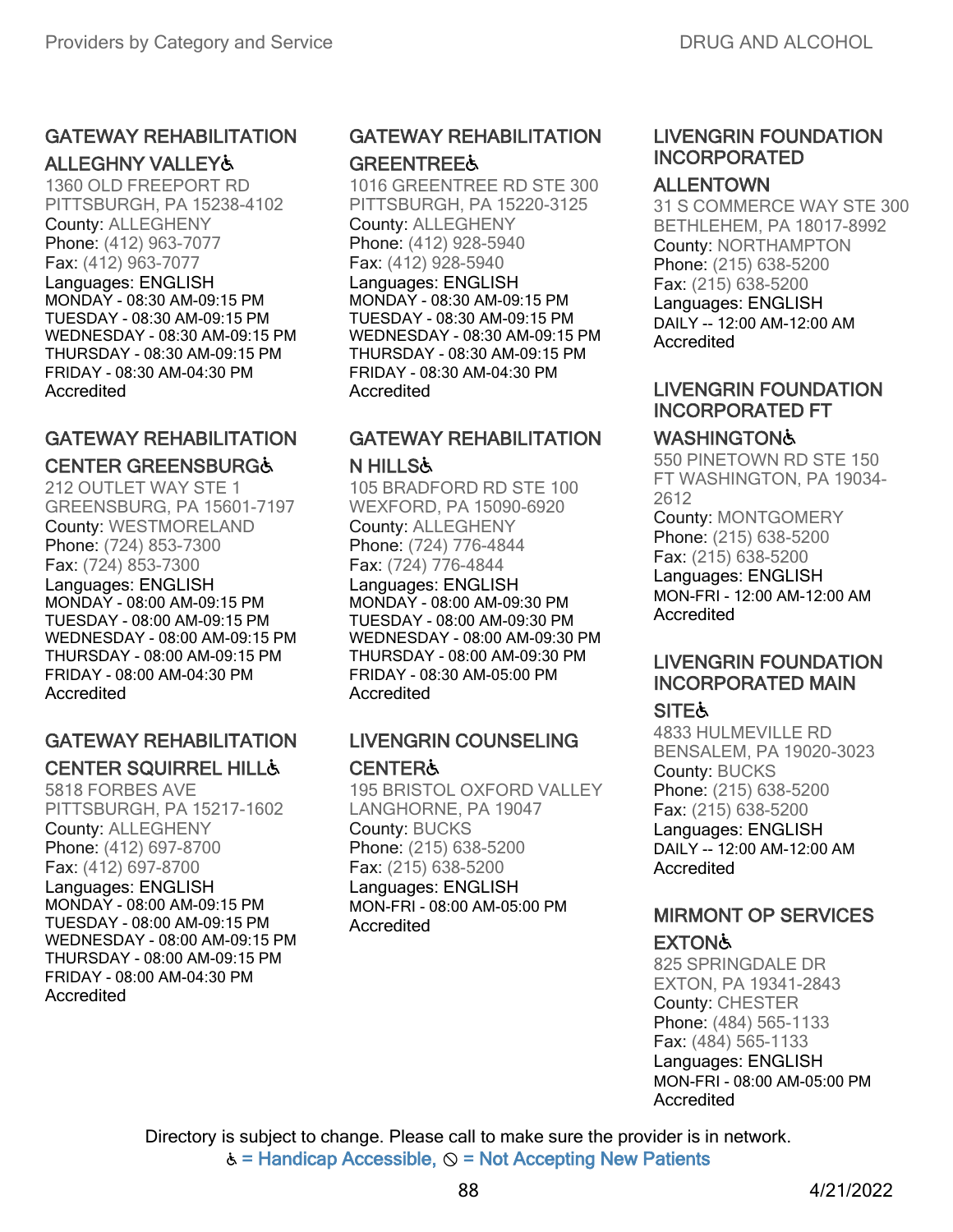## GATEWAY REHABILITATION ALLEGHNY VALLEY♿

1360 OLD FREEPORT RD
PITTSBURGH, PA 15238-4102
County: ALLEGHENY
Phone: (412) 963-7077
Fax: (412) 963-7077
Languages: ENGLISH
MONDAY - 08:30 AM-09:15 PM
TUESDAY - 08:30 AM-09:15 PM
WEDNESDAY - 08:30 AM-09:15 PM
THURSDAY - 08:30 AM-09:15 PM
FRIDAY - 08:30 AM-04:30 PM
Accredited

## GATEWAY REHABILITATION CENTER GREENSBURG♿

212 OUTLET WAY STE 1
GREENSBURG, PA 15601-7197
County: WESTMORELAND
Phone: (724) 853-7300
Fax: (724) 853-7300
Languages: ENGLISH
MONDAY - 08:00 AM-09:15 PM
TUESDAY - 08:00 AM-09:15 PM
WEDNESDAY - 08:00 AM-09:15 PM
THURSDAY - 08:00 AM-09:15 PM
FRIDAY - 08:00 AM-04:30 PM
Accredited

## GATEWAY REHABILITATION CENTER SQUIRREL HILL♿

5818 FORBES AVE
PITTSBURGH, PA 15217-1602
County: ALLEGHENY
Phone: (412) 697-8700
Fax: (412) 697-8700
Languages: ENGLISH
MONDAY - 08:00 AM-09:15 PM
TUESDAY - 08:00 AM-09:15 PM
WEDNESDAY - 08:00 AM-09:15 PM
THURSDAY - 08:00 AM-09:15 PM
FRIDAY - 08:00 AM-04:30 PM
Accredited

## GATEWAY REHABILITATION GREENTREE♿

1016 GREENTREE RD STE 300
PITTSBURGH, PA 15220-3125
County: ALLEGHENY
Phone: (412) 928-5940
Fax: (412) 928-5940
Languages: ENGLISH
MONDAY - 08:30 AM-09:15 PM
TUESDAY - 08:30 AM-09:15 PM
WEDNESDAY - 08:30 AM-09:15 PM
THURSDAY - 08:30 AM-09:15 PM
FRIDAY - 08:30 AM-04:30 PM
Accredited

## GATEWAY REHABILITATION N HILLS♿

105 BRADFORD RD STE 100
WEXFORD, PA 15090-6920
County: ALLEGHENY
Phone: (724) 776-4844
Fax: (724) 776-4844
Languages: ENGLISH
MONDAY - 08:00 AM-09:30 PM
TUESDAY - 08:00 AM-09:30 PM
WEDNESDAY - 08:00 AM-09:30 PM
THURSDAY - 08:00 AM-09:30 PM
FRIDAY - 08:30 AM-05:00 PM
Accredited

## LIVENGRIN COUNSELING CENTER♿

195 BRISTOL OXFORD VALLEY
LANGHORNE, PA 19047
County: BUCKS
Phone: (215) 638-5200
Fax: (215) 638-5200
Languages: ENGLISH
MON-FRI - 08:00 AM-05:00 PM
Accredited

## LIVENGRIN FOUNDATION INCORPORATED ALLENTOWN

31 S COMMERCE WAY STE 300
BETHLEHEM, PA 18017-8992
County: NORTHAMPTON
Phone: (215) 638-5200
Fax: (215) 638-5200
Languages: ENGLISH
DAILY -- 12:00 AM-12:00 AM
Accredited

## LIVENGRIN FOUNDATION INCORPORATED FT WASHINGTON♿

550 PINETOWN RD STE 150
FT WASHINGTON, PA 19034-2612
County: MONTGOMERY
Phone: (215) 638-5200
Fax: (215) 638-5200
Languages: ENGLISH
MON-FRI - 12:00 AM-12:00 AM
Accredited

## LIVENGRIN FOUNDATION INCORPORATED MAIN SITE♿

4833 HULMEVILLE RD
BENSALEM, PA 19020-3023
County: BUCKS
Phone: (215) 638-5200
Fax: (215) 638-5200
Languages: ENGLISH
DAILY -- 12:00 AM-12:00 AM
Accredited

## MIRMONT OP SERVICES EXTON♿

825 SPRINGDALE DR
EXTON, PA 19341-2843
County: CHESTER
Phone: (484) 565-1133
Fax: (484) 565-1133
Languages: ENGLISH
MON-FRI - 08:00 AM-05:00 PM
Accredited

Directory is subject to change. Please call to make sure the provider is in network.
♿ = Handicap Accessible, ⊘ = Not Accepting New Patients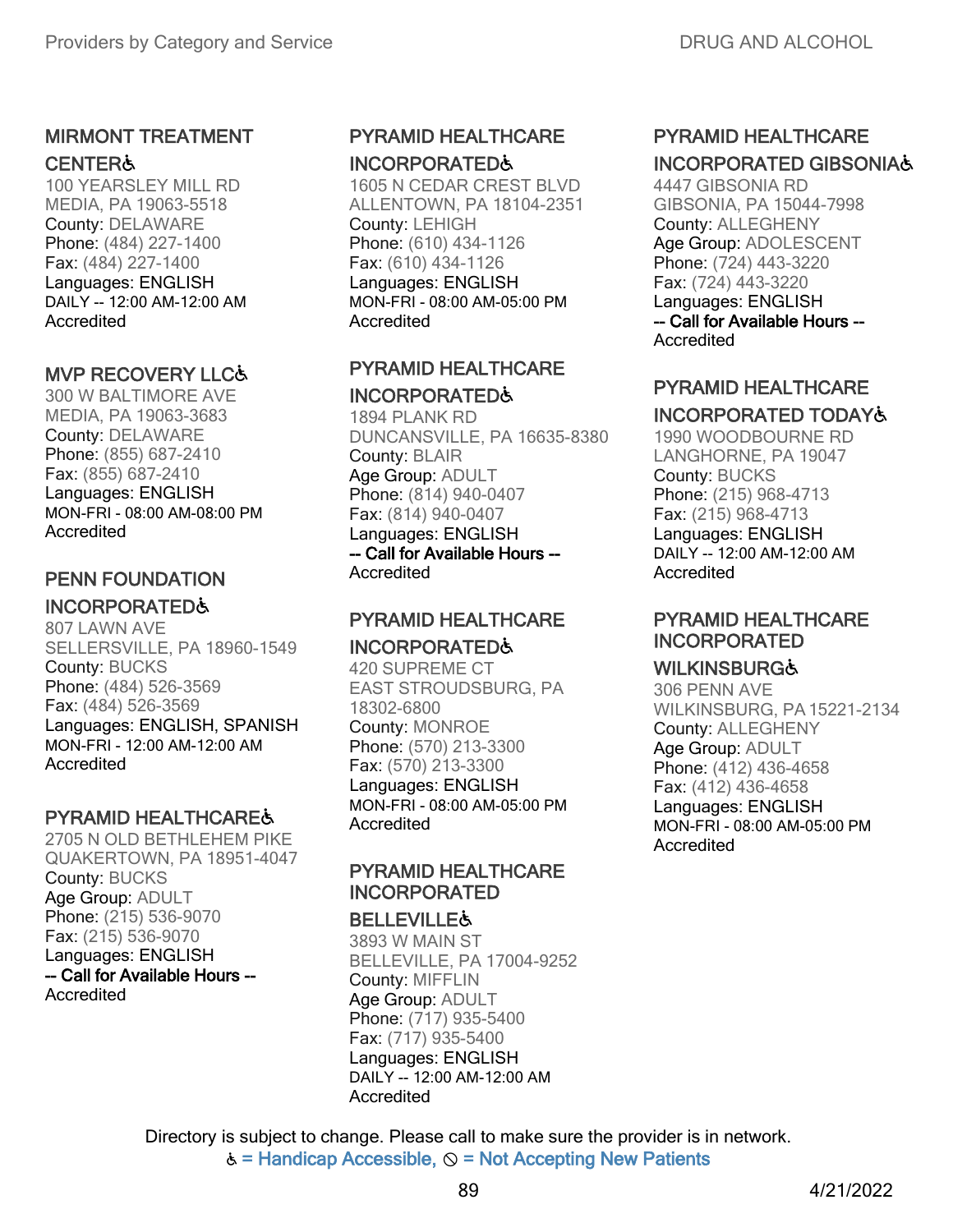### MIRMONT TREATMENT CENTER♿

100 YEARSLEY MILL RD
MEDIA, PA 19063-5518
County: DELAWARE
Phone: (484) 227-1400
Fax: (484) 227-1400
Languages: ENGLISH
DAILY -- 12:00 AM-12:00 AM
Accredited

### MVP RECOVERY LLC♿

300 W BALTIMORE AVE
MEDIA, PA 19063-3683
County: DELAWARE
Phone: (855) 687-2410
Fax: (855) 687-2410
Languages: ENGLISH
MON-FRI - 08:00 AM-08:00 PM
Accredited

### PENN FOUNDATION INCORPORATED♿

807 LAWN AVE
SELLERSVILLE, PA 18960-1549
County: BUCKS
Phone: (484) 526-3569
Fax: (484) 526-3569
Languages: ENGLISH, SPANISH
MON-FRI - 12:00 AM-12:00 AM
Accredited

### PYRAMID HEALTHCARE♿

2705 N OLD BETHLEHEM PIKE
QUAKERTOWN, PA 18951-4047
County: BUCKS
Age Group: ADULT
Phone: (215) 536-9070
Fax: (215) 536-9070
Languages: ENGLISH
-- Call for Available Hours --
Accredited

### PYRAMID HEALTHCARE INCORPORATED♿

1605 N CEDAR CREST BLVD
ALLENTOWN, PA 18104-2351
County: LEHIGH
Phone: (610) 434-1126
Fax: (610) 434-1126
Languages: ENGLISH
MON-FRI - 08:00 AM-05:00 PM
Accredited

### PYRAMID HEALTHCARE INCORPORATED♿

1894 PLANK RD
DUNCANSVILLE, PA 16635-8380
County: BLAIR
Age Group: ADULT
Phone: (814) 940-0407
Fax: (814) 940-0407
Languages: ENGLISH
-- Call for Available Hours --
Accredited

### PYRAMID HEALTHCARE INCORPORATED♿

420 SUPREME CT
EAST STROUDSBURG, PA 18302-6800
County: MONROE
Phone: (570) 213-3300
Fax: (570) 213-3300
Languages: ENGLISH
MON-FRI - 08:00 AM-05:00 PM
Accredited

### PYRAMID HEALTHCARE INCORPORATED BELLEVILLE♿

3893 W MAIN ST
BELLEVILLE, PA 17004-9252
County: MIFFLIN
Age Group: ADULT
Phone: (717) 935-5400
Fax: (717) 935-5400
Languages: ENGLISH
DAILY -- 12:00 AM-12:00 AM
Accredited

### PYRAMID HEALTHCARE INCORPORATED GIBSONIA♿

4447 GIBSONIA RD
GIBSONIA, PA 15044-7998
County: ALLEGHENY
Age Group: ADOLESCENT
Phone: (724) 443-3220
Fax: (724) 443-3220
Languages: ENGLISH
-- Call for Available Hours --
Accredited

### PYRAMID HEALTHCARE INCORPORATED TODAY♿

1990 WOODBOURNE RD
LANGHORNE, PA 19047
County: BUCKS
Phone: (215) 968-4713
Fax: (215) 968-4713
Languages: ENGLISH
DAILY -- 12:00 AM-12:00 AM
Accredited

### PYRAMID HEALTHCARE INCORPORATED WILKINSBURG♿

306 PENN AVE
WILKINSBURG, PA 15221-2134
County: ALLEGHENY
Age Group: ADULT
Phone: (412) 436-4658
Fax: (412) 436-4658
Languages: ENGLISH
MON-FRI - 08:00 AM-05:00 PM
Accredited

Directory is subject to change. Please call to make sure the provider is in network.
♿ = Handicap Accessible, ⊘ = Not Accepting New Patients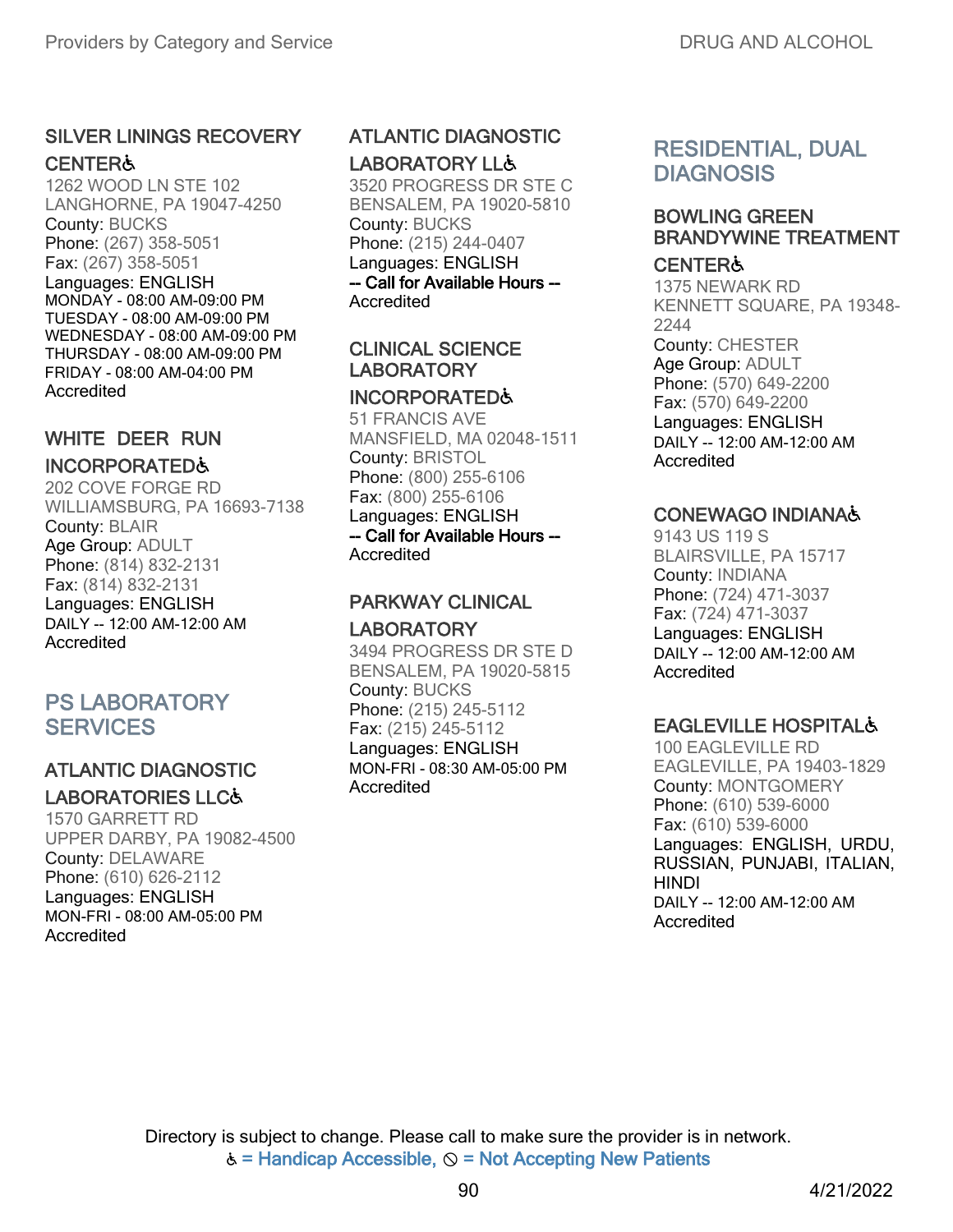### SILVER LININGS RECOVERY CENTER♿

1262 WOOD LN STE 102
LANGHORNE, PA 19047-4250
County: BUCKS
Phone: (267) 358-5051
Fax: (267) 358-5051
Languages: ENGLISH
MONDAY - 08:00 AM-09:00 PM
TUESDAY - 08:00 AM-09:00 PM
WEDNESDAY - 08:00 AM-09:00 PM
THURSDAY - 08:00 AM-09:00 PM
FRIDAY - 08:00 AM-04:00 PM
Accredited

### WHITE DEER RUN INCORPORATED♿

202 COVE FORGE RD
WILLIAMSBURG, PA 16693-7138
County: BLAIR
Age Group: ADULT
Phone: (814) 832-2131
Fax: (814) 832-2131
Languages: ENGLISH
DAILY -- 12:00 AM-12:00 AM
Accredited

## PS LABORATORY SERVICES

### ATLANTIC DIAGNOSTIC LABORATORIES LLC♿

1570 GARRETT RD
UPPER DARBY, PA 19082-4500
County: DELAWARE
Phone: (610) 626-2112
Languages: ENGLISH
MON-FRI - 08:00 AM-05:00 PM
Accredited

### ATLANTIC DIAGNOSTIC LABORATORY LL♿

3520 PROGRESS DR STE C
BENSALEM, PA 19020-5810
County: BUCKS
Phone: (215) 244-0407
Languages: ENGLISH
**-- Call for Available Hours --**
Accredited

### CLINICAL SCIENCE LABORATORY INCORPORATED♿

51 FRANCIS AVE
MANSFIELD, MA 02048-1511
County: BRISTOL
Phone: (800) 255-6106
Fax: (800) 255-6106
Languages: ENGLISH
**-- Call for Available Hours --**
Accredited

### PARKWAY CLINICAL LABORATORY

3494 PROGRESS DR STE D
BENSALEM, PA 19020-5815
County: BUCKS
Phone: (215) 245-5112
Fax: (215) 245-5112
Languages: ENGLISH
MON-FRI - 08:30 AM-05:00 PM
Accredited

## RESIDENTIAL, DUAL DIAGNOSIS

### BOWLING GREEN BRANDYWINE TREATMENT CENTER♿

1375 NEWARK RD
KENNETT SQUARE, PA 19348-2244
County: CHESTER
Age Group: ADULT
Phone: (570) 649-2200
Fax: (570) 649-2200
Languages: ENGLISH
DAILY -- 12:00 AM-12:00 AM
Accredited

### CONEWAGO INDIANA♿

9143 US 119 S
BLAIRSVILLE, PA 15717
County: INDIANA
Phone: (724) 471-3037
Fax: (724) 471-3037
Languages: ENGLISH
DAILY -- 12:00 AM-12:00 AM
Accredited

### EAGLEVILLE HOSPITAL♿

100 EAGLEVILLE RD
EAGLEVILLE, PA 19403-1829
County: MONTGOMERY
Phone: (610) 539-6000
Fax: (610) 539-6000
Languages: ENGLISH, URDU, RUSSIAN, PUNJABI, ITALIAN, HINDI
DAILY -- 12:00 AM-12:00 AM
Accredited

Directory is subject to change. Please call to make sure the provider is in network.
♿ = Handicap Accessible, ⊘ = Not Accepting New Patients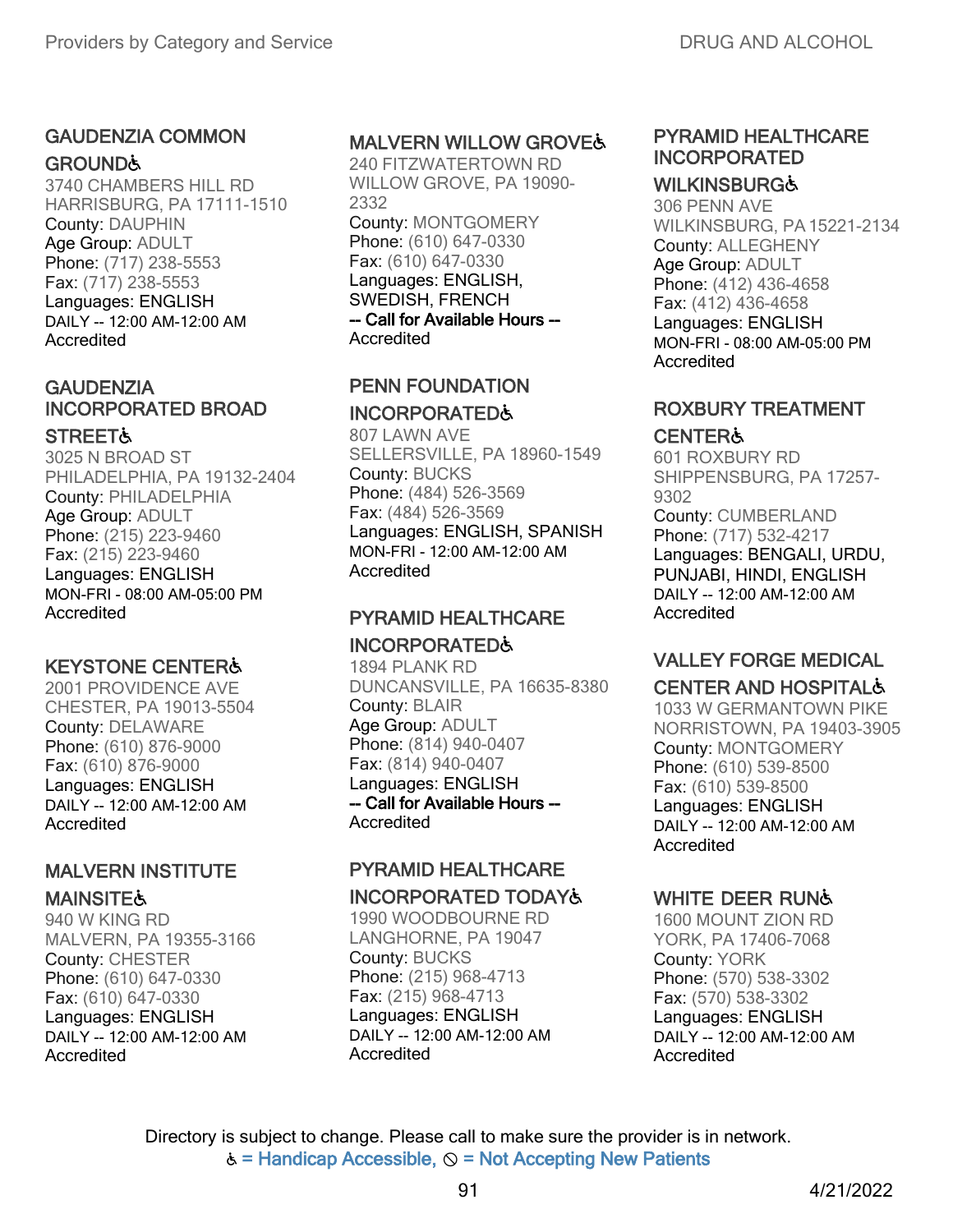### GAUDENZIA COMMON GROUND♿

3740 CHAMBERS HILL RD
HARRISBURG, PA 17111-1510
County: DAUPHIN
Age Group: ADULT
Phone: (717) 238-5553
Fax: (717) 238-5553
Languages: ENGLISH
DAILY -- 12:00 AM-12:00 AM
Accredited

### GAUDENZIA INCORPORATED BROAD STREET♿

3025 N BROAD ST
PHILADELPHIA, PA 19132-2404
County: PHILADELPHIA
Age Group: ADULT
Phone: (215) 223-9460
Fax: (215) 223-9460
Languages: ENGLISH
MON-FRI - 08:00 AM-05:00 PM
Accredited

### KEYSTONE CENTER♿

2001 PROVIDENCE AVE
CHESTER, PA 19013-5504
County: DELAWARE
Phone: (610) 876-9000
Fax: (610) 876-9000
Languages: ENGLISH
DAILY -- 12:00 AM-12:00 AM
Accredited

### MALVERN INSTITUTE MAINSITE♿

940 W KING RD
MALVERN, PA 19355-3166
County: CHESTER
Phone: (610) 647-0330
Fax: (610) 647-0330
Languages: ENGLISH
DAILY -- 12:00 AM-12:00 AM
Accredited

### MALVERN WILLOW GROVE♿

240 FITZWATERTOWN RD
WILLOW GROVE, PA 19090-2332
County: MONTGOMERY
Phone: (610) 647-0330
Fax: (610) 647-0330
Languages: ENGLISH, SWEDISH, FRENCH
**-- Call for Available Hours --**
Accredited

### PENN FOUNDATION INCORPORATED♿

807 LAWN AVE
SELLERSVILLE, PA 18960-1549
County: BUCKS
Phone: (484) 526-3569
Fax: (484) 526-3569
Languages: ENGLISH, SPANISH
MON-FRI - 12:00 AM-12:00 AM
Accredited

### PYRAMID HEALTHCARE INCORPORATED♿

1894 PLANK RD
DUNCANSVILLE, PA 16635-8380
County: BLAIR
Age Group: ADULT
Phone: (814) 940-0407
Fax: (814) 940-0407
Languages: ENGLISH
**-- Call for Available Hours --**
Accredited

### PYRAMID HEALTHCARE INCORPORATED TODAY♿

1990 WOODBOURNE RD
LANGHORNE, PA 19047
County: BUCKS
Phone: (215) 968-4713
Fax: (215) 968-4713
Languages: ENGLISH
DAILY -- 12:00 AM-12:00 AM
Accredited

### PYRAMID HEALTHCARE INCORPORATED WILKINSBURG♿

306 PENN AVE
WILKINSBURG, PA 15221-2134
County: ALLEGHENY
Age Group: ADULT
Phone: (412) 436-4658
Fax: (412) 436-4658
Languages: ENGLISH
MON-FRI - 08:00 AM-05:00 PM
Accredited

### ROXBURY TREATMENT CENTER♿

601 ROXBURY RD
SHIPPENSBURG, PA 17257-9302
County: CUMBERLAND
Phone: (717) 532-4217
Languages: BENGALI, URDU, PUNJABI, HINDI, ENGLISH
DAILY -- 12:00 AM-12:00 AM
Accredited

### VALLEY FORGE MEDICAL CENTER AND HOSPITAL♿

1033 W GERMANTOWN PIKE
NORRISTOWN, PA 19403-3905
County: MONTGOMERY
Phone: (610) 539-8500
Fax: (610) 539-8500
Languages: ENGLISH
DAILY -- 12:00 AM-12:00 AM
Accredited

### WHITE DEER RUN♿

1600 MOUNT ZION RD
YORK, PA 17406-7068
County: YORK
Phone: (570) 538-3302
Fax: (570) 538-3302
Languages: ENGLISH
DAILY -- 12:00 AM-12:00 AM
Accredited

Directory is subject to change. Please call to make sure the provider is in network.
♿ = Handicap Accessible, ⦸ = Not Accepting New Patients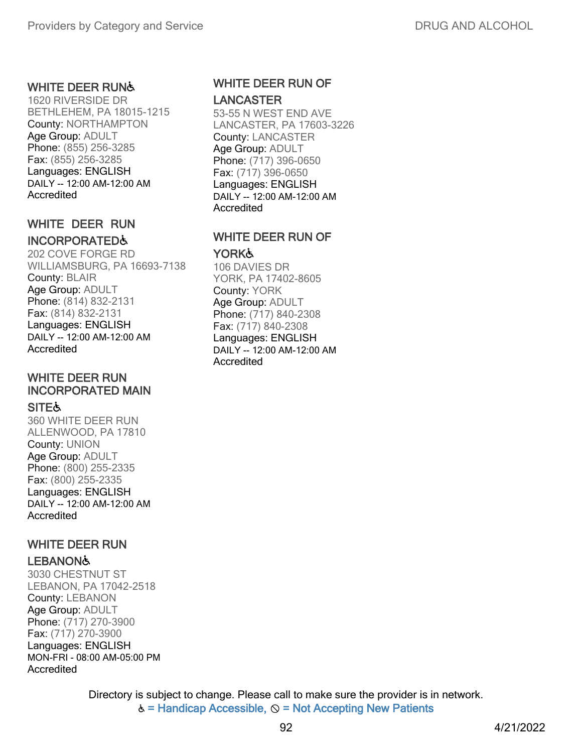### WHITE DEER RUN♿
1620 RIVERSIDE DR
BETHLEHEM, PA 18015-1215
County: NORTHAMPTON
Age Group: ADULT
Phone: (855) 256-3285
Fax: (855) 256-3285
Languages: ENGLISH
DAILY -- 12:00 AM-12:00 AM
Accredited

### WHITE DEER RUN INCORPORATED♿
202 COVE FORGE RD
WILLIAMSBURG, PA 16693-7138
County: BLAIR
Age Group: ADULT
Phone: (814) 832-2131
Fax: (814) 832-2131
Languages: ENGLISH
DAILY -- 12:00 AM-12:00 AM
Accredited

### WHITE DEER RUN INCORPORATED MAIN SITE♿
360 WHITE DEER RUN
ALLENWOOD, PA 17810
County: UNION
Age Group: ADULT
Phone: (800) 255-2335
Fax: (800) 255-2335
Languages: ENGLISH
DAILY -- 12:00 AM-12:00 AM
Accredited

### WHITE DEER RUN LEBANON♿
3030 CHESTNUT ST
LEBANON, PA 17042-2518
County: LEBANON
Age Group: ADULT
Phone: (717) 270-3900
Fax: (717) 270-3900
Languages: ENGLISH
MON-FRI - 08:00 AM-05:00 PM
Accredited

### WHITE DEER RUN OF LANCASTER
53-55 N WEST END AVE
LANCASTER, PA 17603-3226
County: LANCASTER
Age Group: ADULT
Phone: (717) 396-0650
Fax: (717) 396-0650
Languages: ENGLISH
DAILY -- 12:00 AM-12:00 AM
Accredited

### WHITE DEER RUN OF YORK♿
106 DAVIES DR
YORK, PA 17402-8605
County: YORK
Age Group: ADULT
Phone: (717) 840-2308
Fax: (717) 840-2308
Languages: ENGLISH
DAILY -- 12:00 AM-12:00 AM
Accredited

Directory is subject to change. Please call to make sure the provider is in network.
♿ = Handicap Accessible, ⃠ = Not Accepting New Patients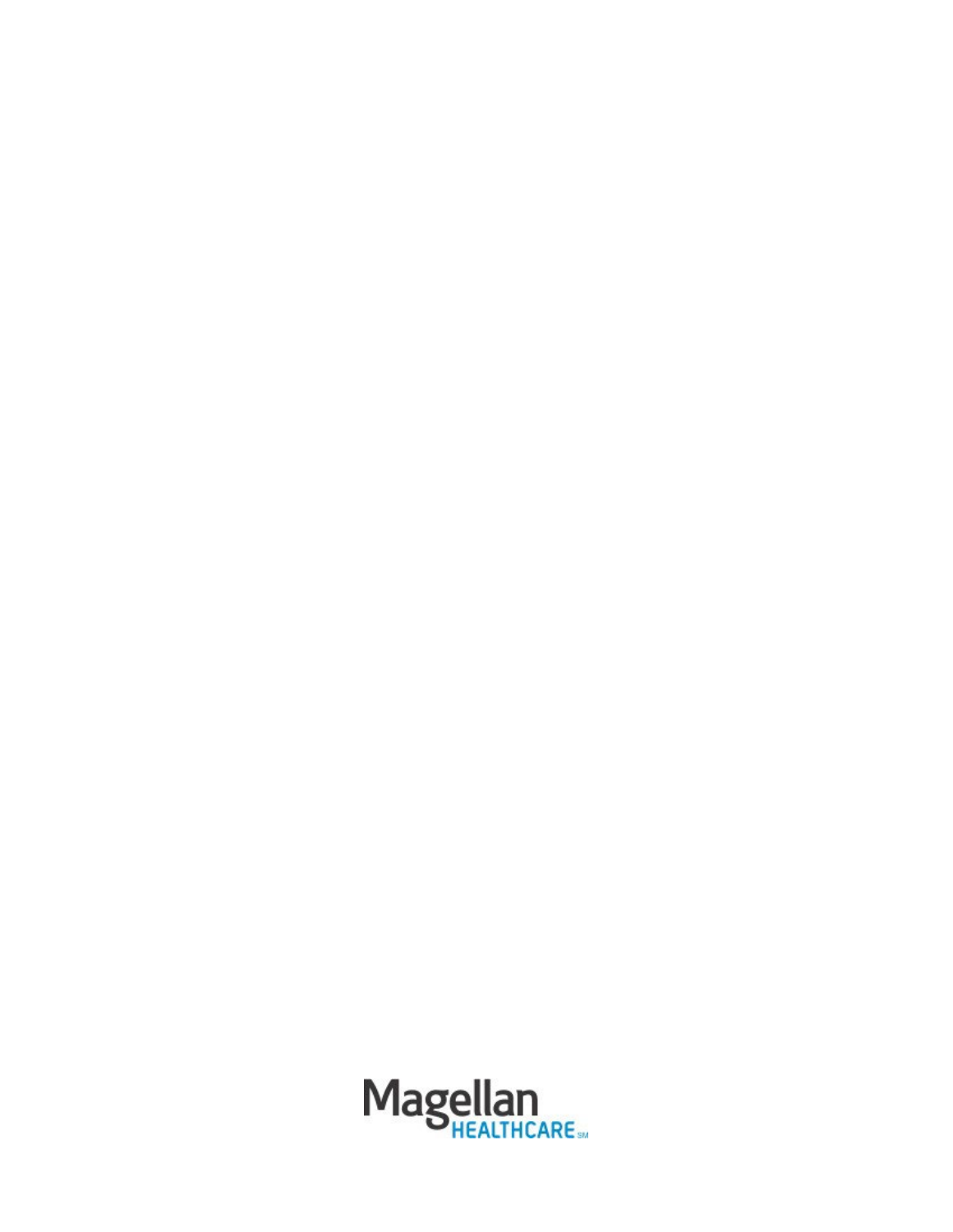Magellan
HEALTHCARE℠